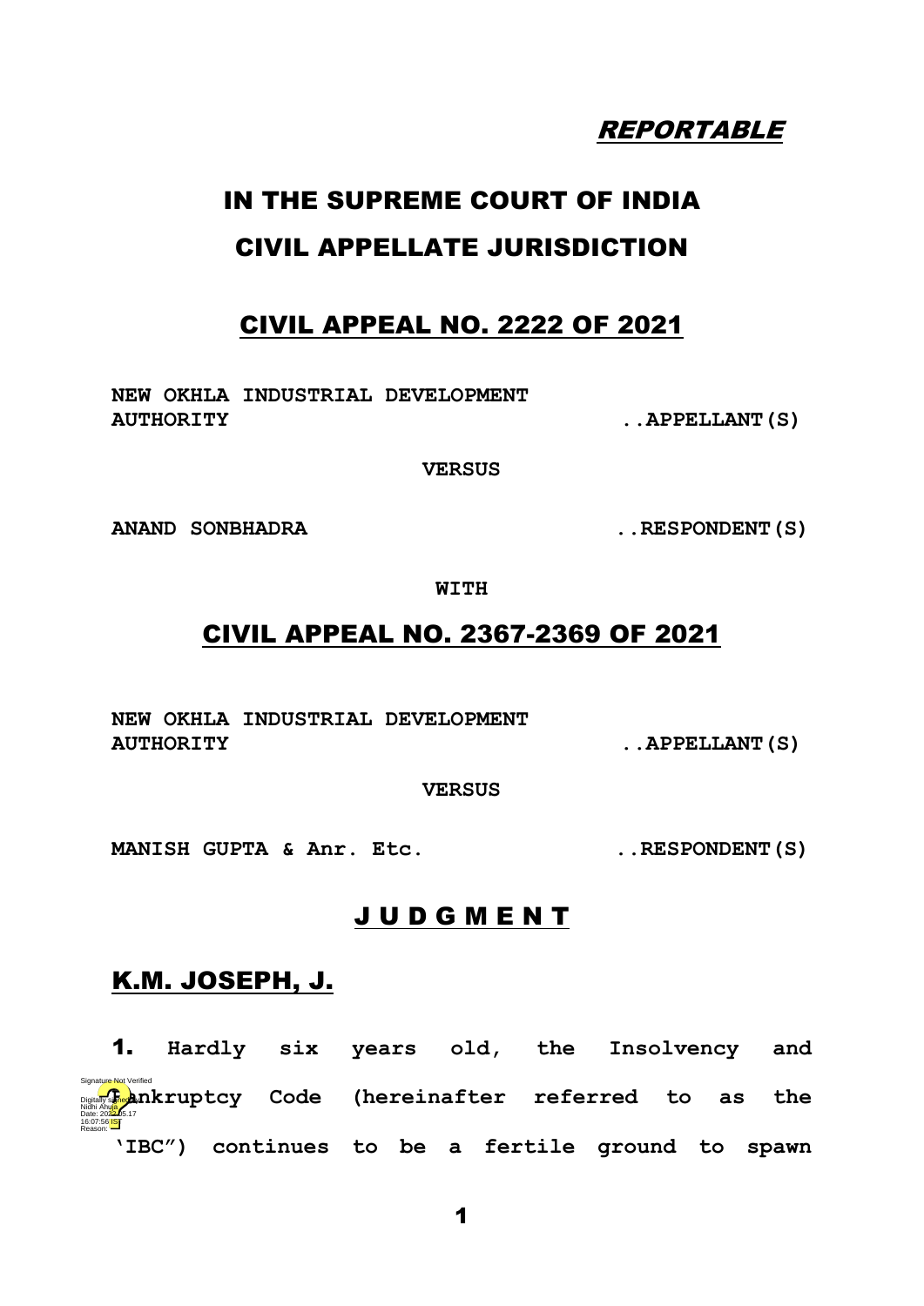*REPORTABLE*

# IN THE SUPREME COURT OF INDIA
# CIVIL APPELLATE JURISDICTION

## CIVIL APPEAL NO. 2222 OF 2021

**NEW OKHLA INDUSTRIAL DEVELOPMENT AUTHORITY ..APPELLANT(S)**

**VERSUS**

**ANAND SONBHADRA ..RESPONDENT(S)**

**WITH**

## CIVIL APPEAL NO. 2367-2369 OF 2021

**NEW OKHLA INDUSTRIAL DEVELOPMENT AUTHORITY ..APPELLANT(S)**

**VERSUS**

**MANISH GUPTA & Anr. Etc. ..RESPONDENT(S)**

## J U D G M E N T

## K.M. JOSEPH, J.

**1.** **Hardly six years old, the Insolvency and Bankruptcy Code (hereinafter referred to as the 'IBC") continues to be a fertile ground to spawn**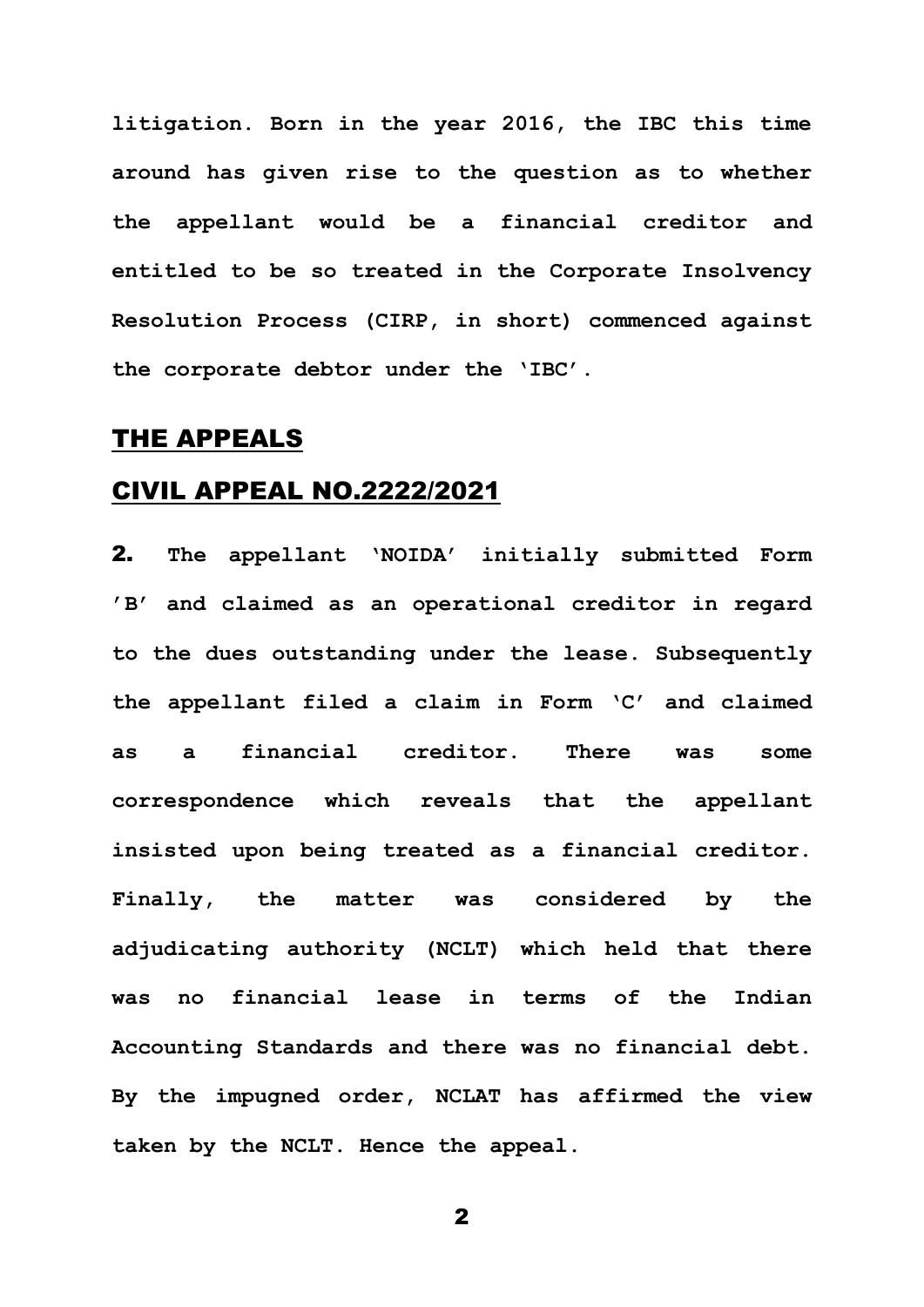**litigation. Born in the year 2016, the IBC this time around has given rise to the question as to whether the appellant would be a financial creditor and entitled to be so treated in the Corporate Insolvency Resolution Process (CIRP, in short) commenced against the corporate debtor under the 'IBC'.**

## THE APPEALS

## CIVIL APPEAL NO.2222/2021

**2.** **The appellant 'NOIDA' initially submitted Form 'B' and claimed as an operational creditor in regard to the dues outstanding under the lease. Subsequently the appellant filed a claim in Form 'C' and claimed as a financial creditor. There was some correspondence which reveals that the appellant insisted upon being treated as a financial creditor. Finally, the matter was considered by the adjudicating authority (NCLT) which held that there was no financial lease in terms of the Indian Accounting Standards and there was no financial debt. By the impugned order, NCLAT has affirmed the view taken by the NCLT. Hence the appeal.**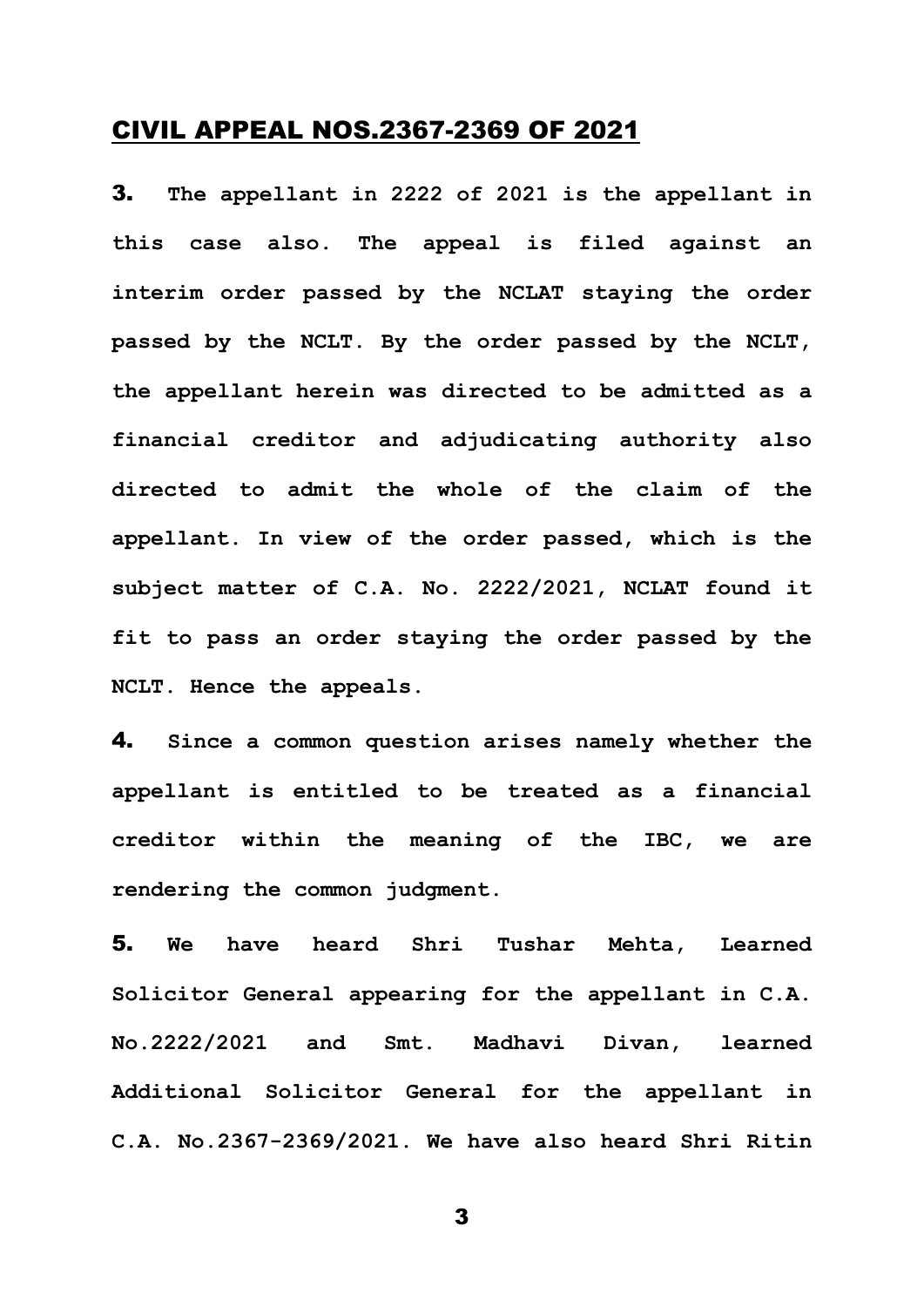## CIVIL APPEAL NOS.2367-2369 OF 2021

**3.** **The appellant in 2222 of 2021 is the appellant in this case also. The appeal is filed against an interim order passed by the NCLAT staying the order passed by the NCLT. By the order passed by the NCLT, the appellant herein was directed to be admitted as a financial creditor and adjudicating authority also directed to admit the whole of the claim of the appellant. In view of the order passed, which is the subject matter of C.A. No. 2222/2021, NCLAT found it fit to pass an order staying the order passed by the NCLT. Hence the appeals.**

**4.** **Since a common question arises namely whether the appellant is entitled to be treated as a financial creditor within the meaning of the IBC, we are rendering the common judgment.**

**5.** **We have heard Shri Tushar Mehta, Learned Solicitor General appearing for the appellant in C.A. No.2222/2021 and Smt. Madhavi Divan, learned Additional Solicitor General for the appellant in C.A. No.2367-2369/2021. We have also heard Shri Ritin**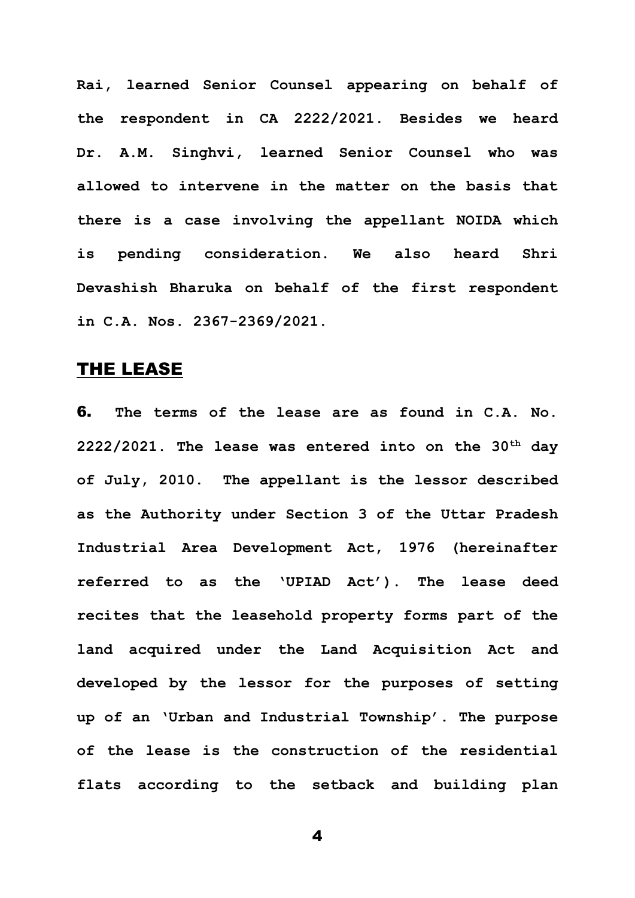**Rai, learned Senior Counsel appearing on behalf of the respondent in CA 2222/2021. Besides we heard Dr. A.M. Singhvi, learned Senior Counsel who was allowed to intervene in the matter on the basis that there is a case involving the appellant NOIDA which is pending consideration. We also heard Shri Devashish Bharuka on behalf of the first respondent in C.A. Nos. 2367-2369/2021.**

## THE LEASE

**6. The terms of the lease are as found in C.A. No. 2222/2021. The lease was entered into on the 30th day of July, 2010. The appellant is the lessor described as the Authority under Section 3 of the Uttar Pradesh Industrial Area Development Act, 1976 (hereinafter referred to as the 'UPIAD Act'). The lease deed recites that the leasehold property forms part of the land acquired under the Land Acquisition Act and developed by the lessor for the purposes of setting up of an 'Urban and Industrial Township'. The purpose of the lease is the construction of the residential flats according to the setback and building plan**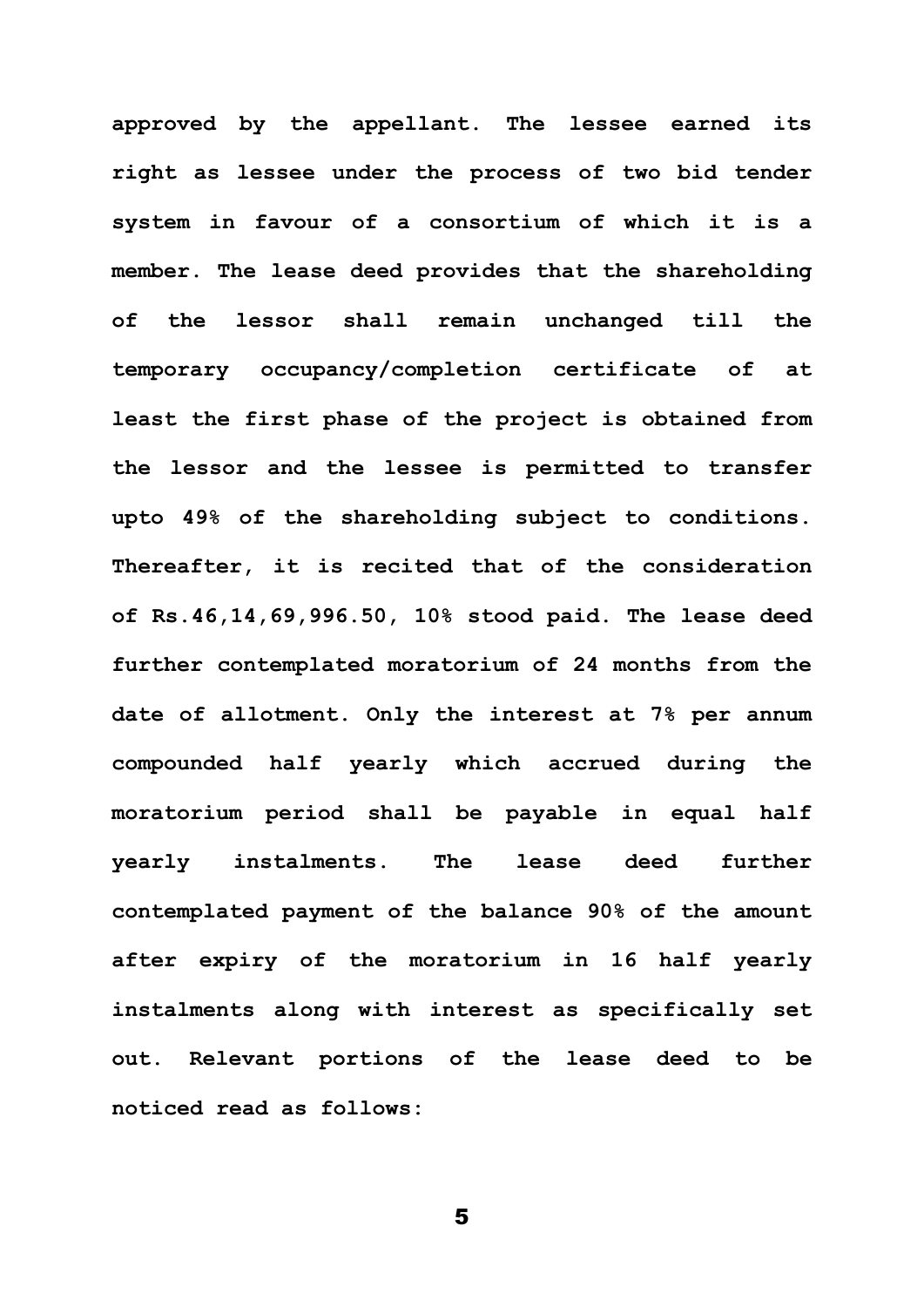approved by the appellant. The lessee earned its right as lessee under the process of two bid tender system in favour of a consortium of which it is a member. The lease deed provides that the shareholding of the lessor shall remain unchanged till the temporary occupancy/completion certificate of at least the first phase of the project is obtained from the lessor and the lessee is permitted to transfer upto 49% of the shareholding subject to conditions. Thereafter, it is recited that of the consideration of Rs.46,14,69,996.50, 10% stood paid. The lease deed further contemplated moratorium of 24 months from the date of allotment. Only the interest at 7% per annum compounded half yearly which accrued during the moratorium period shall be payable in equal half yearly instalments. The lease deed further contemplated payment of the balance 90% of the amount after expiry of the moratorium in 16 half yearly instalments along with interest as specifically set out. Relevant portions of the lease deed to be noticed read as follows: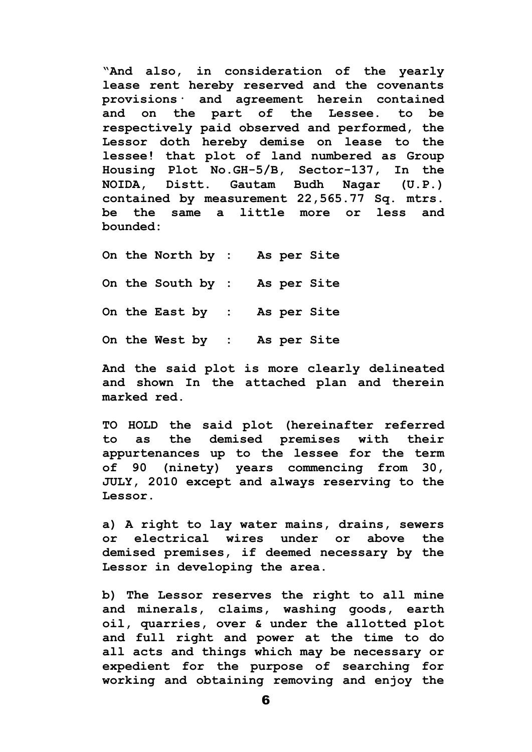**"And also, in consideration of the yearly lease rent hereby reserved and the covenants provisions· and agreement herein contained and on the part of the Lessee. to be respectively paid observed and performed, the Lessor doth hereby demise on lease to the lessee! that plot of land numbered as Group Housing Plot No.GH-5/B, Sector-137, In the NOIDA, Distt. Gautam Budh Nagar (U.P.) contained by measurement 22,565.77 Sq. mtrs. be the same a little more or less and bounded:**

**On the North by : As per Site**

**On the South by : As per Site**

**On the East by : As per Site**

**On the West by : As per Site**

**And the said plot is more clearly delineated and shown In the attached plan and therein marked red.**

**TO HOLD the said plot (hereinafter referred to as the demised premises with their appurtenances up to the lessee for the term of 90 (ninety) years commencing from 30, JULY, 2010 except and always reserving to the Lessor.**

**a) A right to lay water mains, drains, sewers or electrical wires under or above the demised premises, if deemed necessary by the Lessor in developing the area.**

**b) The Lessor reserves the right to all mine and minerals, claims, washing goods, earth oil, quarries, over & under the allotted plot and full right and power at the time to do all acts and things which may be necessary or expedient for the purpose of searching for working and obtaining removing and enjoy the**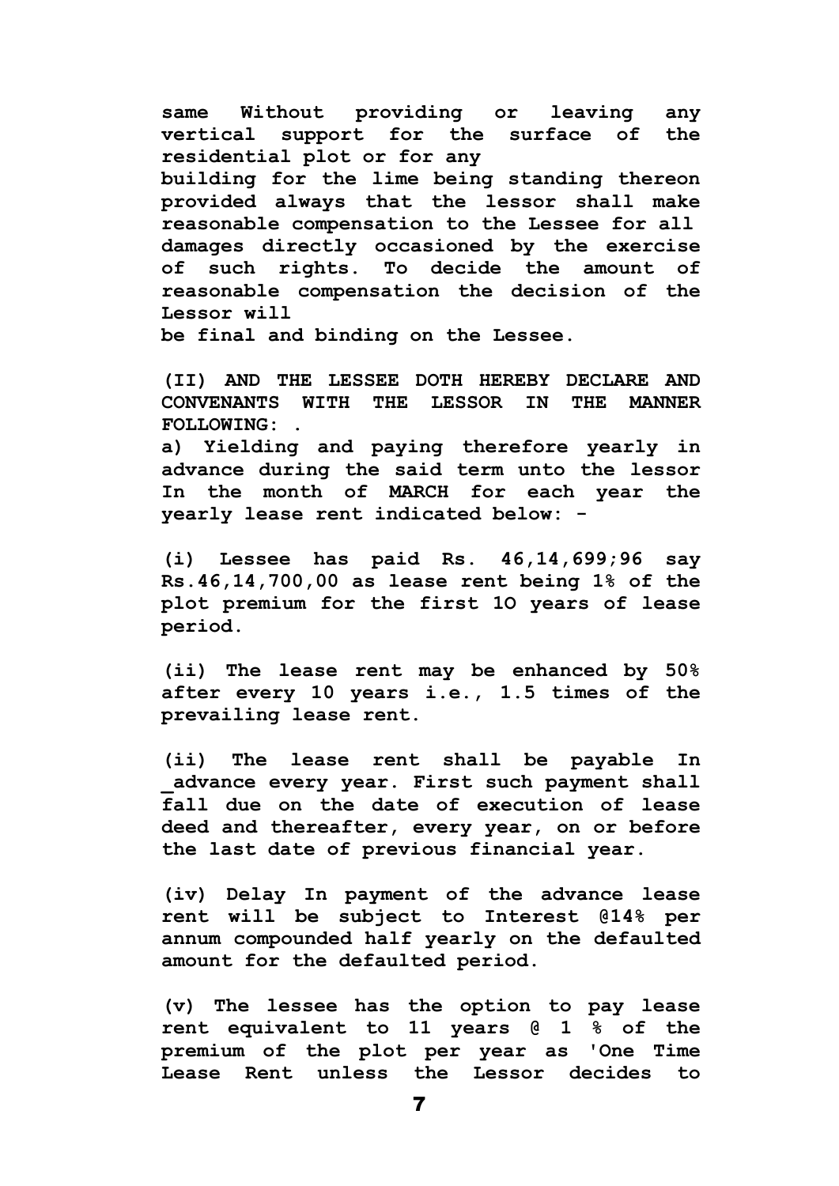**same Without providing or leaving any vertical support for the surface of the residential plot or for any building for the lime being standing thereon provided always that the lessor shall make reasonable compensation to the Lessee for all damages directly occasioned by the exercise of such rights. To decide the amount of reasonable compensation the decision of the Lessor will be final and binding on the Lessee.**

**(II) AND THE LESSEE DOTH HEREBY DECLARE AND CONVENANTS WITH THE LESSOR IN THE MANNER FOLLOWING: .**

**a) Yielding and paying therefore yearly in advance during the said term unto the lessor In the month of MARCH for each year the yearly lease rent indicated below: -**

**(i) Lessee has paid Rs. 46,14,699;96 say Rs.46,14,700,00 as lease rent being 1% of the plot premium for the first 10 years of lease period.**

**(ii) The lease rent may be enhanced by 50% after every 10 years i.e., 1.5 times of the prevailing lease rent.**

**(ii) The lease rent shall be payable In _advance every year. First such payment shall fall due on the date of execution of lease deed and thereafter, every year, on or before the last date of previous financial year.**

**(iv) Delay In payment of the advance lease rent will be subject to Interest @14% per annum compounded half yearly on the defaulted amount for the defaulted period.**

**(v) The lessee has the option to pay lease rent equivalent to 11 years @ 1 % of the premium of the plot per year as 'One Time Lease Rent unless the Lessor decides to**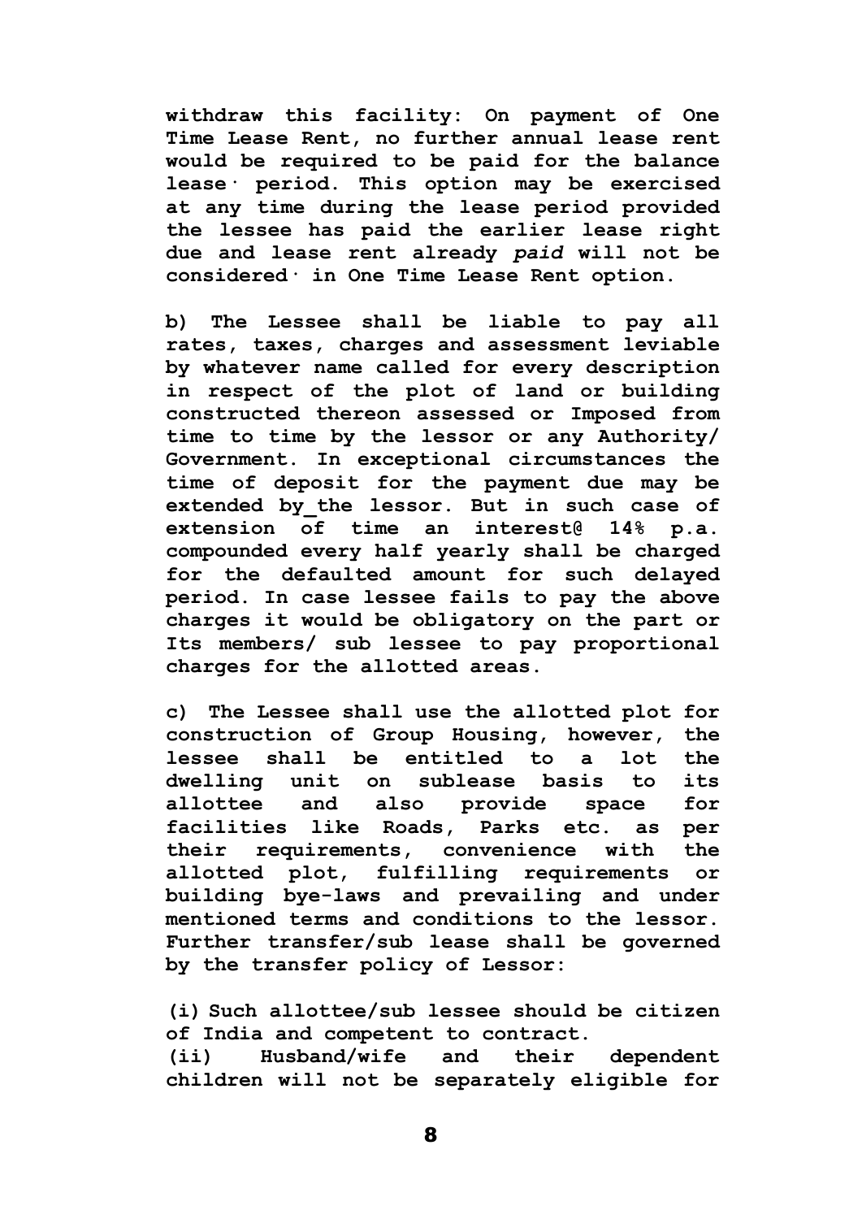**withdraw this facility: On payment of One Time Lease Rent, no further annual lease rent would be required to be paid for the balance lease· period. This option may be exercised at any time during the lease period provided the lessee has paid the earlier lease right due and lease rent already *paid* will not be considered· in One Time Lease Rent option.**

**b) The Lessee shall be liable to pay all rates, taxes, charges and assessment leviable by whatever name called for every description in respect of the plot of land or building constructed thereon assessed or Imposed from time to time by the lessor or any Authority/ Government. In exceptional circumstances the time of deposit for the payment due may be extended by_the lessor. But in such case of extension of time an interest@ 14% p.a. compounded every half yearly shall be charged for the defaulted amount for such delayed period. In case lessee fails to pay the above charges it would be obligatory on the part or Its members/ sub lessee to pay proportional charges for the allotted areas.**

**c) The Lessee shall use the allotted plot for construction of Group Housing, however, the lessee shall be entitled to a lot the dwelling unit on sublease basis to its allottee and also provide space for facilities like Roads, Parks etc. as per their requirements, convenience with the allotted plot, fulfilling requirements or building bye-laws and prevailing and under mentioned terms and conditions to the lessor. Further transfer/sub lease shall be governed by the transfer policy of Lessor:**

**(i) Such allottee/sub lessee should be citizen of India and competent to contract.**
**(ii) Husband/wife and their dependent children will not be separately eligible for**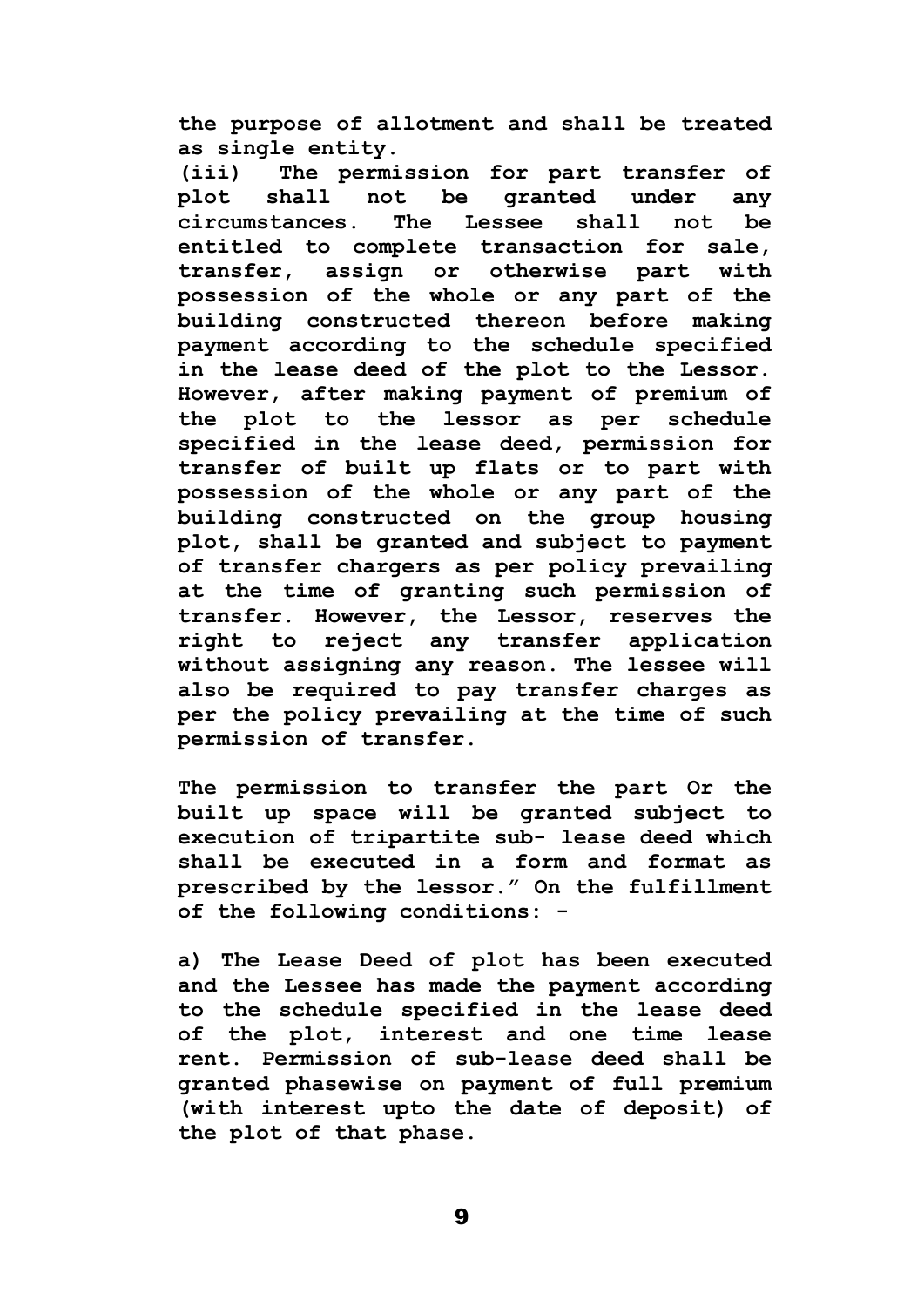**the purpose of allotment and shall be treated as single entity.**

**(iii) The permission for part transfer of plot shall not be granted under any circumstances. The Lessee shall not be entitled to complete transaction for sale, transfer, assign or otherwise part with possession of the whole or any part of the building constructed thereon before making payment according to the schedule specified in the lease deed of the plot to the Lessor. However, after making payment of premium of the plot to the lessor as per schedule specified in the lease deed, permission for transfer of built up flats or to part with possession of the whole or any part of the building constructed on the group housing plot, shall be granted and subject to payment of transfer chargers as per policy prevailing at the time of granting such permission of transfer. However, the Lessor, reserves the right to reject any transfer application without assigning any reason. The lessee will also be required to pay transfer charges as per the policy prevailing at the time of such permission of transfer.**

**The permission to transfer the part Or the built up space will be granted subject to execution of tripartite sub- lease deed which shall be executed in a form and format as prescribed by the lessor." On the fulfillment of the following conditions: -**

**a) The Lease Deed of plot has been executed and the Lessee has made the payment according to the schedule specified in the lease deed of the plot, interest and one time lease rent. Permission of sub-lease deed shall be granted phasewise on payment of full premium (with interest upto the date of deposit) of the plot of that phase.**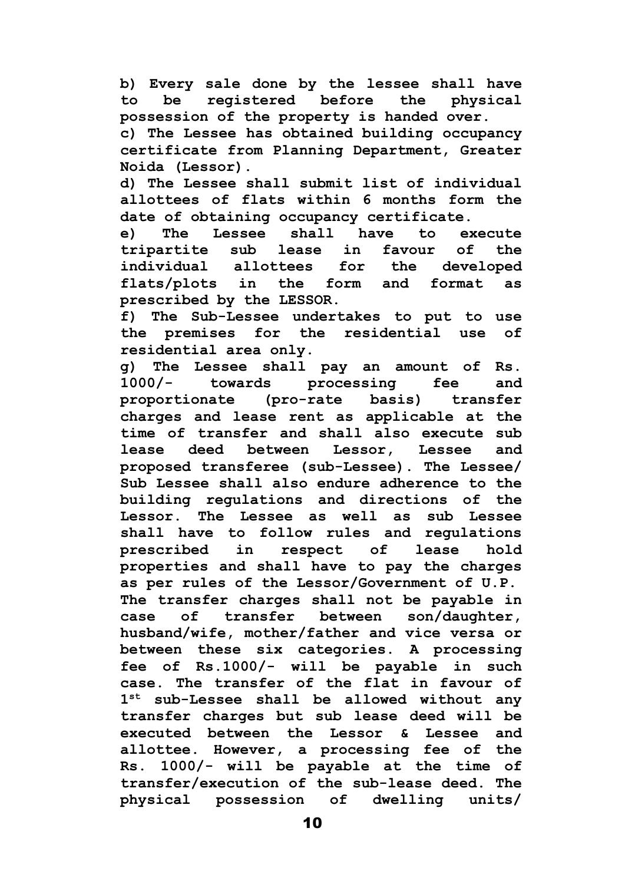**b) Every sale done by the lessee shall have to be registered before the physical possession of the property is handed over.**

**c) The Lessee has obtained building occupancy certificate from Planning Department, Greater Noida (Lessor).**

**d) The Lessee shall submit list of individual allottees of flats within 6 months form the date of obtaining occupancy certificate.**

**e) The Lessee shall have to execute tripartite sub lease in favour of the individual allottees for the developed flats/plots in the form and format as prescribed by the LESSOR.**

**f) The Sub-Lessee undertakes to put to use the premises for the residential use of residential area only.**

**g) The Lessee shall pay an amount of Rs. 1000/- towards processing fee and proportionate (pro-rate basis) transfer charges and lease rent as applicable at the time of transfer and shall also execute sub lease deed between Lessor, Lessee and proposed transferee (sub-Lessee). The Lessee/ Sub Lessee shall also endure adherence to the building regulations and directions of the Lessor. The Lessee as well as sub Lessee shall have to follow rules and regulations prescribed in respect of lease hold properties and shall have to pay the charges as per rules of the Lessor/Government of U.P. The transfer charges shall not be payable in case of transfer between son/daughter, husband/wife, mother/father and vice versa or between these six categories. A processing fee of Rs.1000/- will be payable in such case. The transfer of the flat in favour of 1st sub-Lessee shall be allowed without any transfer charges but sub lease deed will be executed between the Lessor & Lessee and allottee. However, a processing fee of the Rs. 1000/- will be payable at the time of transfer/execution of the sub-lease deed. The physical possession of dwelling units/**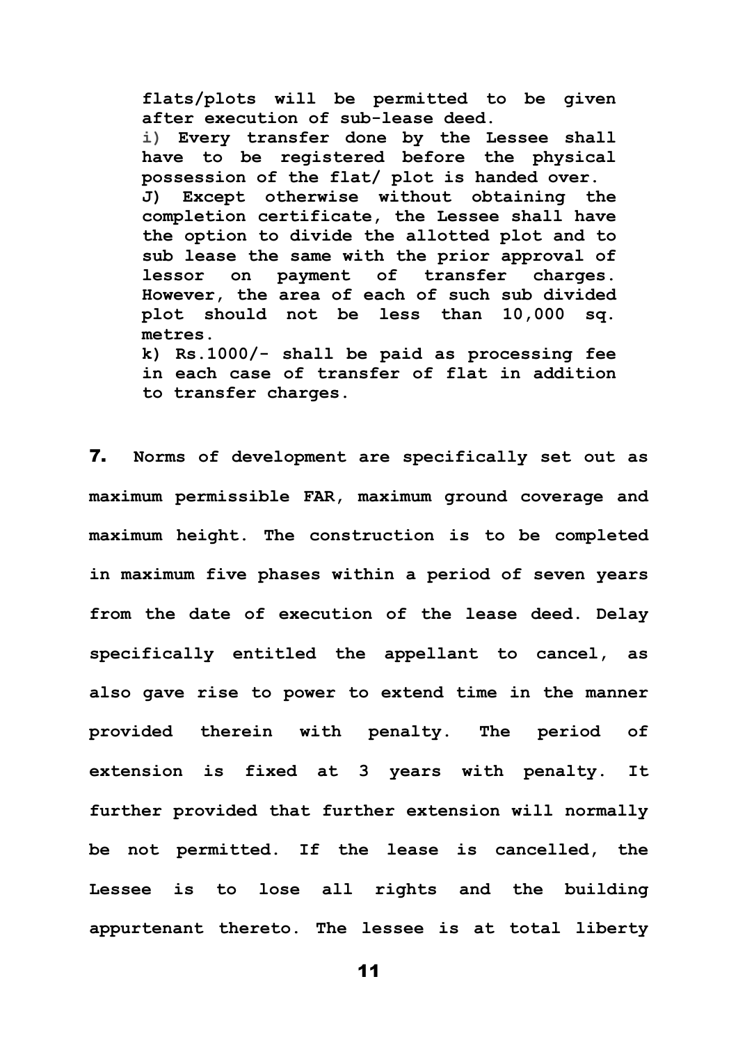**flats/plots will be permitted to be given after execution of sub-lease deed.**

**i) Every transfer done by the Lessee shall have to be registered before the physical possession of the flat/ plot is handed over.**

**J) Except otherwise without obtaining the completion certificate, the Lessee shall have the option to divide the allotted plot and to sub lease the same with the prior approval of lessor on payment of transfer charges. However, the area of each of such sub divided plot should not be less than 10,000 sq. metres.**

**k) Rs.1000/- shall be paid as processing fee in each case of transfer of flat in addition to transfer charges.**

**7. Norms of development are specifically set out as maximum permissible FAR, maximum ground coverage and maximum height. The construction is to be completed in maximum five phases within a period of seven years from the date of execution of the lease deed. Delay specifically entitled the appellant to cancel, as also gave rise to power to extend time in the manner provided therein with penalty. The period of extension is fixed at 3 years with penalty. It further provided that further extension will normally be not permitted. If the lease is cancelled, the Lessee is to lose all rights and the building appurtenant thereto. The lessee is at total liberty**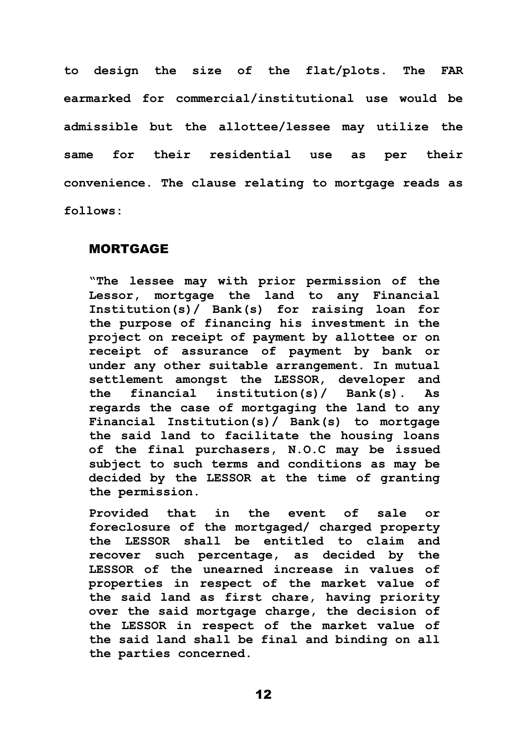to design the size of the flat/plots. The FAR earmarked for commercial/institutional use would be admissible but the allottee/lessee may utilize the same for their residential use as per their convenience. The clause relating to mortgage reads as follows:

## MORTGAGE

> "The lessee may with prior permission of the Lessor, mortgage the land to any Financial Institution(s)/ Bank(s) for raising loan for the purpose of financing his investment in the project on receipt of payment by allottee or on receipt of assurance of payment by bank or under any other suitable arrangement. In mutual settlement amongst the LESSOR, developer and the financial institution(s)/ Bank(s). As regards the case of mortgaging the land to any Financial Institution(s)/ Bank(s) to mortgage the said land to facilitate the housing loans of the final purchasers, N.O.C may be issued subject to such terms and conditions as may be decided by the LESSOR at the time of granting the permission.
>
> Provided that in the event of sale or foreclosure of the mortgaged/ charged property the LESSOR shall be entitled to claim and recover such percentage, as decided by the LESSOR of the unearned increase in values of properties in respect of the market value of the said land as first chare, having priority over the said mortgage charge, the decision of the LESSOR in respect of the market value of the said land shall be final and binding on all the parties concerned.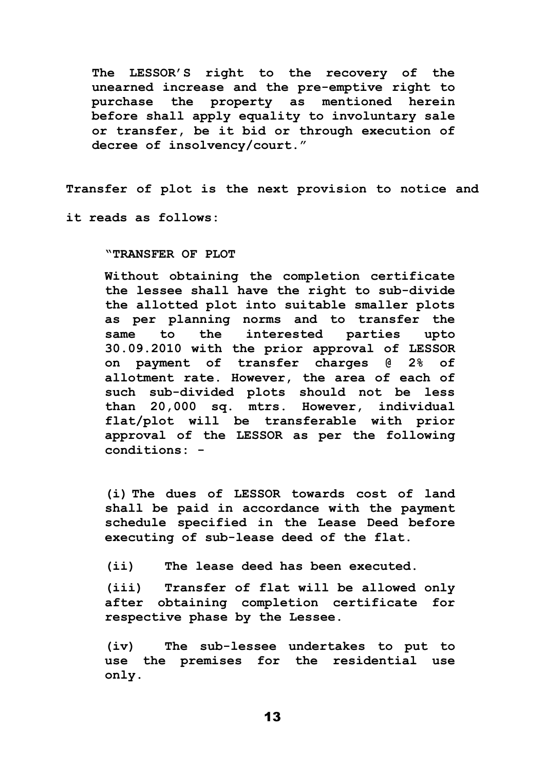**The LESSOR'S right to the recovery of the unearned increase and the pre-emptive right to purchase the property as mentioned herein before shall apply equality to involuntary sale or transfer, be it bid or through execution of decree of insolvency/court."**

**Transfer of plot is the next provision to notice and it reads as follows:**

**"TRANSFER OF PLOT**

**Without obtaining the completion certificate the lessee shall have the right to sub-divide the allotted plot into suitable smaller plots as per planning norms and to transfer the same to the interested parties upto 30.09.2010 with the prior approval of LESSOR on payment of transfer charges @ 2% of allotment rate. However, the area of each of such sub-divided plots should not be less than 20,000 sq. mtrs. However, individual flat/plot will be transferable with prior approval of the LESSOR as per the following conditions: -**

**(i) The dues of LESSOR towards cost of land shall be paid in accordance with the payment schedule specified in the Lease Deed before executing of sub-lease deed of the flat.**

**(ii) The lease deed has been executed.**

**(iii) Transfer of flat will be allowed only after obtaining completion certificate for respective phase by the Lessee.**

**(iv) The sub-lessee undertakes to put to use the premises for the residential use only.**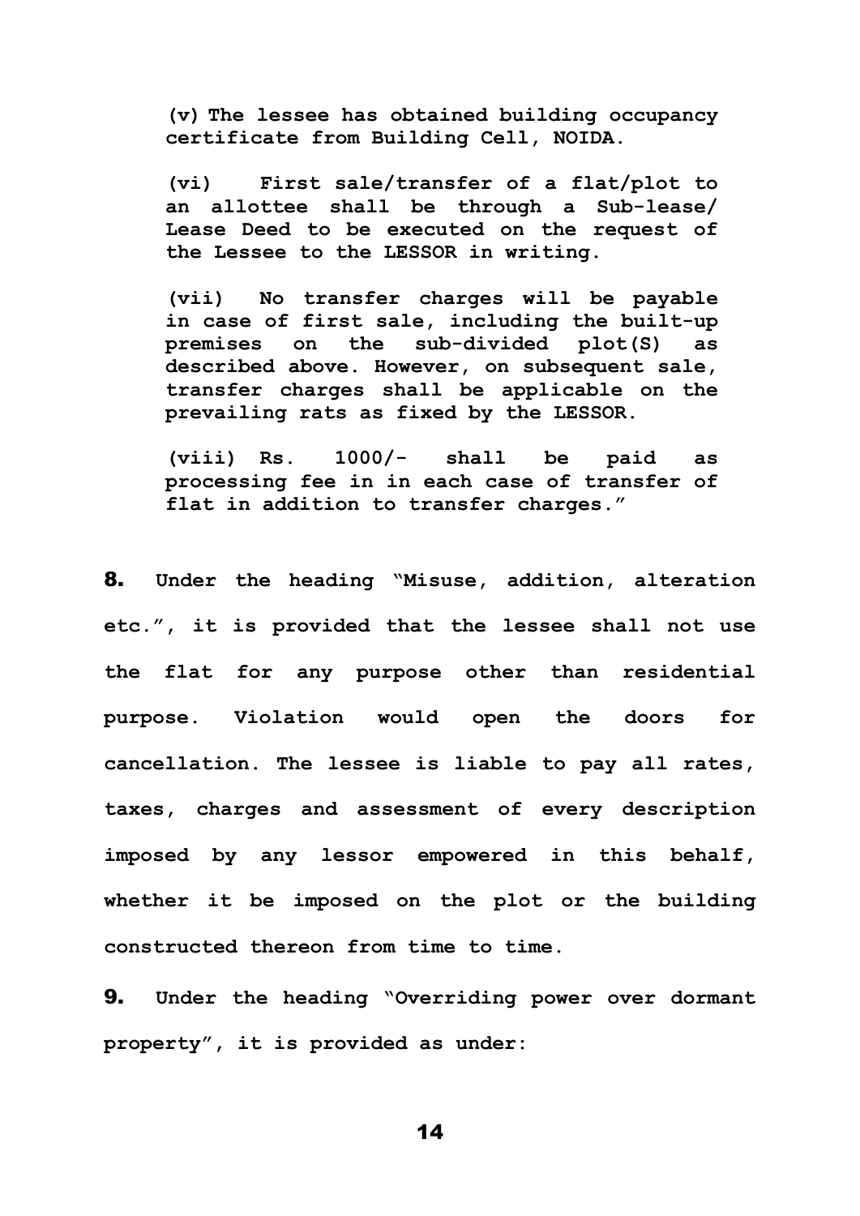> **(v)** The lessee has obtained building occupancy certificate from Building Cell, NOIDA.
>
> **(vi)** First sale/transfer of a flat/plot to an allottee shall be through a Sub-lease/ Lease Deed to be executed on the request of the Lessee to the LESSOR in writing.
>
> **(vii)** No transfer charges will be payable in case of first sale, including the built-up premises on the sub-divided plot(S) as described above. However, on subsequent sale, transfer charges shall be applicable on the prevailing rats as fixed by the LESSOR.
>
> **(viii)** Rs. 1000/- shall be paid as processing fee in in each case of transfer of flat in addition to transfer charges."

**8.** Under the heading "Misuse, addition, alteration etc.", it is provided that the lessee shall not use the flat for any purpose other than residential purpose. Violation would open the doors for cancellation. The lessee is liable to pay all rates, taxes, charges and assessment of every description imposed by any lessor empowered in this behalf, whether it be imposed on the plot or the building constructed thereon from time to time.

**9.** Under the heading "Overriding power over dormant property", it is provided as under: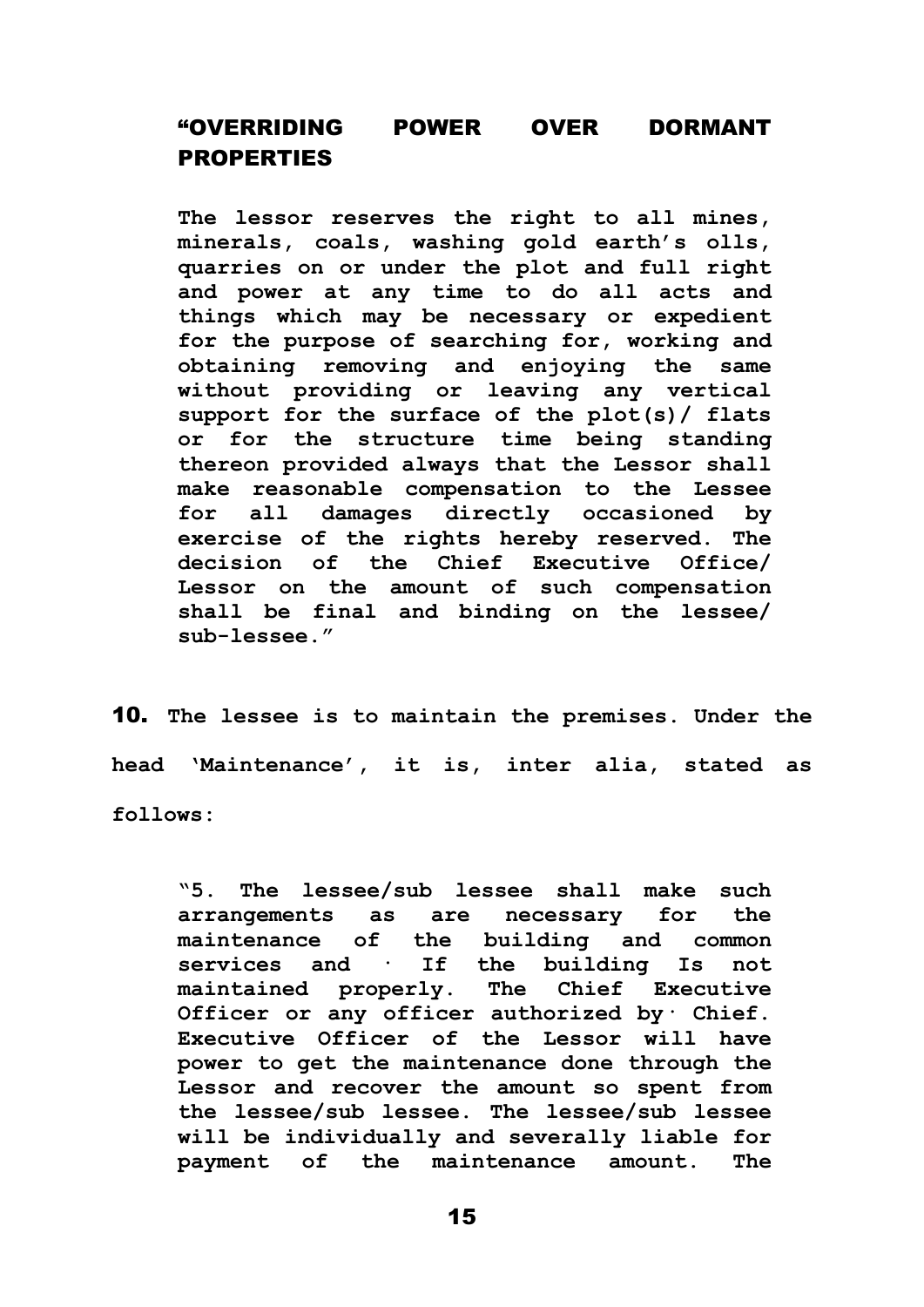**"OVERRIDING POWER OVER DORMANT PROPERTIES**

> **The lessor reserves the right to all mines, minerals, coals, washing gold earth's olls, quarries on or under the plot and full right and power at any time to do all acts and things which may be necessary or expedient for the purpose of searching for, working and obtaining removing and enjoying the same without providing or leaving any vertical support for the surface of the plot(s)/ flats or for the structure time being standing thereon provided always that the Lessor shall make reasonable compensation to the Lessee for all damages directly occasioned by exercise of the rights hereby reserved. The decision of the Chief Executive Office/ Lessor on the amount of such compensation shall be final and binding on the lessee/ sub-lessee."**

**10.** **The lessee is to maintain the premises. Under the head 'Maintenance', it is, inter alia, stated as follows:**

> **"5. The lessee/sub lessee shall make such arrangements as are necessary for the maintenance of the building and common services and · If the building Is not maintained properly. The Chief Executive Officer or any officer authorized by· Chief. Executive Officer of the Lessor will have power to get the maintenance done through the Lessor and recover the amount so spent from the lessee/sub lessee. The lessee/sub lessee will be individually and severally liable for payment of the maintenance amount. The**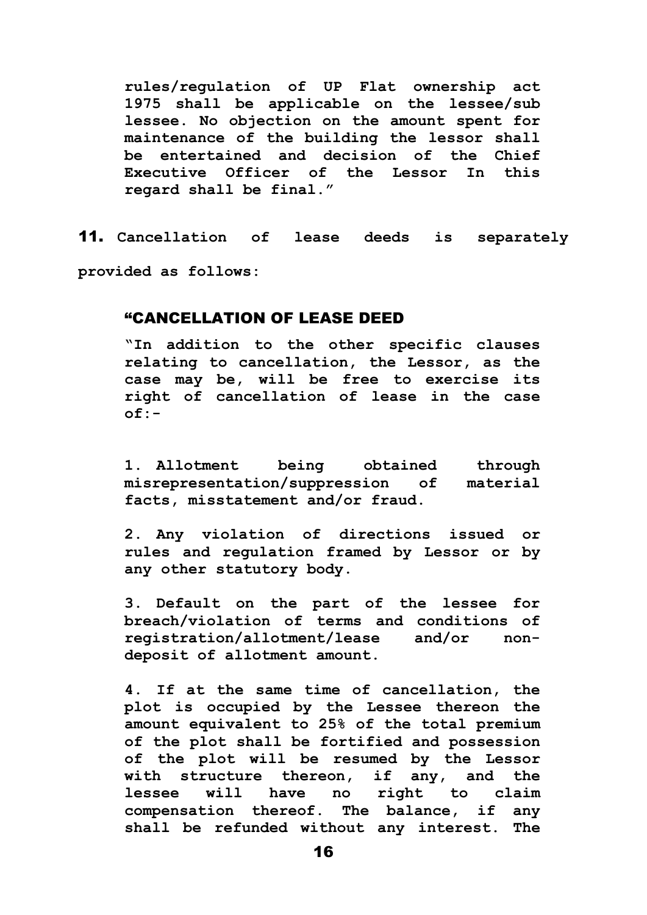**rules/regulation of UP Flat ownership act 1975 shall be applicable on the lessee/sub lessee. No objection on the amount spent for maintenance of the building the lessor shall be entertained and decision of the Chief Executive Officer of the Lessor In this regard shall be final."**

**11. Cancellation of lease deeds is separately provided as follows:**

**"CANCELLATION OF LEASE DEED**

**"In addition to the other specific clauses relating to cancellation, the Lessor, as the case may be, will be free to exercise its right of cancellation of lease in the case of:-**

**1. Allotment being obtained through misrepresentation/suppression of material facts, misstatement and/or fraud.**

**2. Any violation of directions issued or rules and regulation framed by Lessor or by any other statutory body.**

**3. Default on the part of the lessee for breach/violation of terms and conditions of registration/allotment/lease and/or non-deposit of allotment amount.**

**4. If at the same time of cancellation, the plot is occupied by the Lessee thereon the amount equivalent to 25% of the total premium of the plot shall be fortified and possession of the plot will be resumed by the Lessor with structure thereon, if any, and the lessee will have no right to claim compensation thereof. The balance, if any shall be refunded without any interest. The**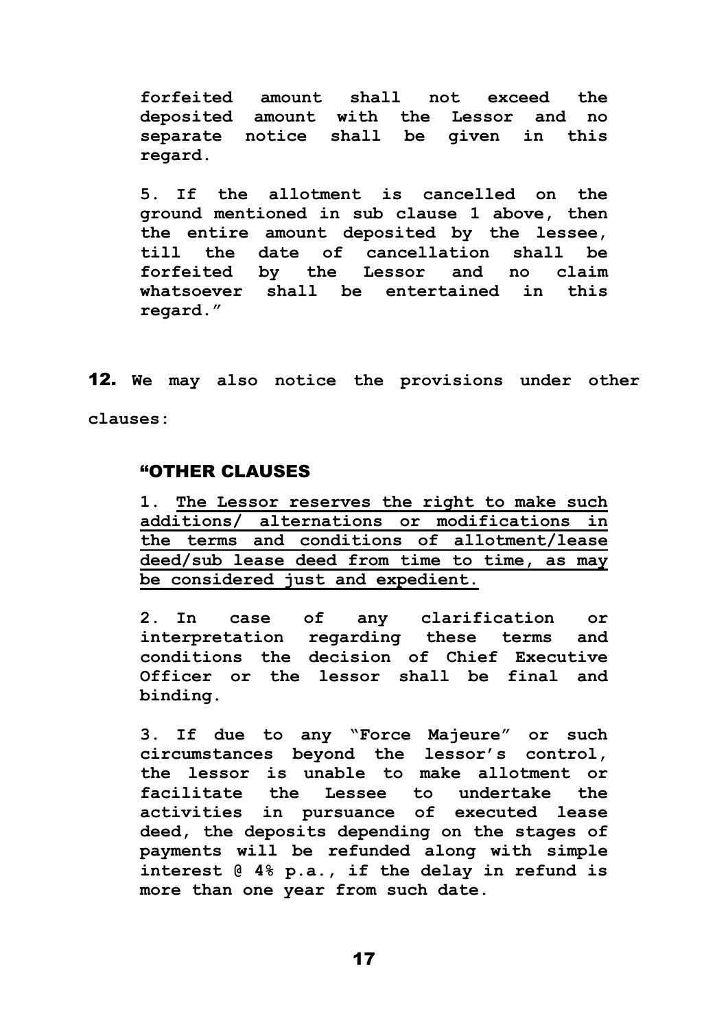**forfeited amount shall not exceed the deposited amount with the Lessor and no separate notice shall be given in this regard.**

**5. If the allotment is cancelled on the ground mentioned in sub clause 1 above, then the entire amount deposited by the lessee, till the date of cancellation shall be forfeited by the Lessor and no claim whatsoever shall be entertained in this regard."**

**12.** **We may also notice the provisions under other clauses:**

**"OTHER CLAUSES**

**1. <u>The Lessor reserves the right to make such additions/ alternations or modifications in the terms and conditions of allotment/lease deed/sub lease deed from time to time, as may be considered just and expedient.</u>**

**2. In case of any clarification or interpretation regarding these terms and conditions the decision of Chief Executive Officer or the lessor shall be final and binding.**

**3. If due to any "Force Majeure" or such circumstances beyond the lessor's control, the lessor is unable to make allotment or facilitate the Lessee to undertake the activities in pursuance of executed lease deed, the deposits depending on the stages of payments will be refunded along with simple interest @ 4% p.a., if the delay in refund is more than one year from such date.**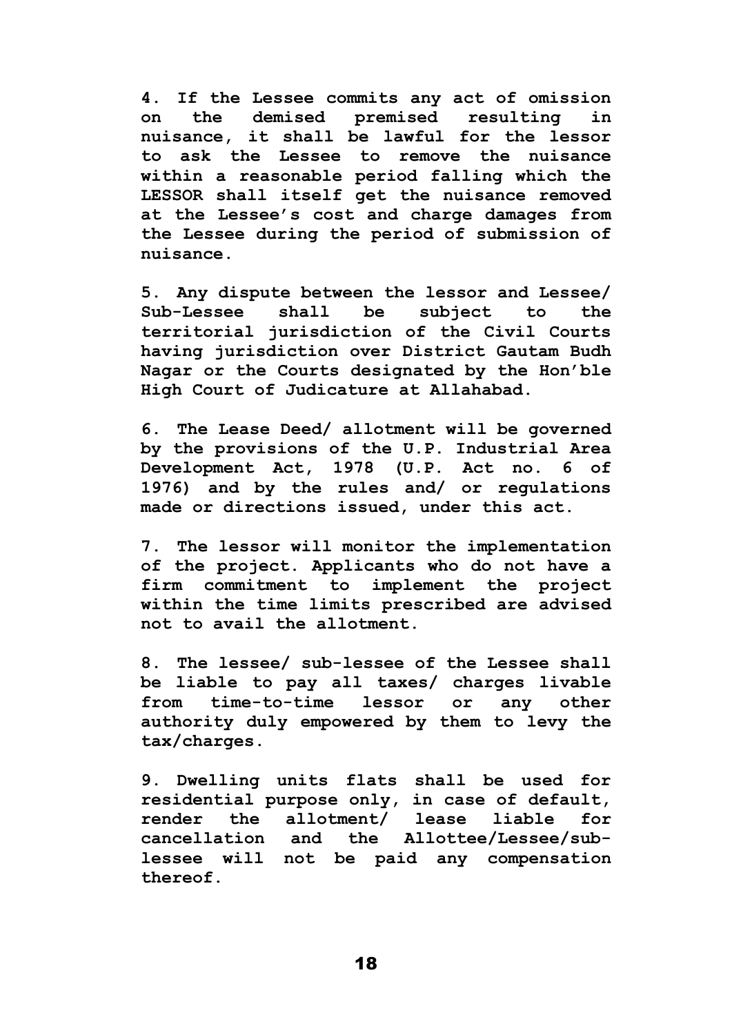**4. If the Lessee commits any act of omission on the demised premised resulting in nuisance, it shall be lawful for the lessor to ask the Lessee to remove the nuisance within a reasonable period falling which the LESSOR shall itself get the nuisance removed at the Lessee's cost and charge damages from the Lessee during the period of submission of nuisance.**

**5. Any dispute between the lessor and Lessee/ Sub-Lessee shall be subject to the territorial jurisdiction of the Civil Courts having jurisdiction over District Gautam Budh Nagar or the Courts designated by the Hon'ble High Court of Judicature at Allahabad.**

**6. The Lease Deed/ allotment will be governed by the provisions of the U.P. Industrial Area Development Act, 1978 (U.P. Act no. 6 of 1976) and by the rules and/ or regulations made or directions issued, under this act.**

**7. The lessor will monitor the implementation of the project. Applicants who do not have a firm commitment to implement the project within the time limits prescribed are advised not to avail the allotment.**

**8. The lessee/ sub-lessee of the Lessee shall be liable to pay all taxes/ charges livable from time-to-time lessor or any other authority duly empowered by them to levy the tax/charges.**

**9. Dwelling units flats shall be used for residential purpose only, in case of default, render the allotment/ lease liable for cancellation and the Allottee/Lessee/sub-lessee will not be paid any compensation thereof.**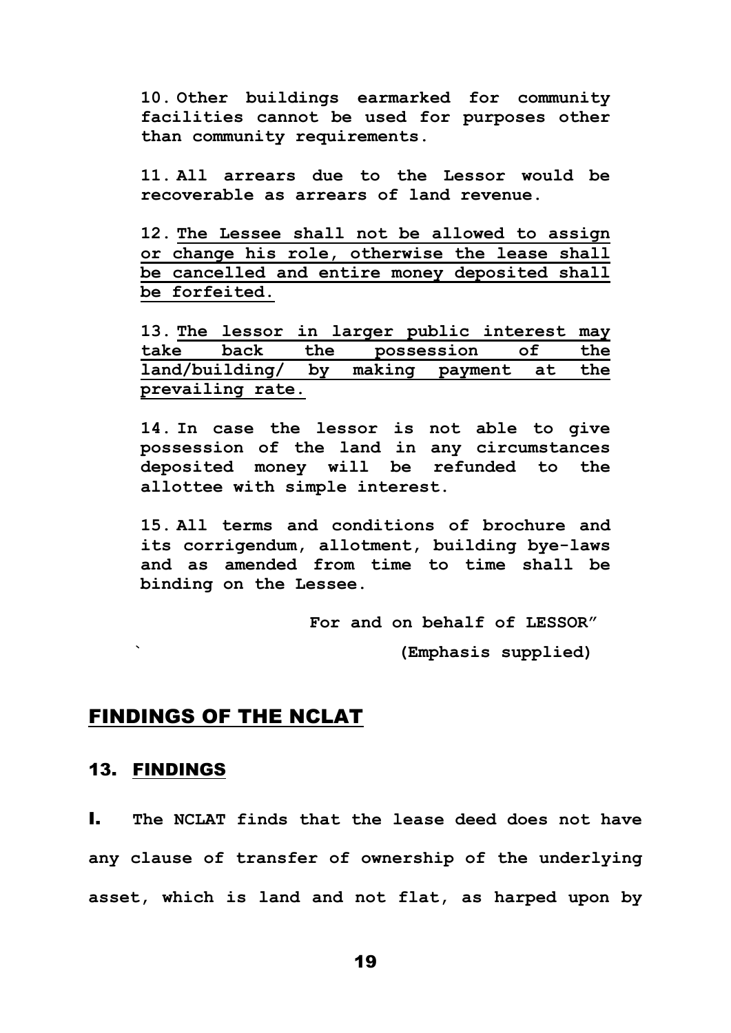**10. Other buildings earmarked for community facilities cannot be used for purposes other than community requirements.**

**11. All arrears due to the Lessor would be recoverable as arrears of land revenue.**

**12. <u>The Lessee shall not be allowed to assign or change his role, otherwise the lease shall be cancelled and entire money deposited shall be forfeited.</u>**

**13. <u>The lessor in larger public interest may take back the possession of the land/building/ by making payment at the prevailing rate.</u>**

**14. In case the lessor is not able to give possession of the land in any circumstances deposited money will be refunded to the allottee with simple interest.**

**15. All terms and conditions of brochure and its corrigendum, allotment, building bye-laws and as amended from time to time shall be binding on the Lessee.**

**For and on behalf of LESSOR"**

**(Emphasis supplied)**

## <u>FINDINGS OF THE NCLAT</u>

### 13. <u>FINDINGS</u>

**I. The NCLAT finds that the lease deed does not have any clause of transfer of ownership of the underlying asset, which is land and not flat, as harped upon by**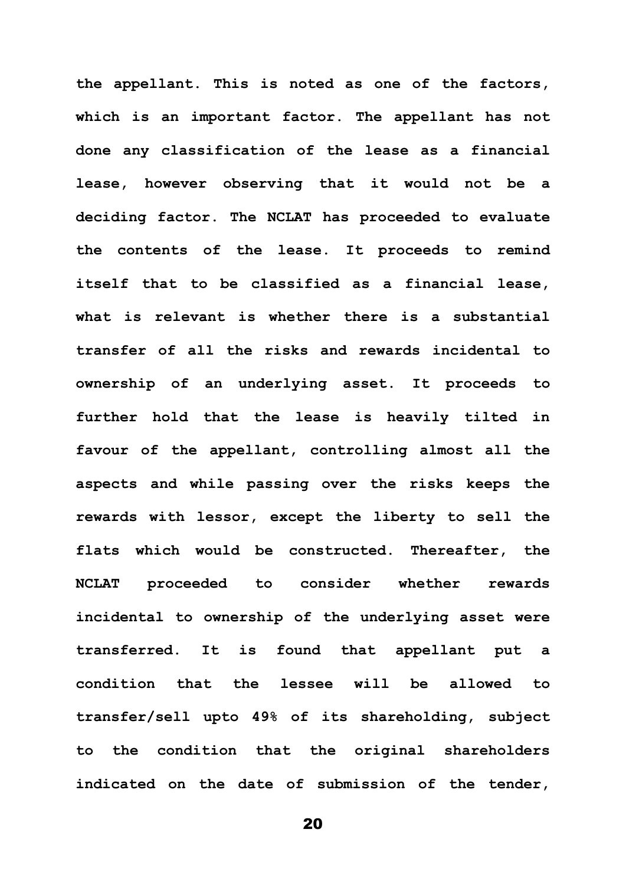the appellant. This is noted as one of the factors, which is an important factor. The appellant has not done any classification of the lease as a financial lease, however observing that it would not be a deciding factor. The NCLAT has proceeded to evaluate the contents of the lease. It proceeds to remind itself that to be classified as a financial lease, what is relevant is whether there is a substantial transfer of all the risks and rewards incidental to ownership of an underlying asset. It proceeds to further hold that the lease is heavily tilted in favour of the appellant, controlling almost all the aspects and while passing over the risks keeps the rewards with lessor, except the liberty to sell the flats which would be constructed. Thereafter, the NCLAT proceeded to consider whether rewards incidental to ownership of the underlying asset were transferred. It is found that appellant put a condition that the lessee will be allowed to transfer/sell upto 49% of its shareholding, subject to the condition that the original shareholders indicated on the date of submission of the tender,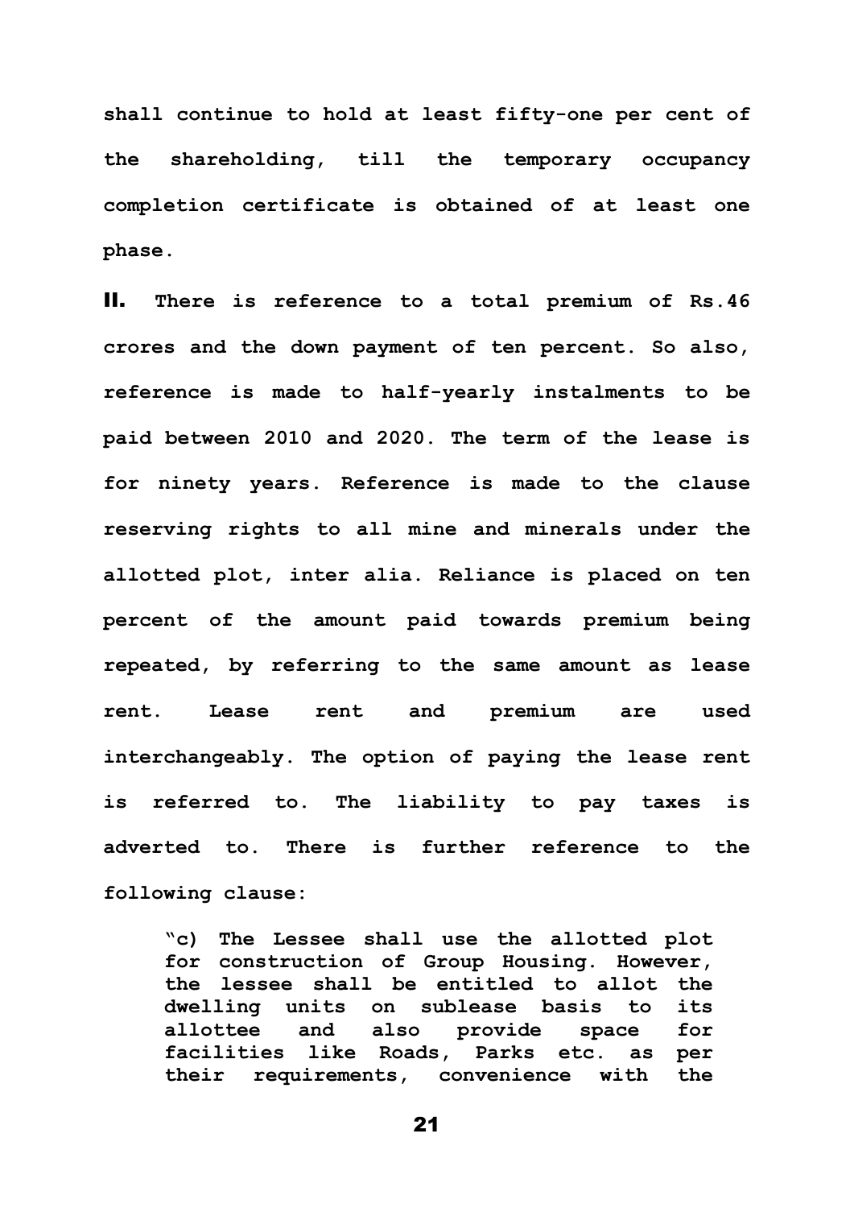**shall continue to hold at least fifty-one per cent of the shareholding, till the temporary occupancy completion certificate is obtained of at least one phase.**

**II. There is reference to a total premium of Rs.46 crores and the down payment of ten percent. So also, reference is made to half-yearly instalments to be paid between 2010 and 2020. The term of the lease is for ninety years. Reference is made to the clause reserving rights to all mine and minerals under the allotted plot, inter alia. Reliance is placed on ten percent of the amount paid towards premium being repeated, by referring to the same amount as lease rent. Lease rent and premium are used interchangeably. The option of paying the lease rent is referred to. The liability to pay taxes is adverted to. There is further reference to the following clause:**

> **"c) The Lessee shall use the allotted plot for construction of Group Housing. However, the lessee shall be entitled to allot the dwelling units on sublease basis to its allottee and also provide space for facilities like Roads, Parks etc. as per their requirements, convenience with the**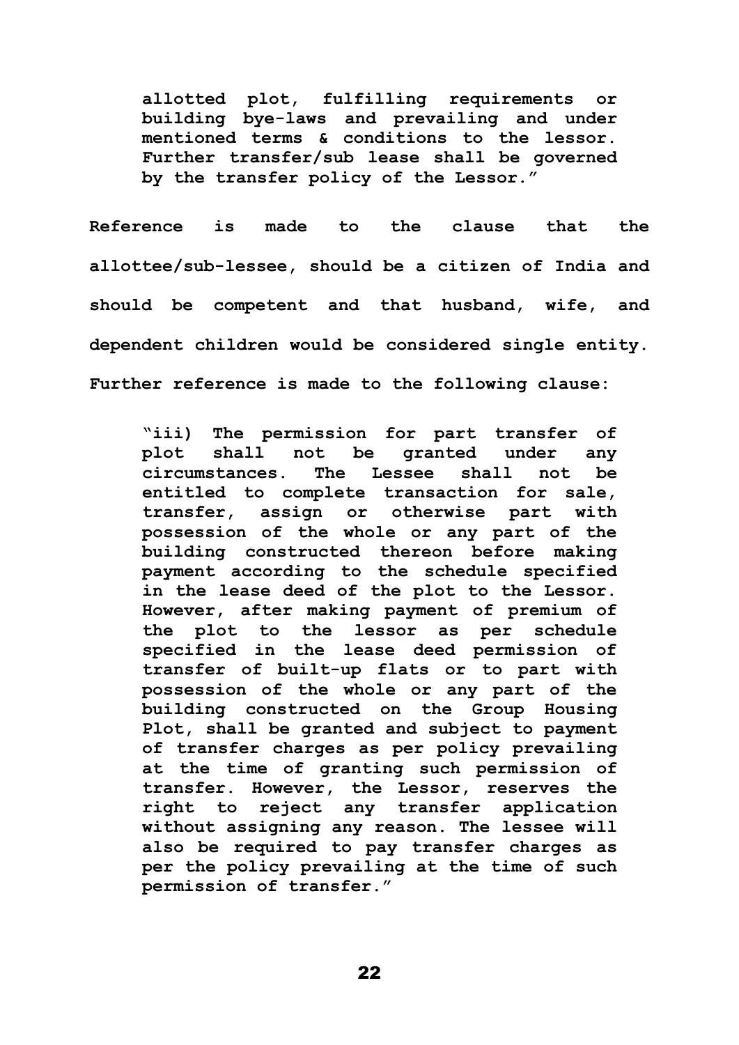> **allotted plot, fulfilling requirements or building bye-laws and prevailing and under mentioned terms & conditions to the lessor. Further transfer/sub lease shall be governed by the transfer policy of the Lessor."**

**Reference is made to the clause that the allottee/sub-lessee, should be a citizen of India and should be competent and that husband, wife, and dependent children would be considered single entity. Further reference is made to the following clause:**

> **"iii) The permission for part transfer of plot shall not be granted under any circumstances. The Lessee shall not be entitled to complete transaction for sale, transfer, assign or otherwise part with possession of the whole or any part of the building constructed thereon before making payment according to the schedule specified in the lease deed of the plot to the Lessor. However, after making payment of premium of the plot to the lessor as per schedule specified in the lease deed permission of transfer of built-up flats or to part with possession of the whole or any part of the building constructed on the Group Housing Plot, shall be granted and subject to payment of transfer charges as per policy prevailing at the time of granting such permission of transfer. However, the Lessor, reserves the right to reject any transfer application without assigning any reason. The lessee will also be required to pay transfer charges as per the policy prevailing at the time of such permission of transfer."**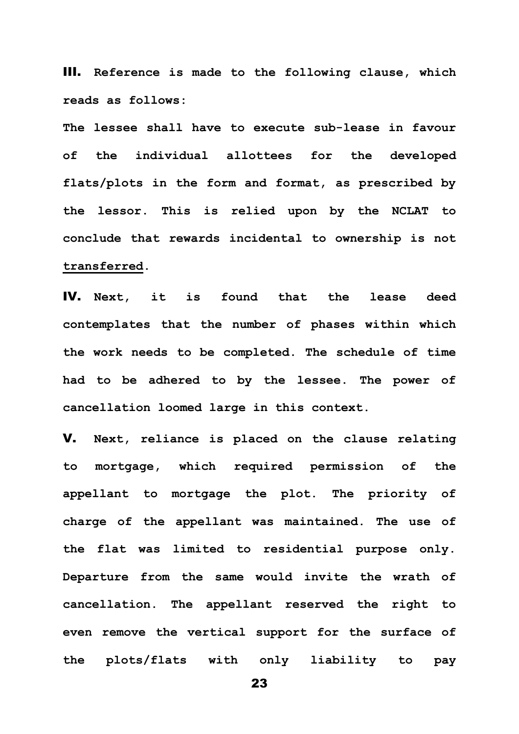**III.** **Reference is made to the following clause, which reads as follows:**

**The lessee shall have to execute sub-lease in favour of the individual allottees for the developed flats/plots in the form and format, as prescribed by the lessor. This is relied upon by the NCLAT to conclude that rewards incidental to ownership is not <u>transferred</u>.**

**IV.** **Next, it is found that the lease deed contemplates that the number of phases within which the work needs to be completed. The schedule of time had to be adhered to by the lessee. The power of cancellation loomed large in this context.**

**V.** **Next, reliance is placed on the clause relating to mortgage, which required permission of the appellant to mortgage the plot. The priority of charge of the appellant was maintained. The use of the flat was limited to residential purpose only. Departure from the same would invite the wrath of cancellation. The appellant reserved the right to even remove the vertical support for the surface of the plots/flats with only liability to pay**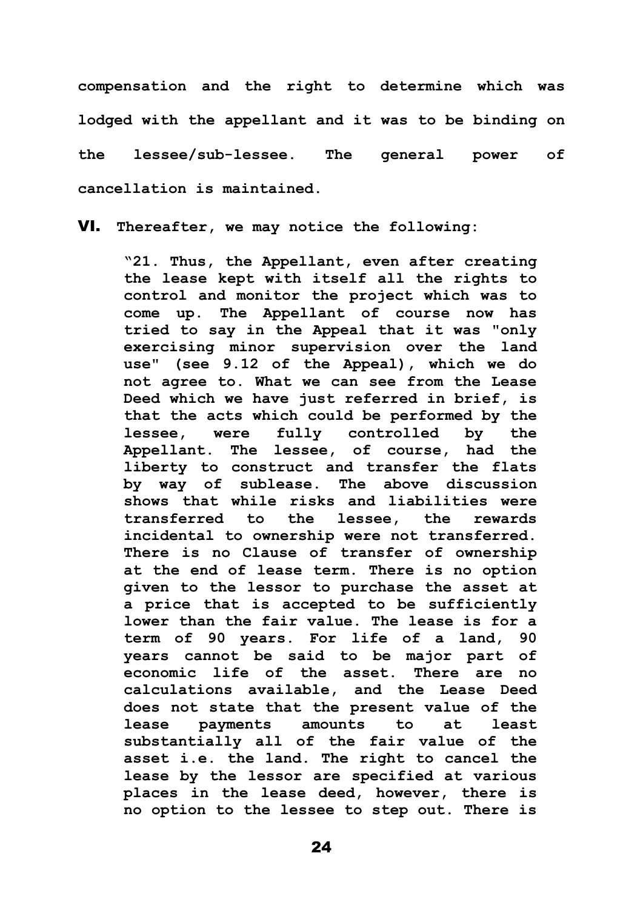**compensation and the right to determine which was lodged with the appellant and it was to be binding on the lessee/sub-lessee. The general power of cancellation is maintained.**

**VI. Thereafter, we may notice the following:**

> **"21. Thus, the Appellant, even after creating the lease kept with itself all the rights to control and monitor the project which was to come up. The Appellant of course now has tried to say in the Appeal that it was "only exercising minor supervision over the land use" (see 9.12 of the Appeal), which we do not agree to. What we can see from the Lease Deed which we have just referred in brief, is that the acts which could be performed by the lessee, were fully controlled by the Appellant. The lessee, of course, had the liberty to construct and transfer the flats by way of sublease. The above discussion shows that while risks and liabilities were transferred to the lessee, the rewards incidental to ownership were not transferred. There is no Clause of transfer of ownership at the end of lease term. There is no option given to the lessor to purchase the asset at a price that is accepted to be sufficiently lower than the fair value. The lease is for a term of 90 years. For life of a land, 90 years cannot be said to be major part of economic life of the asset. There are no calculations available, and the Lease Deed does not state that the present value of the lease payments amounts to at least substantially all of the fair value of the asset i.e. the land. The right to cancel the lease by the lessor are specified at various places in the lease deed, however, there is no option to the lessee to step out. There is**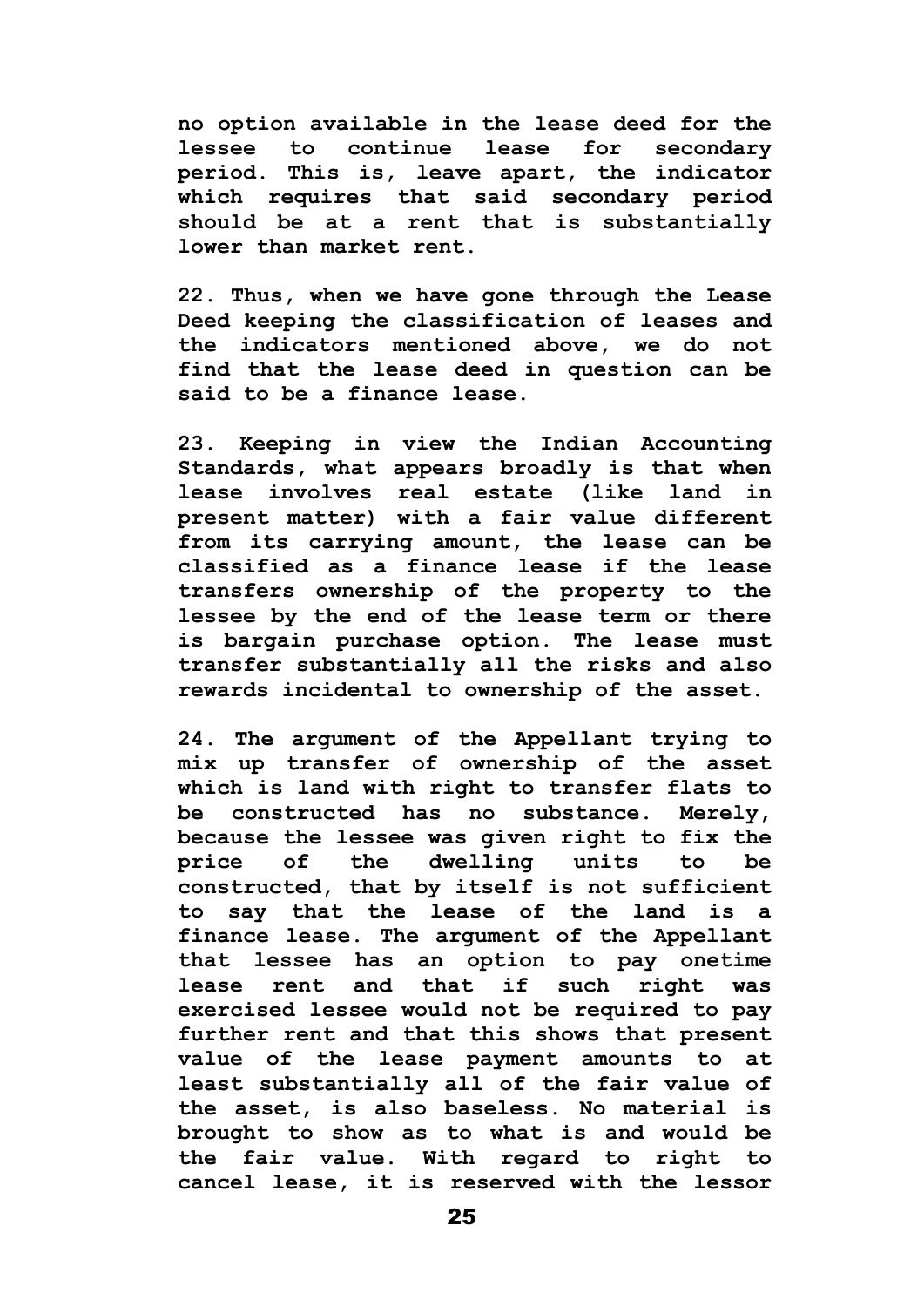**no option available in the lease deed for the lessee to continue lease for secondary period. This is, leave apart, the indicator which requires that said secondary period should be at a rent that is substantially lower than market rent.**

**22. Thus, when we have gone through the Lease Deed keeping the classification of leases and the indicators mentioned above, we do not find that the lease deed in question can be said to be a finance lease.**

**23. Keeping in view the Indian Accounting Standards, what appears broadly is that when lease involves real estate (like land in present matter) with a fair value different from its carrying amount, the lease can be classified as a finance lease if the lease transfers ownership of the property to the lessee by the end of the lease term or there is bargain purchase option. The lease must transfer substantially all the risks and also rewards incidental to ownership of the asset.**

**24. The argument of the Appellant trying to mix up transfer of ownership of the asset which is land with right to transfer flats to be constructed has no substance. Merely, because the lessee was given right to fix the price of the dwelling units to be constructed, that by itself is not sufficient to say that the lease of the land is a finance lease. The argument of the Appellant that lessee has an option to pay onetime lease rent and that if such right was exercised lessee would not be required to pay further rent and that this shows that present value of the lease payment amounts to at least substantially all of the fair value of the asset, is also baseless. No material is brought to show as to what is and would be the fair value. With regard to right to cancel lease, it is reserved with the lessor**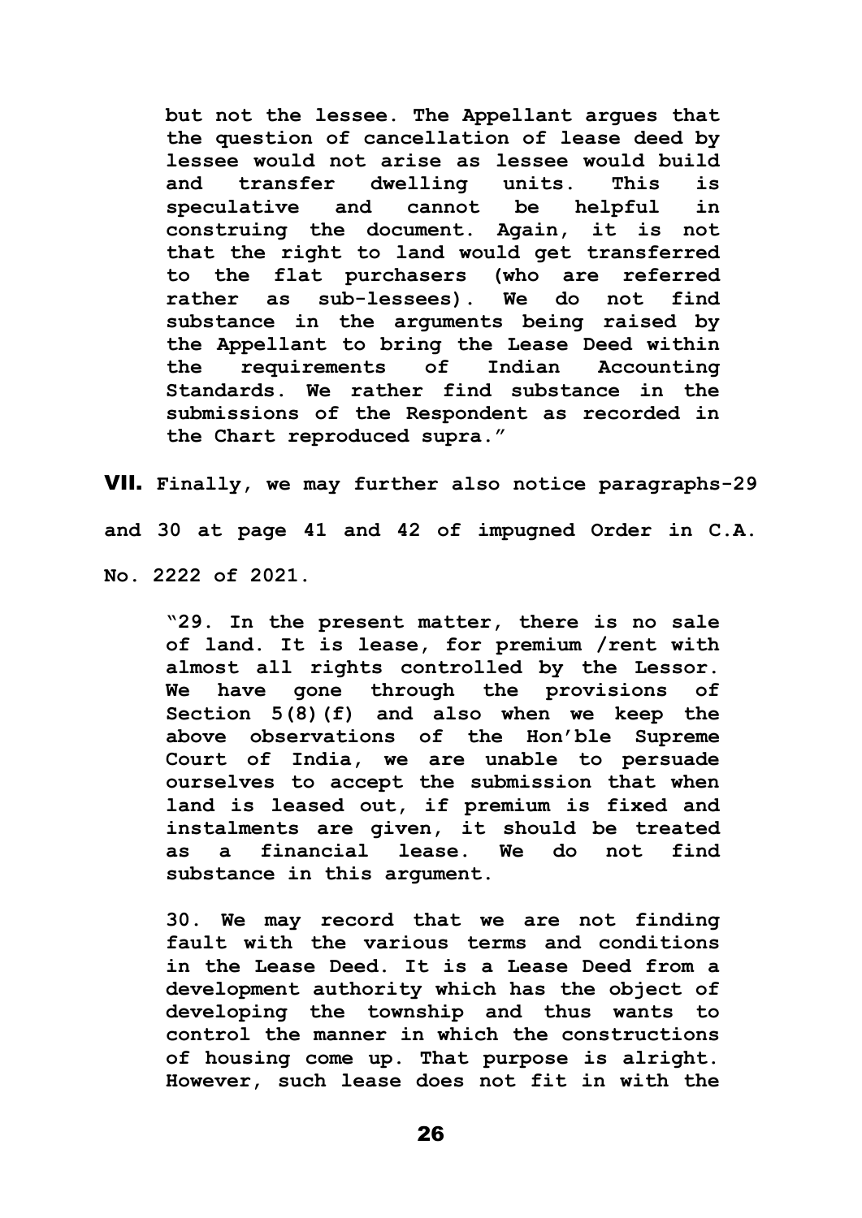> **but not the lessee. The Appellant argues that the question of cancellation of lease deed by lessee would not arise as lessee would build and transfer dwelling units. This is speculative and cannot be helpful in construing the document. Again, it is not that the right to land would get transferred to the flat purchasers (who are referred rather as sub-lessees). We do not find substance in the arguments being raised by the Appellant to bring the Lease Deed within the requirements of Indian Accounting Standards. We rather find substance in the submissions of the Respondent as recorded in the Chart reproduced supra."**

**VII. Finally, we may further also notice paragraphs-29 and 30 at page 41 and 42 of impugned Order in C.A. No. 2222 of 2021.**

> **"29. In the present matter, there is no sale of land. It is lease, for premium /rent with almost all rights controlled by the Lessor. We have gone through the provisions of Section 5(8)(f) and also when we keep the above observations of the Hon'ble Supreme Court of India, we are unable to persuade ourselves to accept the submission that when land is leased out, if premium is fixed and instalments are given, it should be treated as a financial lease. We do not find substance in this argument.**
>
> **30. We may record that we are not finding fault with the various terms and conditions in the Lease Deed. It is a Lease Deed from a development authority which has the object of developing the township and thus wants to control the manner in which the constructions of housing come up. That purpose is alright. However, such lease does not fit in with the**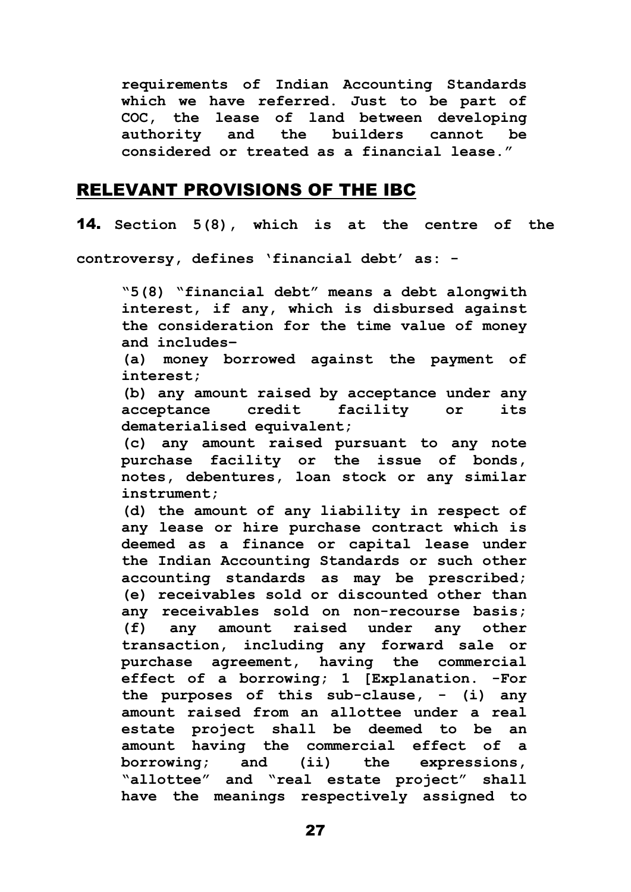requirements of Indian Accounting Standards which we have referred. Just to be part of COC, the lease of land between developing authority and the builders cannot be considered or treated as a financial lease."

## RELEVANT PROVISIONS OF THE IBC

**14.** Section 5(8), which is at the centre of the controversy, defines 'financial debt' as: -

> "5(8) "financial debt" means a debt alongwith interest, if any, which is disbursed against the consideration for the time value of money and includes–
>
> (a) money borrowed against the payment of interest;
>
> (b) any amount raised by acceptance under any acceptance credit facility or its dematerialised equivalent;
>
> (c) any amount raised pursuant to any note purchase facility or the issue of bonds, notes, debentures, loan stock or any similar instrument;
>
> (d) the amount of any liability in respect of any lease or hire purchase contract which is deemed as a finance or capital lease under the Indian Accounting Standards or such other accounting standards as may be prescribed;
>
> (e) receivables sold or discounted other than any receivables sold on non-recourse basis;
>
> (f) any amount raised under any other transaction, including any forward sale or purchase agreement, having the commercial effect of a borrowing; 1 [Explanation. -For the purposes of this sub-clause, - (i) any amount raised from an allottee under a real estate project shall be deemed to be an amount having the commercial effect of a borrowing; and (ii) the expressions, "allottee" and "real estate project" shall have the meanings respectively assigned to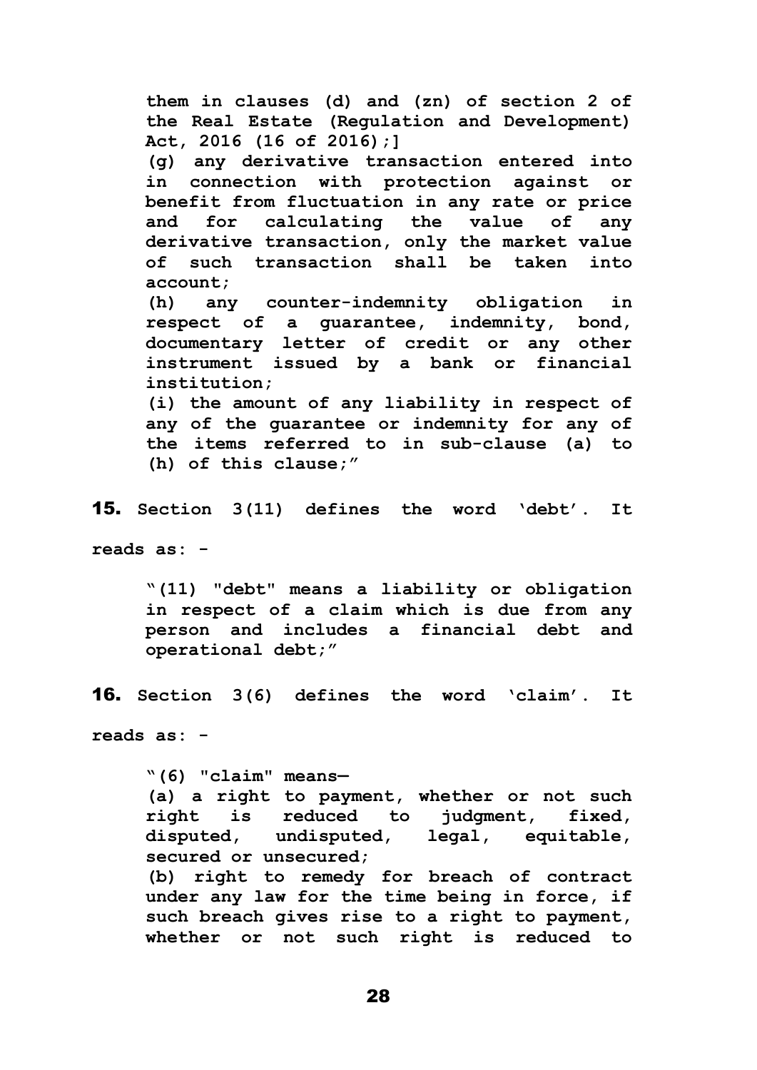them in clauses (d) and (zn) of section 2 of the Real Estate (Regulation and Development) Act, 2016 (16 of 2016);]

(g) any derivative transaction entered into in connection with protection against or benefit from fluctuation in any rate or price and for calculating the value of any derivative transaction, only the market value of such transaction shall be taken into account;

(h) any counter-indemnity obligation in respect of a guarantee, indemnity, bond, documentary letter of credit or any other instrument issued by a bank or financial institution;

(i) the amount of any liability in respect of any of the guarantee or indemnity for any of the items referred to in sub-clause (a) to (h) of this clause;"

**15.** Section 3(11) defines the word 'debt'. It reads as: -

> "(11) "debt" means a liability or obligation in respect of a claim which is due from any person and includes a financial debt and operational debt;"

**16.** Section 3(6) defines the word 'claim'. It reads as: -

> "(6) "claim" means—
>
> (a) a right to payment, whether or not such right is reduced to judgment, fixed, disputed, undisputed, legal, equitable, secured or unsecured;
>
> (b) right to remedy for breach of contract under any law for the time being in force, if such breach gives rise to a right to payment, whether or not such right is reduced to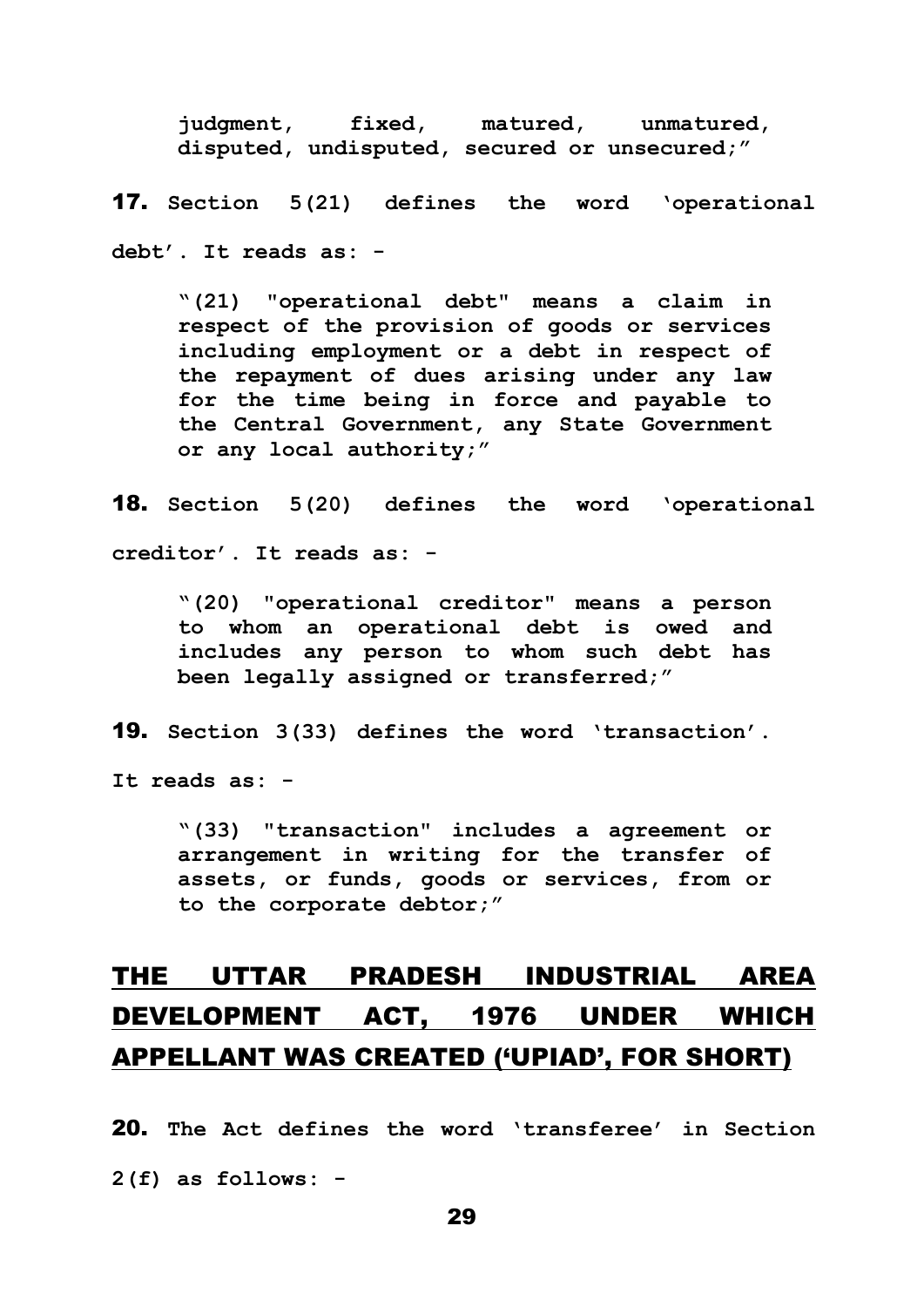> judgment, fixed, matured, unmatured, disputed, undisputed, secured or unsecured;"

**17.** Section 5(21) defines the word 'operational debt'. It reads as: -

> "(21) "operational debt" means a claim in respect of the provision of goods or services including employment or a debt in respect of the repayment of dues arising under any law for the time being in force and payable to the Central Government, any State Government or any local authority;"

**18.** Section 5(20) defines the word 'operational creditor'. It reads as: -

> "(20) "operational creditor" means a person to whom an operational debt is owed and includes any person to whom such debt has been legally assigned or transferred;"

**19.** Section 3(33) defines the word 'transaction'. It reads as: -

> "(33) "transaction" includes a agreement or arrangement in writing for the transfer of assets, or funds, goods or services, from or to the corporate debtor;"

## THE UTTAR PRADESH INDUSTRIAL AREA DEVELOPMENT ACT, 1976 UNDER WHICH APPELLANT WAS CREATED ('UPIAD', FOR SHORT)

**20.** The Act defines the word 'transferee' in Section 2(f) as follows: -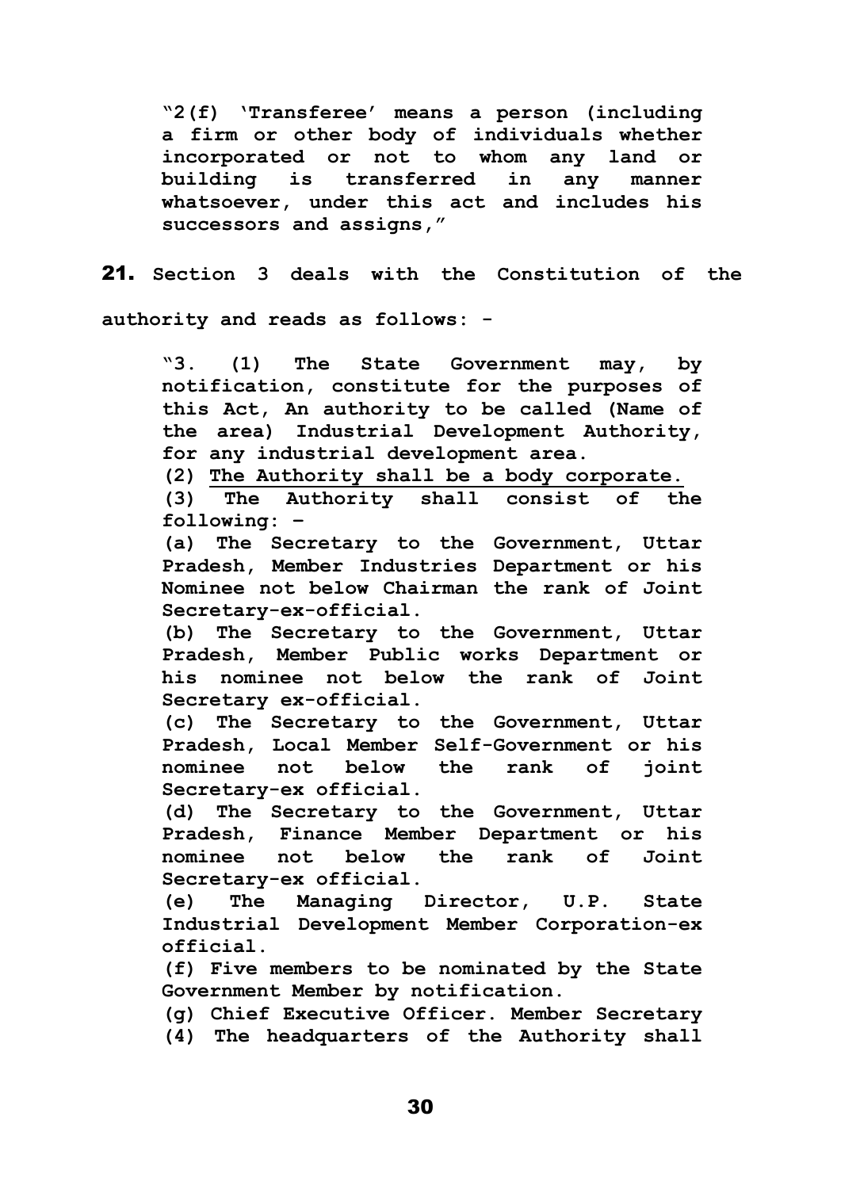> **"2(f) 'Transferee' means a person (including a firm or other body of individuals whether incorporated or not to whom any land or building is transferred in any manner whatsoever, under this act and includes his successors and assigns,"**

**21.** **Section 3 deals with the Constitution of the authority and reads as follows: -**

> **"3. (1) The State Government may, by notification, constitute for the purposes of this Act, An authority to be called (Name of the area) Industrial Development Authority, for any industrial development area.**
>
> **(2) <u>The Authority shall be a body corporate.</u>**
>
> **(3) The Authority shall consist of the following: –**
>
> **(a) The Secretary to the Government, Uttar Pradesh, Member Industries Department or his Nominee not below Chairman the rank of Joint Secretary-ex-official.**
>
> **(b) The Secretary to the Government, Uttar Pradesh, Member Public works Department or his nominee not below the rank of Joint Secretary ex-official.**
>
> **(c) The Secretary to the Government, Uttar Pradesh, Local Member Self-Government or his nominee not below the rank of joint Secretary-ex official.**
>
> **(d) The Secretary to the Government, Uttar Pradesh, Finance Member Department or his nominee not below the rank of Joint Secretary-ex official.**
>
> **(e) The Managing Director, U.P. State Industrial Development Member Corporation-ex official.**
>
> **(f) Five members to be nominated by the State Government Member by notification.**
>
> **(g) Chief Executive Officer. Member Secretary**
>
> **(4) The headquarters of the Authority shall**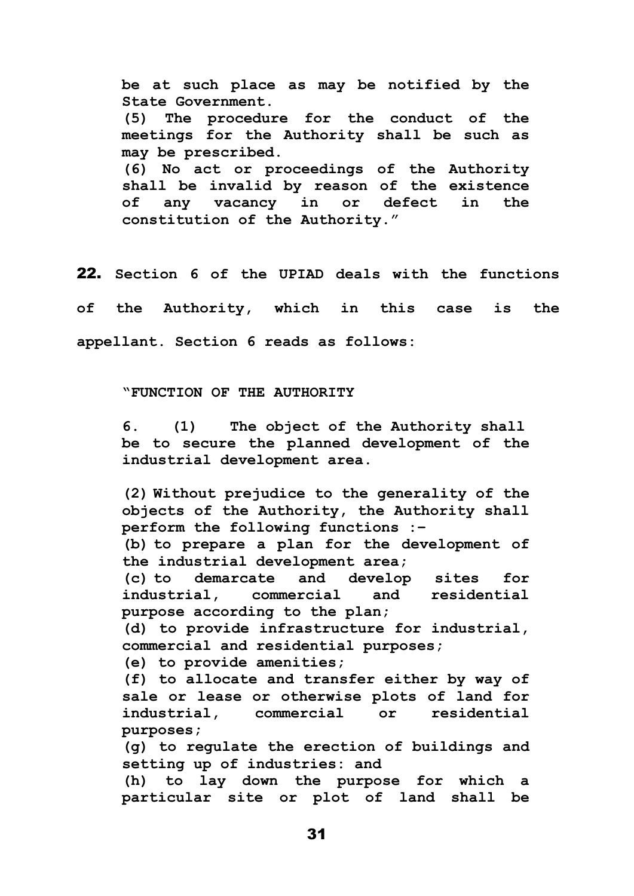**be at such place as may be notified by the State Government.**

**(5) The procedure for the conduct of the meetings for the Authority shall be such as may be prescribed.**

**(6) No act or proceedings of the Authority shall be invalid by reason of the existence of any vacancy in or defect in the constitution of the Authority."**

**22. Section 6 of the UPIAD deals with the functions of the Authority, which in this case is the appellant. Section 6 reads as follows:**

> **"FUNCTION OF THE AUTHORITY**
>
> **6. (1) The object of the Authority shall be to secure the planned development of the industrial development area.**
>
> **(2) Without prejudice to the generality of the objects of the Authority, the Authority shall perform the following functions :-**
>
> **(b) to prepare a plan for the development of the industrial development area;**
>
> **(c) to demarcate and develop sites for industrial, commercial and residential purpose according to the plan;**
>
> **(d) to provide infrastructure for industrial, commercial and residential purposes;**
>
> **(e) to provide amenities;**
>
> **(f) to allocate and transfer either by way of sale or lease or otherwise plots of land for industrial, commercial or residential purposes;**
>
> **(g) to regulate the erection of buildings and setting up of industries: and**
>
> **(h) to lay down the purpose for which a particular site or plot of land shall be**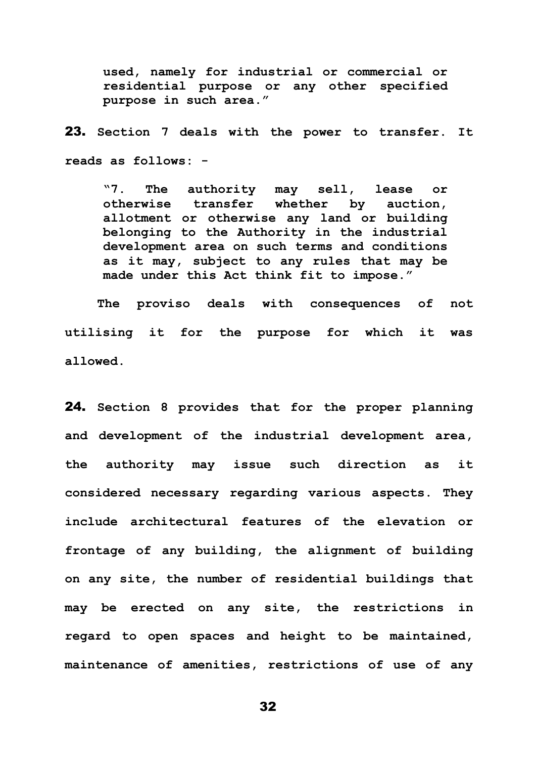> **used, namely for industrial or commercial or residential purpose or any other specified purpose in such area."**

**23. Section 7 deals with the power to transfer. It reads as follows: -**

> **"7. The authority may sell, lease or otherwise transfer whether by auction, allotment or otherwise any land or building belonging to the Authority in the industrial development area on such terms and conditions as it may, subject to any rules that may be made under this Act think fit to impose."**

**The proviso deals with consequences of not utilising it for the purpose for which it was allowed.**

**24. Section 8 provides that for the proper planning and development of the industrial development area, the authority may issue such direction as it considered necessary regarding various aspects. They include architectural features of the elevation or frontage of any building, the alignment of building on any site, the number of residential buildings that may be erected on any site, the restrictions in regard to open spaces and height to be maintained, maintenance of amenities, restrictions of use of any**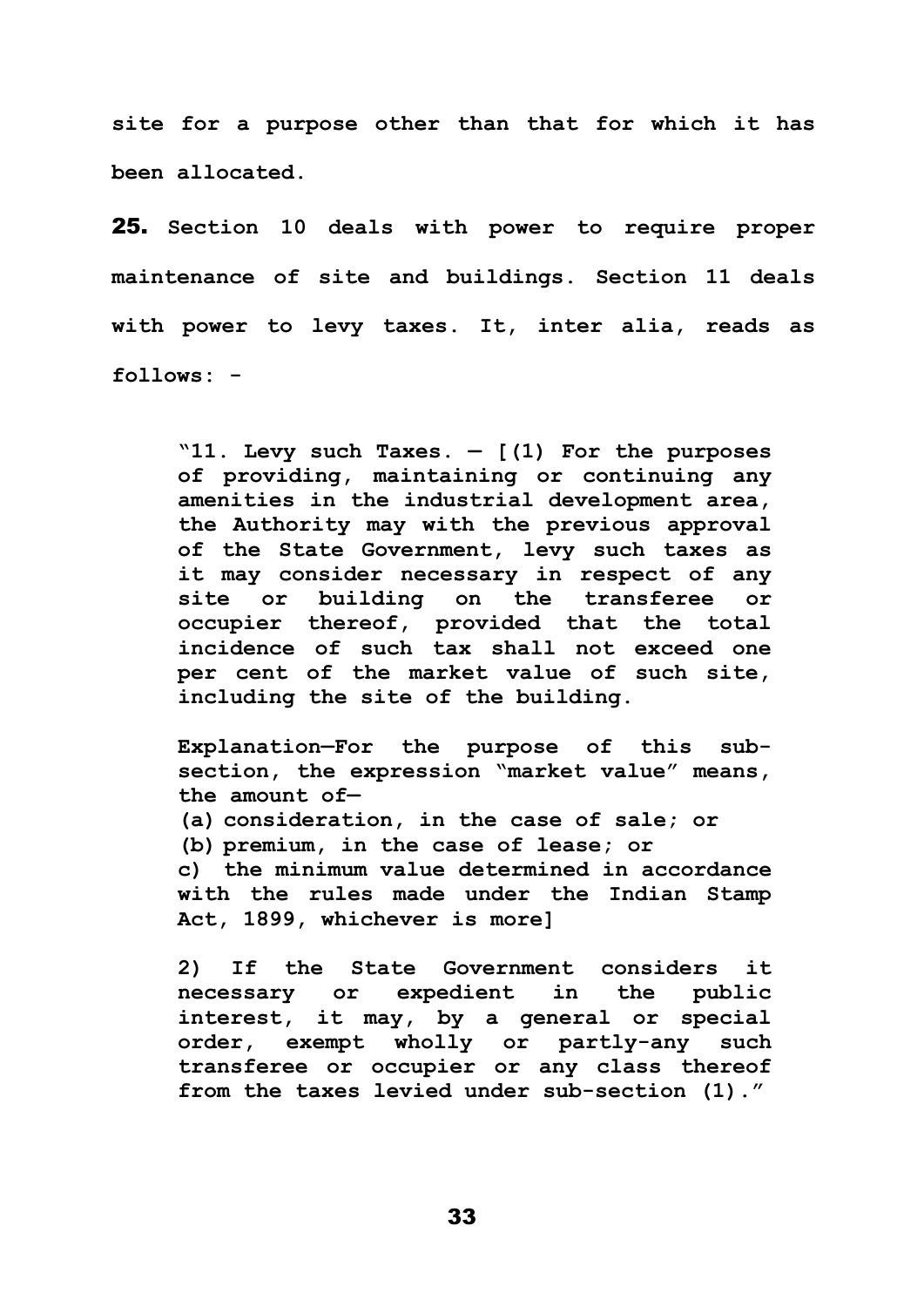site for a purpose other than that for which it has been allocated.

**25.** Section 10 deals with power to require proper maintenance of site and buildings. Section 11 deals with power to levy taxes. It, inter alia, reads as follows: -

> "11. Levy such Taxes. — [(1) For the purposes of providing, maintaining or continuing any amenities in the industrial development area, the Authority may with the previous approval of the State Government, levy such taxes as it may consider necessary in respect of any site or building on the transferee or occupier thereof, provided that the total incidence of such tax shall not exceed one per cent of the market value of such site, including the site of the building.
>
> Explanation—For the purpose of this sub-section, the expression "market value" means, the amount of—
> (a) consideration, in the case of sale; or
> (b) premium, in the case of lease; or
> c) the minimum value determined in accordance with the rules made under the Indian Stamp Act, 1899, whichever is more]
>
> 2) If the State Government considers it necessary or expedient in the public interest, it may, by a general or special order, exempt wholly or partly-any such transferee or occupier or any class thereof from the taxes levied under sub-section (1)."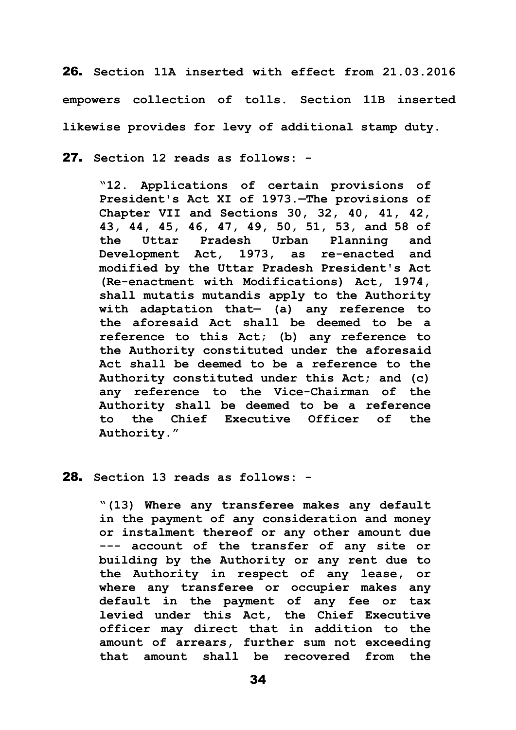**26.** **Section 11A inserted with effect from 21.03.2016 empowers collection of tolls. Section 11B inserted likewise provides for levy of additional stamp duty.**

**27.** **Section 12 reads as follows: -**

> **"12. Applications of certain provisions of President's Act XI of 1973.—The provisions of Chapter VII and Sections 30, 32, 40, 41, 42, 43, 44, 45, 46, 47, 49, 50, 51, 53, and 58 of the Uttar Pradesh Urban Planning and Development Act, 1973, as re-enacted and modified by the Uttar Pradesh President's Act (Re-enactment with Modifications) Act, 1974, shall mutatis mutandis apply to the Authority with adaptation that— (a) any reference to the aforesaid Act shall be deemed to be a reference to this Act; (b) any reference to the Authority constituted under the aforesaid Act shall be deemed to be a reference to the Authority constituted under this Act; and (c) any reference to the Vice-Chairman of the Authority shall be deemed to be a reference to the Chief Executive Officer of the Authority."**

**28.** **Section 13 reads as follows: -**

> **"(13) Where any transferee makes any default in the payment of any consideration and money or instalment thereof or any other amount due --- account of the transfer of any site or building by the Authority or any rent due to the Authority in respect of any lease, or where any transferee or occupier makes any default in the payment of any fee or tax levied under this Act, the Chief Executive officer may direct that in addition to the amount of arrears, further sum not exceeding that amount shall be recovered from the**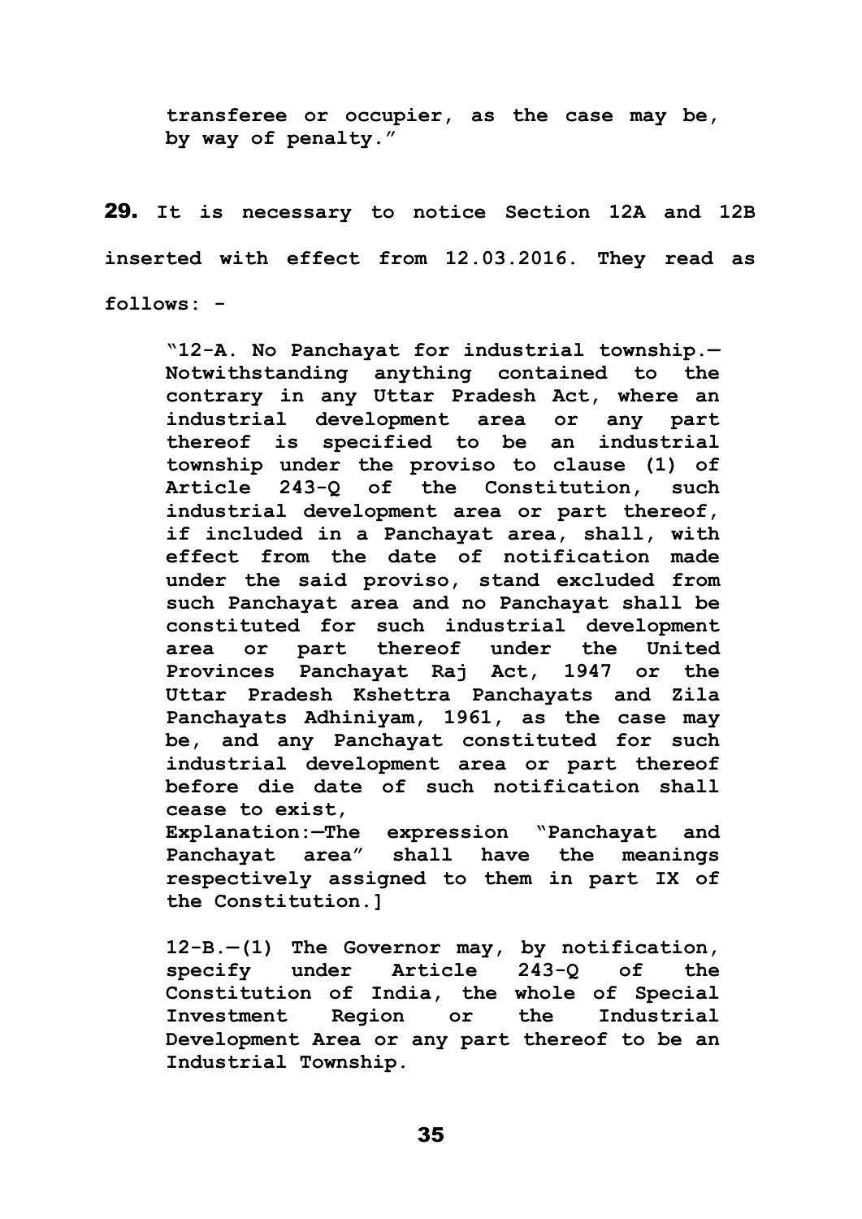transferee or occupier, as the case may be, by way of penalty."

**29.** It is necessary to notice Section 12A and 12B inserted with effect from 12.03.2016. They read as follows: -

> "12-A. No Panchayat for industrial township.—Notwithstanding anything contained to the contrary in any Uttar Pradesh Act, where an industrial development area or any part thereof is specified to be an industrial township under the proviso to clause (1) of Article 243-Q of the Constitution, such industrial development area or part thereof, if included in a Panchayat area, shall, with effect from the date of notification made under the said proviso, stand excluded from such Panchayat area and no Panchayat shall be constituted for such industrial development area or part thereof under the United Provinces Panchayat Raj Act, 1947 or the Uttar Pradesh Kshettra Panchayats and Zila Panchayats Adhiniyam, 1961, as the case may be, and any Panchayat constituted for such industrial development area or part thereof before die date of such notification shall cease to exist,
>
> Explanation:—The expression "Panchayat and Panchayat area" shall have the meanings respectively assigned to them in part IX of the Constitution.]
>
> 12-B.—(1) The Governor may, by notification, specify under Article 243-Q of the Constitution of India, the whole of Special Investment Region or the Industrial Development Area or any part thereof to be an Industrial Township.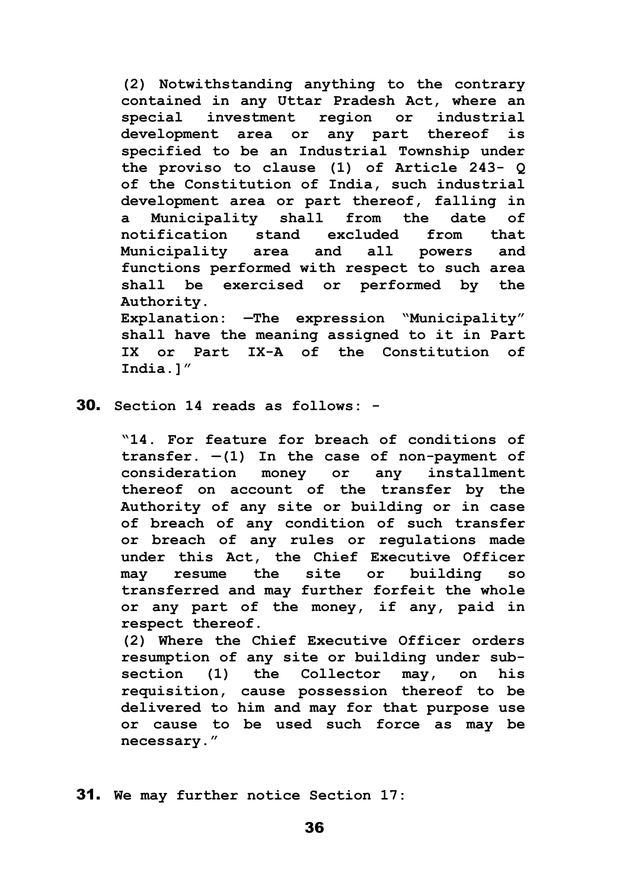> **(2) Notwithstanding anything to the contrary contained in any Uttar Pradesh Act, where an special investment region or industrial development area or any part thereof is specified to be an Industrial Township under the proviso to clause (1) of Article 243- Q of the Constitution of India, such industrial development area or part thereof, falling in a Municipality shall from the date of notification stand excluded from that Municipality area and all powers and functions performed with respect to such area shall be exercised or performed by the Authority.**
>
> **Explanation: —The expression "Municipality" shall have the meaning assigned to it in Part IX or Part IX-A of the Constitution of India.]"**

**30.** **Section 14 reads as follows: -**

> **"14. For feature for breach of conditions of transfer. —(1) In the case of non-payment of consideration money or any installment thereof on account of the transfer by the Authority of any site or building or in case of breach of any condition of such transfer or breach of any rules or regulations made under this Act, the Chief Executive Officer may resume the site or building so transferred and may further forfeit the whole or any part of the money, if any, paid in respect thereof.**
>
> **(2) Where the Chief Executive Officer orders resumption of any site or building under sub-section (1) the Collector may, on his requisition, cause possession thereof to be delivered to him and may for that purpose use or cause to be used such force as may be necessary."**

**31.** **We may further notice Section 17:**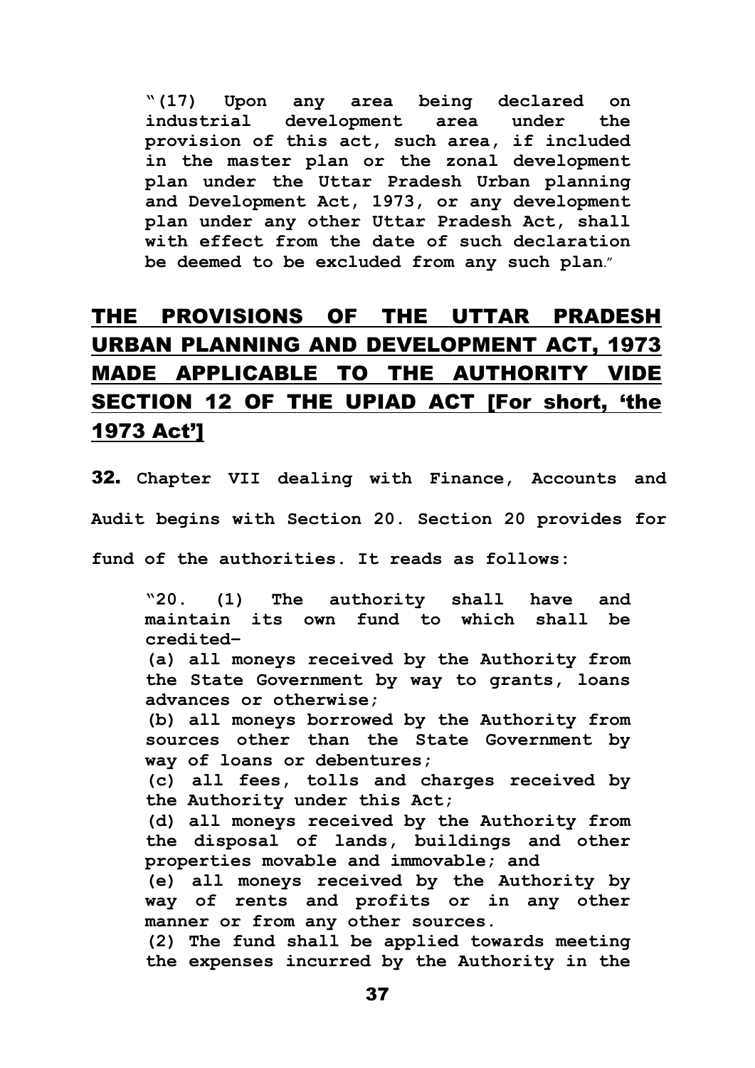**"(17) Upon any area being declared on industrial development area under the provision of this act, such area, if included in the master plan or the zonal development plan under the Uttar Pradesh Urban planning and Development Act, 1973, or any development plan under any other Uttar Pradesh Act, shall with effect from the date of such declaration be deemed to be excluded from any such plan."**

## THE PROVISIONS OF THE UTTAR PRADESH URBAN PLANNING AND DEVELOPMENT ACT, 1973 MADE APPLICABLE TO THE AUTHORITY VIDE SECTION 12 OF THE UPIAD ACT [For short, 'the 1973 Act']

**32.** **Chapter VII dealing with Finance, Accounts and Audit begins with Section 20. Section 20 provides for fund of the authorities. It reads as follows:**

> **"20. (1) The authority shall have and maintain its own fund to which shall be credited–**
>
> **(a) all moneys received by the Authority from the State Government by way to grants, loans advances or otherwise;**
>
> **(b) all moneys borrowed by the Authority from sources other than the State Government by way of loans or debentures;**
>
> **(c) all fees, tolls and charges received by the Authority under this Act;**
>
> **(d) all moneys received by the Authority from the disposal of lands, buildings and other properties movable and immovable; and**
>
> **(e) all moneys received by the Authority by way of rents and profits or in any other manner or from any other sources.**
>
> **(2) The fund shall be applied towards meeting the expenses incurred by the Authority in the**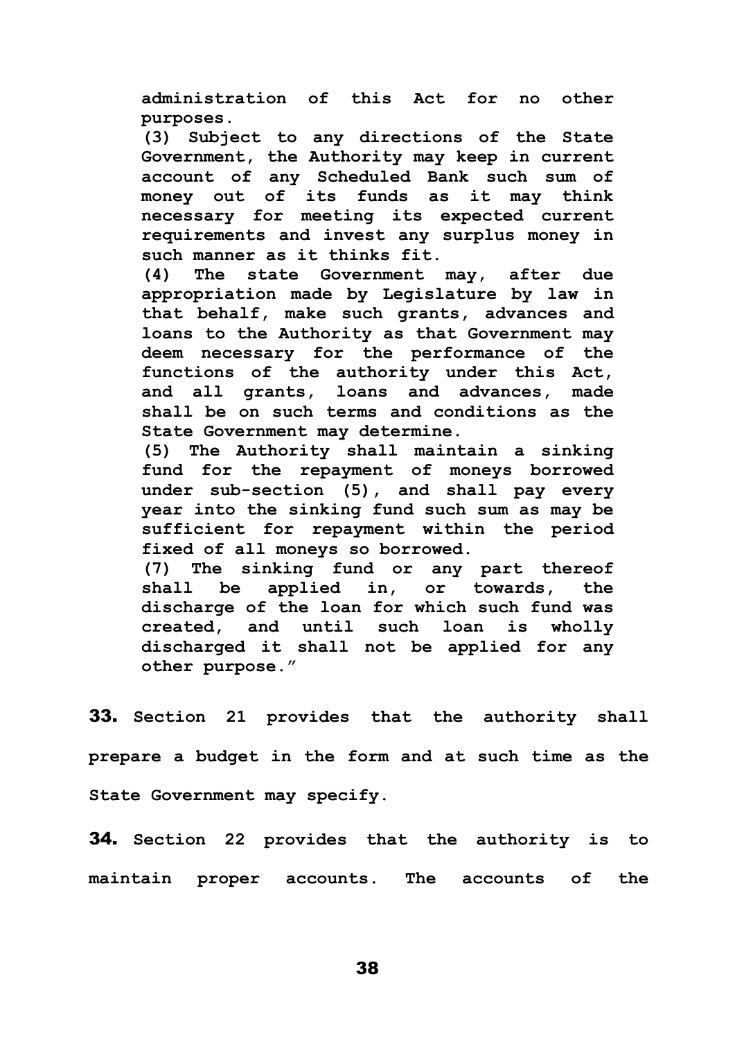**administration of this Act for no other purposes.**

**(3) Subject to any directions of the State Government, the Authority may keep in current account of any Scheduled Bank such sum of money out of its funds as it may think necessary for meeting its expected current requirements and invest any surplus money in such manner as it thinks fit.**

**(4) The state Government may, after due appropriation made by Legislature by law in that behalf, make such grants, advances and loans to the Authority as that Government may deem necessary for the performance of the functions of the authority under this Act, and all grants, loans and advances, made shall be on such terms and conditions as the State Government may determine.**

**(5) The Authority shall maintain a sinking fund for the repayment of moneys borrowed under sub-section (5), and shall pay every year into the sinking fund such sum as may be sufficient for repayment within the period fixed of all moneys so borrowed.**

**(7) The sinking fund or any part thereof shall be applied in, or towards, the discharge of the loan for which such fund was created, and until such loan is wholly discharged it shall not be applied for any other purpose."**

**33.** **Section 21 provides that the authority shall prepare a budget in the form and at such time as the State Government may specify.**

**34.** **Section 22 provides that the authority is to maintain proper accounts. The accounts of the**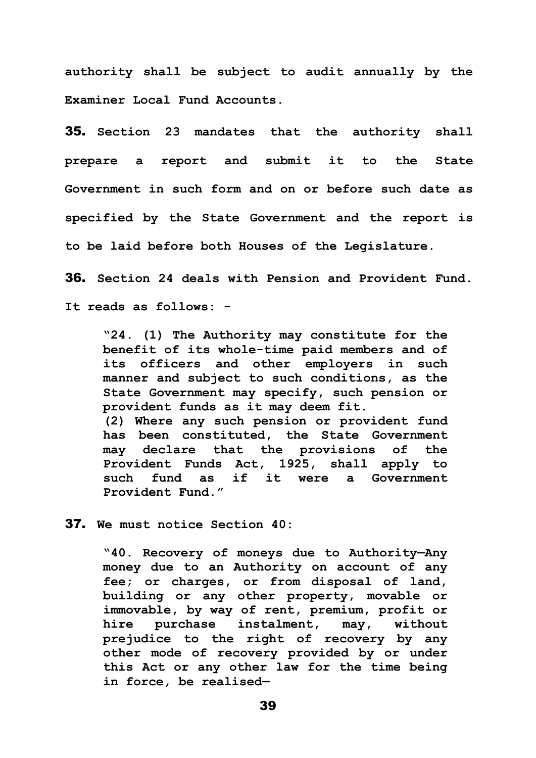authority shall be subject to audit annually by the Examiner Local Fund Accounts.

**35.** Section 23 mandates that the authority shall prepare a report and submit it to the State Government in such form and on or before such date as specified by the State Government and the report is to be laid before both Houses of the Legislature.

**36.** Section 24 deals with Pension and Provident Fund. It reads as follows: -

> "24. (1) The Authority may constitute for the benefit of its whole-time paid members and of its officers and other employers in such manner and subject to such conditions, as the State Government may specify, such pension or provident funds as it may deem fit.
> (2) Where any such pension or provident fund has been constituted, the State Government may declare that the provisions of the Provident Funds Act, 1925, shall apply to such fund as if it were a Government Provident Fund."

**37.** We must notice Section 40:

> "40. Recovery of moneys due to Authority—Any money due to an Authority on account of any fee; or charges, or from disposal of land, building or any other property, movable or immovable, by way of rent, premium, profit or hire purchase instalment, may, without prejudice to the right of recovery by any other mode of recovery provided by or under this Act or any other law for the time being in force, be realised—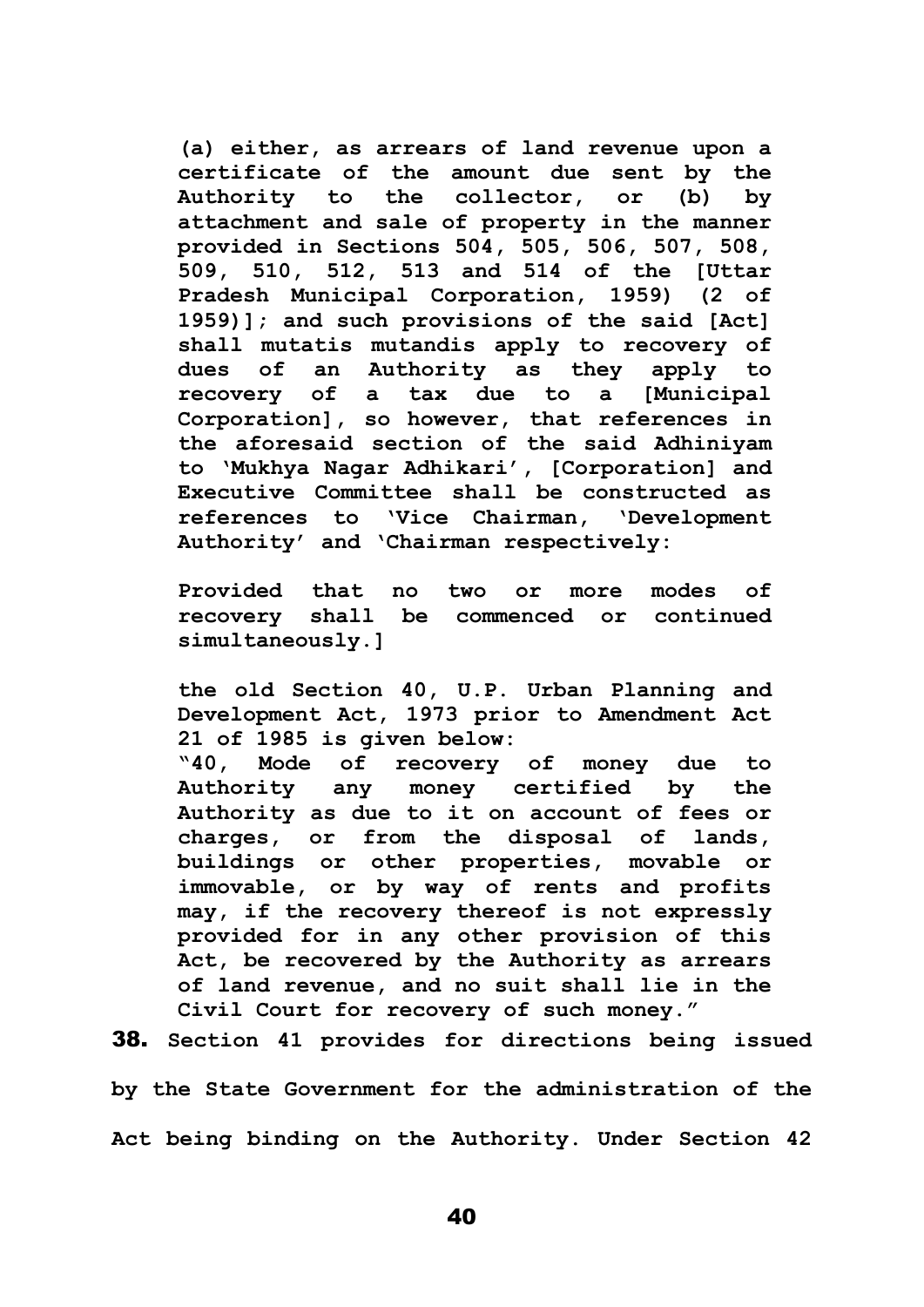**(a) either, as arrears of land revenue upon a certificate of the amount due sent by the Authority to the collector, or (b) by attachment and sale of property in the manner provided in Sections 504, 505, 506, 507, 508, 509, 510, 512, 513 and 514 of the [Uttar Pradesh Municipal Corporation, 1959) (2 of 1959)]; and such provisions of the said [Act] shall mutatis mutandis apply to recovery of dues of an Authority as they apply to recovery of a tax due to a [Municipal Corporation], so however, that references in the aforesaid section of the said Adhiniyam to 'Mukhya Nagar Adhikari', [Corporation] and Executive Committee shall be constructed as references to 'Vice Chairman, 'Development Authority' and 'Chairman respectively:**

**Provided that no two or more modes of recovery shall be commenced or continued simultaneously.]**

**the old Section 40, U.P. Urban Planning and Development Act, 1973 prior to Amendment Act 21 of 1985 is given below:**

**"40, Mode of recovery of money due to Authority any money certified by the Authority as due to it on account of fees or charges, or from the disposal of lands, buildings or other properties, movable or immovable, or by way of rents and profits may, if the recovery thereof is not expressly provided for in any other provision of this Act, be recovered by the Authority as arrears of land revenue, and no suit shall lie in the Civil Court for recovery of such money."**

**38.** **Section 41 provides for directions being issued by the State Government for the administration of the Act being binding on the Authority. Under Section 42**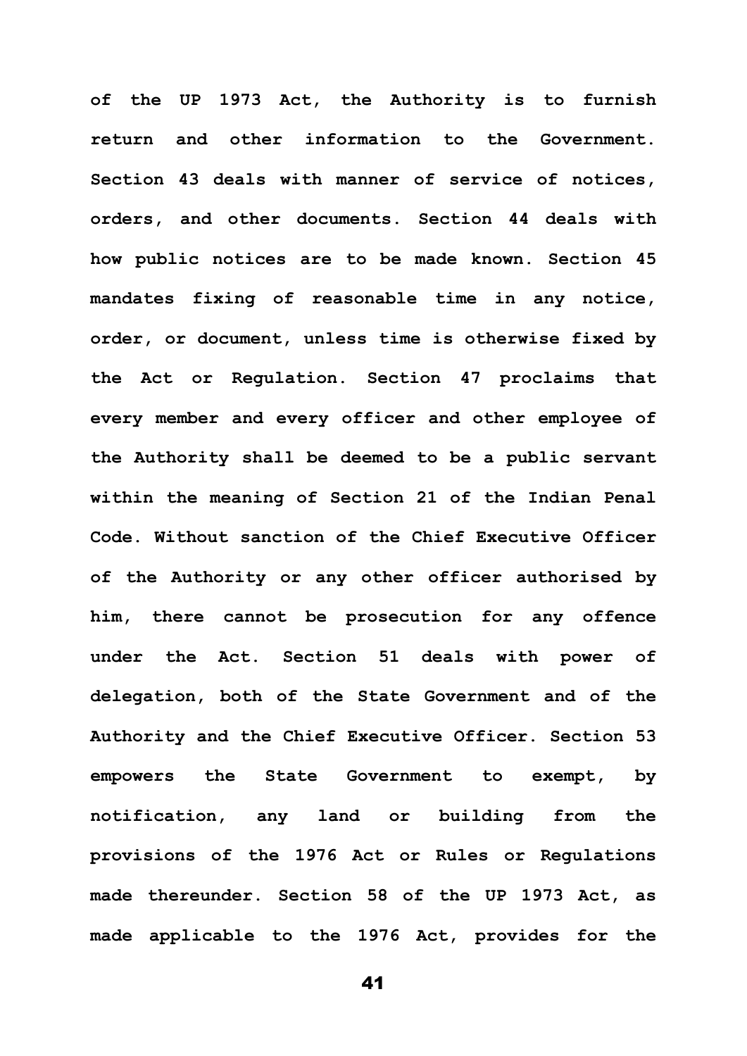of the UP 1973 Act, the Authority is to furnish return and other information to the Government. Section 43 deals with manner of service of notices, orders, and other documents. Section 44 deals with how public notices are to be made known. Section 45 mandates fixing of reasonable time in any notice, order, or document, unless time is otherwise fixed by the Act or Regulation. Section 47 proclaims that every member and every officer and other employee of the Authority shall be deemed to be a public servant within the meaning of Section 21 of the Indian Penal Code. Without sanction of the Chief Executive Officer of the Authority or any other officer authorised by him, there cannot be prosecution for any offence under the Act. Section 51 deals with power of delegation, both of the State Government and of the Authority and the Chief Executive Officer. Section 53 empowers the State Government to exempt, by notification, any land or building from the provisions of the 1976 Act or Rules or Regulations made thereunder. Section 58 of the UP 1973 Act, as made applicable to the 1976 Act, provides for the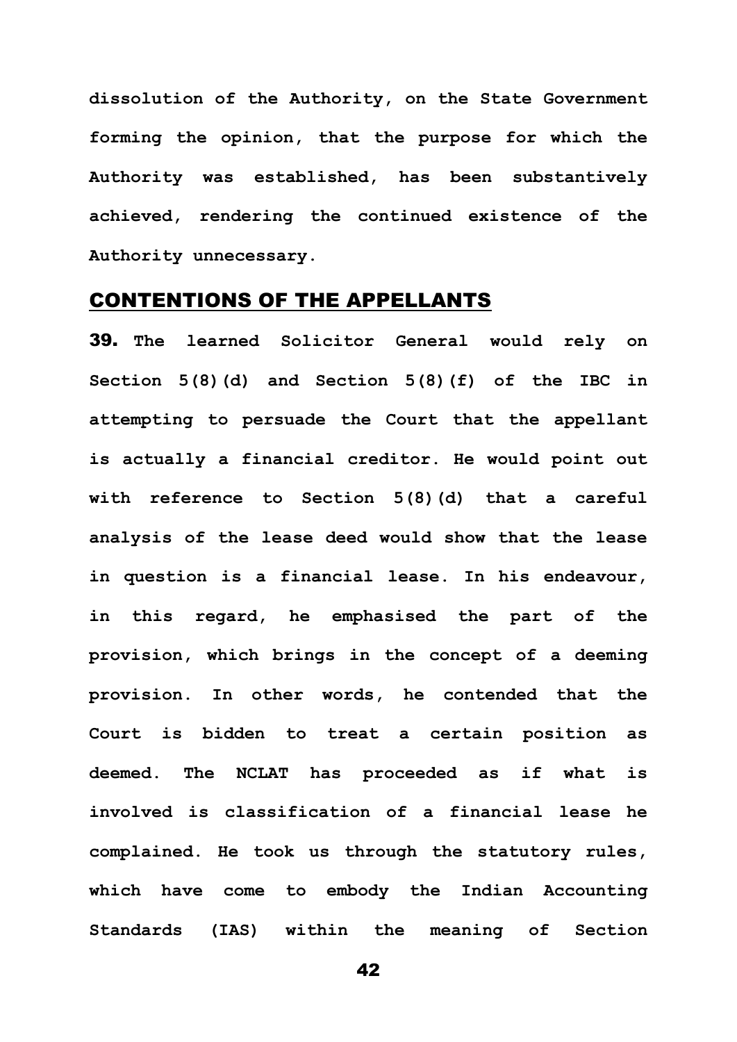**dissolution of the Authority, on the State Government forming the opinion, that the purpose for which the Authority was established, has been substantively achieved, rendering the continued existence of the Authority unnecessary.**

## CONTENTIONS OF THE APPELLANTS

**39. The learned Solicitor General would rely on Section 5(8)(d) and Section 5(8)(f) of the IBC in attempting to persuade the Court that the appellant is actually a financial creditor. He would point out with reference to Section 5(8)(d) that a careful analysis of the lease deed would show that the lease in question is a financial lease. In his endeavour, in this regard, he emphasised the part of the provision, which brings in the concept of a deeming provision. In other words, he contended that the Court is bidden to treat a certain position as deemed. The NCLAT has proceeded as if what is involved is classification of a financial lease he complained. He took us through the statutory rules, which have come to embody the Indian Accounting Standards (IAS) within the meaning of Section**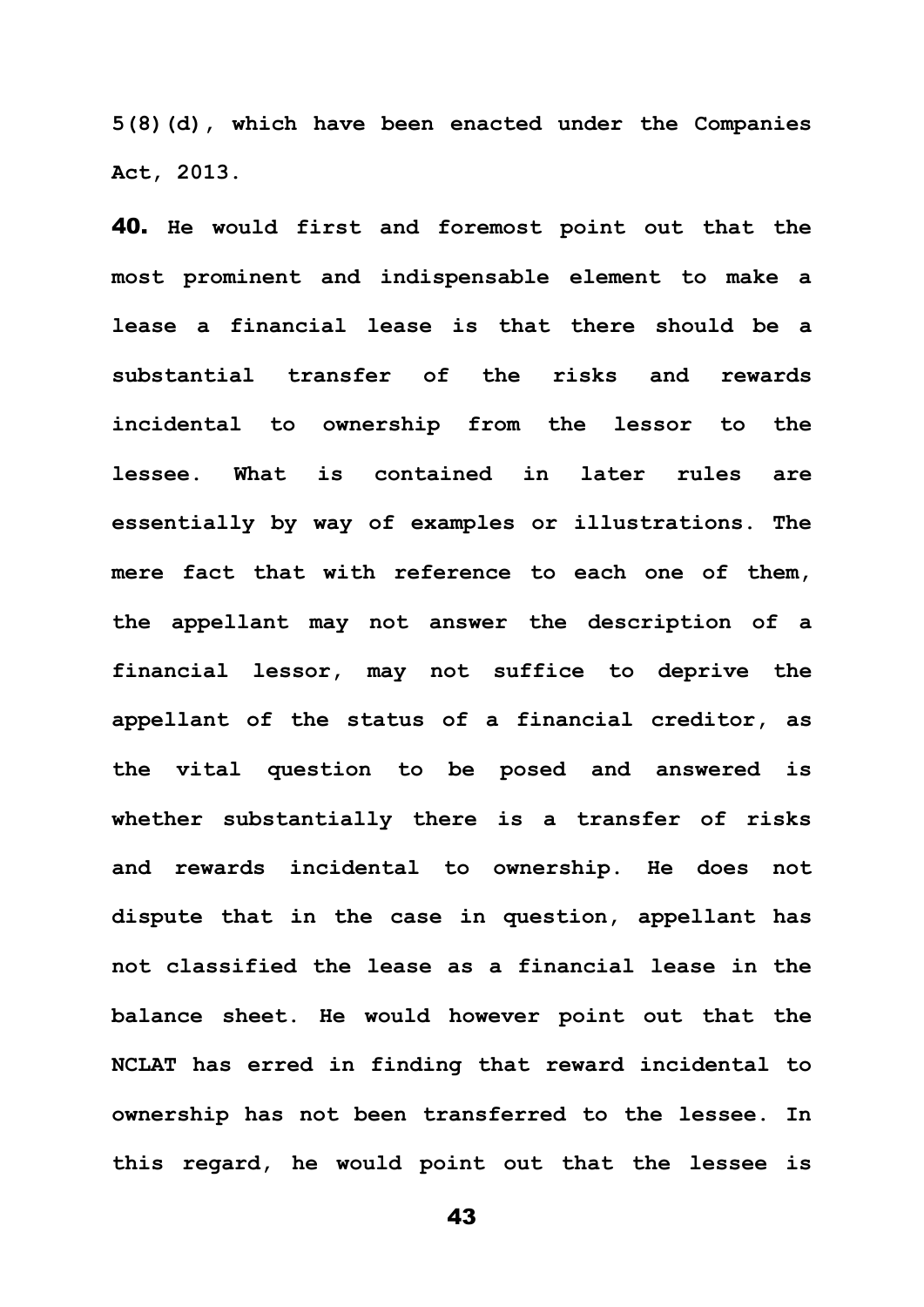**5(8)(d), which have been enacted under the Companies Act, 2013.**

**40. He would first and foremost point out that the most prominent and indispensable element to make a lease a financial lease is that there should be a substantial transfer of the risks and rewards incidental to ownership from the lessor to the lessee. What is contained in later rules are essentially by way of examples or illustrations. The mere fact that with reference to each one of them, the appellant may not answer the description of a financial lessor, may not suffice to deprive the appellant of the status of a financial creditor, as the vital question to be posed and answered is whether substantially there is a transfer of risks and rewards incidental to ownership. He does not dispute that in the case in question, appellant has not classified the lease as a financial lease in the balance sheet. He would however point out that the NCLAT has erred in finding that reward incidental to ownership has not been transferred to the lessee. In this regard, he would point out that the lessee is**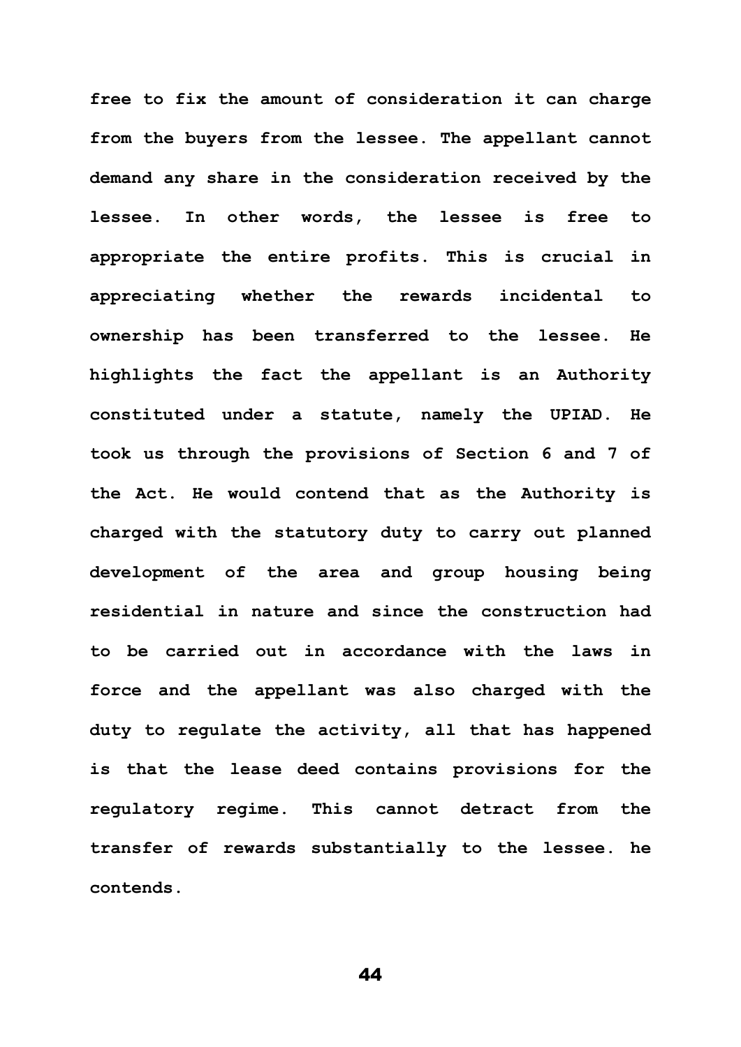free to fix the amount of consideration it can charge from the buyers from the lessee. The appellant cannot demand any share in the consideration received by the lessee. In other words, the lessee is free to appropriate the entire profits. This is crucial in appreciating whether the rewards incidental to ownership has been transferred to the lessee. He highlights the fact the appellant is an Authority constituted under a statute, namely the UPIAD. He took us through the provisions of Section 6 and 7 of the Act. He would contend that as the Authority is charged with the statutory duty to carry out planned development of the area and group housing being residential in nature and since the construction had to be carried out in accordance with the laws in force and the appellant was also charged with the duty to regulate the activity, all that has happened is that the lease deed contains provisions for the regulatory regime. This cannot detract from the transfer of rewards substantially to the lessee. he contends.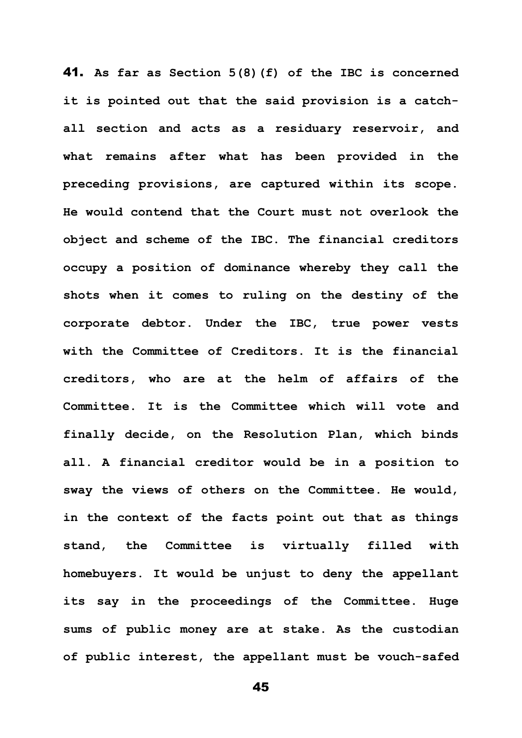**41.** As far as Section 5(8)(f) of the IBC is concerned it is pointed out that the said provision is a catch-all section and acts as a residuary reservoir, and what remains after what has been provided in the preceding provisions, are captured within its scope. He would contend that the Court must not overlook the object and scheme of the IBC. The financial creditors occupy a position of dominance whereby they call the shots when it comes to ruling on the destiny of the corporate debtor. Under the IBC, true power vests with the Committee of Creditors. It is the financial creditors, who are at the helm of affairs of the Committee. It is the Committee which will vote and finally decide, on the Resolution Plan, which binds all. A financial creditor would be in a position to sway the views of others on the Committee. He would, in the context of the facts point out that as things stand, the Committee is virtually filled with homebuyers. It would be unjust to deny the appellant its say in the proceedings of the Committee. Huge sums of public money are at stake. As the custodian of public interest, the appellant must be vouch-safed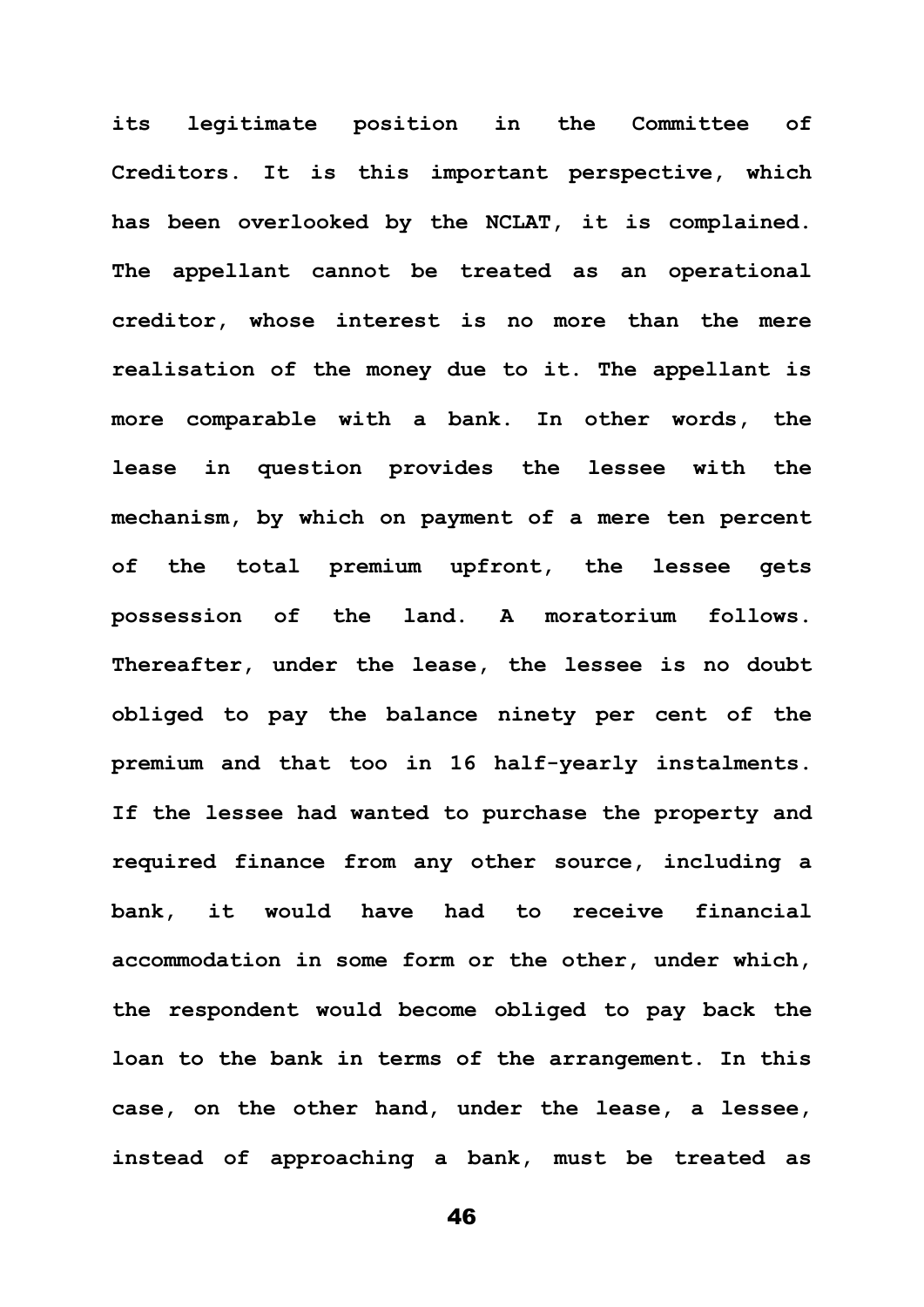**its legitimate position in the Committee of Creditors. It is this important perspective, which has been overlooked by the NCLAT, it is complained. The appellant cannot be treated as an operational creditor, whose interest is no more than the mere realisation of the money due to it. The appellant is more comparable with a bank. In other words, the lease in question provides the lessee with the mechanism, by which on payment of a mere ten percent of the total premium upfront, the lessee gets possession of the land. A moratorium follows. Thereafter, under the lease, the lessee is no doubt obliged to pay the balance ninety per cent of the premium and that too in 16 half-yearly instalments. If the lessee had wanted to purchase the property and required finance from any other source, including a bank, it would have had to receive financial accommodation in some form or the other, under which, the respondent would become obliged to pay back the loan to the bank in terms of the arrangement. In this case, on the other hand, under the lease, a lessee, instead of approaching a bank, must be treated as**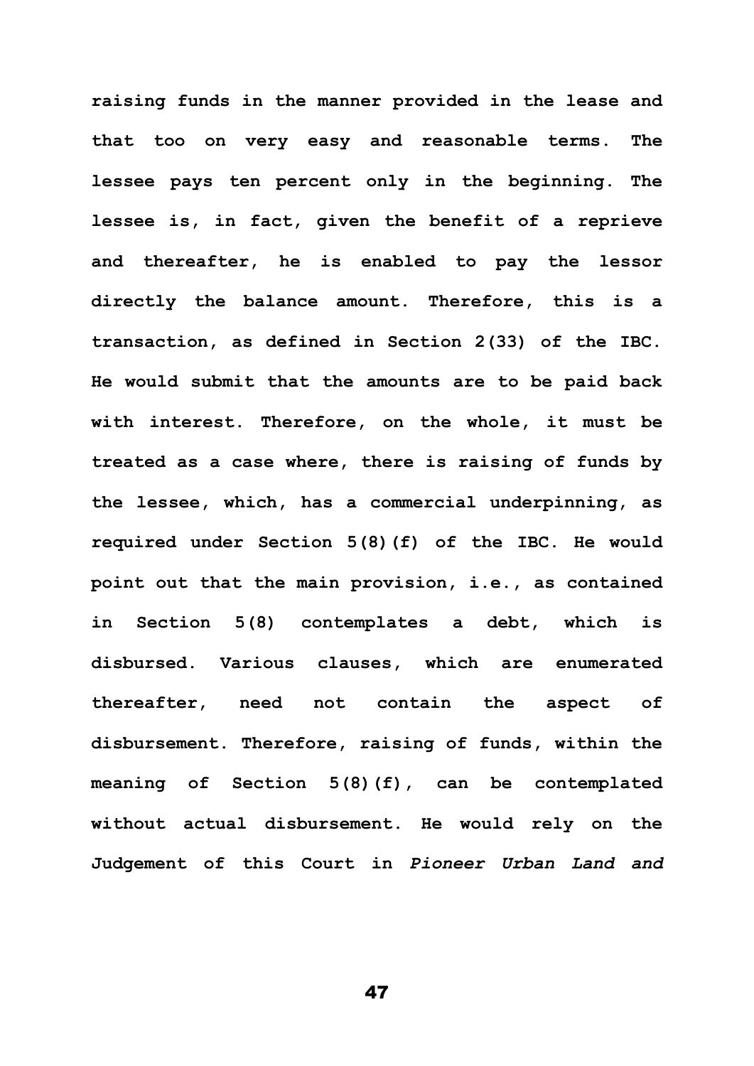raising funds in the manner provided in the lease and that too on very easy and reasonable terms. The lessee pays ten percent only in the beginning. The lessee is, in fact, given the benefit of a reprieve and thereafter, he is enabled to pay the lessor directly the balance amount. Therefore, this is a transaction, as defined in Section 2(33) of the IBC. He would submit that the amounts are to be paid back with interest. Therefore, on the whole, it must be treated as a case where, there is raising of funds by the lessee, which, has a commercial underpinning, as required under Section 5(8)(f) of the IBC. He would point out that the main provision, i.e., as contained in Section 5(8) contemplates a debt, which is disbursed. Various clauses, which are enumerated thereafter, need not contain the aspect of disbursement. Therefore, raising of funds, within the meaning of Section 5(8)(f), can be contemplated without actual disbursement. He would rely on the Judgement of this Court in *Pioneer Urban Land and*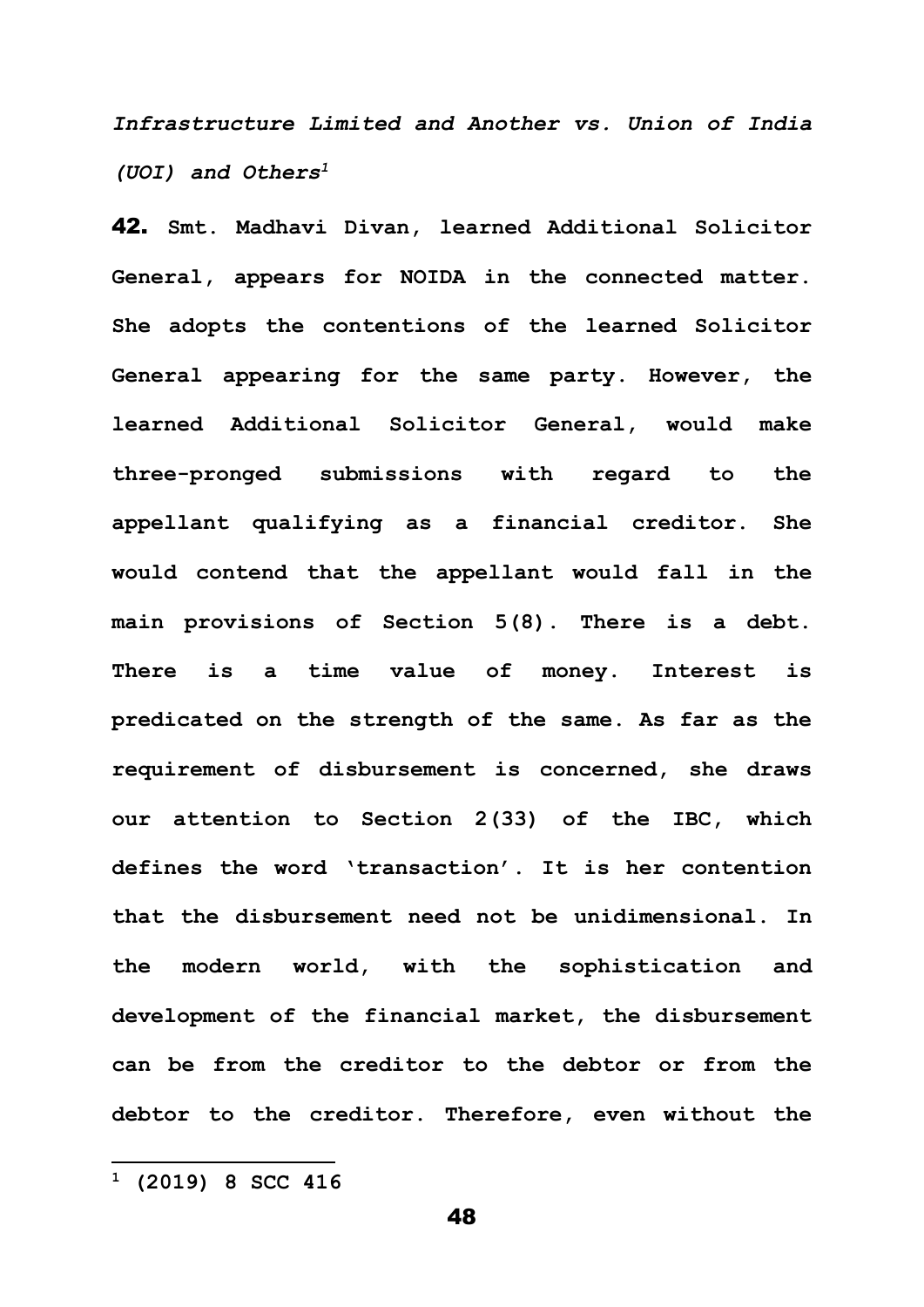*Infrastructure Limited and Another vs. Union of India (UOI) and Others*[1]

**42.** **Smt. Madhavi Divan, learned Additional Solicitor General, appears for NOIDA in the connected matter. She adopts the contentions of the learned Solicitor General appearing for the same party. However, the learned Additional Solicitor General, would make three-pronged submissions with regard to the appellant qualifying as a financial creditor. She would contend that the appellant would fall in the main provisions of Section 5(8). There is a debt. There is a time value of money. Interest is predicated on the strength of the same. As far as the requirement of disbursement is concerned, she draws our attention to Section 2(33) of the IBC, which defines the word 'transaction'. It is her contention that the disbursement need not be unidimensional. In the modern world, with the sophistication and development of the financial market, the disbursement can be from the creditor to the debtor or from the debtor to the creditor. Therefore, even without the**

---

[1] **(2019) 8 SCC 416**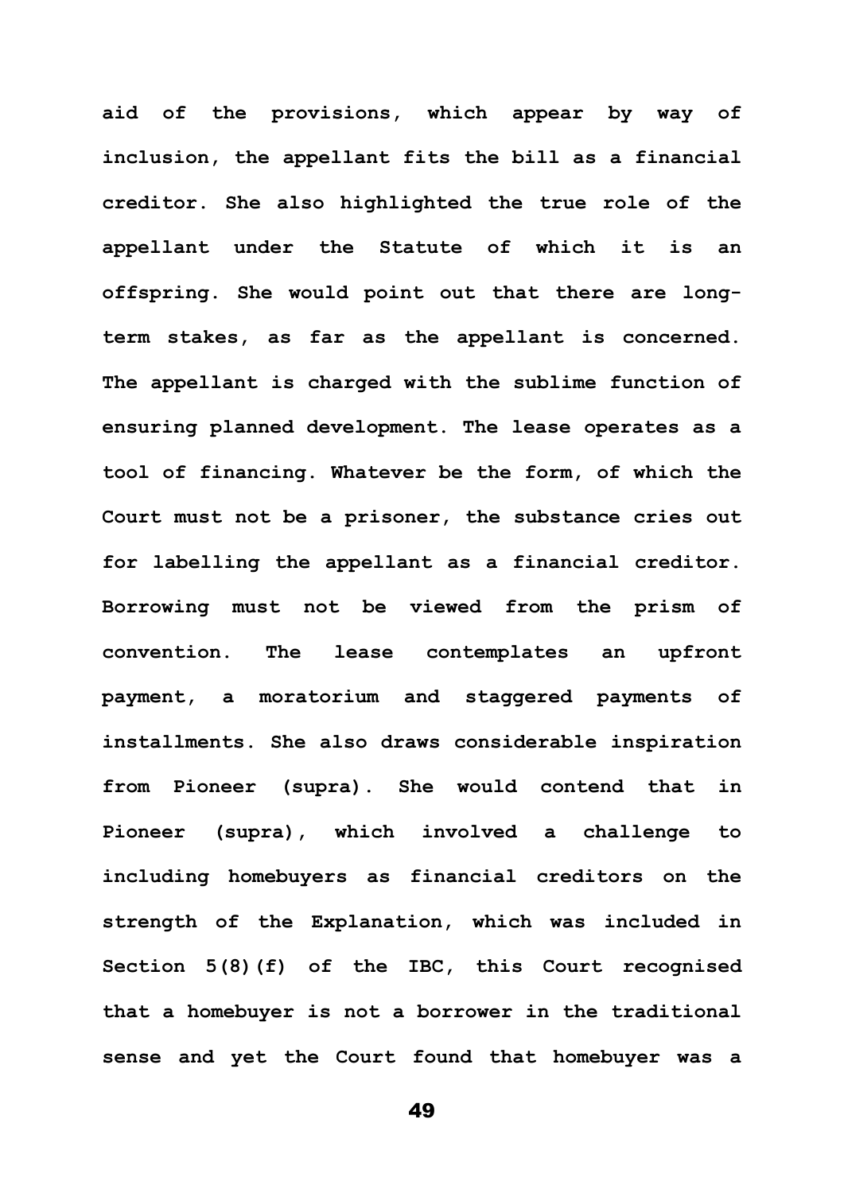**aid of the provisions, which appear by way of inclusion, the appellant fits the bill as a financial creditor. She also highlighted the true role of the appellant under the Statute of which it is an offspring. She would point out that there are long-term stakes, as far as the appellant is concerned. The appellant is charged with the sublime function of ensuring planned development. The lease operates as a tool of financing. Whatever be the form, of which the Court must not be a prisoner, the substance cries out for labelling the appellant as a financial creditor. Borrowing must not be viewed from the prism of convention. The lease contemplates an upfront payment, a moratorium and staggered payments of installments. She also draws considerable inspiration from Pioneer (supra). She would contend that in Pioneer (supra), which involved a challenge to including homebuyers as financial creditors on the strength of the Explanation, which was included in Section 5(8)(f) of the IBC, this Court recognised that a homebuyer is not a borrower in the traditional sense and yet the Court found that homebuyer was a**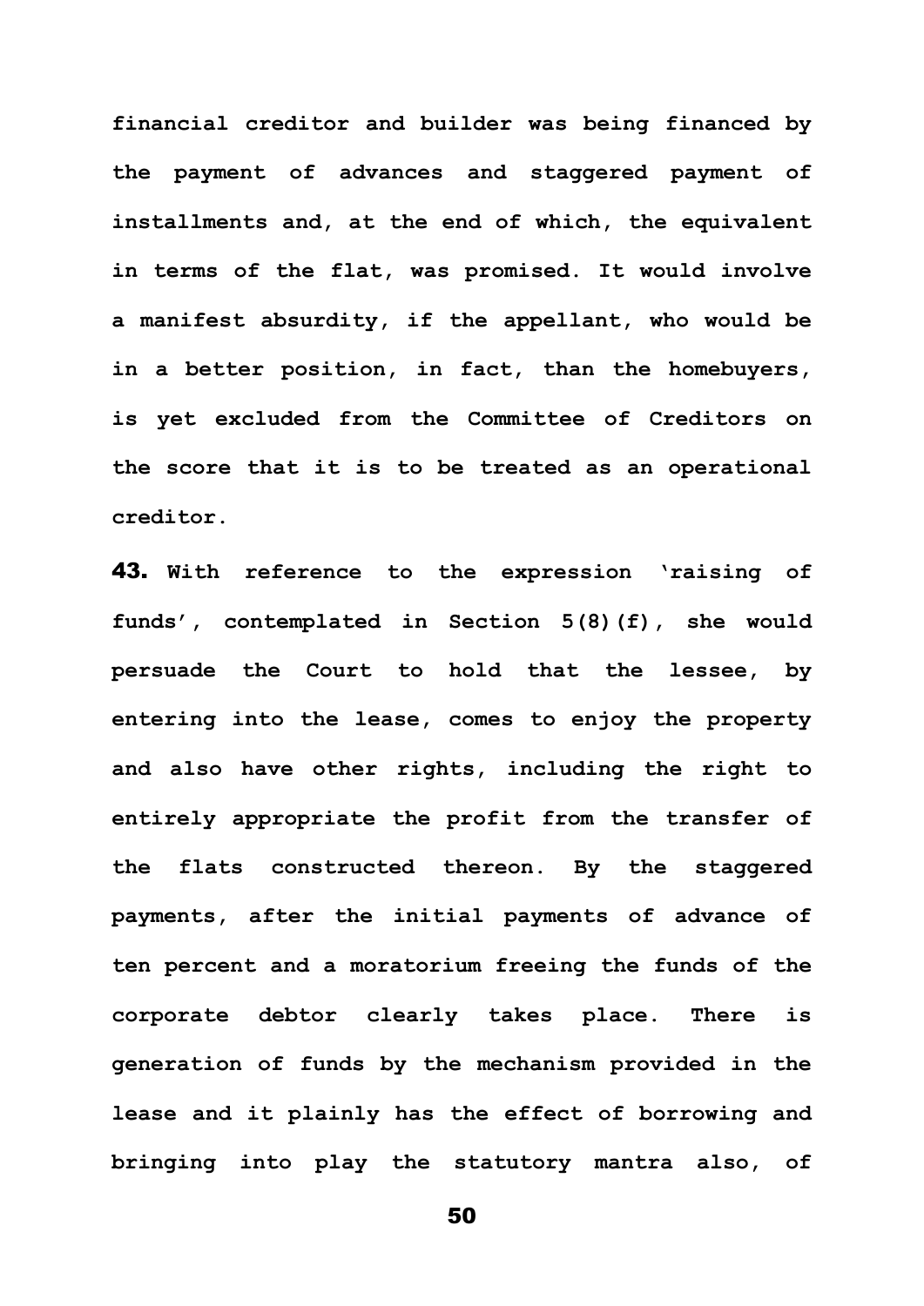financial creditor and builder was being financed by the payment of advances and staggered payment of installments and, at the end of which, the equivalent in terms of the flat, was promised. It would involve a manifest absurdity, if the appellant, who would be in a better position, in fact, than the homebuyers, is yet excluded from the Committee of Creditors on the score that it is to be treated as an operational creditor.

**43.** With reference to the expression 'raising of funds', contemplated in Section 5(8)(f), she would persuade the Court to hold that the lessee, by entering into the lease, comes to enjoy the property and also have other rights, including the right to entirely appropriate the profit from the transfer of the flats constructed thereon. By the staggered payments, after the initial payments of advance of ten percent and a moratorium freeing the funds of the corporate debtor clearly takes place. There is generation of funds by the mechanism provided in the lease and it plainly has the effect of borrowing and bringing into play the statutory mantra also, of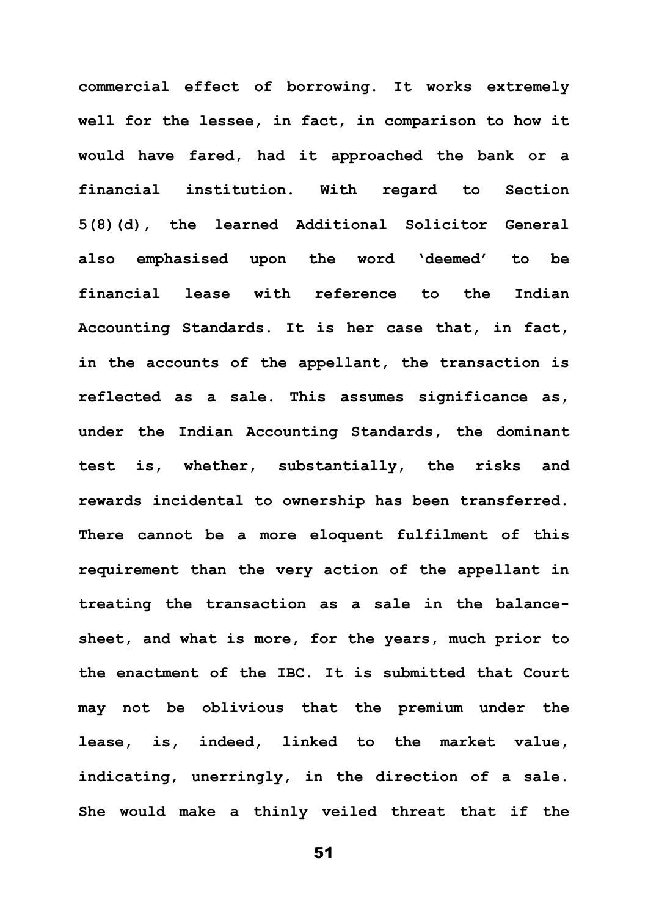commercial effect of borrowing. It works extremely well for the lessee, in fact, in comparison to how it would have fared, had it approached the bank or a financial institution. With regard to Section 5(8)(d), the learned Additional Solicitor General also emphasised upon the word 'deemed' to be financial lease with reference to the Indian Accounting Standards. It is her case that, in fact, in the accounts of the appellant, the transaction is reflected as a sale. This assumes significance as, under the Indian Accounting Standards, the dominant test is, whether, substantially, the risks and rewards incidental to ownership has been transferred. There cannot be a more eloquent fulfilment of this requirement than the very action of the appellant in treating the transaction as a sale in the balance-sheet, and what is more, for the years, much prior to the enactment of the IBC. It is submitted that Court may not be oblivious that the premium under the lease, is, indeed, linked to the market value, indicating, unerringly, in the direction of a sale. She would make a thinly veiled threat that if the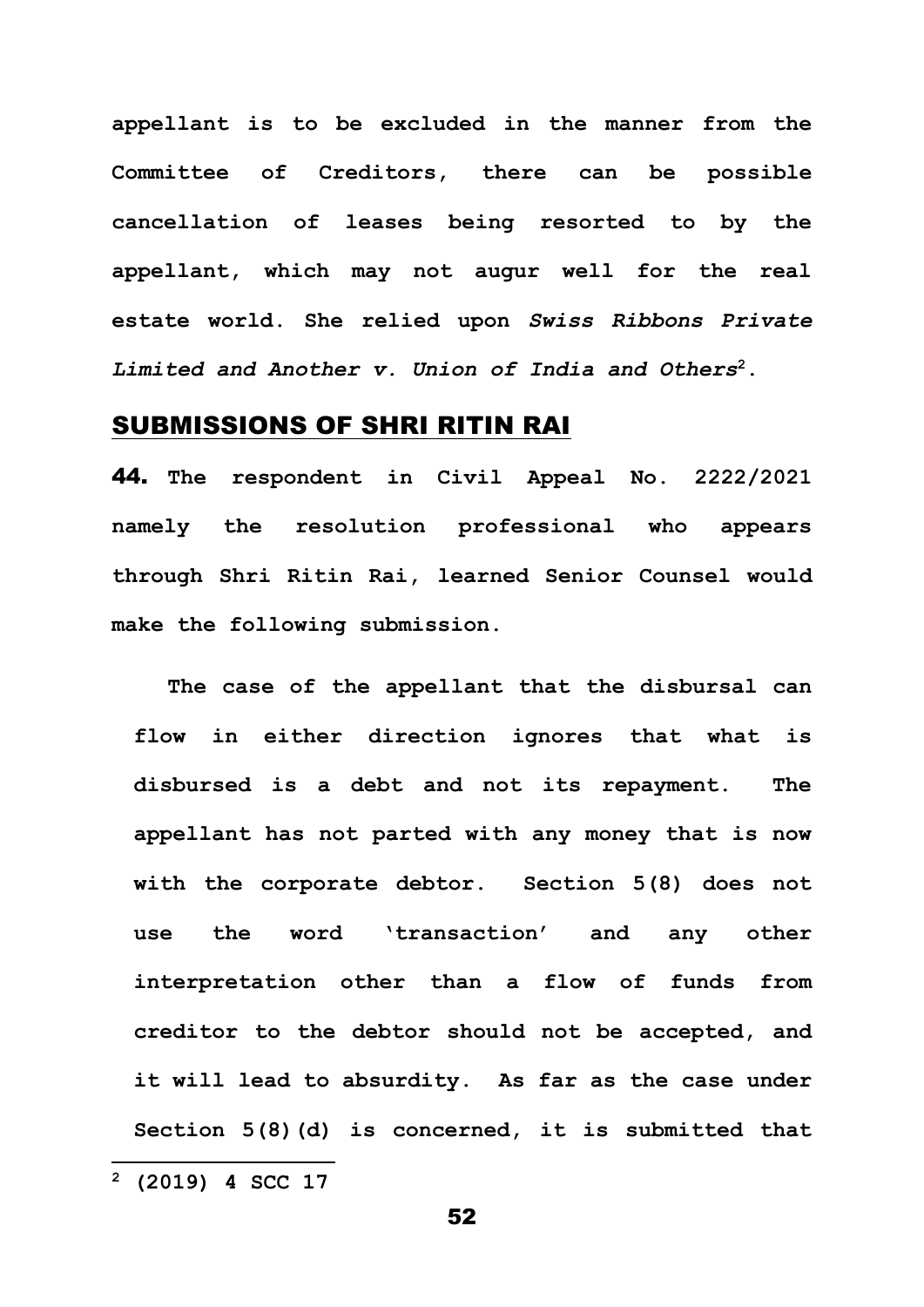**appellant is to be excluded in the manner from the Committee of Creditors, there can be possible cancellation of leases being resorted to by the appellant, which may not augur well for the real estate world. She relied upon *Swiss Ribbons Private Limited and Another v. Union of India and Others*[2].**

## SUBMISSIONS OF SHRI RITIN RAI

**44. The respondent in Civil Appeal No. 2222/2021 namely the resolution professional who appears through Shri Ritin Rai, learned Senior Counsel would make the following submission.**

**The case of the appellant that the disbursal can flow in either direction ignores that what is disbursed is a debt and not its repayment. The appellant has not parted with any money that is now with the corporate debtor. Section 5(8) does not use the word 'transaction' and any other interpretation other than a flow of funds from creditor to the debtor should not be accepted, and it will lead to absurdity. As far as the case under Section 5(8)(d) is concerned, it is submitted that**

---

[2] **(2019) 4 SCC 17**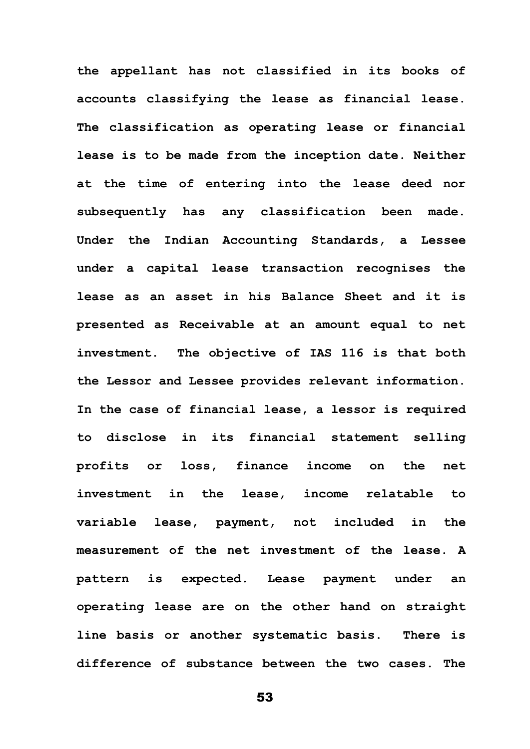the appellant has not classified in its books of accounts classifying the lease as financial lease. The classification as operating lease or financial lease is to be made from the inception date. Neither at the time of entering into the lease deed nor subsequently has any classification been made. Under the Indian Accounting Standards, a Lessee under a capital lease transaction recognises the lease as an asset in his Balance Sheet and it is presented as Receivable at an amount equal to net investment. The objective of IAS 116 is that both the Lessor and Lessee provides relevant information. In the case of financial lease, a lessor is required to disclose in its financial statement selling profits or loss, finance income on the net investment in the lease, income relatable to variable lease, payment, not included in the measurement of the net investment of the lease. A pattern is expected. Lease payment under an operating lease are on the other hand on straight line basis or another systematic basis. There is difference of substance between the two cases. The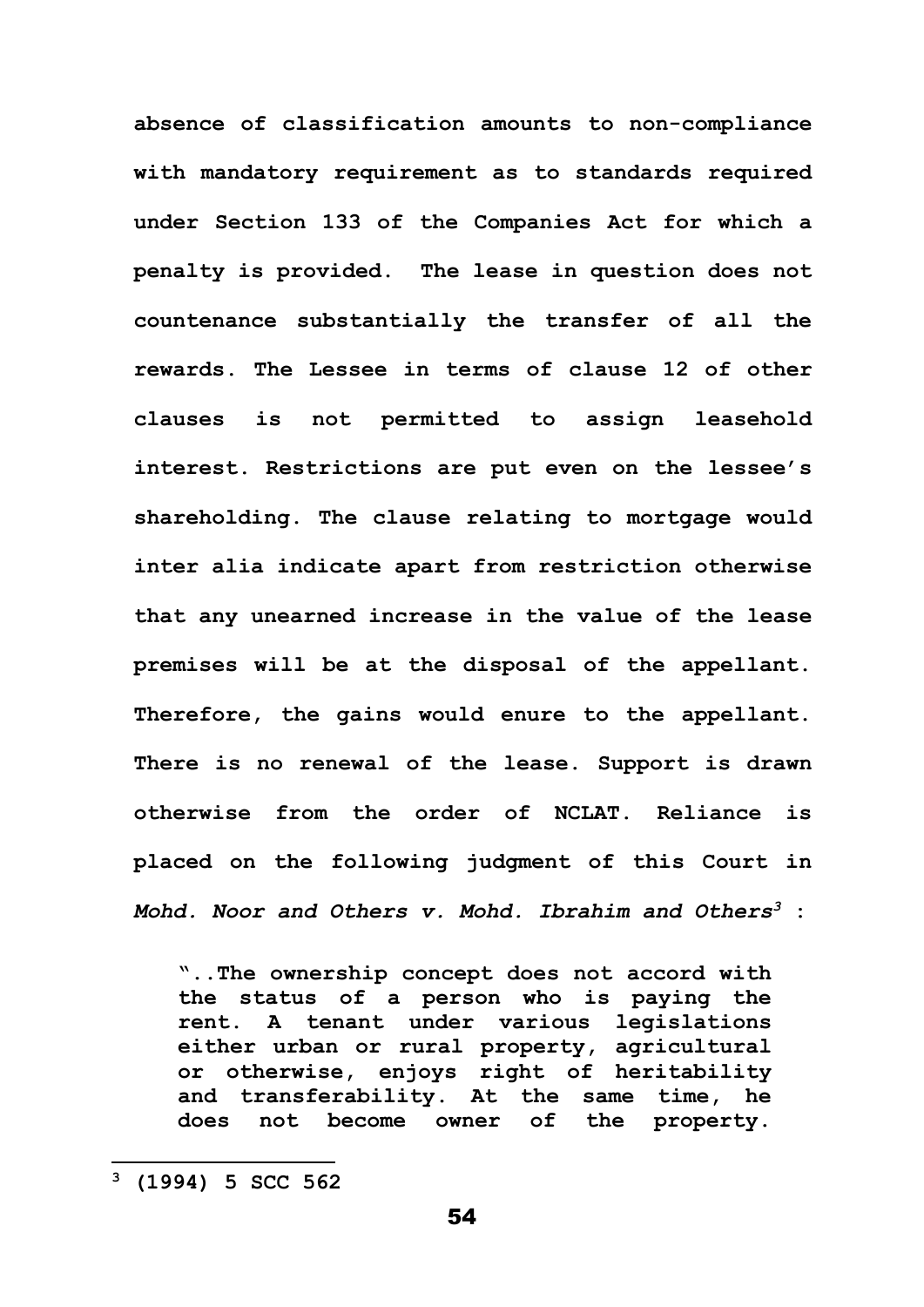**absence of classification amounts to non-compliance with mandatory requirement as to standards required under Section 133 of the Companies Act for which a penalty is provided. The lease in question does not countenance substantially the transfer of all the rewards. The Lessee in terms of clause 12 of other clauses is not permitted to assign leasehold interest. Restrictions are put even on the lessee's shareholding. The clause relating to mortgage would inter alia indicate apart from restriction otherwise that any unearned increase in the value of the lease premises will be at the disposal of the appellant. Therefore, the gains would enure to the appellant. There is no renewal of the lease. Support is drawn otherwise from the order of NCLAT. Reliance is placed on the following judgment of this Court in *Mohd. Noor and Others v. Mohd. Ibrahim and Others*[3] :**

> **"..The ownership concept does not accord with the status of a person who is paying the rent. A tenant under various legislations either urban or rural property, agricultural or otherwise, enjoys right of heritability and transferability. At the same time, he does not become owner of the property.**

---

[3] **(1994) 5 SCC 562**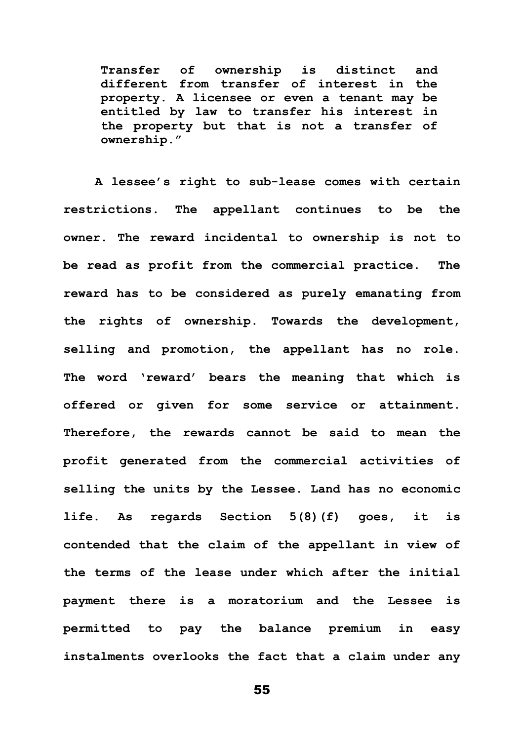> **Transfer of ownership is distinct and different from transfer of interest in the property. A licensee or even a tenant may be entitled by law to transfer his interest in the property but that is not a transfer of ownership."**

**A lessee's right to sub-lease comes with certain restrictions. The appellant continues to be the owner. The reward incidental to ownership is not to be read as profit from the commercial practice. The reward has to be considered as purely emanating from the rights of ownership. Towards the development, selling and promotion, the appellant has no role. The word 'reward' bears the meaning that which is offered or given for some service or attainment. Therefore, the rewards cannot be said to mean the profit generated from the commercial activities of selling the units by the Lessee. Land has no economic life. As regards Section 5(8)(f) goes, it is contended that the claim of the appellant in view of the terms of the lease under which after the initial payment there is a moratorium and the Lessee is permitted to pay the balance premium in easy instalments overlooks the fact that a claim under any**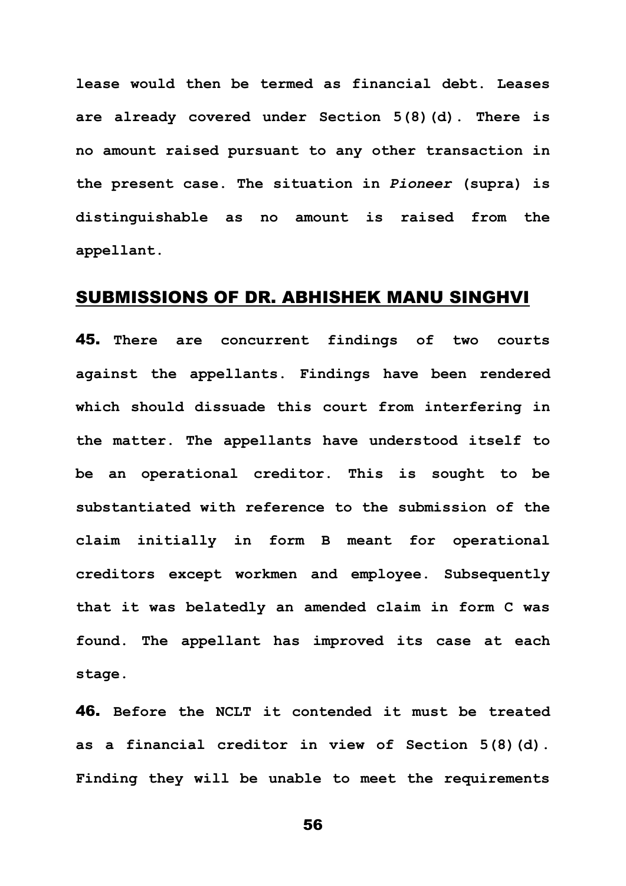**lease would then be termed as financial debt. Leases are already covered under Section 5(8)(d). There is no amount raised pursuant to any other transaction in the present case. The situation in *Pioneer* (supra) is distinguishable as no amount is raised from the appellant.**

## SUBMISSIONS OF DR. ABHISHEK MANU SINGHVI

**45. There are concurrent findings of two courts against the appellants. Findings have been rendered which should dissuade this court from interfering in the matter. The appellants have understood itself to be an operational creditor. This is sought to be substantiated with reference to the submission of the claim initially in form B meant for operational creditors except workmen and employee. Subsequently that it was belatedly an amended claim in form C was found. The appellant has improved its case at each stage.**

**46. Before the NCLT it contended it must be treated as a financial creditor in view of Section 5(8)(d). Finding they will be unable to meet the requirements**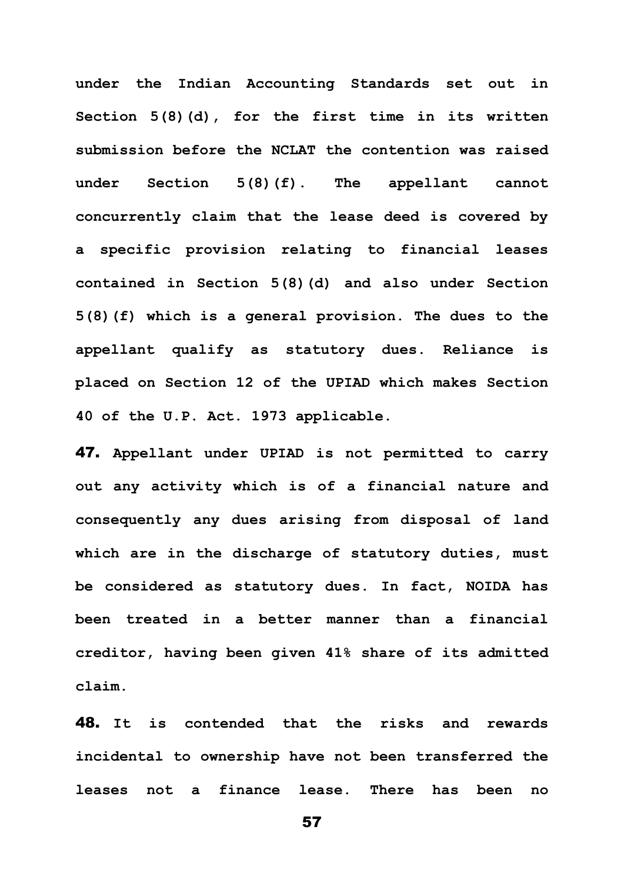under the Indian Accounting Standards set out in Section 5(8)(d), for the first time in its written submission before the NCLAT the contention was raised under Section 5(8)(f). The appellant cannot concurrently claim that the lease deed is covered by a specific provision relating to financial leases contained in Section 5(8)(d) and also under Section 5(8)(f) which is a general provision. The dues to the appellant qualify as statutory dues. Reliance is placed on Section 12 of the UPIAD which makes Section 40 of the U.P. Act. 1973 applicable.

**47.** Appellant under UPIAD is not permitted to carry out any activity which is of a financial nature and consequently any dues arising from disposal of land which are in the discharge of statutory duties, must be considered as statutory dues. In fact, NOIDA has been treated in a better manner than a financial creditor, having been given 41% share of its admitted claim.

**48.** It is contended that the risks and rewards incidental to ownership have not been transferred the leases not a finance lease. There has been no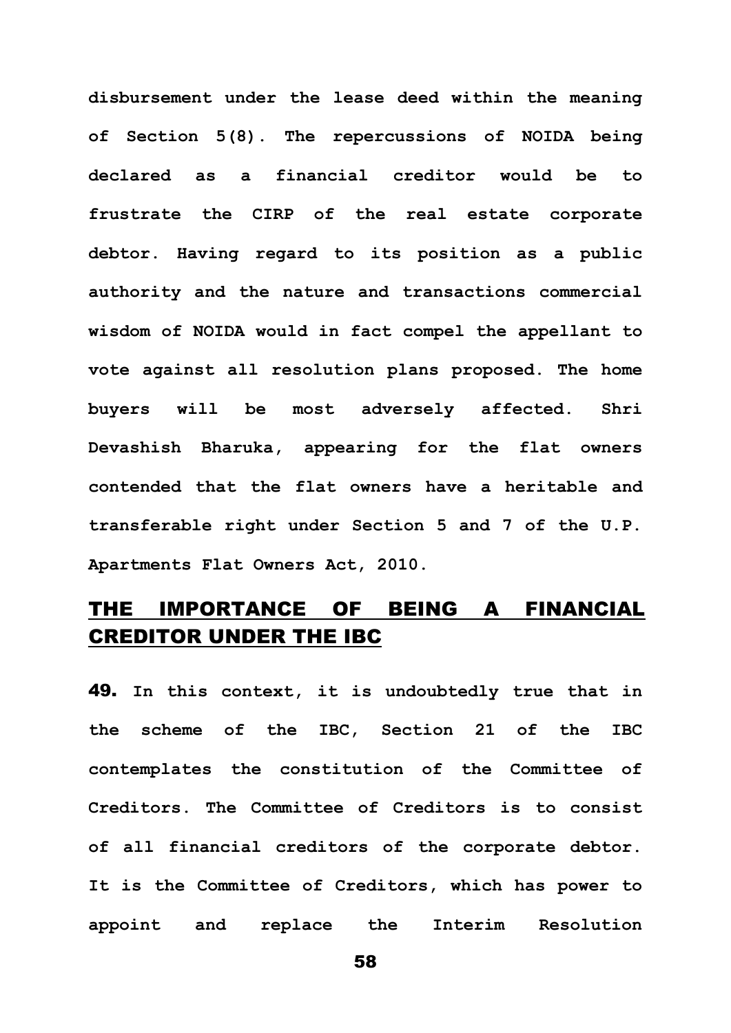disbursement under the lease deed within the meaning of Section 5(8). The repercussions of NOIDA being declared as a financial creditor would be to frustrate the CIRP of the real estate corporate debtor. Having regard to its position as a public authority and the nature and transactions commercial wisdom of NOIDA would in fact compel the appellant to vote against all resolution plans proposed. The home buyers will be most adversely affected. Shri Devashish Bharuka, appearing for the flat owners contended that the flat owners have a heritable and transferable right under Section 5 and 7 of the U.P. Apartments Flat Owners Act, 2010.

## THE IMPORTANCE OF BEING A FINANCIAL CREDITOR UNDER THE IBC

**49.** In this context, it is undoubtedly true that in the scheme of the IBC, Section 21 of the IBC contemplates the constitution of the Committee of Creditors. The Committee of Creditors is to consist of all financial creditors of the corporate debtor. It is the Committee of Creditors, which has power to appoint and replace the Interim Resolution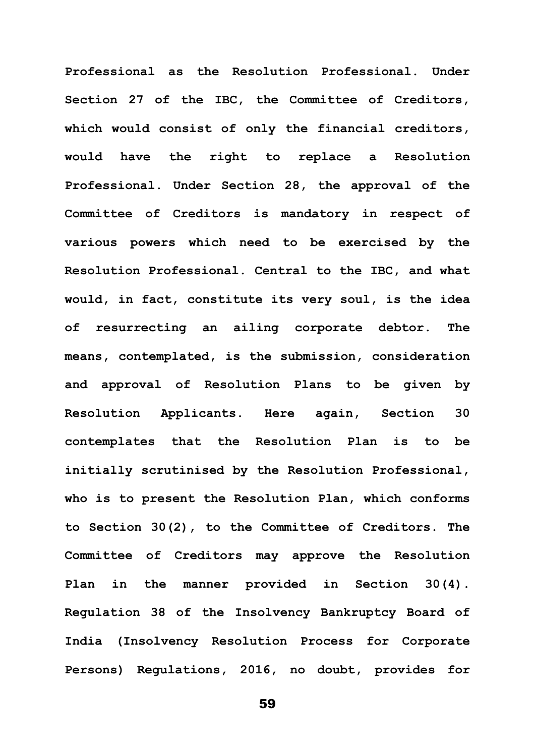Professional as the Resolution Professional. Under Section 27 of the IBC, the Committee of Creditors, which would consist of only the financial creditors, would have the right to replace a Resolution Professional. Under Section 28, the approval of the Committee of Creditors is mandatory in respect of various powers which need to be exercised by the Resolution Professional. Central to the IBC, and what would, in fact, constitute its very soul, is the idea of resurrecting an ailing corporate debtor. The means, contemplated, is the submission, consideration and approval of Resolution Plans to be given by Resolution Applicants. Here again, Section 30 contemplates that the Resolution Plan is to be initially scrutinised by the Resolution Professional, who is to present the Resolution Plan, which conforms to Section 30(2), to the Committee of Creditors. The Committee of Creditors may approve the Resolution Plan in the manner provided in Section 30(4). Regulation 38 of the Insolvency Bankruptcy Board of India (Insolvency Resolution Process for Corporate Persons) Regulations, 2016, no doubt, provides for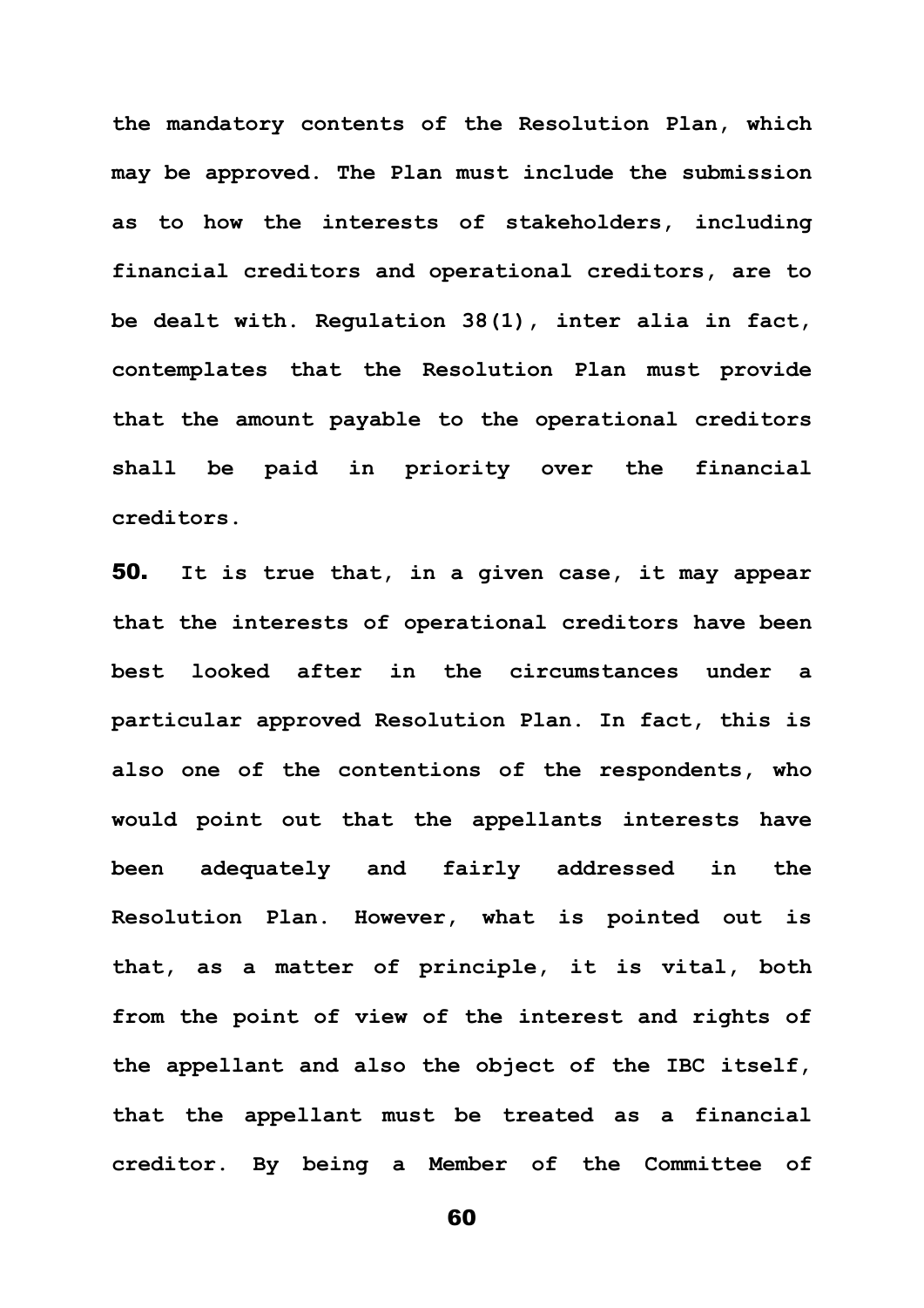the mandatory contents of the Resolution Plan, which may be approved. The Plan must include the submission as to how the interests of stakeholders, including financial creditors and operational creditors, are to be dealt with. Regulation 38(1), inter alia in fact, contemplates that the Resolution Plan must provide that the amount payable to the operational creditors shall be paid in priority over the financial creditors.

**50.** It is true that, in a given case, it may appear that the interests of operational creditors have been best looked after in the circumstances under a particular approved Resolution Plan. In fact, this is also one of the contentions of the respondents, who would point out that the appellants interests have been adequately and fairly addressed in the Resolution Plan. However, what is pointed out is that, as a matter of principle, it is vital, both from the point of view of the interest and rights of the appellant and also the object of the IBC itself, that the appellant must be treated as a financial creditor. By being a Member of the Committee of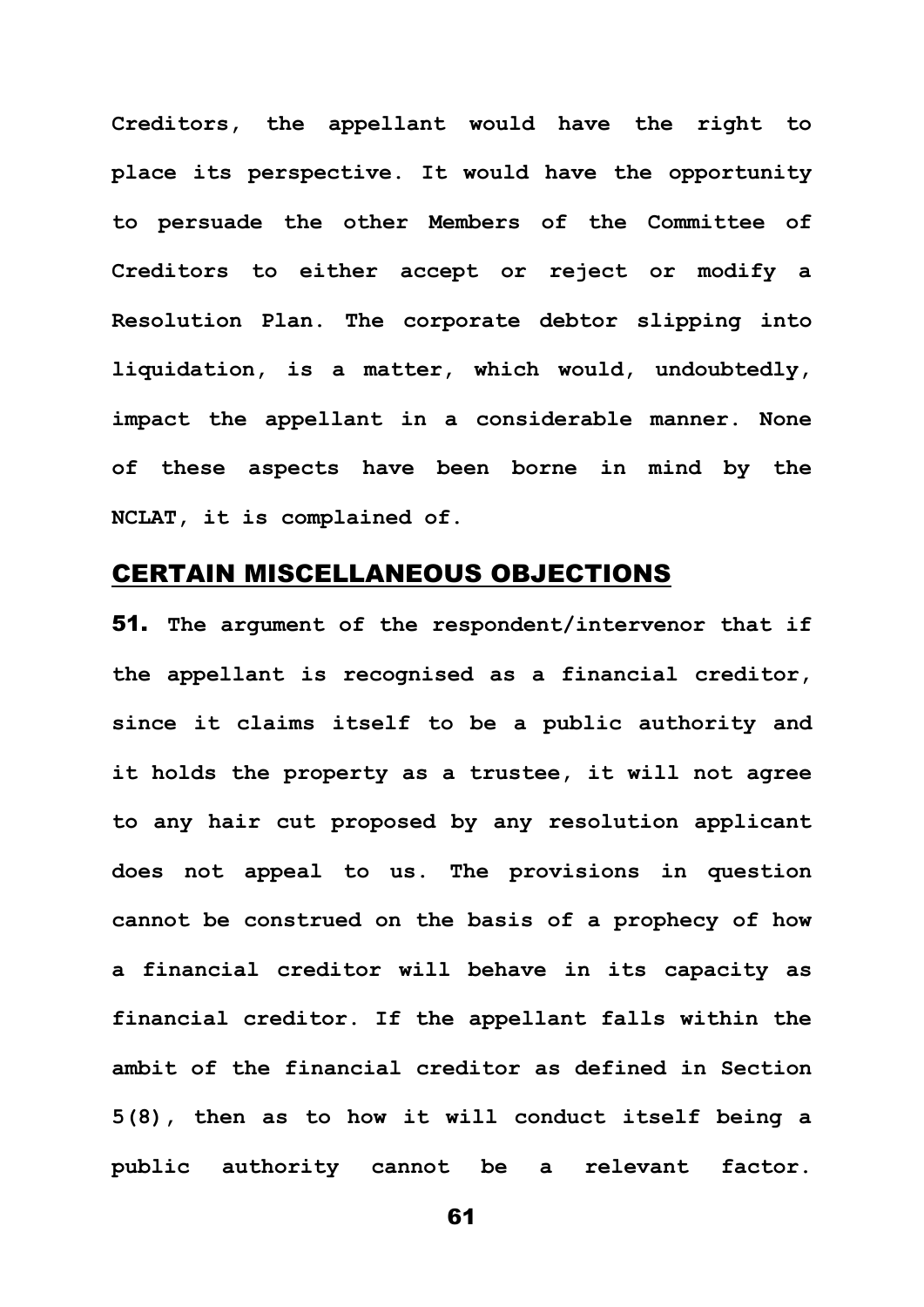**Creditors, the appellant would have the right to place its perspective. It would have the opportunity to persuade the other Members of the Committee of Creditors to either accept or reject or modify a Resolution Plan. The corporate debtor slipping into liquidation, is a matter, which would, undoubtedly, impact the appellant in a considerable manner. None of these aspects have been borne in mind by the NCLAT, it is complained of.**

## CERTAIN MISCELLANEOUS OBJECTIONS

**51. The argument of the respondent/intervenor that if the appellant is recognised as a financial creditor, since it claims itself to be a public authority and it holds the property as a trustee, it will not agree to any hair cut proposed by any resolution applicant does not appeal to us. The provisions in question cannot be construed on the basis of a prophecy of how a financial creditor will behave in its capacity as financial creditor. If the appellant falls within the ambit of the financial creditor as defined in Section 5(8), then as to how it will conduct itself being a public authority cannot be a relevant factor.**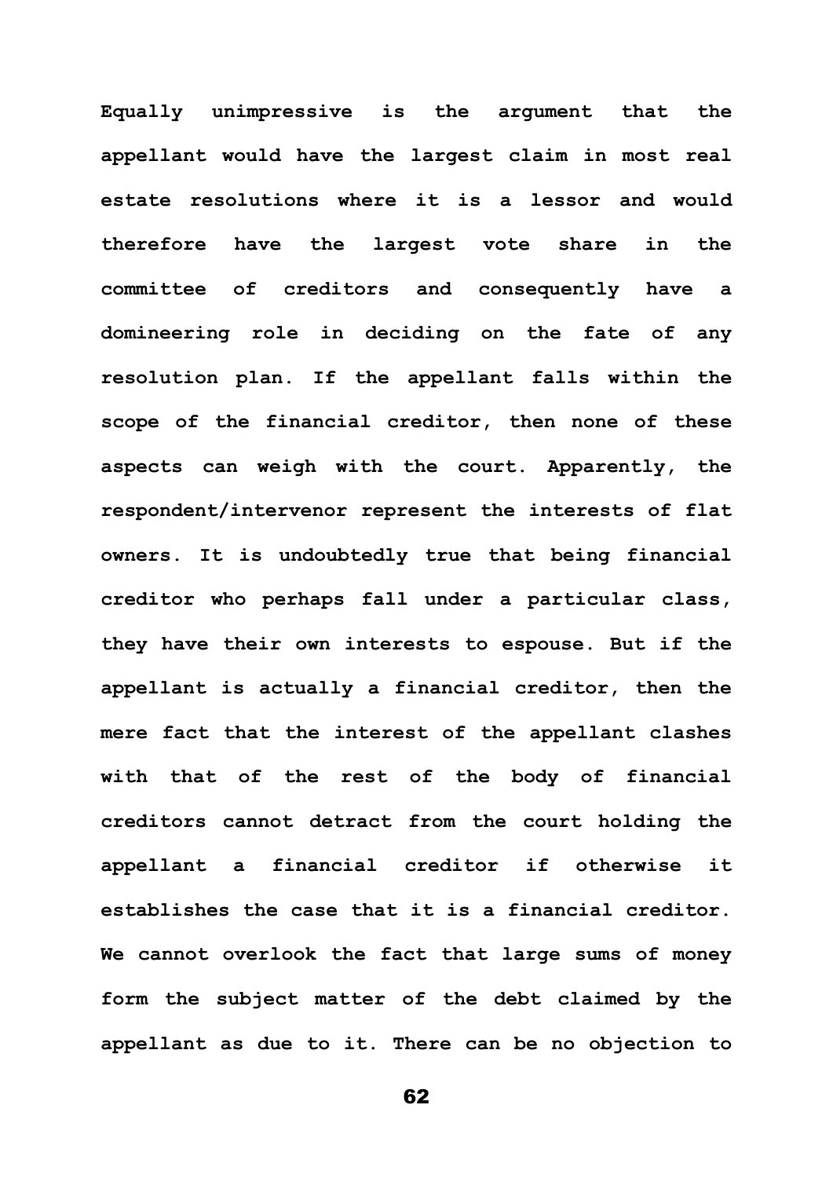**Equally unimpressive is the argument that the appellant would have the largest claim in most real estate resolutions where it is a lessor and would therefore have the largest vote share in the committee of creditors and consequently have a domineering role in deciding on the fate of any resolution plan. If the appellant falls within the scope of the financial creditor, then none of these aspects can weigh with the court. Apparently, the respondent/intervenor represent the interests of flat owners. It is undoubtedly true that being financial creditor who perhaps fall under a particular class, they have their own interests to espouse. But if the appellant is actually a financial creditor, then the mere fact that the interest of the appellant clashes with that of the rest of the body of financial creditors cannot detract from the court holding the appellant a financial creditor if otherwise it establishes the case that it is a financial creditor. We cannot overlook the fact that large sums of money form the subject matter of the debt claimed by the appellant as due to it. There can be no objection to**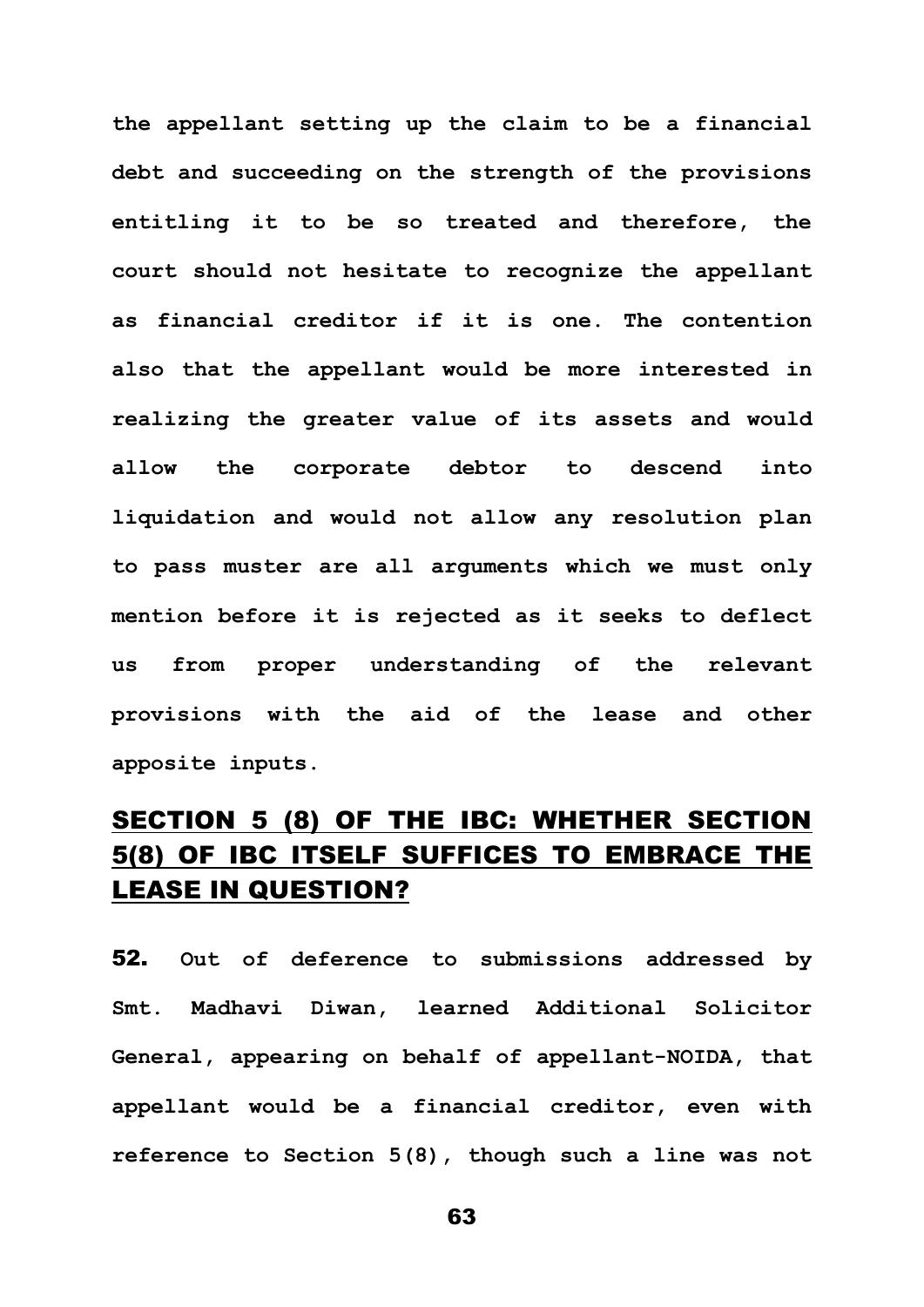**the appellant setting up the claim to be a financial debt and succeeding on the strength of the provisions entitling it to be so treated and therefore, the court should not hesitate to recognize the appellant as financial creditor if it is one. The contention also that the appellant would be more interested in realizing the greater value of its assets and would allow the corporate debtor to descend into liquidation and would not allow any resolution plan to pass muster are all arguments which we must only mention before it is rejected as it seeks to deflect us from proper understanding of the relevant provisions with the aid of the lease and other apposite inputs.**

## SECTION 5 (8) OF THE IBC: WHETHER SECTION 5(8) OF IBC ITSELF SUFFICES TO EMBRACE THE LEASE IN QUESTION?

**52. Out of deference to submissions addressed by Smt. Madhavi Diwan, learned Additional Solicitor General, appearing on behalf of appellant-NOIDA, that appellant would be a financial creditor, even with reference to Section 5(8), though such a line was not**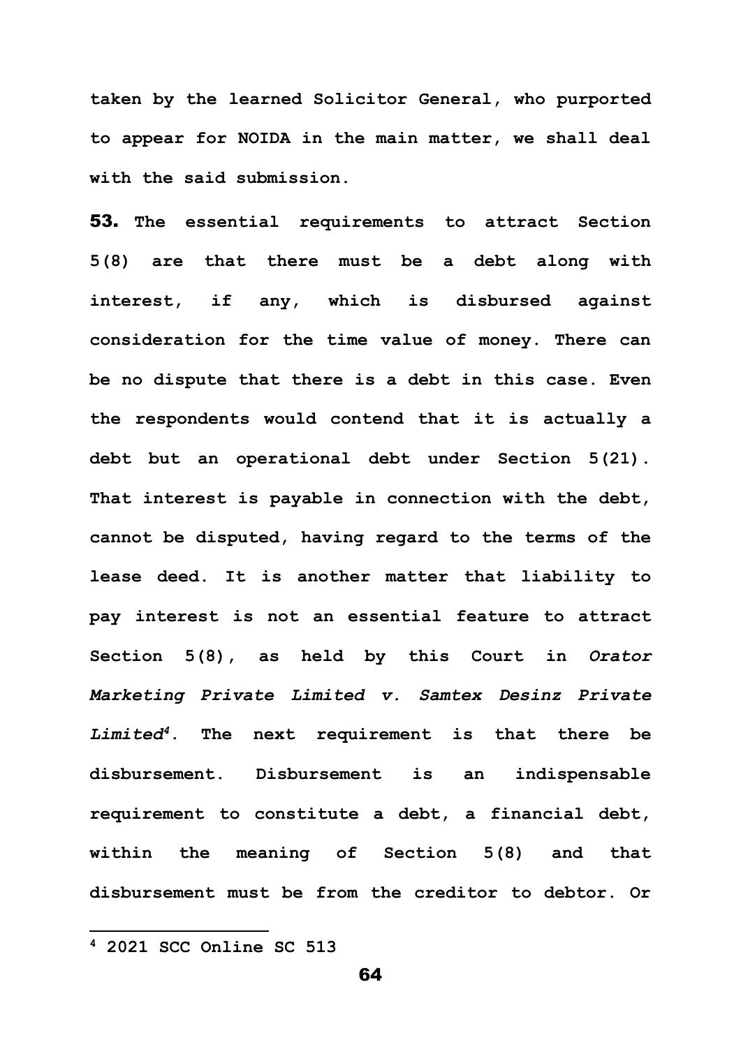**taken by the learned Solicitor General, who purported to appear for NOIDA in the main matter, we shall deal with the said submission.**

**53. The essential requirements to attract Section 5(8) are that there must be a debt along with interest, if any, which is disbursed against consideration for the time value of money. There can be no dispute that there is a debt in this case. Even the respondents would contend that it is actually a debt but an operational debt under Section 5(21). That interest is payable in connection with the debt, cannot be disputed, having regard to the terms of the lease deed. It is another matter that liability to pay interest is not an essential feature to attract Section 5(8), as held by this Court in *Orator Marketing Private Limited v. Samtex Desinz Private Limited*[4]. The next requirement is that there be disbursement. Disbursement is an indispensable requirement to constitute a debt, a financial debt, within the meaning of Section 5(8) and that disbursement must be from the creditor to debtor. Or**

---

**[4] 2021 SCC Online SC 513**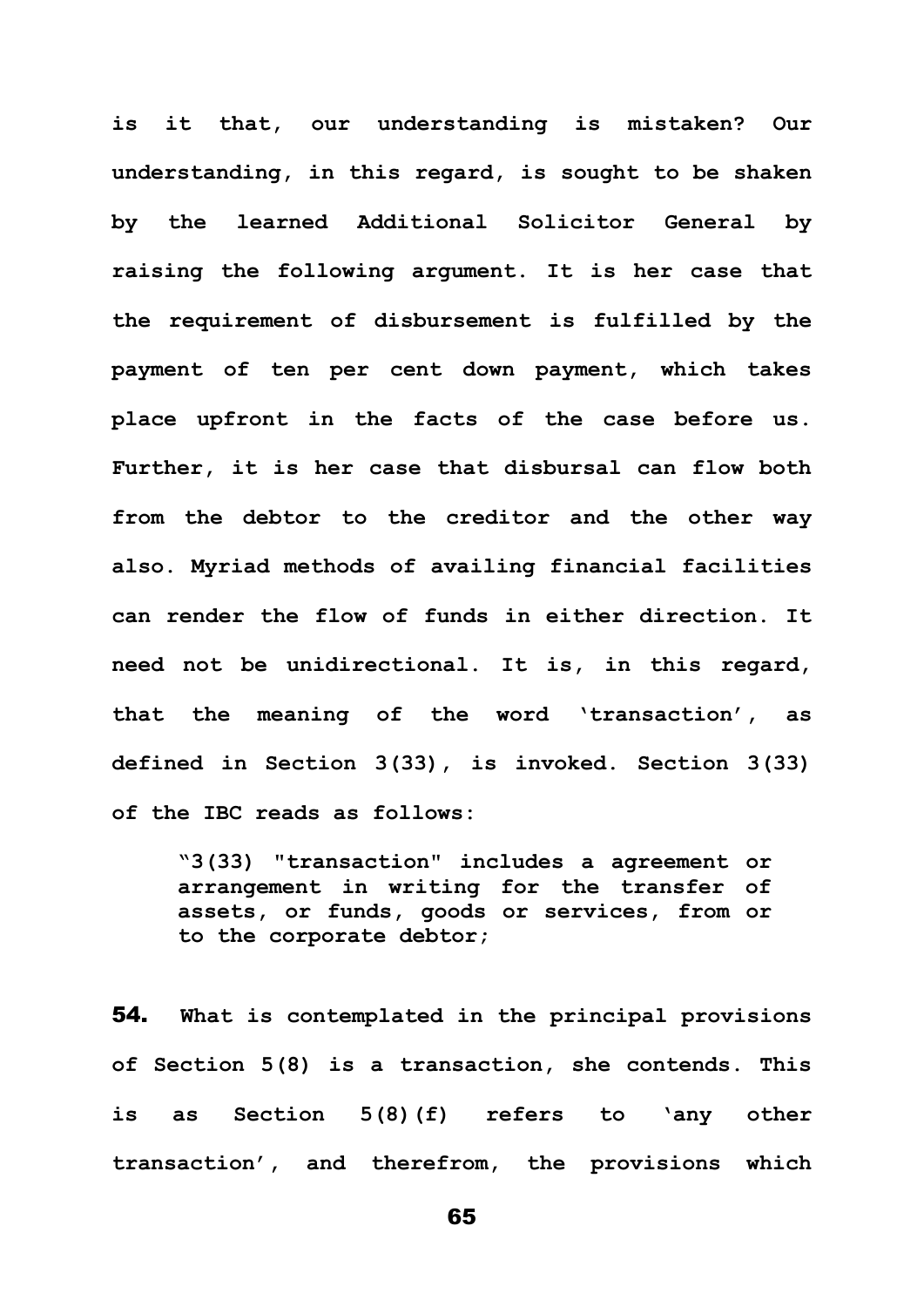**is it that, our understanding is mistaken? Our understanding, in this regard, is sought to be shaken by the learned Additional Solicitor General by raising the following argument. It is her case that the requirement of disbursement is fulfilled by the payment of ten per cent down payment, which takes place upfront in the facts of the case before us. Further, it is her case that disbursal can flow both from the debtor to the creditor and the other way also. Myriad methods of availing financial facilities can render the flow of funds in either direction. It need not be unidirectional. It is, in this regard, that the meaning of the word 'transaction', as defined in Section 3(33), is invoked. Section 3(33) of the IBC reads as follows:**

> **"3(33) "transaction" includes a agreement or arrangement in writing for the transfer of assets, or funds, goods or services, from or to the corporate debtor;**

**54.** **What is contemplated in the principal provisions of Section 5(8) is a transaction, she contends. This is as Section 5(8)(f) refers to 'any other transaction', and therefrom, the provisions which**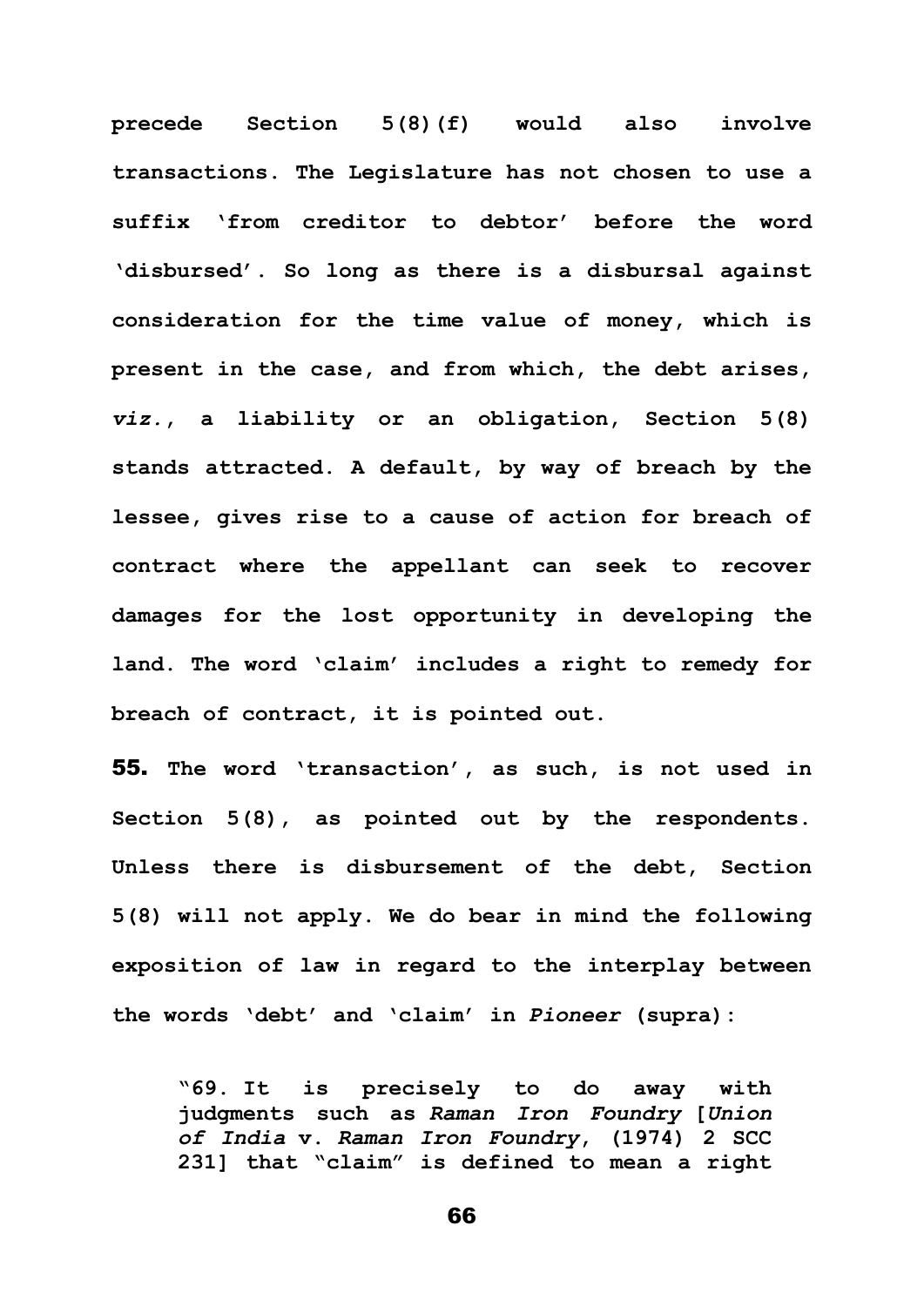**precede Section 5(8)(f) would also involve transactions. The Legislature has not chosen to use a suffix 'from creditor to debtor' before the word 'disbursed'. So long as there is a disbursal against consideration for the time value of money, which is present in the case, and from which, the debt arises, *viz.*, a liability or an obligation, Section 5(8) stands attracted. A default, by way of breach by the lessee, gives rise to a cause of action for breach of contract where the appellant can seek to recover damages for the lost opportunity in developing the land. The word 'claim' includes a right to remedy for breach of contract, it is pointed out.**

**55.** **The word 'transaction', as such, is not used in Section 5(8), as pointed out by the respondents. Unless there is disbursement of the debt, Section 5(8) will not apply. We do bear in mind the following exposition of law in regard to the interplay between the words 'debt' and 'claim' in *Pioneer* (supra):**

> **"69. It is precisely to do away with judgments such as *Raman Iron Foundry* [*Union of India* v. *Raman Iron Foundry*, (1974) 2 SCC 231] that "claim" is defined to mean a right**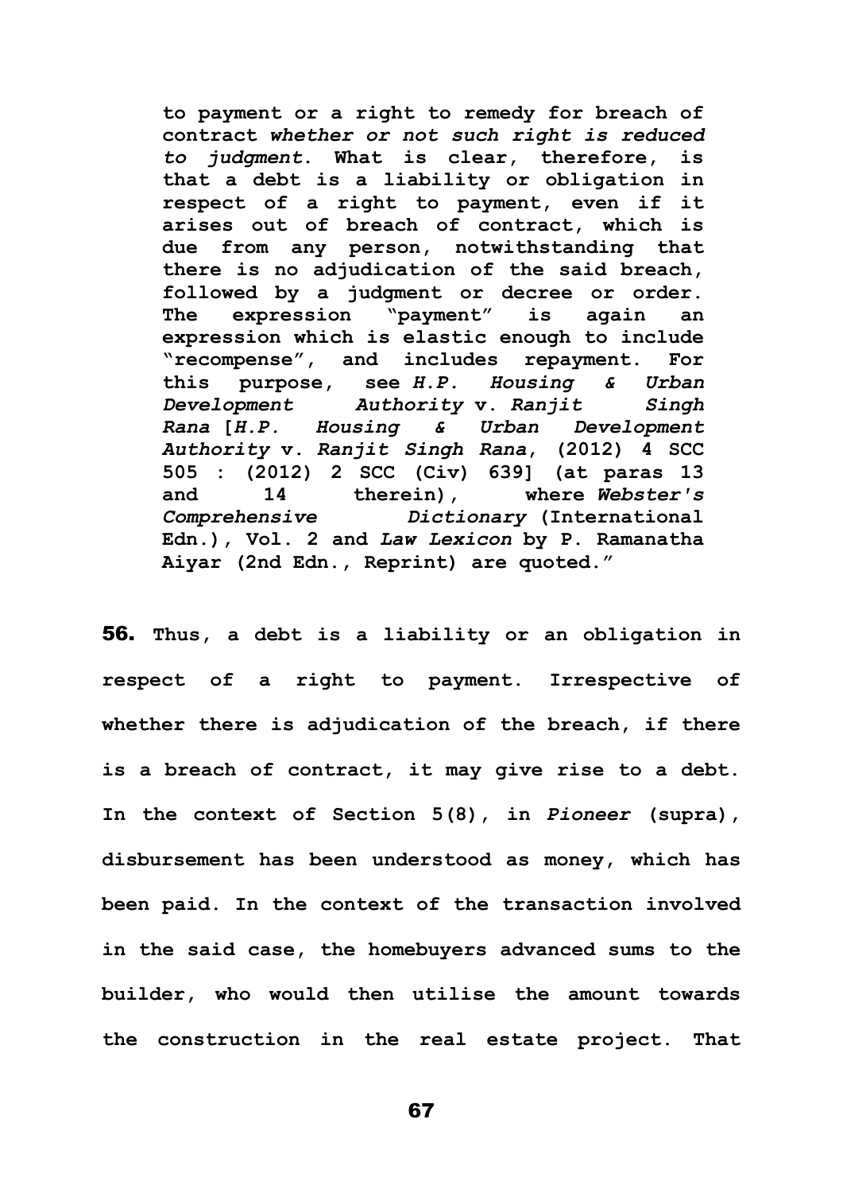> **to payment or a right to remedy for breach of contract *whether or not such right is reduced to judgment*. What is clear, therefore, is that a debt is a liability or obligation in respect of a right to payment, even if it arises out of breach of contract, which is due from any person, notwithstanding that there is no adjudication of the said breach, followed by a judgment or decree or order. The expression "payment" is again an expression which is elastic enough to include "recompense", and includes repayment. For this purpose, see *H.P. Housing & Urban Development Authority* v. *Ranjit Singh Rana* [*H.P. Housing & Urban Development Authority* v. *Ranjit Singh Rana*, (2012) 4 SCC 505 : (2012) 2 SCC (Civ) 639] (at paras 13 and 14 therein), where *Webster's Comprehensive Dictionary* (International Edn.), Vol. 2 and *Law Lexicon* by P. Ramanatha Aiyar (2nd Edn., Reprint) are quoted."**

**56.** **Thus, a debt is a liability or an obligation in respect of a right to payment. Irrespective of whether there is adjudication of the breach, if there is a breach of contract, it may give rise to a debt. In the context of Section 5(8), in *Pioneer* (supra), disbursement has been understood as money, which has been paid. In the context of the transaction involved in the said case, the homebuyers advanced sums to the builder, who would then utilise the amount towards the construction in the real estate project. That**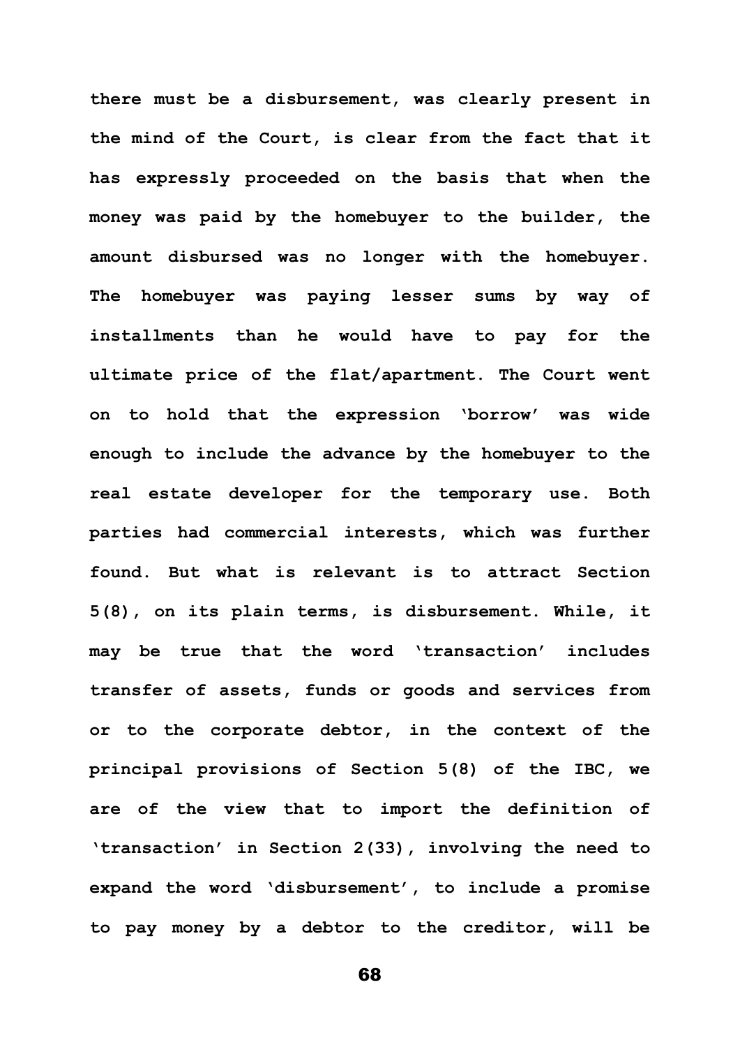there must be a disbursement, was clearly present in the mind of the Court, is clear from the fact that it has expressly proceeded on the basis that when the money was paid by the homebuyer to the builder, the amount disbursed was no longer with the homebuyer. The homebuyer was paying lesser sums by way of installments than he would have to pay for the ultimate price of the flat/apartment. The Court went on to hold that the expression 'borrow' was wide enough to include the advance by the homebuyer to the real estate developer for the temporary use. Both parties had commercial interests, which was further found. But what is relevant is to attract Section 5(8), on its plain terms, is disbursement. While, it may be true that the word 'transaction' includes transfer of assets, funds or goods and services from or to the corporate debtor, in the context of the principal provisions of Section 5(8) of the IBC, we are of the view that to import the definition of 'transaction' in Section 2(33), involving the need to expand the word 'disbursement', to include a promise to pay money by a debtor to the creditor, will be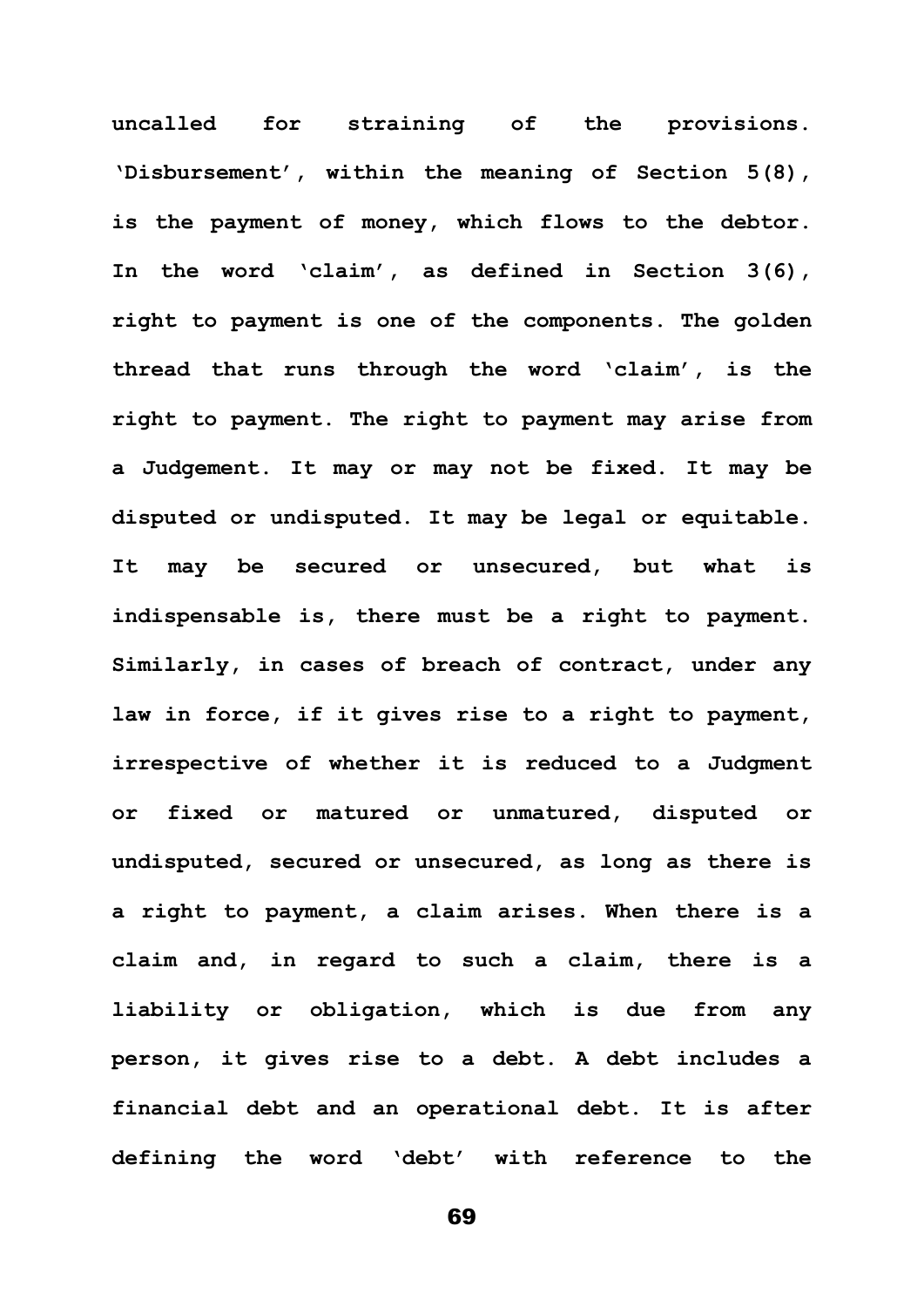**uncalled for straining of the provisions. 'Disbursement', within the meaning of Section 5(8), is the payment of money, which flows to the debtor. In the word 'claim', as defined in Section 3(6), right to payment is one of the components. The golden thread that runs through the word 'claim', is the right to payment. The right to payment may arise from a Judgement. It may or may not be fixed. It may be disputed or undisputed. It may be legal or equitable. It may be secured or unsecured, but what is indispensable is, there must be a right to payment. Similarly, in cases of breach of contract, under any law in force, if it gives rise to a right to payment, irrespective of whether it is reduced to a Judgment or fixed or matured or unmatured, disputed or undisputed, secured or unsecured, as long as there is a right to payment, a claim arises. When there is a claim and, in regard to such a claim, there is a liability or obligation, which is due from any person, it gives rise to a debt. A debt includes a financial debt and an operational debt. It is after defining the word 'debt' with reference to the**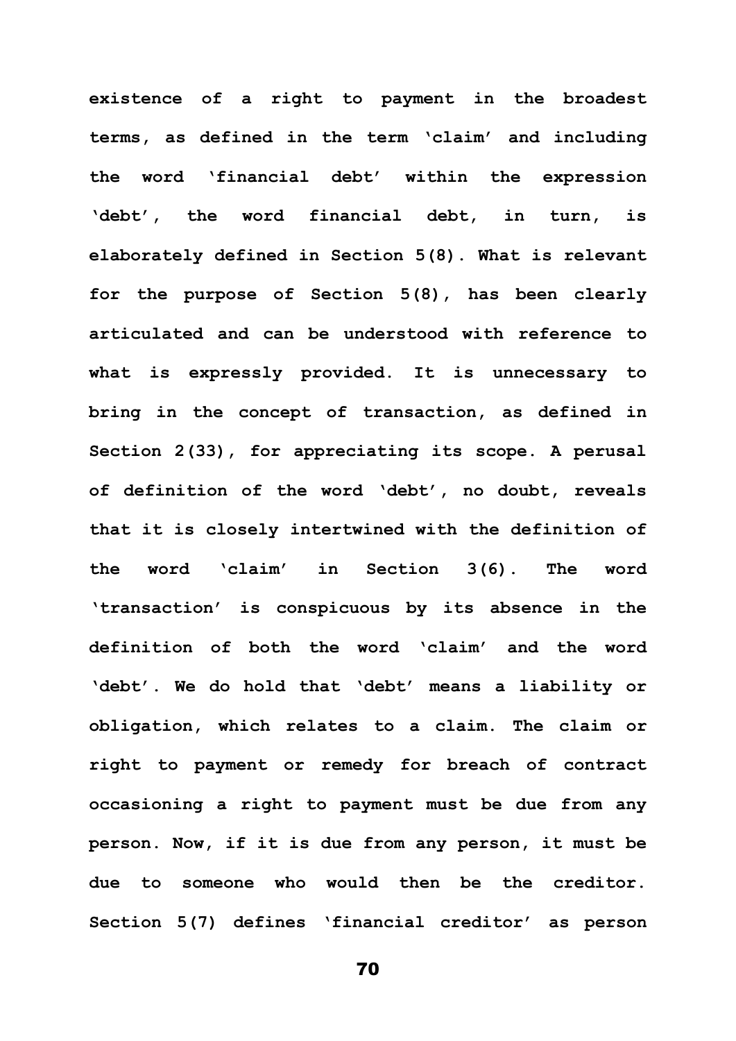existence of a right to payment in the broadest terms, as defined in the term 'claim' and including the word 'financial debt' within the expression 'debt', the word financial debt, in turn, is elaborately defined in Section 5(8). What is relevant for the purpose of Section 5(8), has been clearly articulated and can be understood with reference to what is expressly provided. It is unnecessary to bring in the concept of transaction, as defined in Section 2(33), for appreciating its scope. A perusal of definition of the word 'debt', no doubt, reveals that it is closely intertwined with the definition of the word 'claim' in Section 3(6). The word 'transaction' is conspicuous by its absence in the definition of both the word 'claim' and the word 'debt'. We do hold that 'debt' means a liability or obligation, which relates to a claim. The claim or right to payment or remedy for breach of contract occasioning a right to payment must be due from any person. Now, if it is due from any person, it must be due to someone who would then be the creditor. Section 5(7) defines 'financial creditor' as person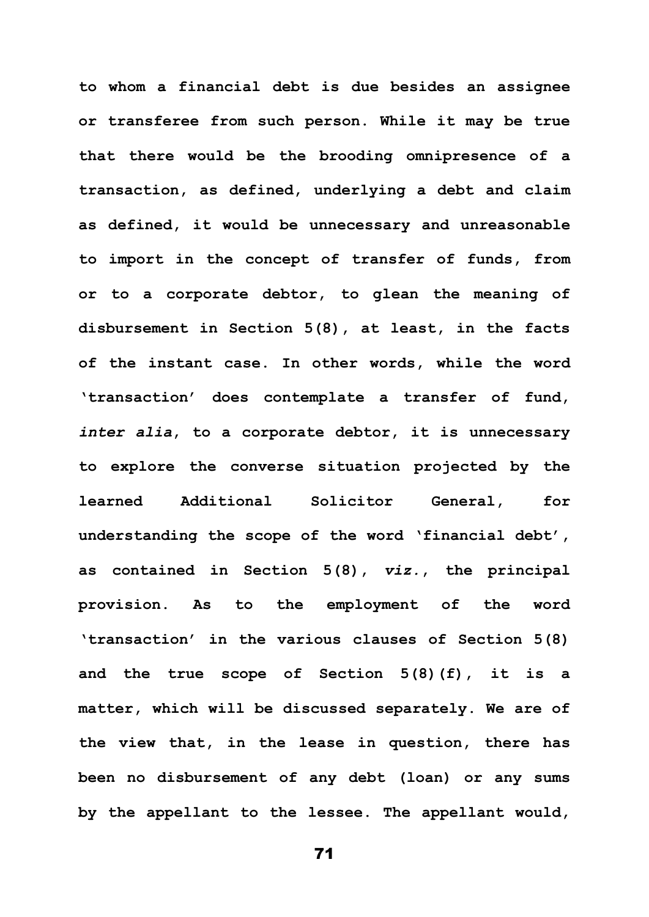to whom a financial debt is due besides an assignee or transferee from such person. While it may be true that there would be the brooding omnipresence of a transaction, as defined, underlying a debt and claim as defined, it would be unnecessary and unreasonable to import in the concept of transfer of funds, from or to a corporate debtor, to glean the meaning of disbursement in Section 5(8), at least, in the facts of the instant case. In other words, while the word 'transaction' does contemplate a transfer of fund, *inter alia*, to a corporate debtor, it is unnecessary to explore the converse situation projected by the learned Additional Solicitor General, for understanding the scope of the word 'financial debt', as contained in Section 5(8), *viz.*, the principal provision. As to the employment of the word 'transaction' in the various clauses of Section 5(8) and the true scope of Section 5(8)(f), it is a matter, which will be discussed separately. We are of the view that, in the lease in question, there has been no disbursement of any debt (loan) or any sums by the appellant to the lessee. The appellant would,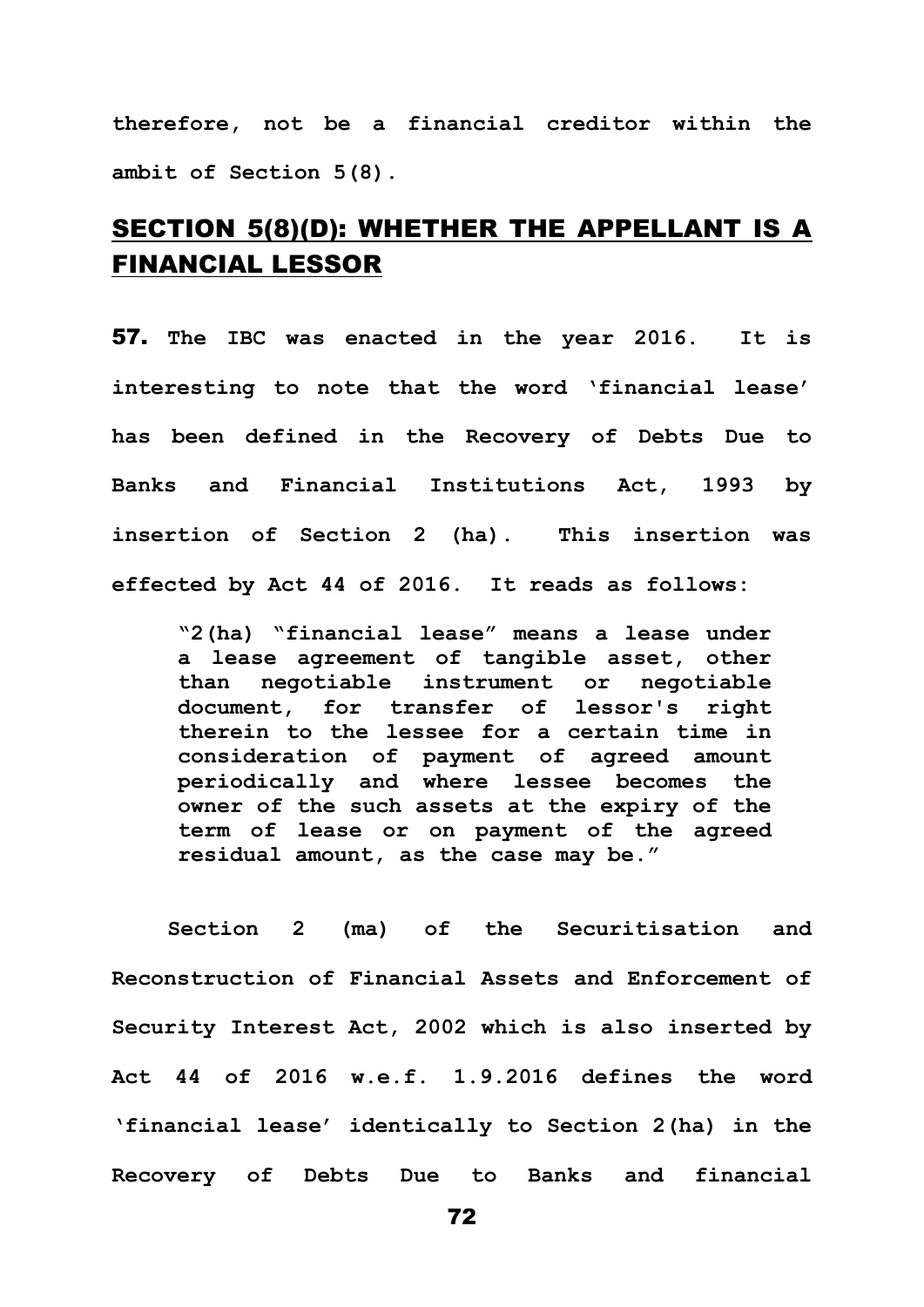**therefore, not be a financial creditor within the ambit of Section 5(8).**

## SECTION 5(8)(D): WHETHER THE APPELLANT IS A FINANCIAL LESSOR

**57. The IBC was enacted in the year 2016. It is interesting to note that the word 'financial lease' has been defined in the Recovery of Debts Due to Banks and Financial Institutions Act, 1993 by insertion of Section 2 (ha). This insertion was effected by Act 44 of 2016. It reads as follows:**

> **"2(ha) "financial lease" means a lease under a lease agreement of tangible asset, other than negotiable instrument or negotiable document, for transfer of lessor's right therein to the lessee for a certain time in consideration of payment of agreed amount periodically and where lessee becomes the owner of the such assets at the expiry of the term of lease or on payment of the agreed residual amount, as the case may be."**

**Section 2 (ma) of the Securitisation and Reconstruction of Financial Assets and Enforcement of Security Interest Act, 2002 which is also inserted by Act 44 of 2016 w.e.f. 1.9.2016 defines the word 'financial lease' identically to Section 2(ha) in the Recovery of Debts Due to Banks and financial**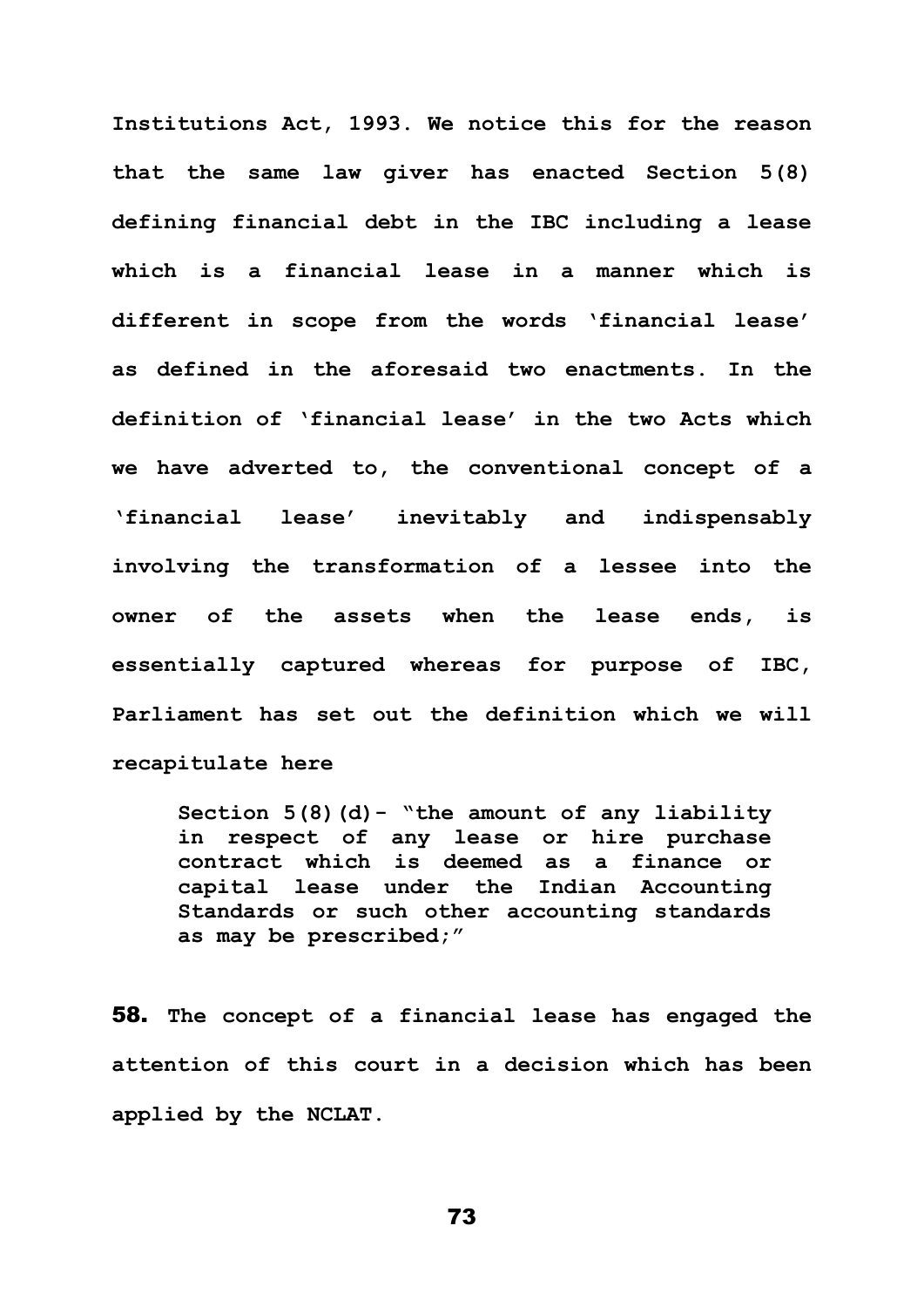Institutions Act, 1993. We notice this for the reason that the same law giver has enacted Section 5(8) defining financial debt in the IBC including a lease which is a financial lease in a manner which is different in scope from the words 'financial lease' as defined in the aforesaid two enactments. In the definition of 'financial lease' in the two Acts which we have adverted to, the conventional concept of a 'financial lease' inevitably and indispensably involving the transformation of a lessee into the owner of the assets when the lease ends, is essentially captured whereas for purpose of IBC, Parliament has set out the definition which we will recapitulate here

> Section 5(8)(d)- "the amount of any liability in respect of any lease or hire purchase contract which is deemed as a finance or capital lease under the Indian Accounting Standards or such other accounting standards as may be prescribed;"

**58.** The concept of a financial lease has engaged the attention of this court in a decision which has been applied by the NCLAT.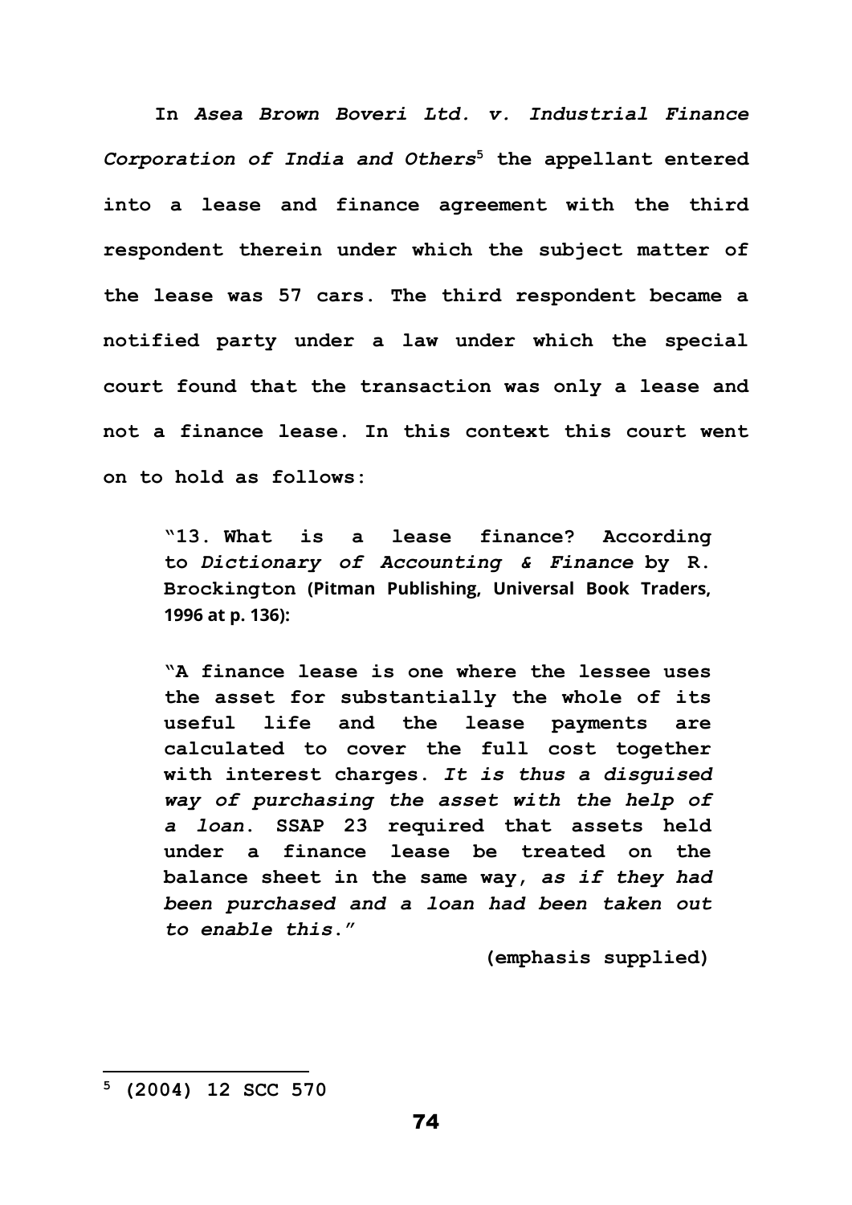**In *Asea Brown Boveri Ltd. v. Industrial Finance Corporation of India and Others*[5] the appellant entered into a lease and finance agreement with the third respondent therein under which the subject matter of the lease was 57 cars. The third respondent became a notified party under a law under which the special court found that the transaction was only a lease and not a finance lease. In this context this court went on to hold as follows:**

> **"13. What is a lease finance? According to *Dictionary of Accounting & Finance* by R. Brockington (Pitman Publishing, Universal Book Traders, 1996 at p. 136):**
>
> **"A finance lease is one where the lessee uses the asset for substantially the whole of its useful life and the lease payments are calculated to cover the full cost together with interest charges. *It is thus a disguised way of purchasing the asset with the help of a loan*. SSAP 23 required that assets held under a finance lease be treated on the balance sheet in the same way, *as if they had been purchased and a loan had been taken out to enable this*."**
>
> **(emphasis supplied)**

---

[5] **(2004) 12 SCC 570**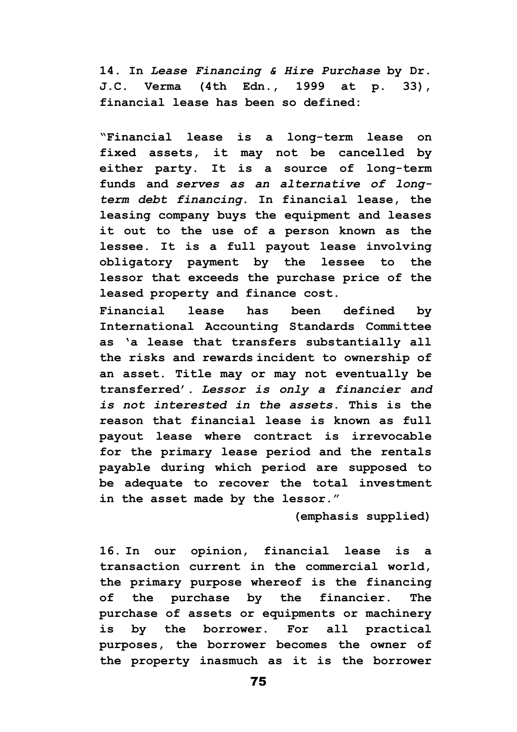**14. In *Lease Financing & Hire Purchase* by Dr. J.C. Verma (4th Edn., 1999 at p. 33), financial lease has been so defined:**

**"Financial lease is a long-term lease on fixed assets, it may not be cancelled by either party. It is a source of long-term funds and *serves as an alternative of long-term debt financing*. In financial lease, the leasing company buys the equipment and leases it out to the use of a person known as the lessee. It is a full payout lease involving obligatory payment by the lessee to the lessor that exceeds the purchase price of the leased property and finance cost.**

**Financial lease has been defined by International Accounting Standards Committee as 'a lease that transfers substantially all the risks and rewards incident to ownership of an asset. Title may or may not eventually be transferred'. *Lessor is only a financier and is not interested in the assets*. This is the reason that financial lease is known as full payout lease where contract is irrevocable for the primary lease period and the rentals payable during which period are supposed to be adequate to recover the total investment in the asset made by the lessor."**

**(emphasis supplied)**

**16. In our opinion, financial lease is a transaction current in the commercial world, the primary purpose whereof is the financing of the purchase by the financier. The purchase of assets or equipments or machinery is by the borrower. For all practical purposes, the borrower becomes the owner of the property inasmuch as it is the borrower**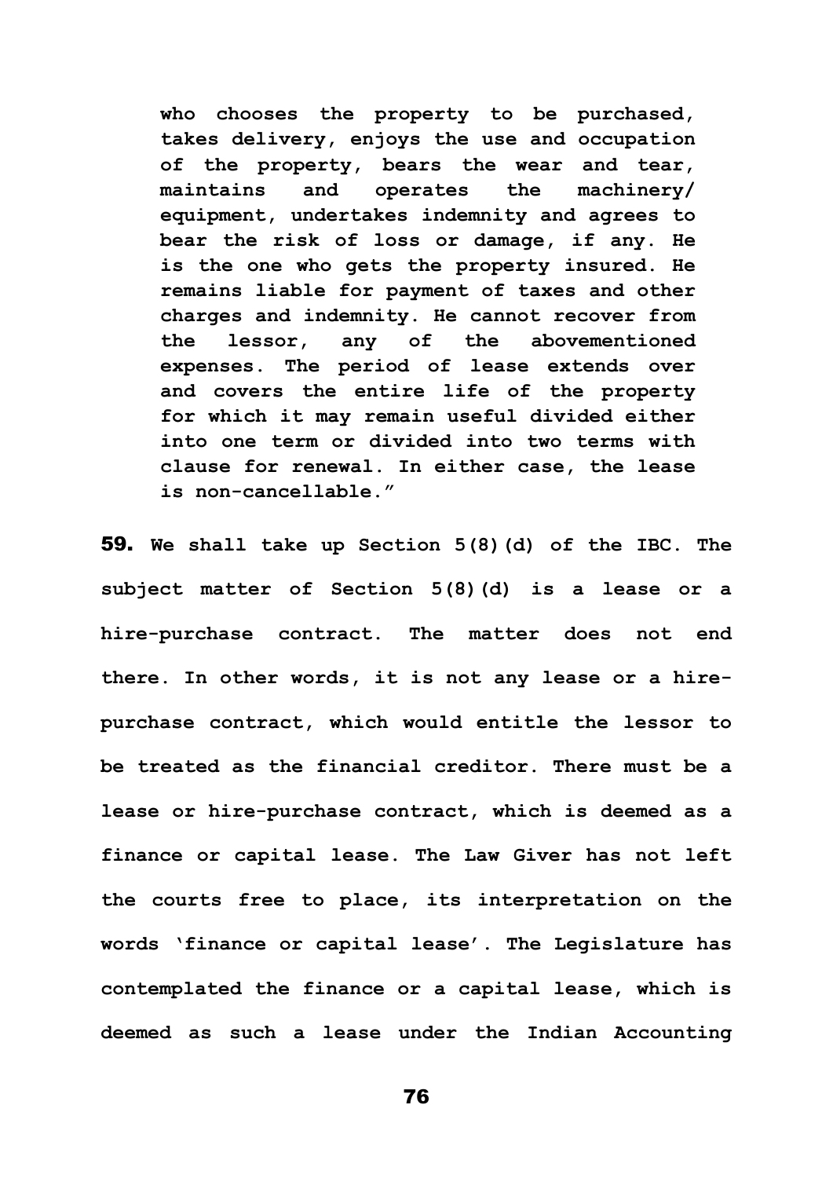> **who chooses the property to be purchased, takes delivery, enjoys the use and occupation of the property, bears the wear and tear, maintains and operates the machinery/ equipment, undertakes indemnity and agrees to bear the risk of loss or damage, if any. He is the one who gets the property insured. He remains liable for payment of taxes and other charges and indemnity. He cannot recover from the lessor, any of the abovementioned expenses. The period of lease extends over and covers the entire life of the property for which it may remain useful divided either into one term or divided into two terms with clause for renewal. In either case, the lease is non-cancellable."**

**59. We shall take up Section 5(8)(d) of the IBC. The subject matter of Section 5(8)(d) is a lease or a hire-purchase contract. The matter does not end there. In other words, it is not any lease or a hire-purchase contract, which would entitle the lessor to be treated as the financial creditor. There must be a lease or hire-purchase contract, which is deemed as a finance or capital lease. The Law Giver has not left the courts free to place, its interpretation on the words 'finance or capital lease'. The Legislature has contemplated the finance or a capital lease, which is deemed as such a lease under the Indian Accounting**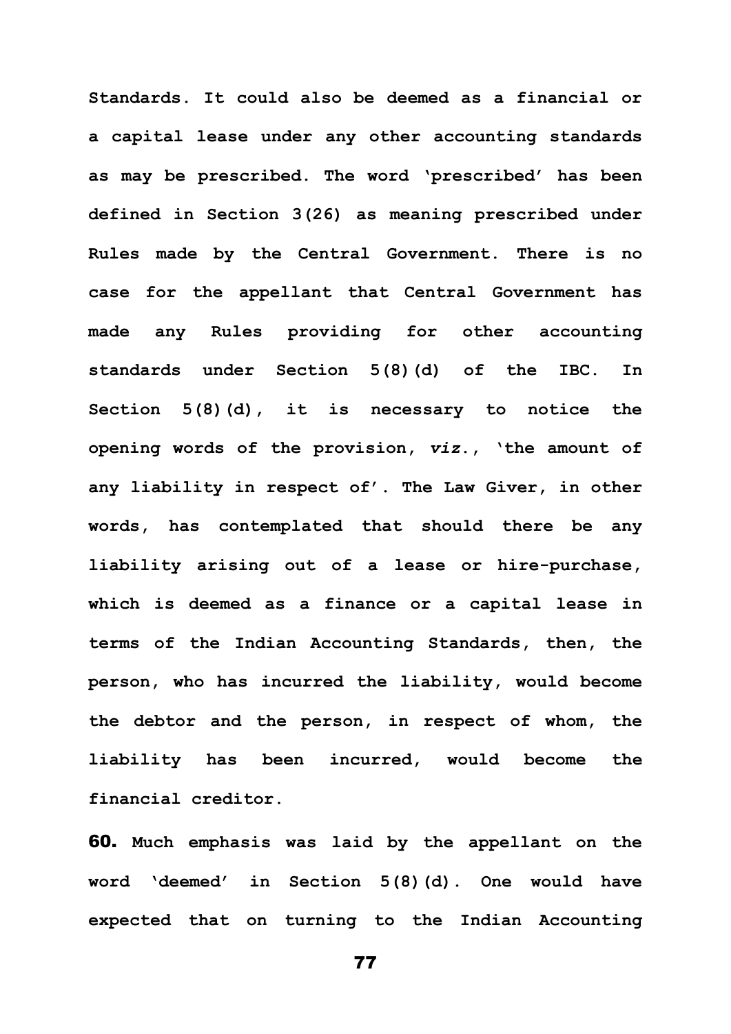**Standards. It could also be deemed as a financial or a capital lease under any other accounting standards as may be prescribed. The word 'prescribed' has been defined in Section 3(26) as meaning prescribed under Rules made by the Central Government. There is no case for the appellant that Central Government has made any Rules providing for other accounting standards under Section 5(8)(d) of the IBC. In Section 5(8)(d), it is necessary to notice the opening words of the provision, *viz.*, 'the amount of any liability in respect of'. The Law Giver, in other words, has contemplated that should there be any liability arising out of a lease or hire-purchase, which is deemed as a finance or a capital lease in terms of the Indian Accounting Standards, then, the person, who has incurred the liability, would become the debtor and the person, in respect of whom, the liability has been incurred, would become the financial creditor.**

**60. Much emphasis was laid by the appellant on the word 'deemed' in Section 5(8)(d). One would have expected that on turning to the Indian Accounting**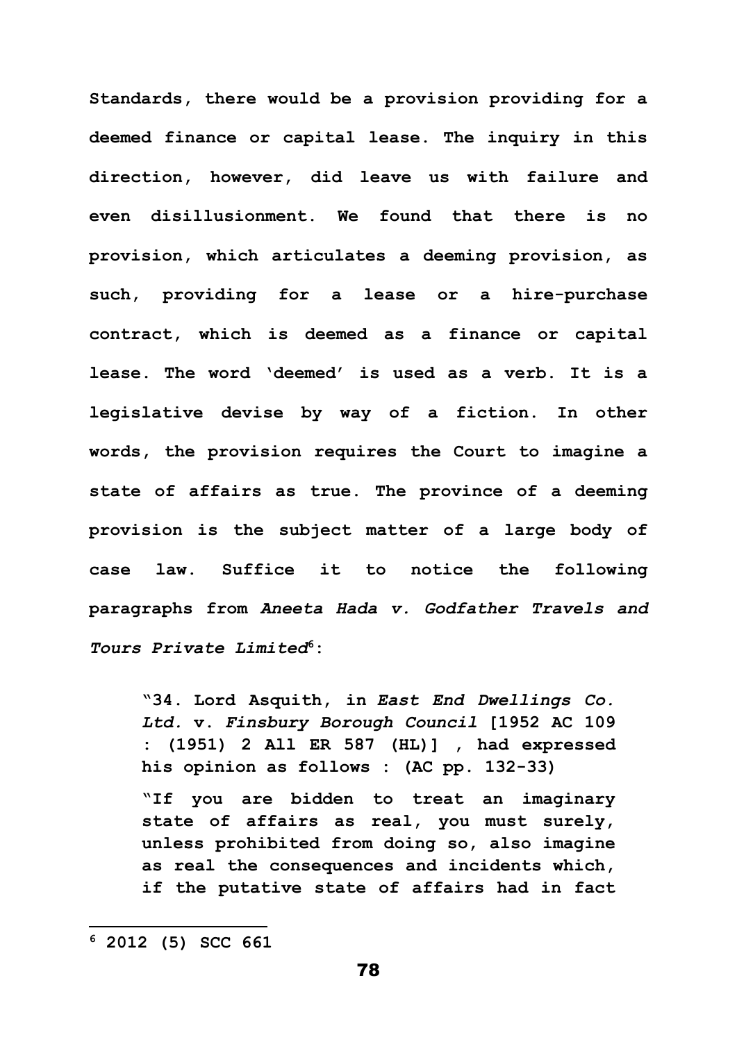**Standards, there would be a provision providing for a deemed finance or capital lease. The inquiry in this direction, however, did leave us with failure and even disillusionment. We found that there is no provision, which articulates a deeming provision, as such, providing for a lease or a hire-purchase contract, which is deemed as a finance or capital lease. The word 'deemed' is used as a verb. It is a legislative devise by way of a fiction. In other words, the provision requires the Court to imagine a state of affairs as true. The province of a deeming provision is the subject matter of a large body of case law. Suffice it to notice the following paragraphs from *Aneeta Hada v. Godfather Travels and Tours Private Limited*[6]:**

> **"34. Lord Asquith, in *East End Dwellings Co. Ltd.* v. *Finsbury Borough Council* [1952 AC 109 : (1951) 2 All ER 587 (HL)] , had expressed his opinion as follows : (AC pp. 132-33)**
>
> **"If you are bidden to treat an imaginary state of affairs as real, you must surely, unless prohibited from doing so, also imagine as real the consequences and incidents which, if the putative state of affairs had in fact**

---

**6 2012 (5) SCC 661**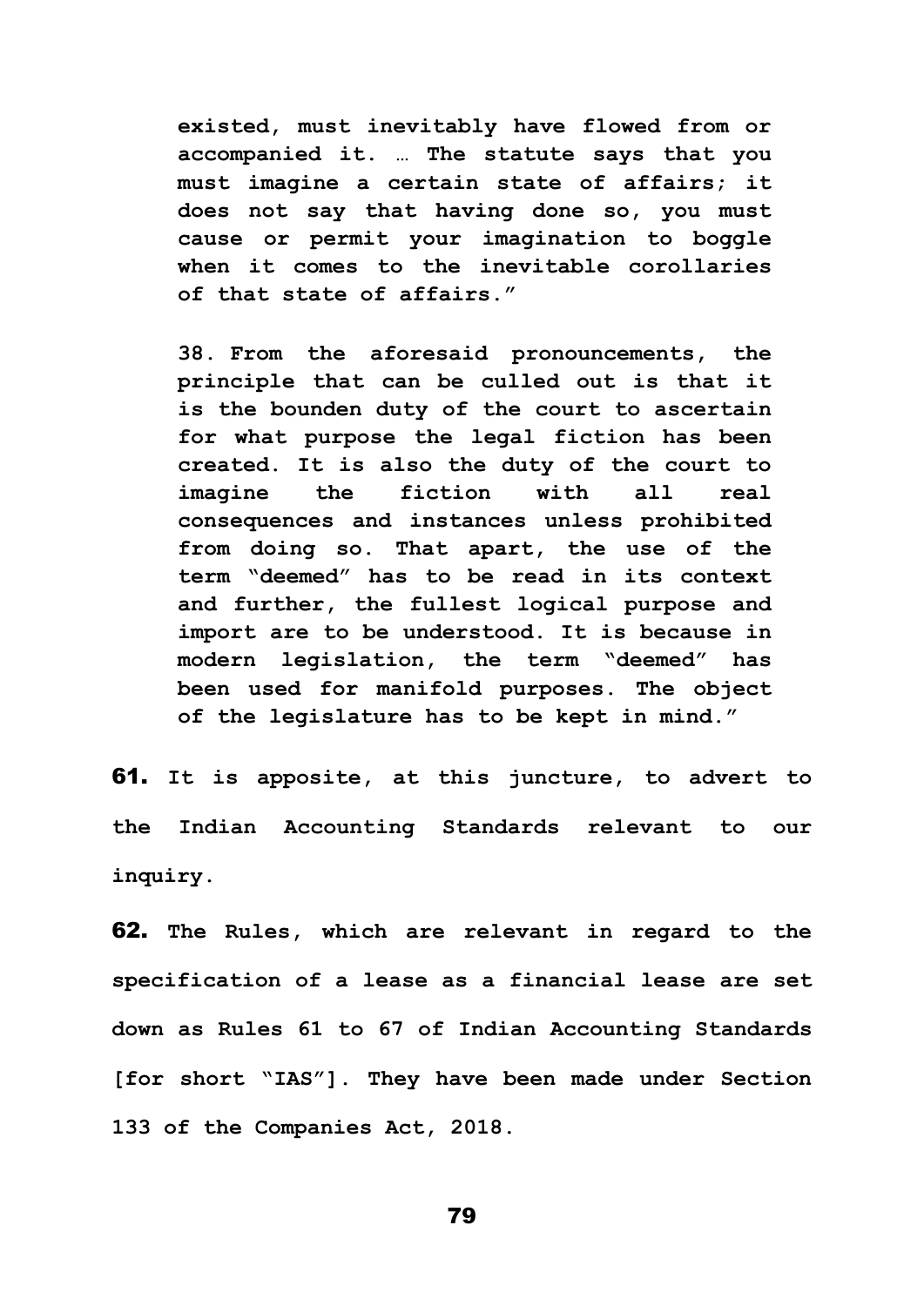> **existed, must inevitably have flowed from or accompanied it. … The statute says that you must imagine a certain state of affairs; it does not say that having done so, you must cause or permit your imagination to boggle when it comes to the inevitable corollaries of that state of affairs."**
>
> **38. From the aforesaid pronouncements, the principle that can be culled out is that it is the bounden duty of the court to ascertain for what purpose the legal fiction has been created. It is also the duty of the court to imagine the fiction with all real consequences and instances unless prohibited from doing so. That apart, the use of the term "deemed" has to be read in its context and further, the fullest logical purpose and import are to be understood. It is because in modern legislation, the term "deemed" has been used for manifold purposes. The object of the legislature has to be kept in mind."**

**61.** **It is apposite, at this juncture, to advert to the Indian Accounting Standards relevant to our inquiry.**

**62.** **The Rules, which are relevant in regard to the specification of a lease as a financial lease are set down as Rules 61 to 67 of Indian Accounting Standards [for short "IAS"]. They have been made under Section 133 of the Companies Act, 2018.**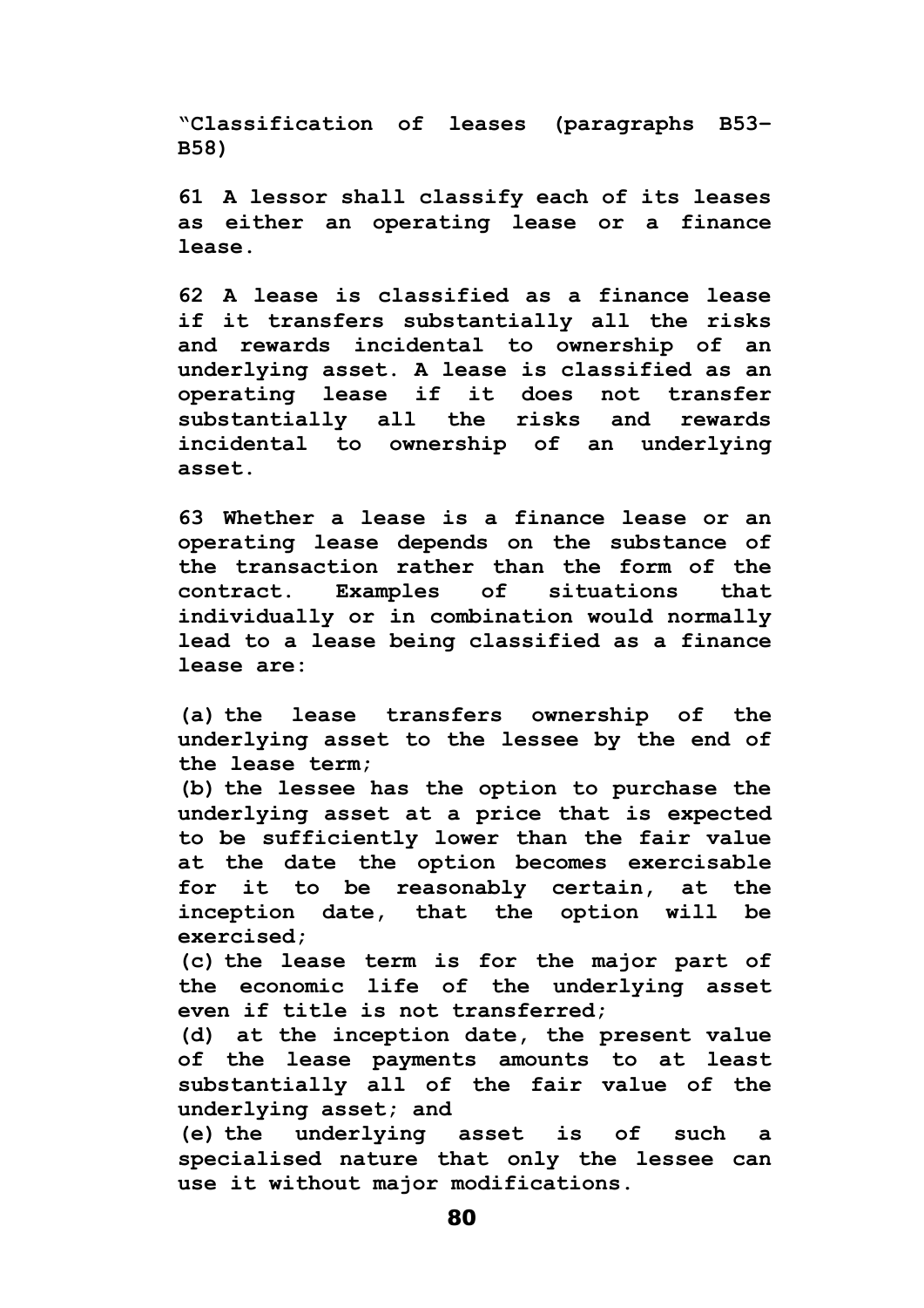**"Classification of leases (paragraphs B53–B58)**

**61 A lessor shall classify each of its leases as either an operating lease or a finance lease.**

**62 A lease is classified as a finance lease if it transfers substantially all the risks and rewards incidental to ownership of an underlying asset. A lease is classified as an operating lease if it does not transfer substantially all the risks and rewards incidental to ownership of an underlying asset.**

**63 Whether a lease is a finance lease or an operating lease depends on the substance of the transaction rather than the form of the contract. Examples of situations that individually or in combination would normally lead to a lease being classified as a finance lease are:**

**(a) the lease transfers ownership of the underlying asset to the lessee by the end of the lease term;**
**(b) the lessee has the option to purchase the underlying asset at a price that is expected to be sufficiently lower than the fair value at the date the option becomes exercisable for it to be reasonably certain, at the inception date, that the option will be exercised;**
**(c) the lease term is for the major part of the economic life of the underlying asset even if title is not transferred;**
**(d) at the inception date, the present value of the lease payments amounts to at least substantially all of the fair value of the underlying asset; and**
**(e) the underlying asset is of such a specialised nature that only the lessee can use it without major modifications.**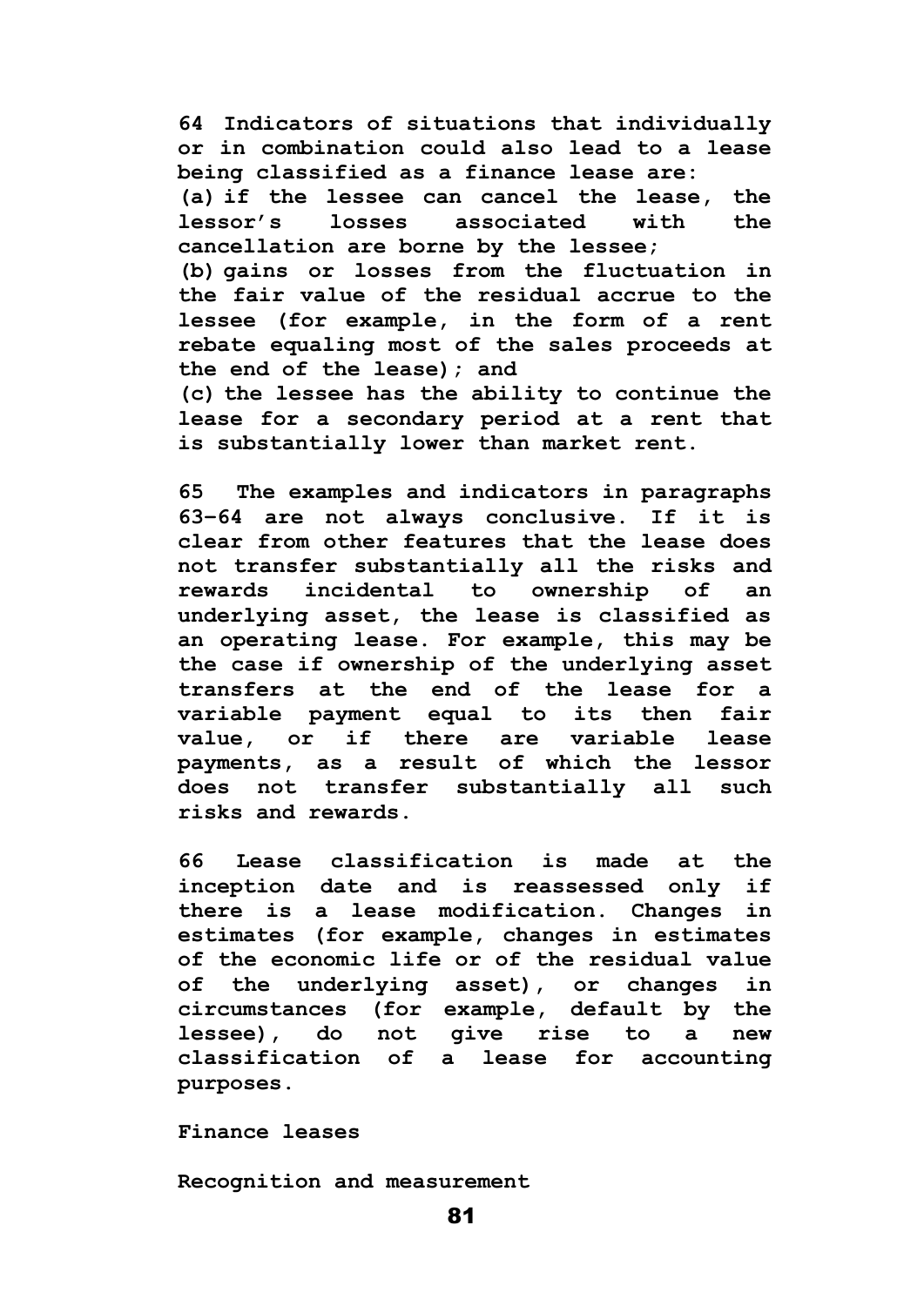**64 Indicators of situations that individually or in combination could also lead to a lease being classified as a finance lease are:**

**(a) if the lessee can cancel the lease, the lessor's losses associated with the cancellation are borne by the lessee;**

**(b) gains or losses from the fluctuation in the fair value of the residual accrue to the lessee (for example, in the form of a rent rebate equaling most of the sales proceeds at the end of the lease); and**

**(c) the lessee has the ability to continue the lease for a secondary period at a rent that is substantially lower than market rent.**

**65 The examples and indicators in paragraphs 63–64 are not always conclusive. If it is clear from other features that the lease does not transfer substantially all the risks and rewards incidental to ownership of an underlying asset, the lease is classified as an operating lease. For example, this may be the case if ownership of the underlying asset transfers at the end of the lease for a variable payment equal to its then fair value, or if there are variable lease payments, as a result of which the lessor does not transfer substantially all such risks and rewards.**

**66 Lease classification is made at the inception date and is reassessed only if there is a lease modification. Changes in estimates (for example, changes in estimates of the economic life or of the residual value of the underlying asset), or changes in circumstances (for example, default by the lessee), do not give rise to a new classification of a lease for accounting purposes.**

**Finance leases**

**Recognition and measurement**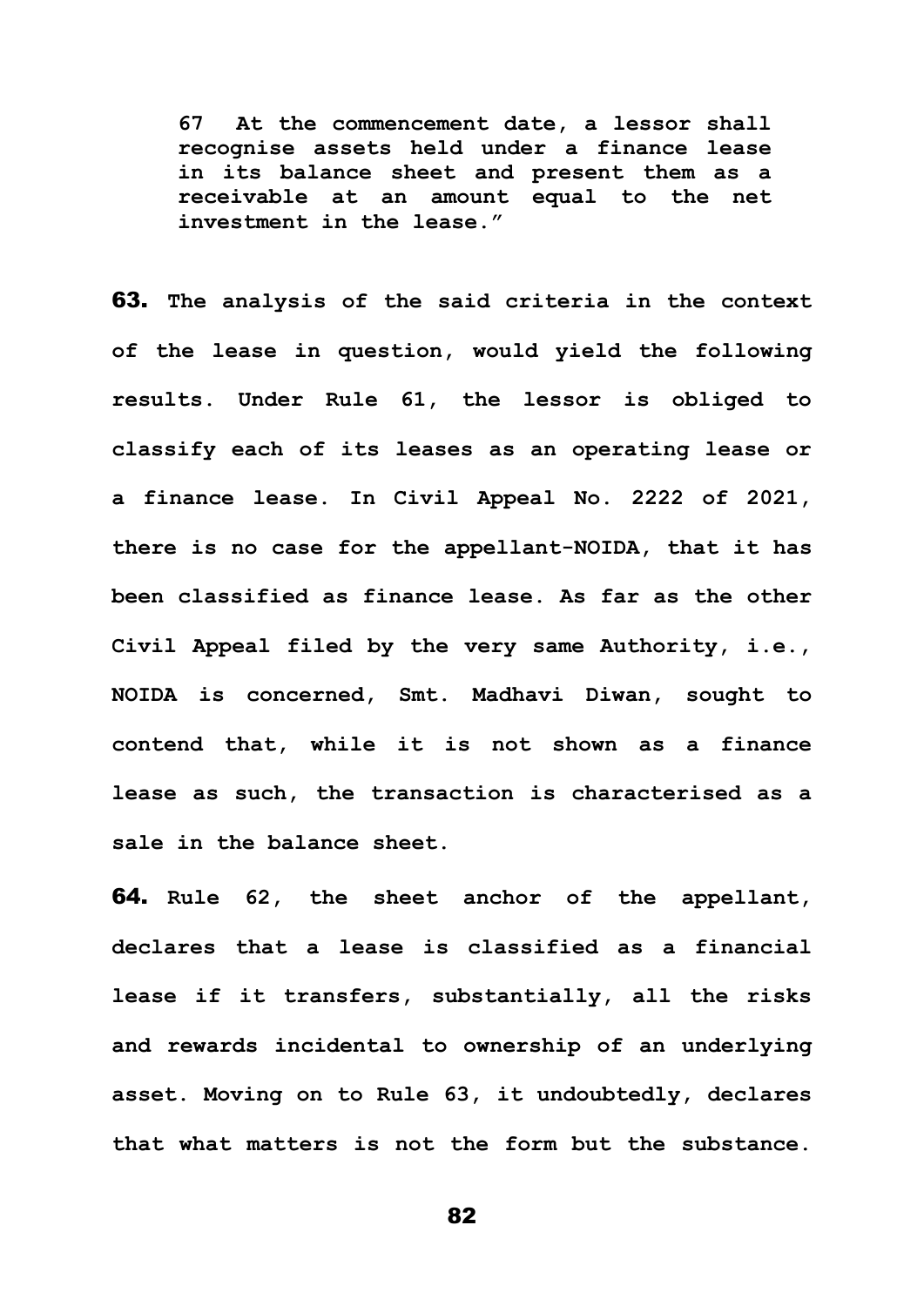> **67 At the commencement date, a lessor shall recognise assets held under a finance lease in its balance sheet and present them as a receivable at an amount equal to the net investment in the lease."**

**63.** **The analysis of the said criteria in the context of the lease in question, would yield the following results. Under Rule 61, the lessor is obliged to classify each of its leases as an operating lease or a finance lease. In Civil Appeal No. 2222 of 2021, there is no case for the appellant-NOIDA, that it has been classified as finance lease. As far as the other Civil Appeal filed by the very same Authority, i.e., NOIDA is concerned, Smt. Madhavi Diwan, sought to contend that, while it is not shown as a finance lease as such, the transaction is characterised as a sale in the balance sheet.**

**64.** **Rule 62, the sheet anchor of the appellant, declares that a lease is classified as a financial lease if it transfers, substantially, all the risks and rewards incidental to ownership of an underlying asset. Moving on to Rule 63, it undoubtedly, declares that what matters is not the form but the substance.**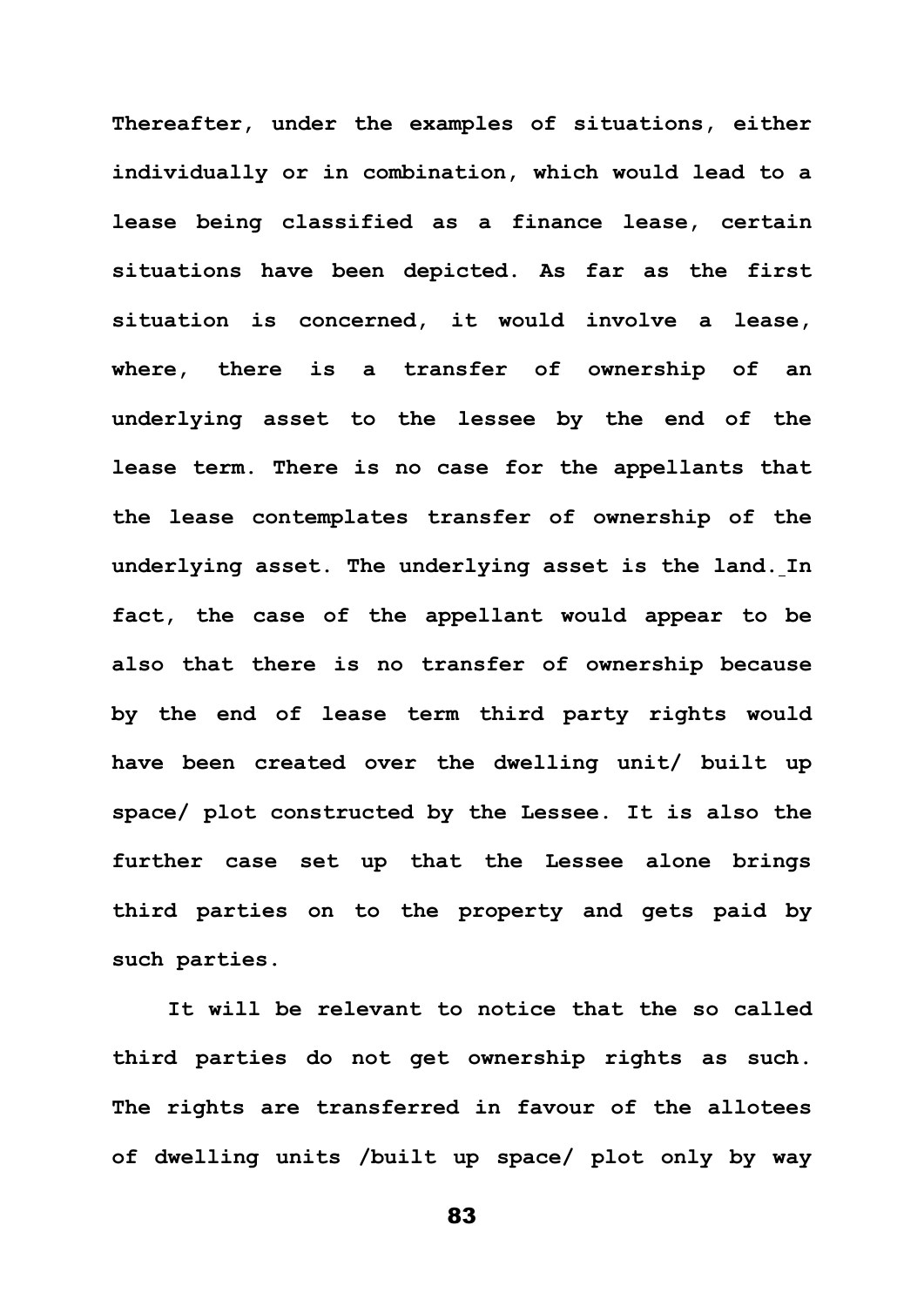Thereafter, under the examples of situations, either individually or in combination, which would lead to a lease being classified as a finance lease, certain situations have been depicted. As far as the first situation is concerned, it would involve a lease, where, there is a transfer of ownership of an underlying asset to the lessee by the end of the lease term. There is no case for the appellants that the lease contemplates transfer of ownership of the underlying asset. The underlying asset is the land. In fact, the case of the appellant would appear to be also that there is no transfer of ownership because by the end of lease term third party rights would have been created over the dwelling unit/ built up space/ plot constructed by the Lessee. It is also the further case set up that the Lessee alone brings third parties on to the property and gets paid by such parties.

It will be relevant to notice that the so called third parties do not get ownership rights as such. The rights are transferred in favour of the allotees of dwelling units /built up space/ plot only by way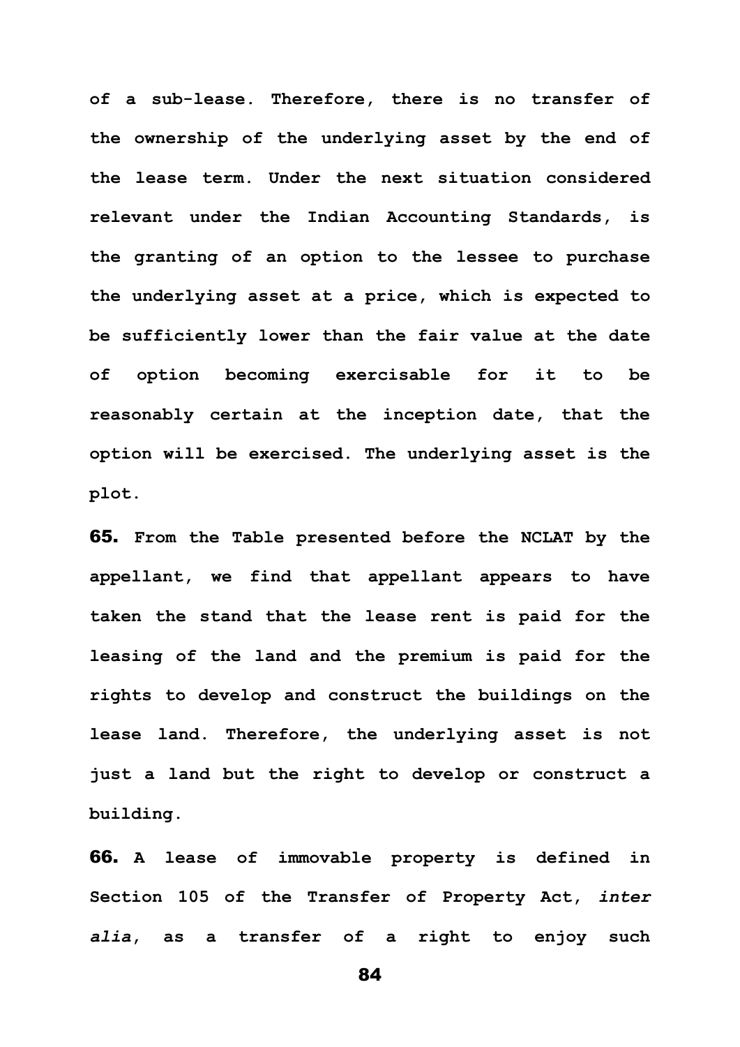**of a sub-lease. Therefore, there is no transfer of the ownership of the underlying asset by the end of the lease term. Under the next situation considered relevant under the Indian Accounting Standards, is the granting of an option to the lessee to purchase the underlying asset at a price, which is expected to be sufficiently lower than the fair value at the date of option becoming exercisable for it to be reasonably certain at the inception date, that the option will be exercised. The underlying asset is the plot.**

**65. From the Table presented before the NCLAT by the appellant, we find that appellant appears to have taken the stand that the lease rent is paid for the leasing of the land and the premium is paid for the rights to develop and construct the buildings on the lease land. Therefore, the underlying asset is not just a land but the right to develop or construct a building.**

**66. A lease of immovable property is defined in Section 105 of the Transfer of Property Act, *inter alia*, as a transfer of a right to enjoy such**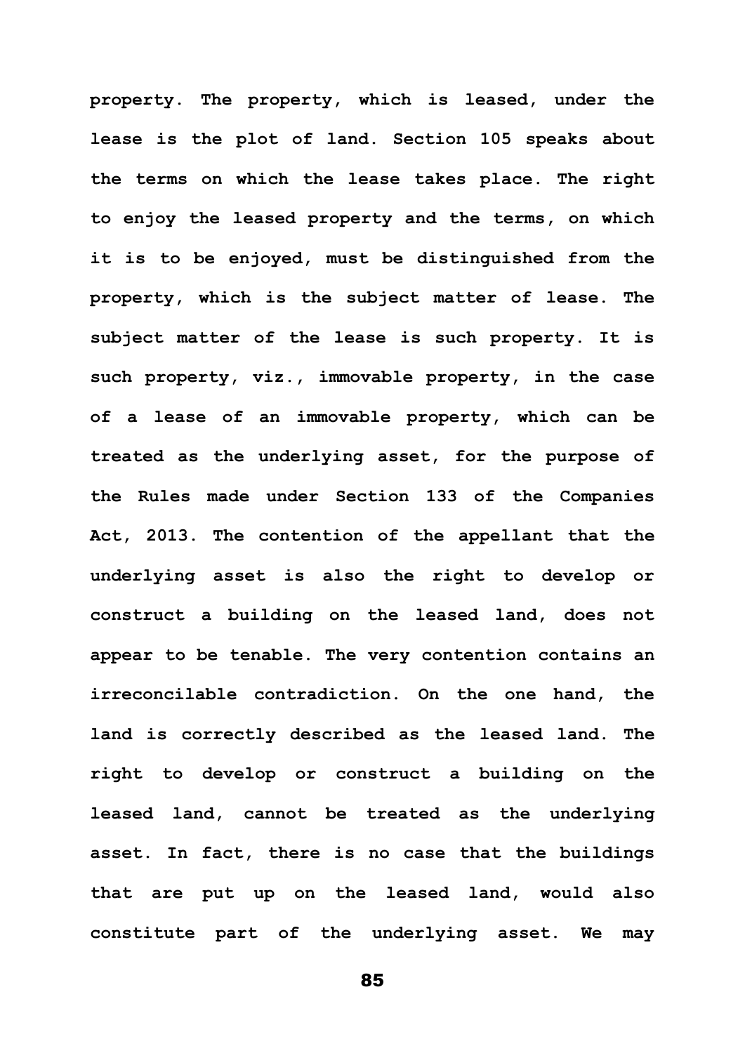property. The property, which is leased, under the lease is the plot of land. Section 105 speaks about the terms on which the lease takes place. The right to enjoy the leased property and the terms, on which it is to be enjoyed, must be distinguished from the property, which is the subject matter of lease. The subject matter of the lease is such property. It is such property, viz., immovable property, in the case of a lease of an immovable property, which can be treated as the underlying asset, for the purpose of the Rules made under Section 133 of the Companies Act, 2013. The contention of the appellant that the underlying asset is also the right to develop or construct a building on the leased land, does not appear to be tenable. The very contention contains an irreconcilable contradiction. On the one hand, the land is correctly described as the leased land. The right to develop or construct a building on the leased land, cannot be treated as the underlying asset. In fact, there is no case that the buildings that are put up on the leased land, would also constitute part of the underlying asset. We may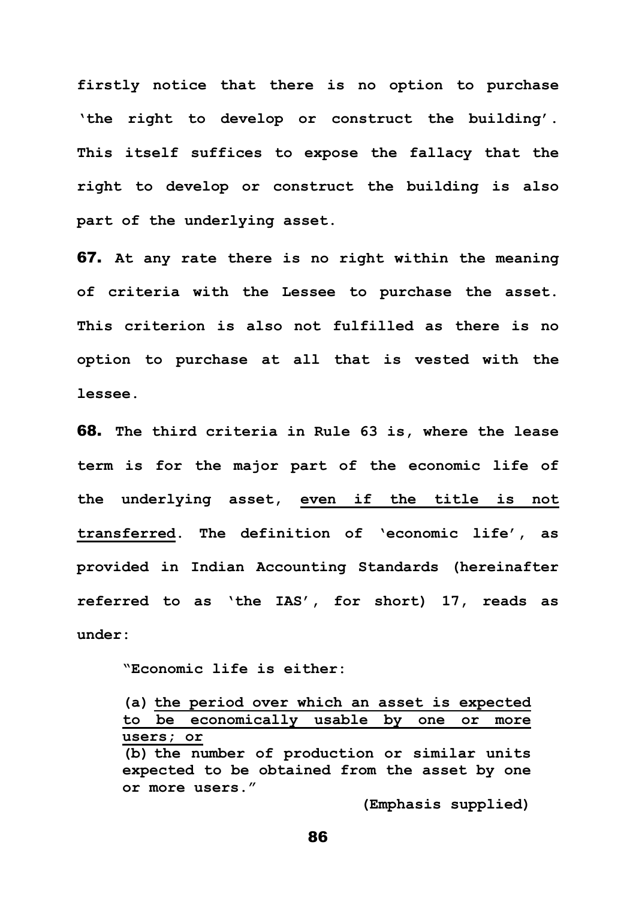**firstly notice that there is no option to purchase 'the right to develop or construct the building'. This itself suffices to expose the fallacy that the right to develop or construct the building is also part of the underlying asset.**

**67. At any rate there is no right within the meaning of criteria with the Lessee to purchase the asset. This criterion is also not fulfilled as there is no option to purchase at all that is vested with the lessee.**

**68. The third criteria in Rule 63 is, where the lease term is for the major part of the economic life of the underlying asset, <u>even if the title is not transferred</u>. The definition of 'economic life', as provided in Indian Accounting Standards (hereinafter referred to as 'the IAS', for short) 17, reads as under:**

> **"Economic life is either:**
>
> **(a) <u>the period over which an asset is expected to be economically usable by one or more users; or</u>**
> **(b) the number of production or similar units expected to be obtained from the asset by one or more users."**
>
> **(Emphasis supplied)**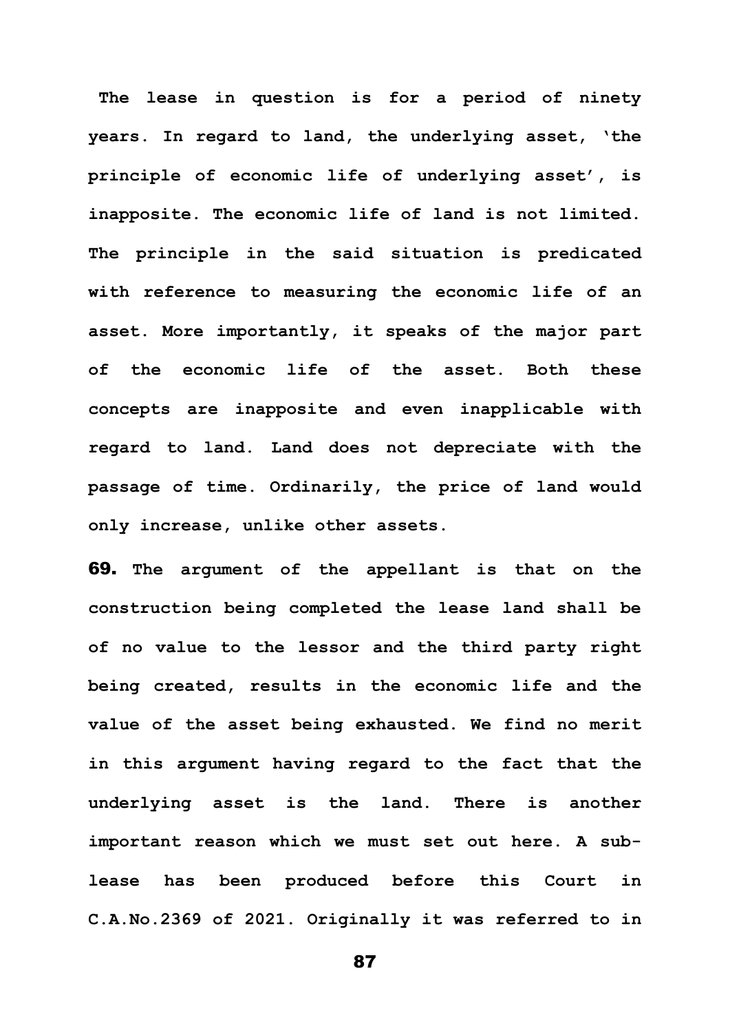The lease in question is for a period of ninety years. In regard to land, the underlying asset, 'the principle of economic life of underlying asset', is inapposite. The economic life of land is not limited. The principle in the said situation is predicated with reference to measuring the economic life of an asset. More importantly, it speaks of the major part of the economic life of the asset. Both these concepts are inapposite and even inapplicable with regard to land. Land does not depreciate with the passage of time. Ordinarily, the price of land would only increase, unlike other assets.

**69.** The argument of the appellant is that on the construction being completed the lease land shall be of no value to the lessor and the third party right being created, results in the economic life and the value of the asset being exhausted. We find no merit in this argument having regard to the fact that the underlying asset is the land. There is another important reason which we must set out here. A sub-lease has been produced before this Court in C.A.No.2369 of 2021. Originally it was referred to in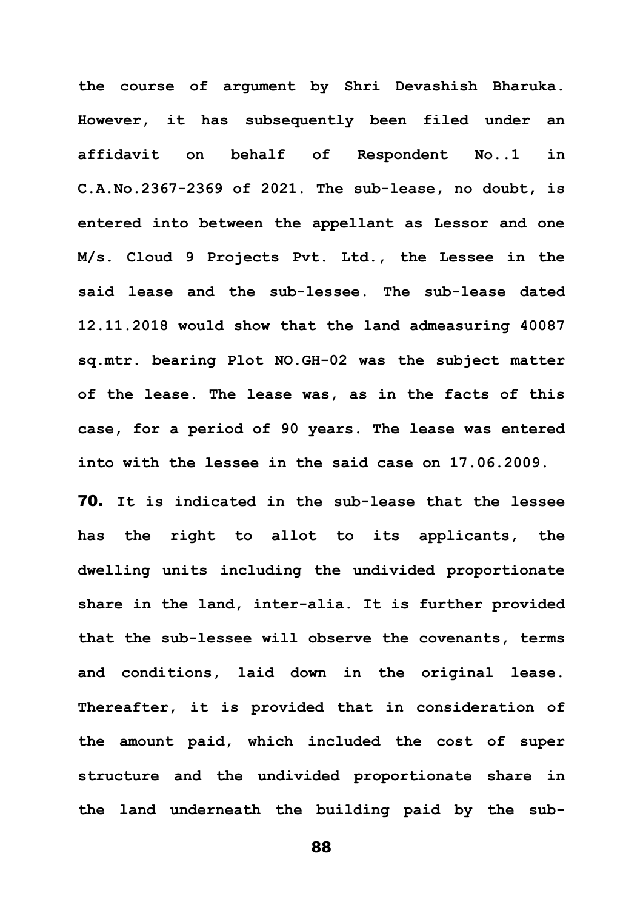**the course of argument by Shri Devashish Bharuka. However, it has subsequently been filed under an affidavit on behalf of Respondent No..1 in C.A.No.2367-2369 of 2021. The sub-lease, no doubt, is entered into between the appellant as Lessor and one M/s. Cloud 9 Projects Pvt. Ltd., the Lessee in the said lease and the sub-lessee. The sub-lease dated 12.11.2018 would show that the land admeasuring 40087 sq.mtr. bearing Plot NO.GH-02 was the subject matter of the lease. The lease was, as in the facts of this case, for a period of 90 years. The lease was entered into with the lessee in the said case on 17.06.2009.**

**70. It is indicated in the sub-lease that the lessee has the right to allot to its applicants, the dwelling units including the undivided proportionate share in the land, inter-alia. It is further provided that the sub-lessee will observe the covenants, terms and conditions, laid down in the original lease. Thereafter, it is provided that in consideration of the amount paid, which included the cost of super structure and the undivided proportionate share in the land underneath the building paid by the sub-**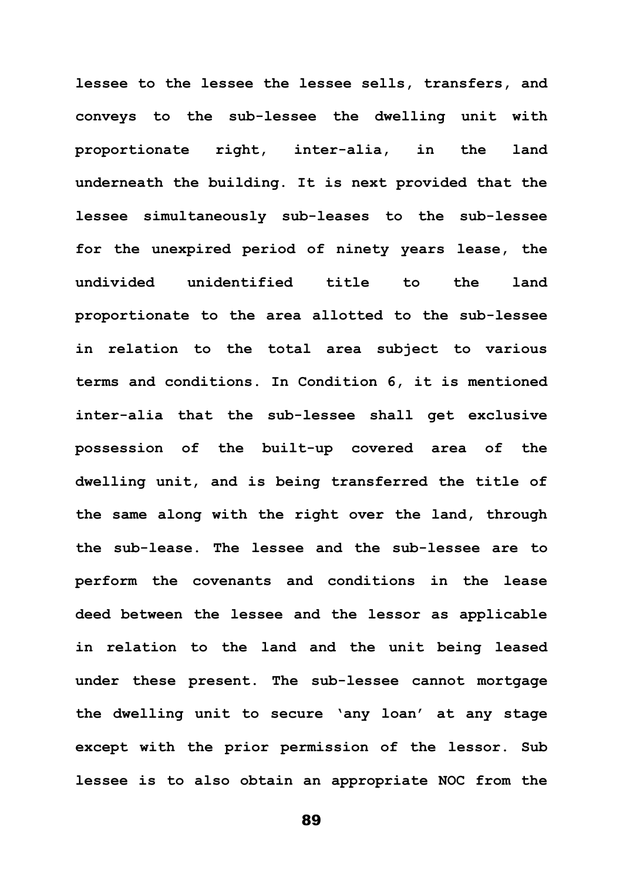lessee to the lessee the lessee sells, transfers, and conveys to the sub-lessee the dwelling unit with proportionate right, inter-alia, in the land underneath the building. It is next provided that the lessee simultaneously sub-leases to the sub-lessee for the unexpired period of ninety years lease, the undivided unidentified title to the land proportionate to the area allotted to the sub-lessee in relation to the total area subject to various terms and conditions. In Condition 6, it is mentioned inter-alia that the sub-lessee shall get exclusive possession of the built-up covered area of the dwelling unit, and is being transferred the title of the same along with the right over the land, through the sub-lease. The lessee and the sub-lessee are to perform the covenants and conditions in the lease deed between the lessee and the lessor as applicable in relation to the land and the unit being leased under these present. The sub-lessee cannot mortgage the dwelling unit to secure 'any loan' at any stage except with the prior permission of the lessor. Sub lessee is to also obtain an appropriate NOC from the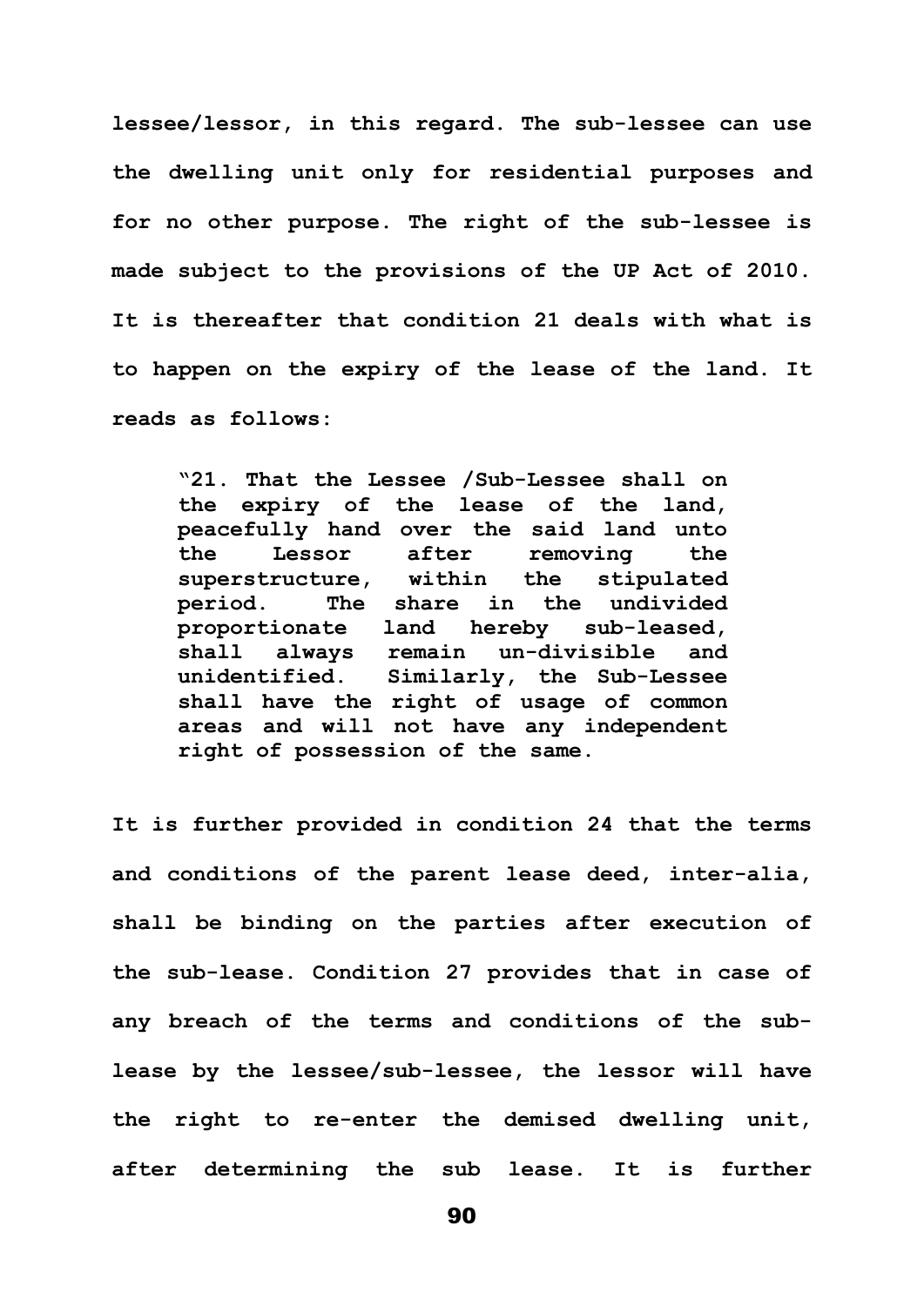**lessee/lessor, in this regard. The sub-lessee can use the dwelling unit only for residential purposes and for no other purpose. The right of the sub-lessee is made subject to the provisions of the UP Act of 2010. It is thereafter that condition 21 deals with what is to happen on the expiry of the lease of the land. It reads as follows:**

> **"21. That the Lessee /Sub-Lessee shall on the expiry of the lease of the land, peacefully hand over the said land unto the Lessor after removing the superstructure, within the stipulated period. The share in the undivided proportionate land hereby sub-leased, shall always remain un-divisible and unidentified. Similarly, the Sub-Lessee shall have the right of usage of common areas and will not have any independent right of possession of the same.**

**It is further provided in condition 24 that the terms and conditions of the parent lease deed, inter-alia, shall be binding on the parties after execution of the sub-lease. Condition 27 provides that in case of any breach of the terms and conditions of the sub-lease by the lessee/sub-lessee, the lessor will have the right to re-enter the demised dwelling unit, after determining the sub lease. It is further**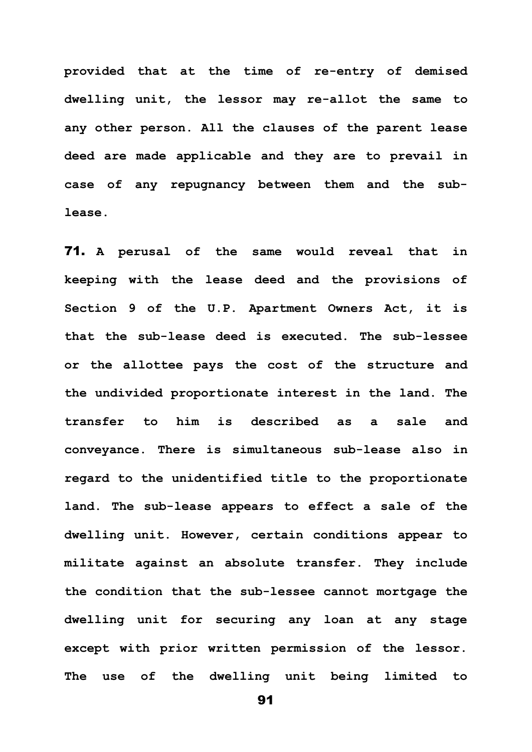provided that at the time of re-entry of demised dwelling unit, the lessor may re-allot the same to any other person. All the clauses of the parent lease deed are made applicable and they are to prevail in case of any repugnancy between them and the sub-lease.

**71.** A perusal of the same would reveal that in keeping with the lease deed and the provisions of Section 9 of the U.P. Apartment Owners Act, it is that the sub-lease deed is executed. The sub-lessee or the allottee pays the cost of the structure and the undivided proportionate interest in the land. The transfer to him is described as a sale and conveyance. There is simultaneous sub-lease also in regard to the unidentified title to the proportionate land. The sub-lease appears to effect a sale of the dwelling unit. However, certain conditions appear to militate against an absolute transfer. They include the condition that the sub-lessee cannot mortgage the dwelling unit for securing any loan at any stage except with prior written permission of the lessor. The use of the dwelling unit being limited to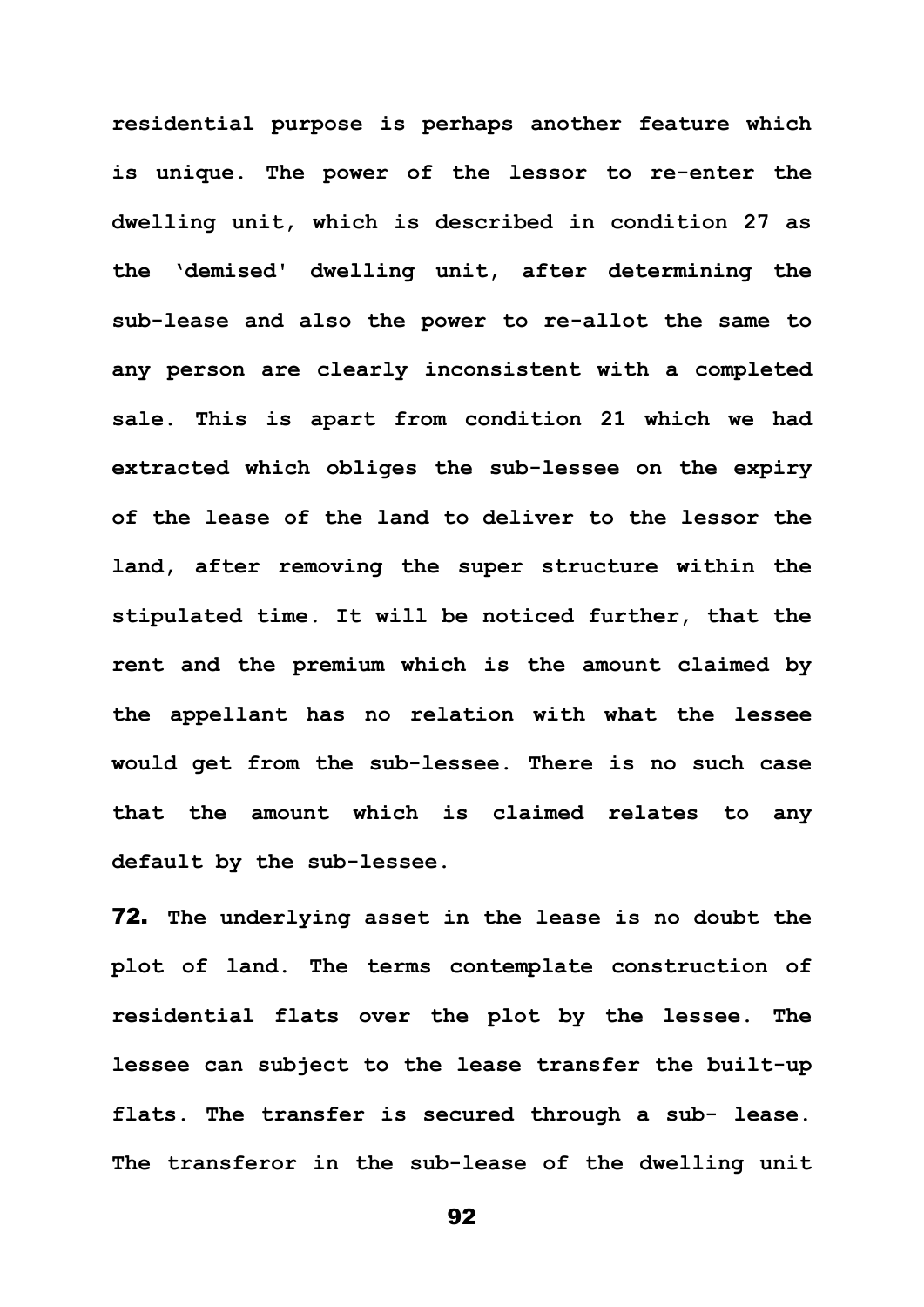**residential purpose is perhaps another feature which is unique. The power of the lessor to re-enter the dwelling unit, which is described in condition 27 as the 'demised' dwelling unit, after determining the sub-lease and also the power to re-allot the same to any person are clearly inconsistent with a completed sale. This is apart from condition 21 which we had extracted which obliges the sub-lessee on the expiry of the lease of the land to deliver to the lessor the land, after removing the super structure within the stipulated time. It will be noticed further, that the rent and the premium which is the amount claimed by the appellant has no relation with what the lessee would get from the sub-lessee. There is no such case that the amount which is claimed relates to any default by the sub-lessee.**

**72. The underlying asset in the lease is no doubt the plot of land. The terms contemplate construction of residential flats over the plot by the lessee. The lessee can subject to the lease transfer the built-up flats. The transfer is secured through a sub- lease. The transferor in the sub-lease of the dwelling unit**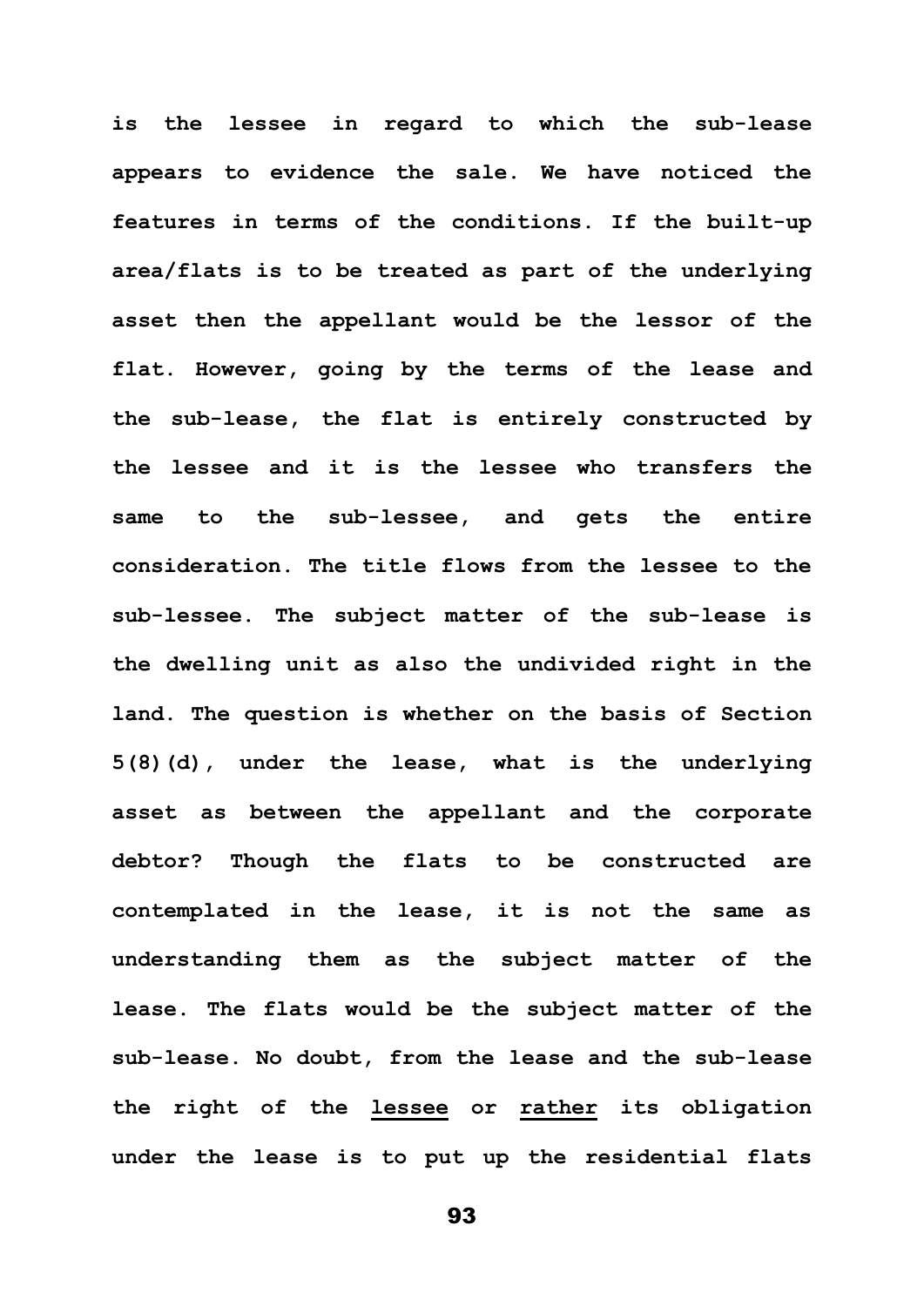**is the lessee in regard to which the sub-lease appears to evidence the sale. We have noticed the features in terms of the conditions. If the built-up area/flats is to be treated as part of the underlying asset then the appellant would be the lessor of the flat. However, going by the terms of the lease and the sub-lease, the flat is entirely constructed by the lessee and it is the lessee who transfers the same to the sub-lessee, and gets the entire consideration. The title flows from the lessee to the sub-lessee. The subject matter of the sub-lease is the dwelling unit as also the undivided right in the land. The question is whether on the basis of Section 5(8)(d), under the lease, what is the underlying asset as between the appellant and the corporate debtor? Though the flats to be constructed are contemplated in the lease, it is not the same as understanding them as the subject matter of the lease. The flats would be the subject matter of the sub-lease. No doubt, from the lease and the sub-lease the right of the <u>lessee</u> or <u>rather</u> its obligation under the lease is to put up the residential flats**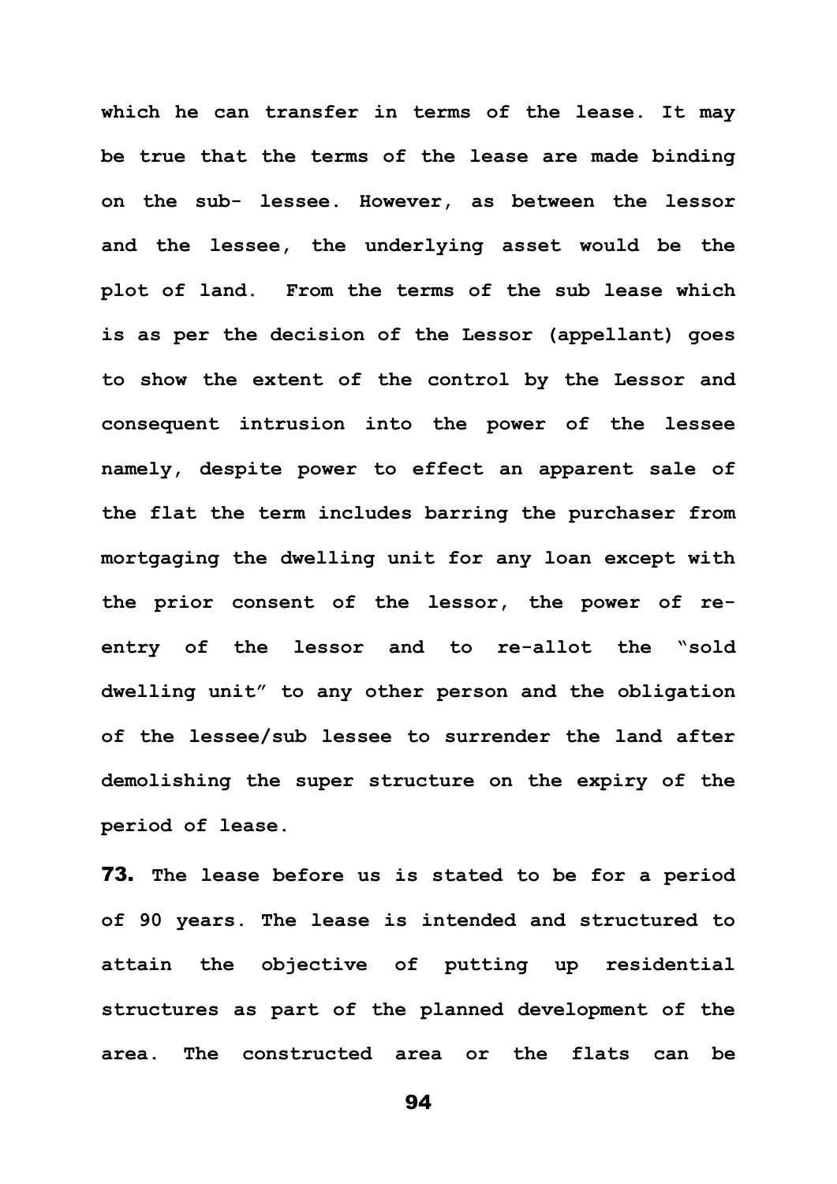**which he can transfer in terms of the lease. It may be true that the terms of the lease are made binding on the sub- lessee. However, as between the lessor and the lessee, the underlying asset would be the plot of land. From the terms of the sub lease which is as per the decision of the Lessor (appellant) goes to show the extent of the control by the Lessor and consequent intrusion into the power of the lessee namely, despite power to effect an apparent sale of the flat the term includes barring the purchaser from mortgaging the dwelling unit for any loan except with the prior consent of the lessor, the power of re-entry of the lessor and to re-allot the "sold dwelling unit" to any other person and the obligation of the lessee/sub lessee to surrender the land after demolishing the super structure on the expiry of the period of lease.**

**73. The lease before us is stated to be for a period of 90 years. The lease is intended and structured to attain the objective of putting up residential structures as part of the planned development of the area. The constructed area or the flats can be**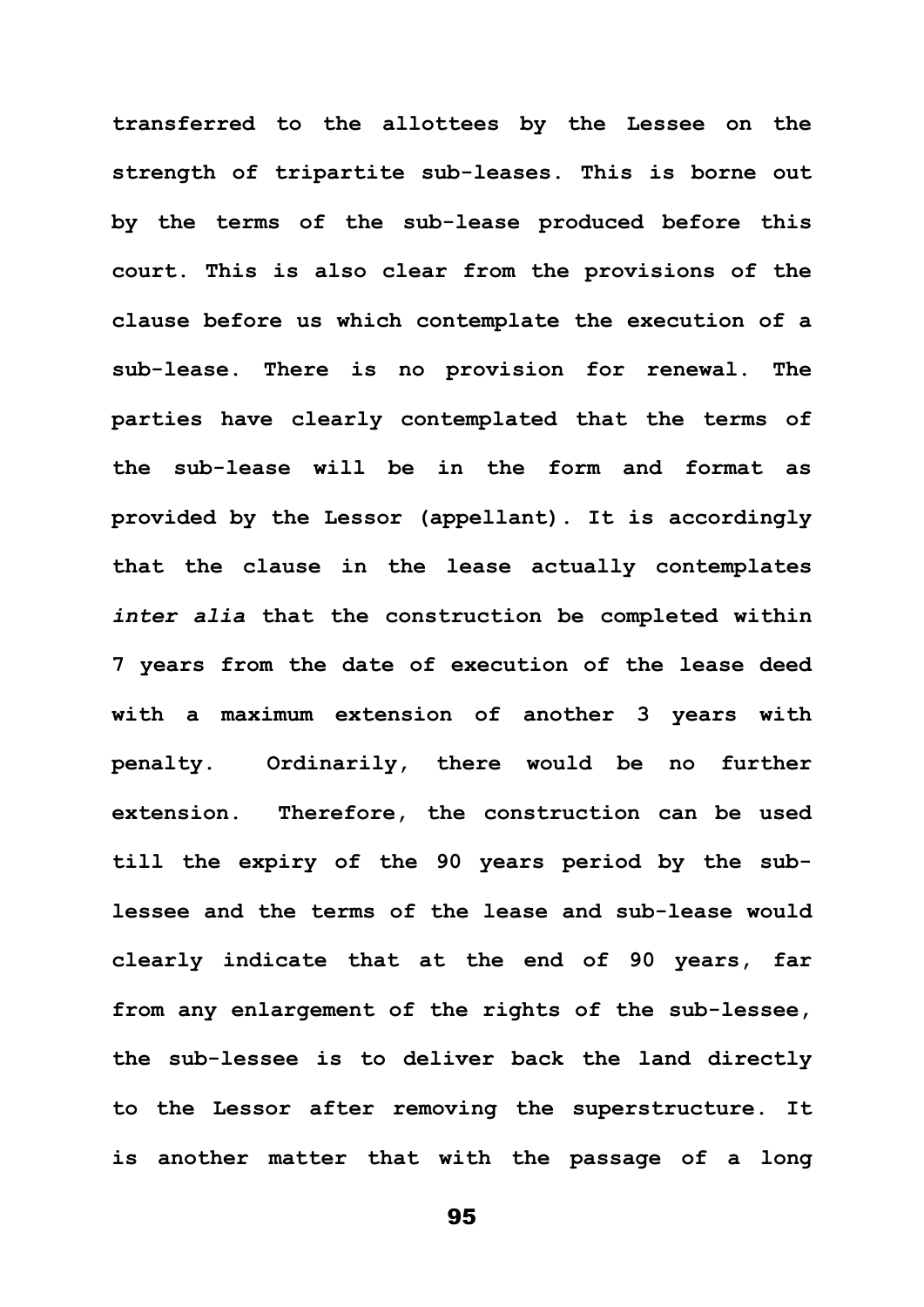transferred to the allottees by the Lessee on the strength of tripartite sub-leases. This is borne out by the terms of the sub-lease produced before this court. This is also clear from the provisions of the clause before us which contemplate the execution of a sub-lease. There is no provision for renewal. The parties have clearly contemplated that the terms of the sub-lease will be in the form and format as provided by the Lessor (appellant). It is accordingly that the clause in the lease actually contemplates *inter alia* that the construction be completed within 7 years from the date of execution of the lease deed with a maximum extension of another 3 years with penalty. Ordinarily, there would be no further extension. Therefore, the construction can be used till the expiry of the 90 years period by the sub-lessee and the terms of the lease and sub-lease would clearly indicate that at the end of 90 years, far from any enlargement of the rights of the sub-lessee, the sub-lessee is to deliver back the land directly to the Lessor after removing the superstructure. It is another matter that with the passage of a long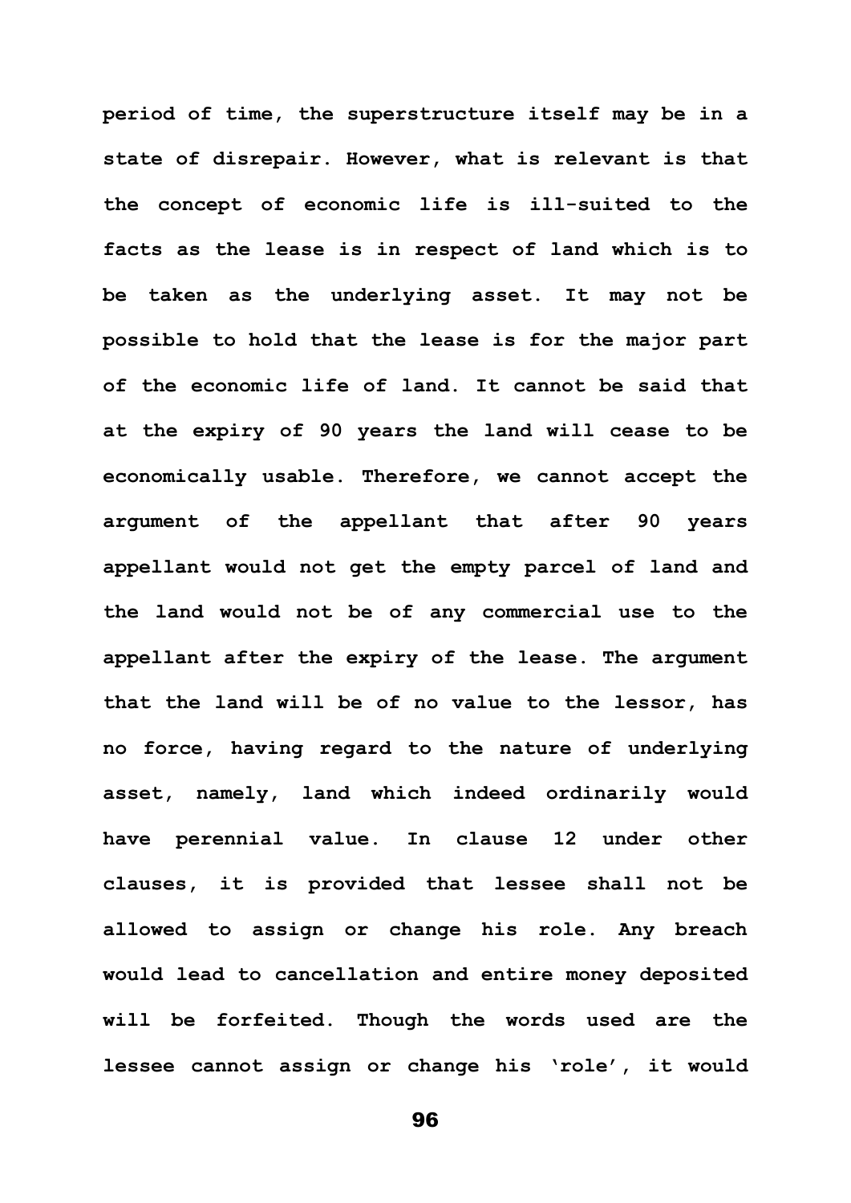period of time, the superstructure itself may be in a state of disrepair. However, what is relevant is that the concept of economic life is ill-suited to the facts as the lease is in respect of land which is to be taken as the underlying asset. It may not be possible to hold that the lease is for the major part of the economic life of land. It cannot be said that at the expiry of 90 years the land will cease to be economically usable. Therefore, we cannot accept the argument of the appellant that after 90 years appellant would not get the empty parcel of land and the land would not be of any commercial use to the appellant after the expiry of the lease. The argument that the land will be of no value to the lessor, has no force, having regard to the nature of underlying asset, namely, land which indeed ordinarily would have perennial value. In clause 12 under other clauses, it is provided that lessee shall not be allowed to assign or change his role. Any breach would lead to cancellation and entire money deposited will be forfeited. Though the words used are the lessee cannot assign or change his 'role', it would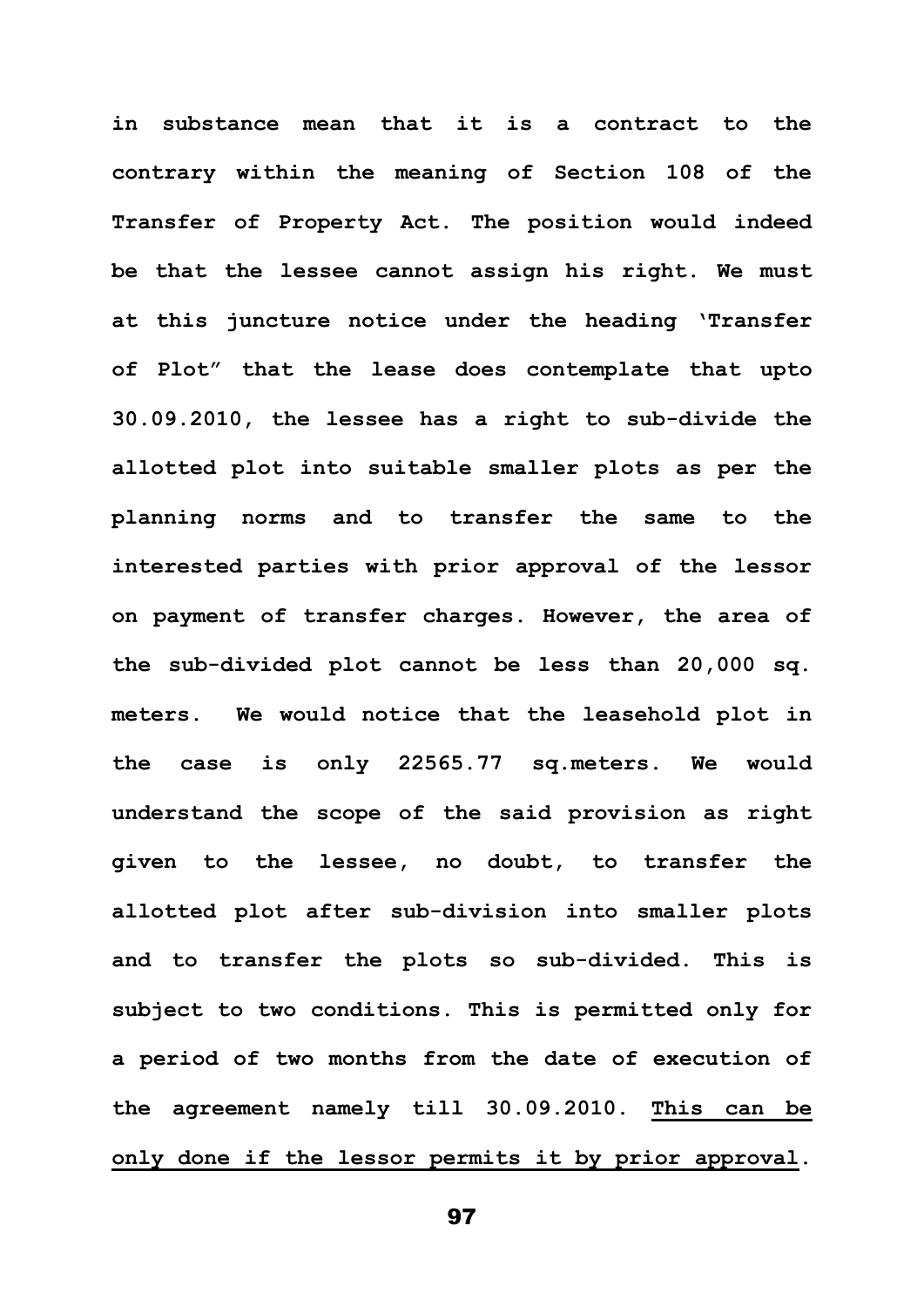**in substance mean that it is a contract to the contrary within the meaning of Section 108 of the Transfer of Property Act. The position would indeed be that the lessee cannot assign his right. We must at this juncture notice under the heading 'Transfer of Plot" that the lease does contemplate that upto 30.09.2010, the lessee has a right to sub-divide the allotted plot into suitable smaller plots as per the planning norms and to transfer the same to the interested parties with prior approval of the lessor on payment of transfer charges. However, the area of the sub-divided plot cannot be less than 20,000 sq. meters. We would notice that the leasehold plot in the case is only 22565.77 sq.meters. We would understand the scope of the said provision as right given to the lessee, no doubt, to transfer the allotted plot after sub-division into smaller plots and to transfer the plots so sub-divided. This is subject to two conditions. This is permitted only for a period of two months from the date of execution of the agreement namely till 30.09.2010. <u>This can be only done if the lessor permits it by prior approval</u>.**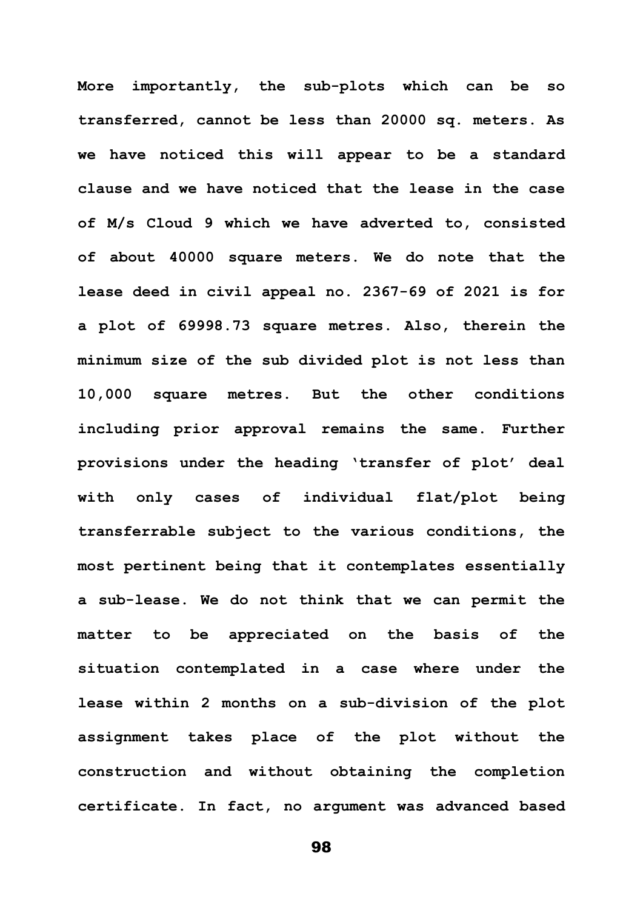More importantly, the sub-plots which can be so transferred, cannot be less than 20000 sq. meters. As we have noticed this will appear to be a standard clause and we have noticed that the lease in the case of M/s Cloud 9 which we have adverted to, consisted of about 40000 square meters. We do note that the lease deed in civil appeal no. 2367-69 of 2021 is for a plot of 69998.73 square metres. Also, therein the minimum size of the sub divided plot is not less than 10,000 square metres. But the other conditions including prior approval remains the same. Further provisions under the heading 'transfer of plot' deal with only cases of individual flat/plot being transferrable subject to the various conditions, the most pertinent being that it contemplates essentially a sub-lease. We do not think that we can permit the matter to be appreciated on the basis of the situation contemplated in a case where under the lease within 2 months on a sub-division of the plot assignment takes place of the plot without the construction and without obtaining the completion certificate. In fact, no argument was advanced based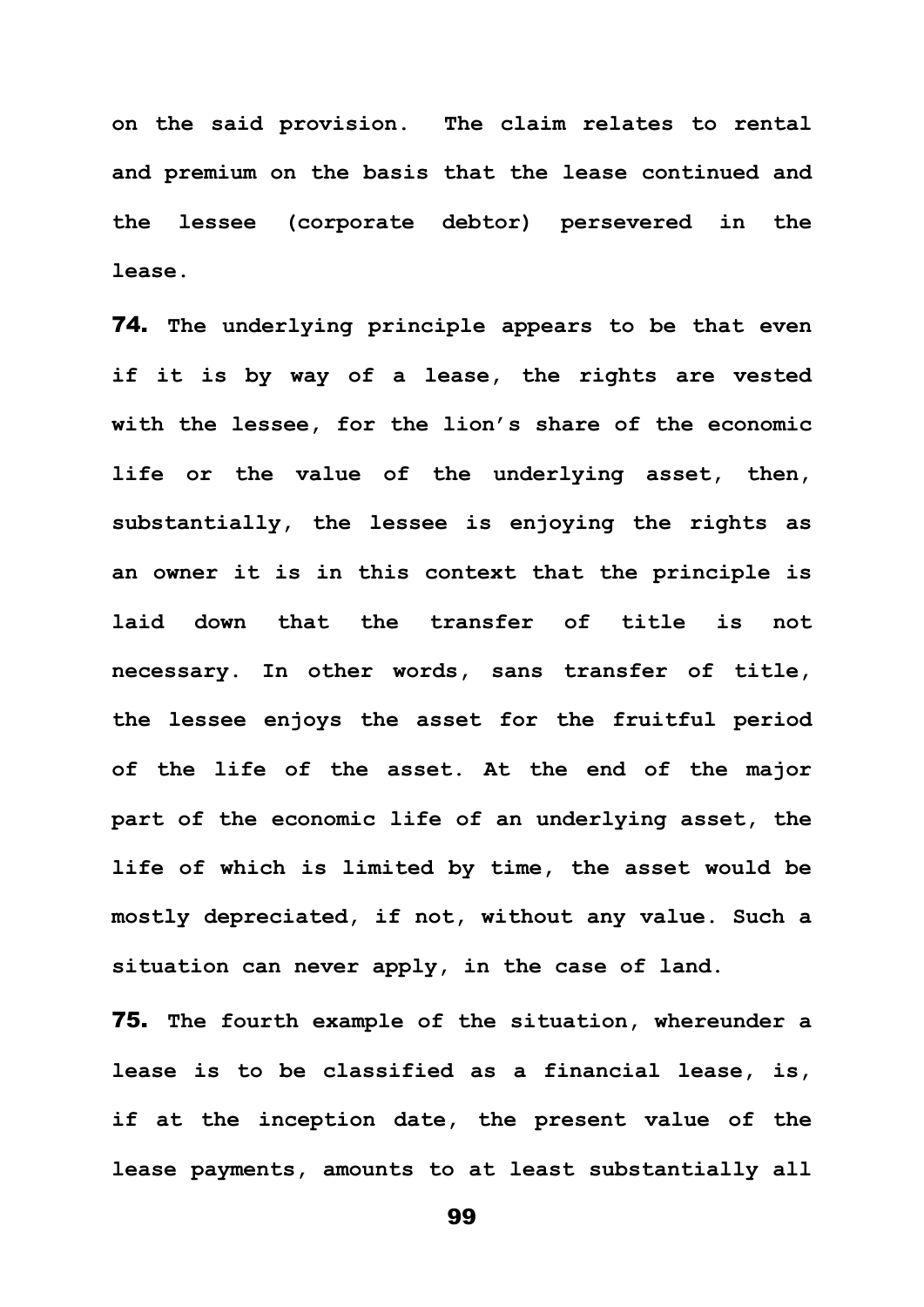on the said provision. The claim relates to rental and premium on the basis that the lease continued and the lessee (corporate debtor) persevered in the lease.

**74.** The underlying principle appears to be that even if it is by way of a lease, the rights are vested with the lessee, for the lion's share of the economic life or the value of the underlying asset, then, substantially, the lessee is enjoying the rights as an owner it is in this context that the principle is laid down that the transfer of title is not necessary. In other words, sans transfer of title, the lessee enjoys the asset for the fruitful period of the life of the asset. At the end of the major part of the economic life of an underlying asset, the life of which is limited by time, the asset would be mostly depreciated, if not, without any value. Such a situation can never apply, in the case of land.

**75.** The fourth example of the situation, whereunder a lease is to be classified as a financial lease, is, if at the inception date, the present value of the lease payments, amounts to at least substantially all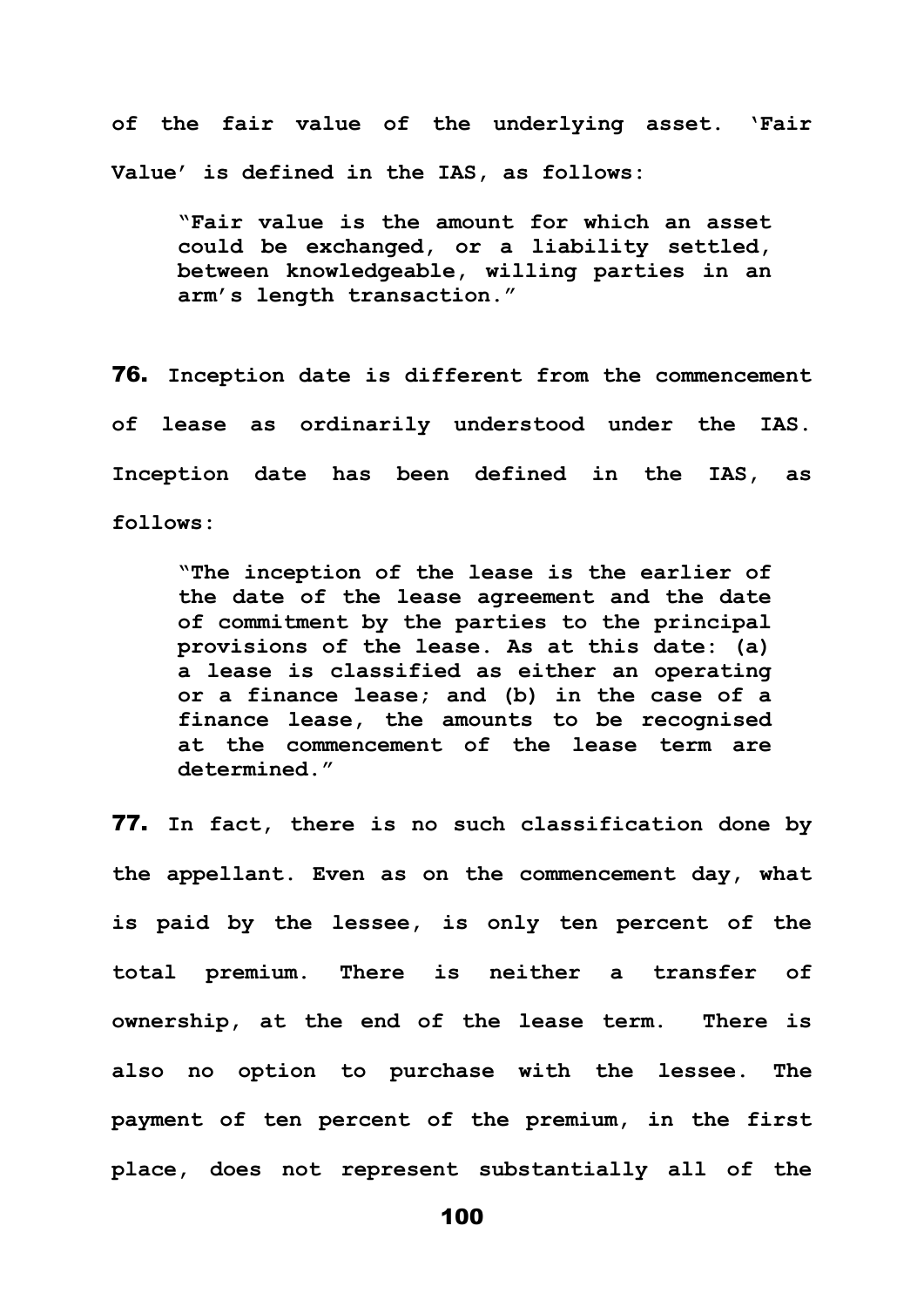**of the fair value of the underlying asset. 'Fair Value' is defined in the IAS, as follows:**

> **"Fair value is the amount for which an asset could be exchanged, or a liability settled, between knowledgeable, willing parties in an arm's length transaction."**

**76. Inception date is different from the commencement of lease as ordinarily understood under the IAS. Inception date has been defined in the IAS, as follows:**

> **"The inception of the lease is the earlier of the date of the lease agreement and the date of commitment by the parties to the principal provisions of the lease. As at this date: (a) a lease is classified as either an operating or a finance lease; and (b) in the case of a finance lease, the amounts to be recognised at the commencement of the lease term are determined."**

**77. In fact, there is no such classification done by the appellant. Even as on the commencement day, what is paid by the lessee, is only ten percent of the total premium. There is neither a transfer of ownership, at the end of the lease term. There is also no option to purchase with the lessee. The payment of ten percent of the premium, in the first place, does not represent substantially all of the**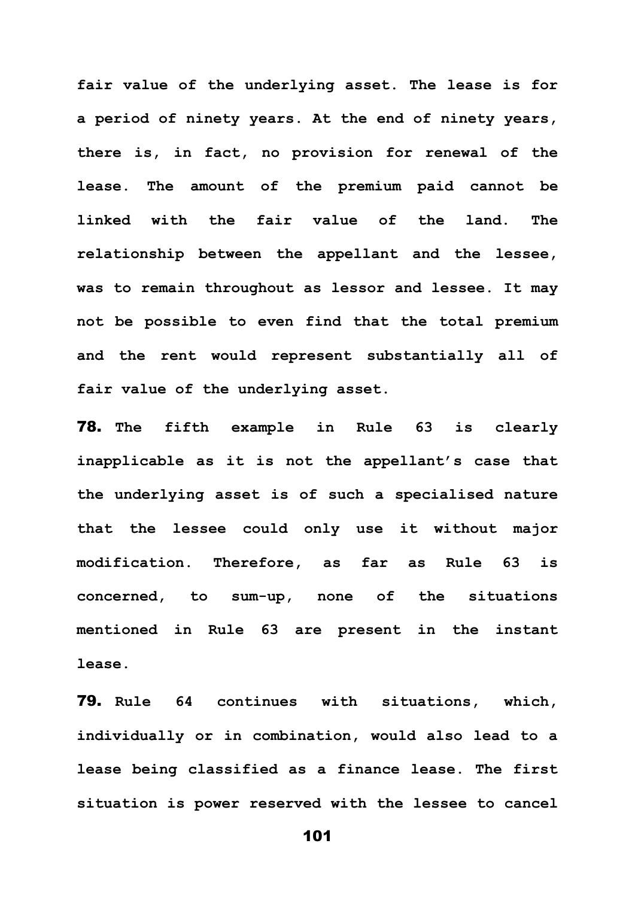fair value of the underlying asset. The lease is for a period of ninety years. At the end of ninety years, there is, in fact, no provision for renewal of the lease. The amount of the premium paid cannot be linked with the fair value of the land. The relationship between the appellant and the lessee, was to remain throughout as lessor and lessee. It may not be possible to even find that the total premium and the rent would represent substantially all of fair value of the underlying asset.

**78.** The fifth example in Rule 63 is clearly inapplicable as it is not the appellant's case that the underlying asset is of such a specialised nature that the lessee could only use it without major modification. Therefore, as far as Rule 63 is concerned, to sum-up, none of the situations mentioned in Rule 63 are present in the instant lease.

**79.** Rule 64 continues with situations, which, individually or in combination, would also lead to a lease being classified as a finance lease. The first situation is power reserved with the lessee to cancel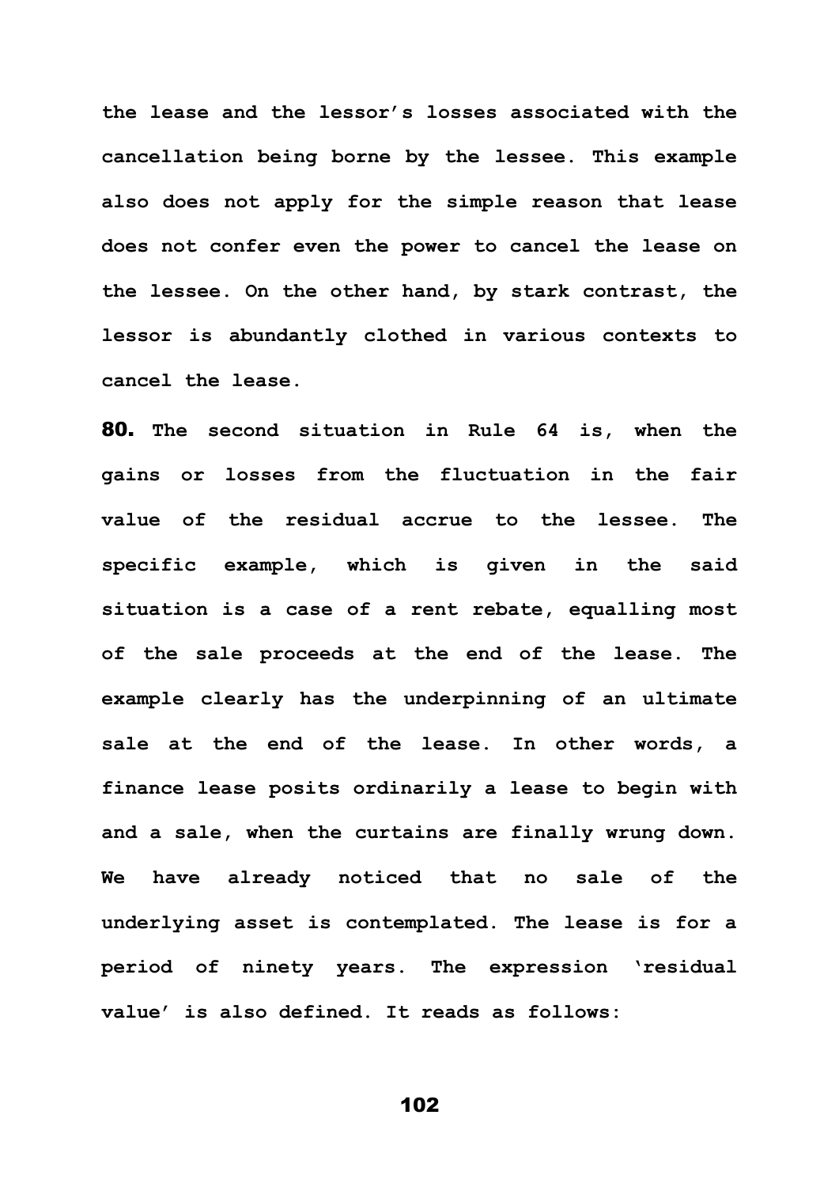the lease and the lessor's losses associated with the cancellation being borne by the lessee. This example also does not apply for the simple reason that lease does not confer even the power to cancel the lease on the lessee. On the other hand, by stark contrast, the lessor is abundantly clothed in various contexts to cancel the lease.

**80.** The second situation in Rule 64 is, when the gains or losses from the fluctuation in the fair value of the residual accrue to the lessee. The specific example, which is given in the said situation is a case of a rent rebate, equalling most of the sale proceeds at the end of the lease. The example clearly has the underpinning of an ultimate sale at the end of the lease. In other words, a finance lease posits ordinarily a lease to begin with and a sale, when the curtains are finally wrung down. We have already noticed that no sale of the underlying asset is contemplated. The lease is for a period of ninety years. The expression 'residual value' is also defined. It reads as follows: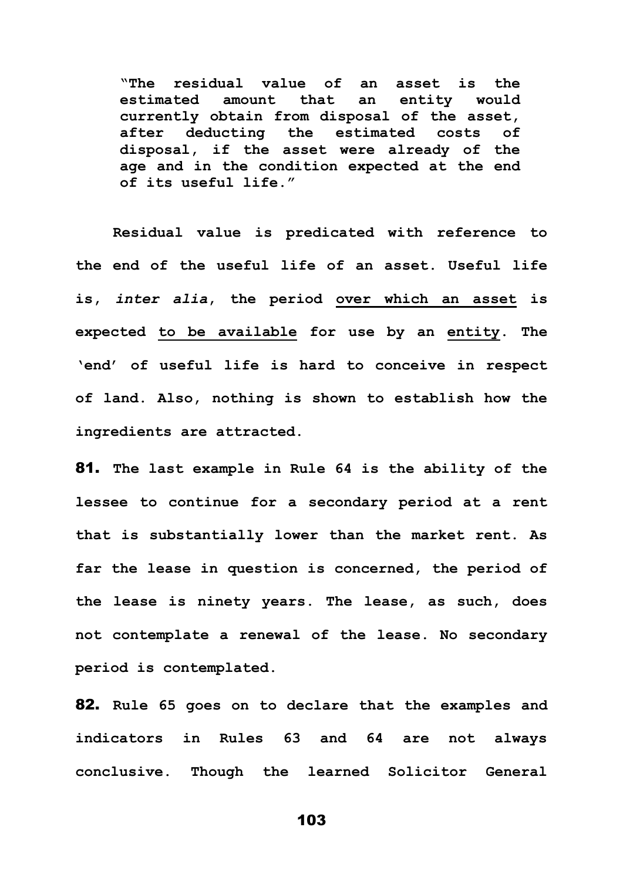> "The residual value of an asset is the estimated amount that an entity would currently obtain from disposal of the asset, after deducting the estimated costs of disposal, if the asset were already of the age and in the condition expected at the end of its useful life."

Residual value is predicated with reference to the end of the useful life of an asset. Useful life is, *inter alia*, the period <u>over which an asset</u> is expected <u>to be available</u> for use by an <u>entity</u>. The 'end' of useful life is hard to conceive in respect of land. Also, nothing is shown to establish how the ingredients are attracted.

**81.** The last example in Rule 64 is the ability of the lessee to continue for a secondary period at a rent that is substantially lower than the market rent. As far the lease in question is concerned, the period of the lease is ninety years. The lease, as such, does not contemplate a renewal of the lease. No secondary period is contemplated.

**82.** Rule 65 goes on to declare that the examples and indicators in Rules 63 and 64 are not always conclusive. Though the learned Solicitor General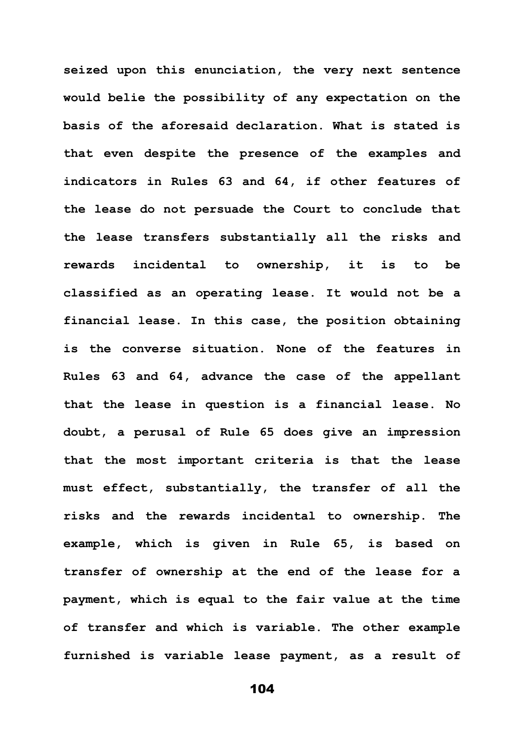**seized upon this enunciation, the very next sentence would belie the possibility of any expectation on the basis of the aforesaid declaration. What is stated is that even despite the presence of the examples and indicators in Rules 63 and 64, if other features of the lease do not persuade the Court to conclude that the lease transfers substantially all the risks and rewards incidental to ownership, it is to be classified as an operating lease. It would not be a financial lease. In this case, the position obtaining is the converse situation. None of the features in Rules 63 and 64, advance the case of the appellant that the lease in question is a financial lease. No doubt, a perusal of Rule 65 does give an impression that the most important criteria is that the lease must effect, substantially, the transfer of all the risks and the rewards incidental to ownership. The example, which is given in Rule 65, is based on transfer of ownership at the end of the lease for a payment, which is equal to the fair value at the time of transfer and which is variable. The other example furnished is variable lease payment, as a result of**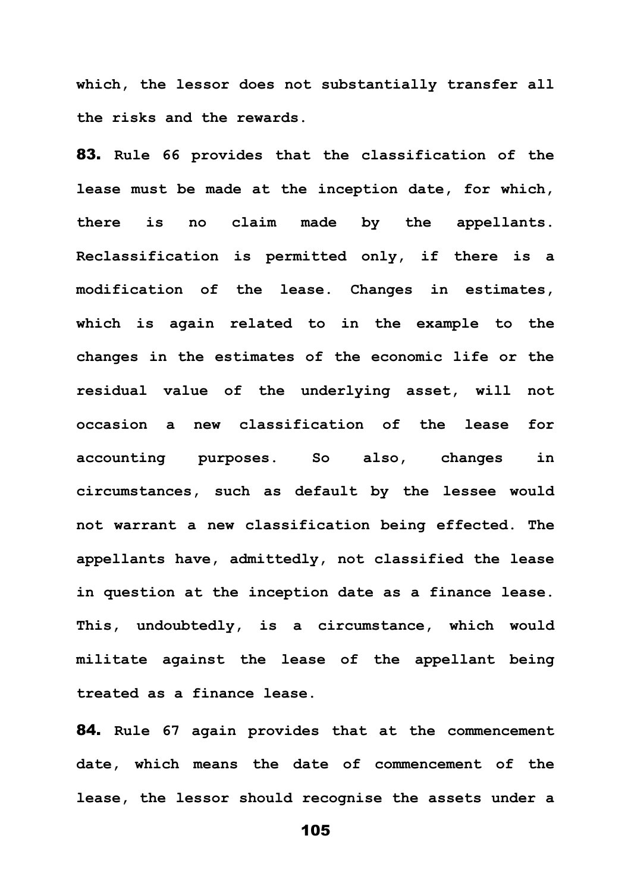which, the lessor does not substantially transfer all the risks and the rewards.

**83.** Rule 66 provides that the classification of the lease must be made at the inception date, for which, there is no claim made by the appellants. Reclassification is permitted only, if there is a modification of the lease. Changes in estimates, which is again related to in the example to the changes in the estimates of the economic life or the residual value of the underlying asset, will not occasion a new classification of the lease for accounting purposes. So also, changes in circumstances, such as default by the lessee would not warrant a new classification being effected. The appellants have, admittedly, not classified the lease in question at the inception date as a finance lease. This, undoubtedly, is a circumstance, which would militate against the lease of the appellant being treated as a finance lease.

**84.** Rule 67 again provides that at the commencement date, which means the date of commencement of the lease, the lessor should recognise the assets under a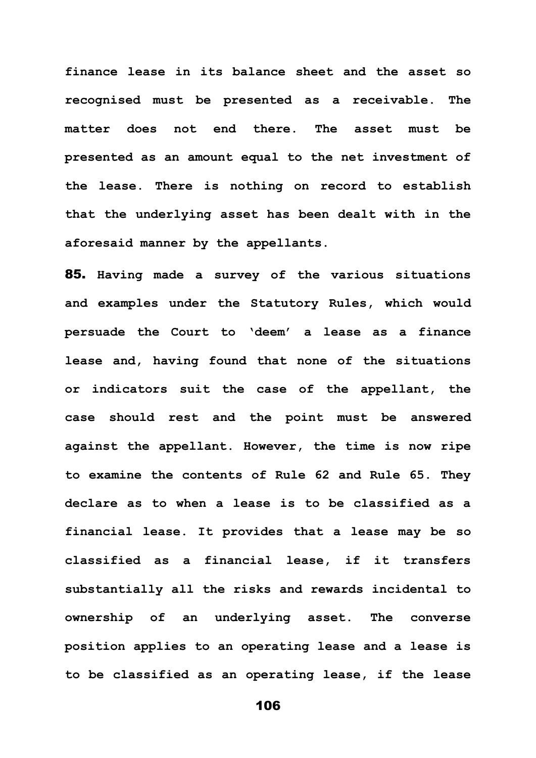**finance lease in its balance sheet and the asset so recognised must be presented as a receivable. The matter does not end there. The asset must be presented as an amount equal to the net investment of the lease. There is nothing on record to establish that the underlying asset has been dealt with in the aforesaid manner by the appellants.**

**85. Having made a survey of the various situations and examples under the Statutory Rules, which would persuade the Court to 'deem' a lease as a finance lease and, having found that none of the situations or indicators suit the case of the appellant, the case should rest and the point must be answered against the appellant. However, the time is now ripe to examine the contents of Rule 62 and Rule 65. They declare as to when a lease is to be classified as a financial lease. It provides that a lease may be so classified as a financial lease, if it transfers substantially all the risks and rewards incidental to ownership of an underlying asset. The converse position applies to an operating lease and a lease is to be classified as an operating lease, if the lease**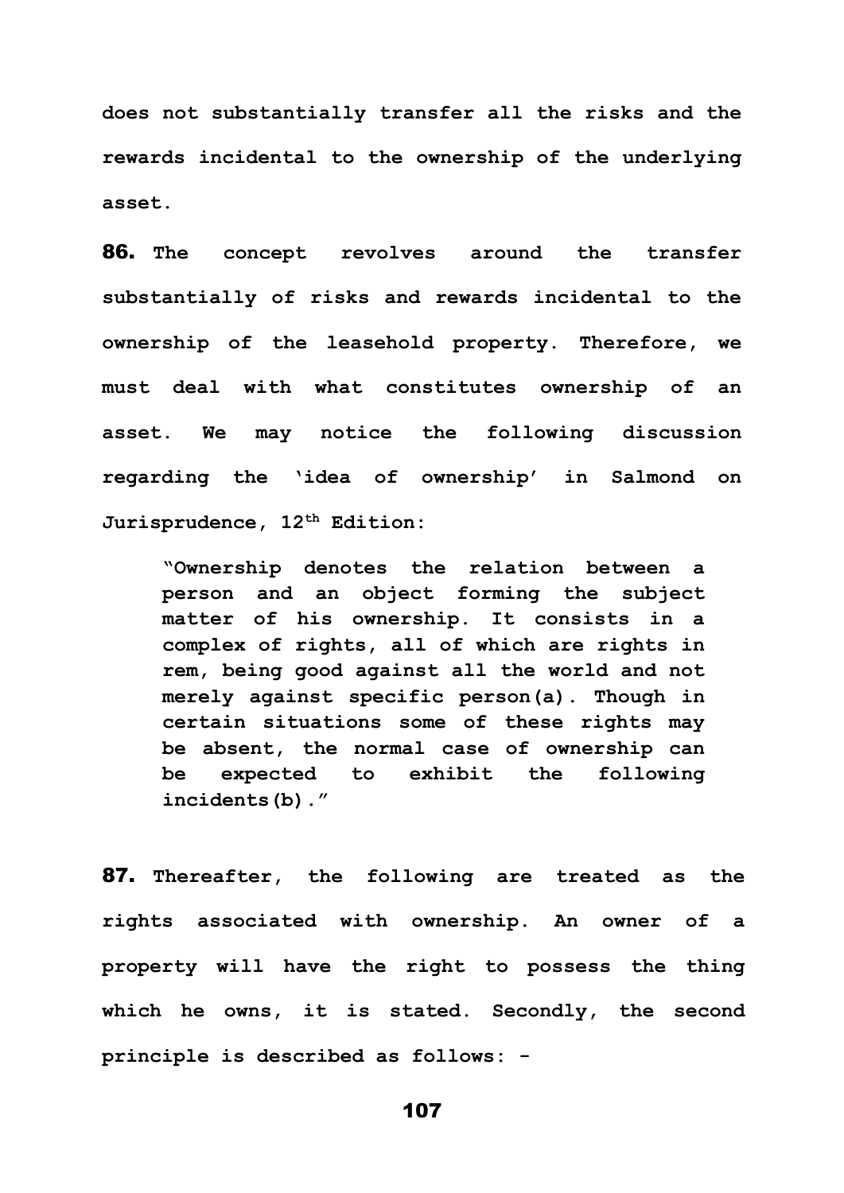does not substantially transfer all the risks and the rewards incidental to the ownership of the underlying asset.

**86.** The concept revolves around the transfer substantially of risks and rewards incidental to the ownership of the leasehold property. Therefore, we must deal with what constitutes ownership of an asset. We may notice the following discussion regarding the 'idea of ownership' in Salmond on Jurisprudence, 12th Edition:

> "Ownership denotes the relation between a person and an object forming the subject matter of his ownership. It consists in a complex of rights, all of which are rights in rem, being good against all the world and not merely against specific person(a). Though in certain situations some of these rights may be absent, the normal case of ownership can be expected to exhibit the following incidents(b)."

**87.** Thereafter, the following are treated as the rights associated with ownership. An owner of a property will have the right to possess the thing which he owns, it is stated. Secondly, the second principle is described as follows: -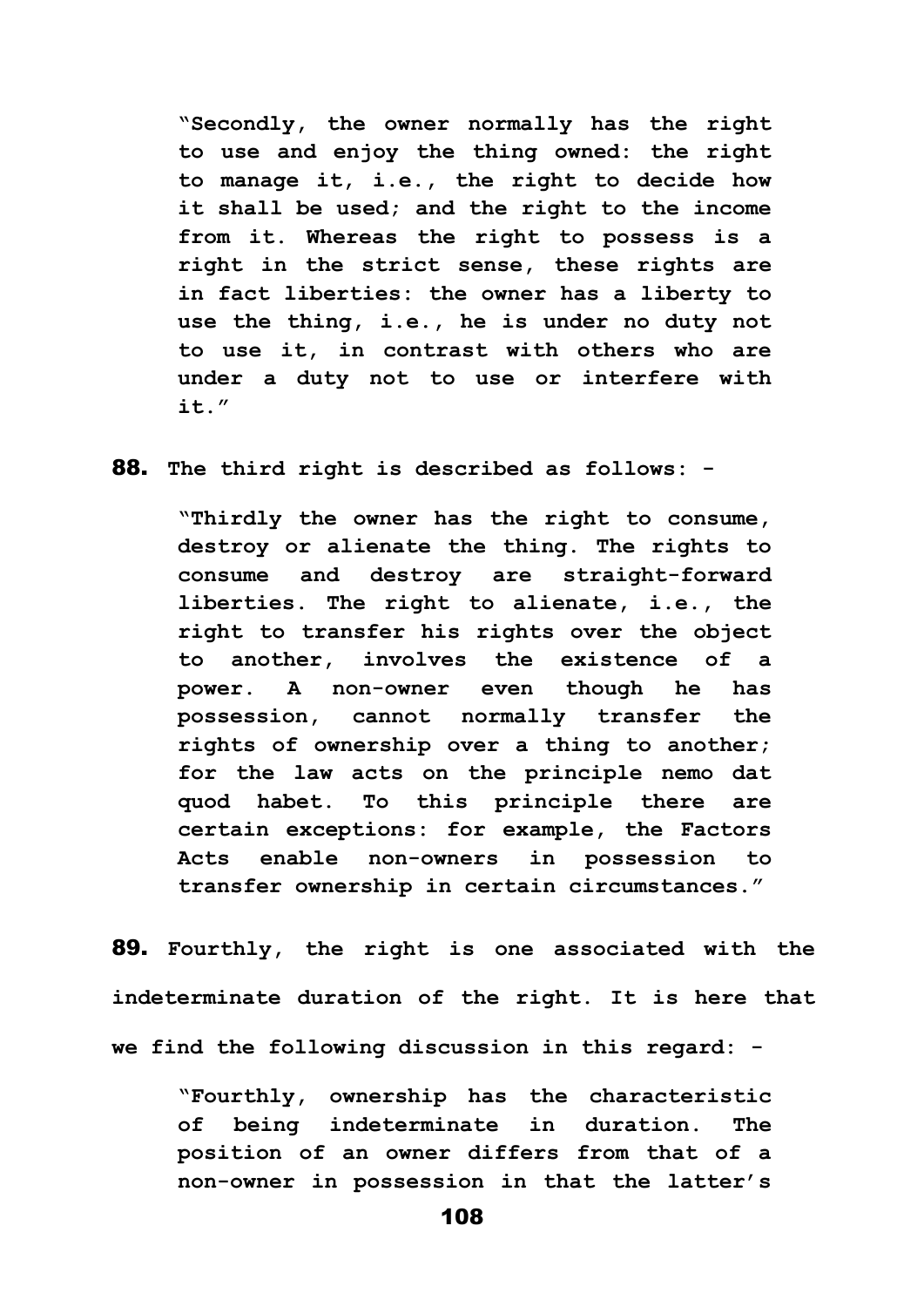> "Secondly, the owner normally has the right to use and enjoy the thing owned: the right to manage it, i.e., the right to decide how it shall be used; and the right to the income from it. Whereas the right to possess is a right in the strict sense, these rights are in fact liberties: the owner has a liberty to use the thing, i.e., he is under no duty not to use it, in contrast with others who are under a duty not to use or interfere with it."

**88.** The third right is described as follows: -

> "Thirdly the owner has the right to consume, destroy or alienate the thing. The rights to consume and destroy are straight-forward liberties. The right to alienate, i.e., the right to transfer his rights over the object to another, involves the existence of a power. A non-owner even though he has possession, cannot normally transfer the rights of ownership over a thing to another; for the law acts on the principle nemo dat quod habet. To this principle there are certain exceptions: for example, the Factors Acts enable non-owners in possession to transfer ownership in certain circumstances."

**89.** Fourthly, the right is one associated with the indeterminate duration of the right. It is here that we find the following discussion in this regard: -

> "Fourthly, ownership has the characteristic of being indeterminate in duration. The position of an owner differs from that of a non-owner in possession in that the latter's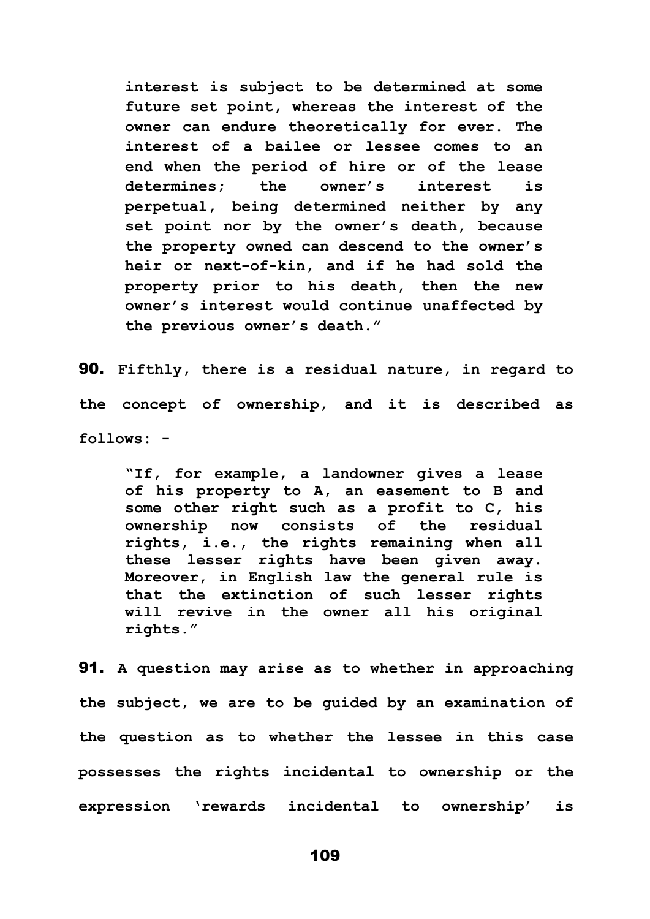**interest is subject to be determined at some future set point, whereas the interest of the owner can endure theoretically for ever. The interest of a bailee or lessee comes to an end when the period of hire or of the lease determines; the owner's interest is perpetual, being determined neither by any set point nor by the owner's death, because the property owned can descend to the owner's heir or next-of-kin, and if he had sold the property prior to his death, then the new owner's interest would continue unaffected by the previous owner's death."**

**90.** **Fifthly, there is a residual nature, in regard to the concept of ownership, and it is described as follows: -**

> **"If, for example, a landowner gives a lease of his property to A, an easement to B and some other right such as a profit to C, his ownership now consists of the residual rights, i.e., the rights remaining when all these lesser rights have been given away. Moreover, in English law the general rule is that the extinction of such lesser rights will revive in the owner all his original rights."**

**91.** **A question may arise as to whether in approaching the subject, we are to be guided by an examination of the question as to whether the lessee in this case possesses the rights incidental to ownership or the expression 'rewards incidental to ownership' is**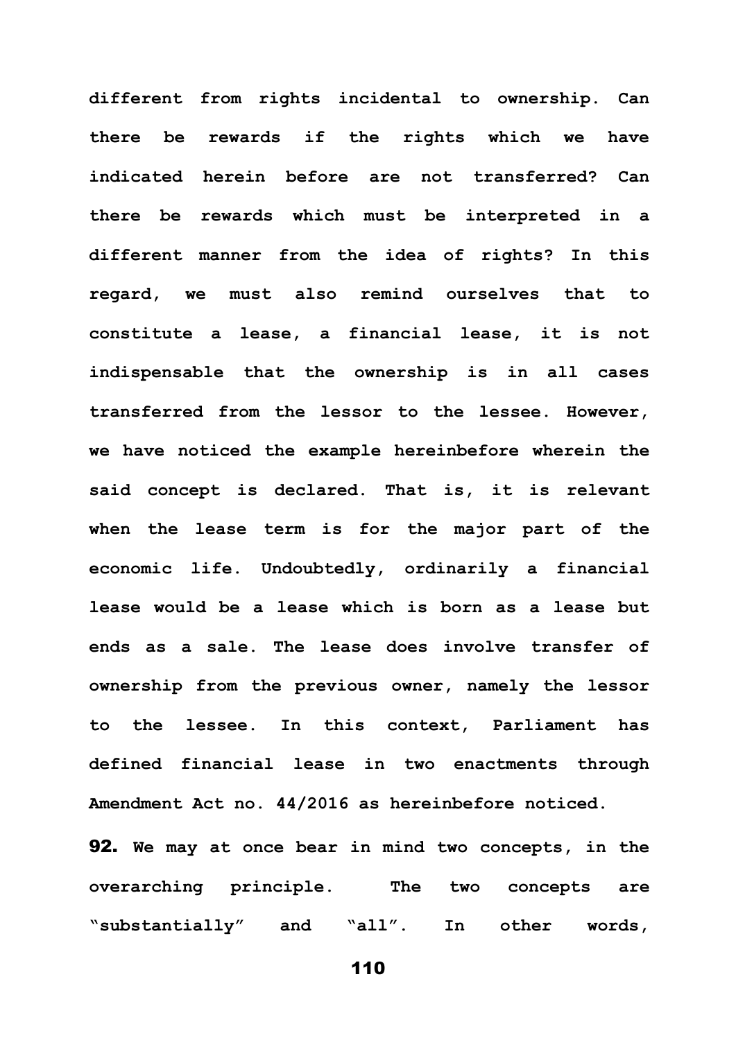**different from rights incidental to ownership. Can there be rewards if the rights which we have indicated herein before are not transferred? Can there be rewards which must be interpreted in a different manner from the idea of rights? In this regard, we must also remind ourselves that to constitute a lease, a financial lease, it is not indispensable that the ownership is in all cases transferred from the lessor to the lessee. However, we have noticed the example hereinbefore wherein the said concept is declared. That is, it is relevant when the lease term is for the major part of the economic life. Undoubtedly, ordinarily a financial lease would be a lease which is born as a lease but ends as a sale. The lease does involve transfer of ownership from the previous owner, namely the lessor to the lessee. In this context, Parliament has defined financial lease in two enactments through Amendment Act no. 44/2016 as hereinbefore noticed.**

**92. We may at once bear in mind two concepts, in the overarching principle. The two concepts are "substantially" and "all". In other words,**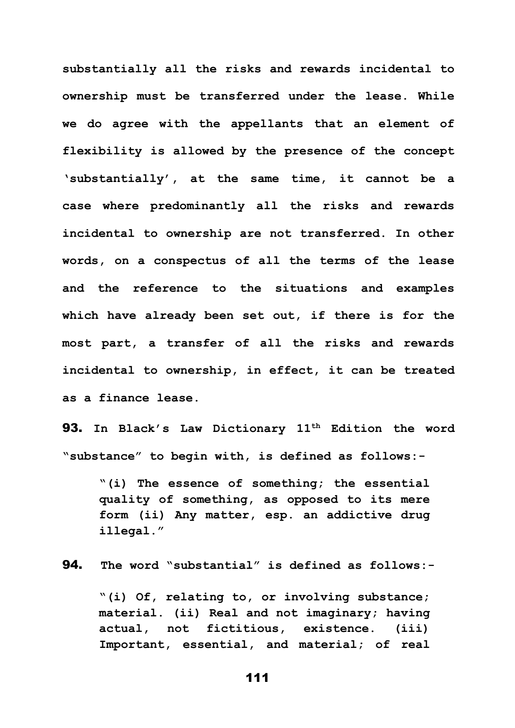**substantially all the risks and rewards incidental to ownership must be transferred under the lease. While we do agree with the appellants that an element of flexibility is allowed by the presence of the concept 'substantially', at the same time, it cannot be a case where predominantly all the risks and rewards incidental to ownership are not transferred. In other words, on a conspectus of all the terms of the lease and the reference to the situations and examples which have already been set out, if there is for the most part, a transfer of all the risks and rewards incidental to ownership, in effect, it can be treated as a finance lease.**

**93.** **In Black's Law Dictionary 11th Edition the word "substance" to begin with, is defined as follows:-**

> **"(i) The essence of something; the essential quality of something, as opposed to its mere form (ii) Any matter, esp. an addictive drug illegal."**

**94.** **The word "substantial" is defined as follows:-**

> **"(i) Of, relating to, or involving substance; material. (ii) Real and not imaginary; having actual, not fictitious, existence. (iii) Important, essential, and material; of real**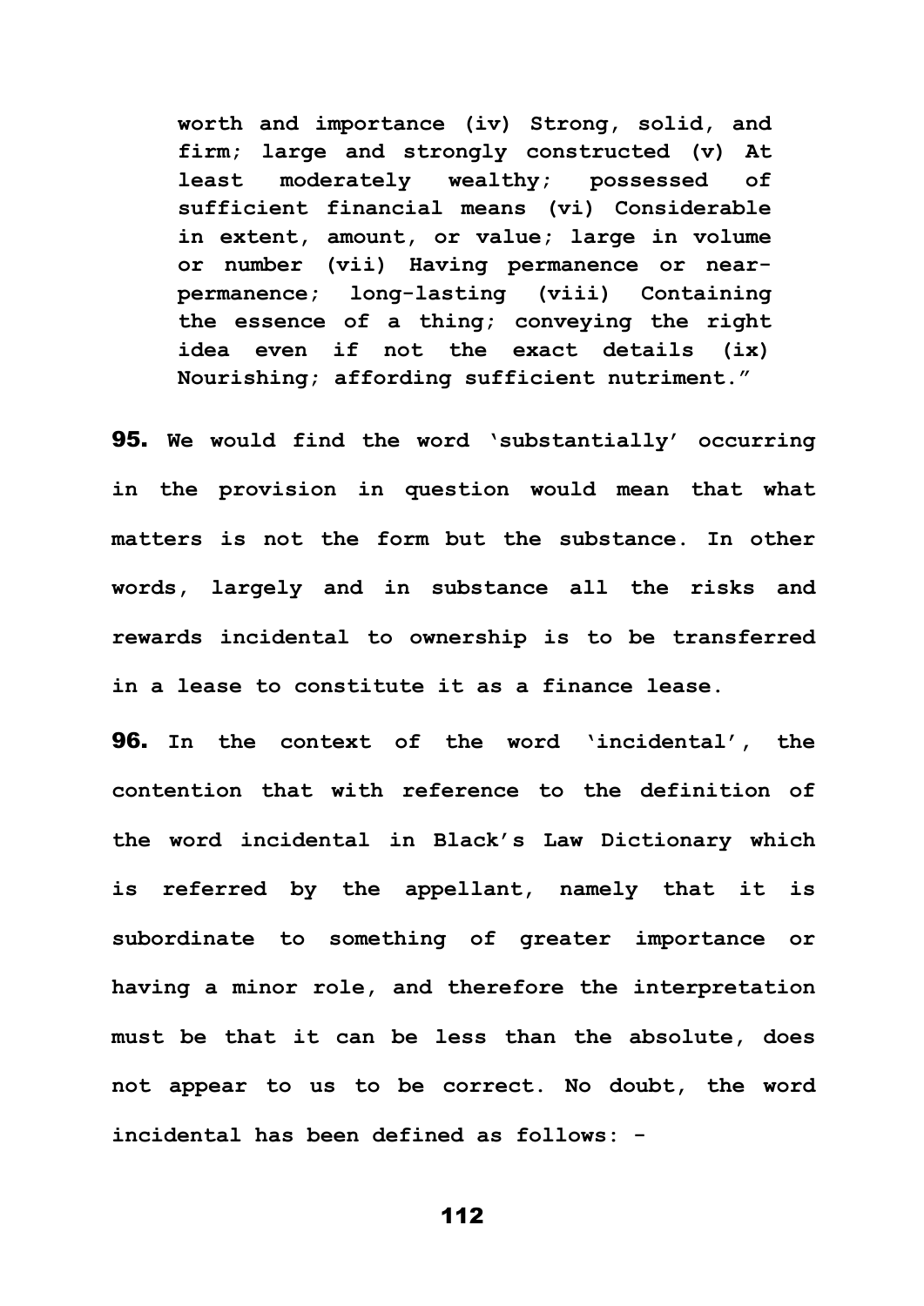> **worth and importance (iv) Strong, solid, and firm; large and strongly constructed (v) At least moderately wealthy; possessed of sufficient financial means (vi) Considerable in extent, amount, or value; large in volume or number (vii) Having permanence or near-permanence; long-lasting (viii) Containing the essence of a thing; conveying the right idea even if not the exact details (ix) Nourishing; affording sufficient nutriment."**

**95.** **We would find the word 'substantially' occurring in the provision in question would mean that what matters is not the form but the substance. In other words, largely and in substance all the risks and rewards incidental to ownership is to be transferred in a lease to constitute it as a finance lease.**

**96.** **In the context of the word 'incidental', the contention that with reference to the definition of the word incidental in Black's Law Dictionary which is referred by the appellant, namely that it is subordinate to something of greater importance or having a minor role, and therefore the interpretation must be that it can be less than the absolute, does not appear to us to be correct. No doubt, the word incidental has been defined as follows: -**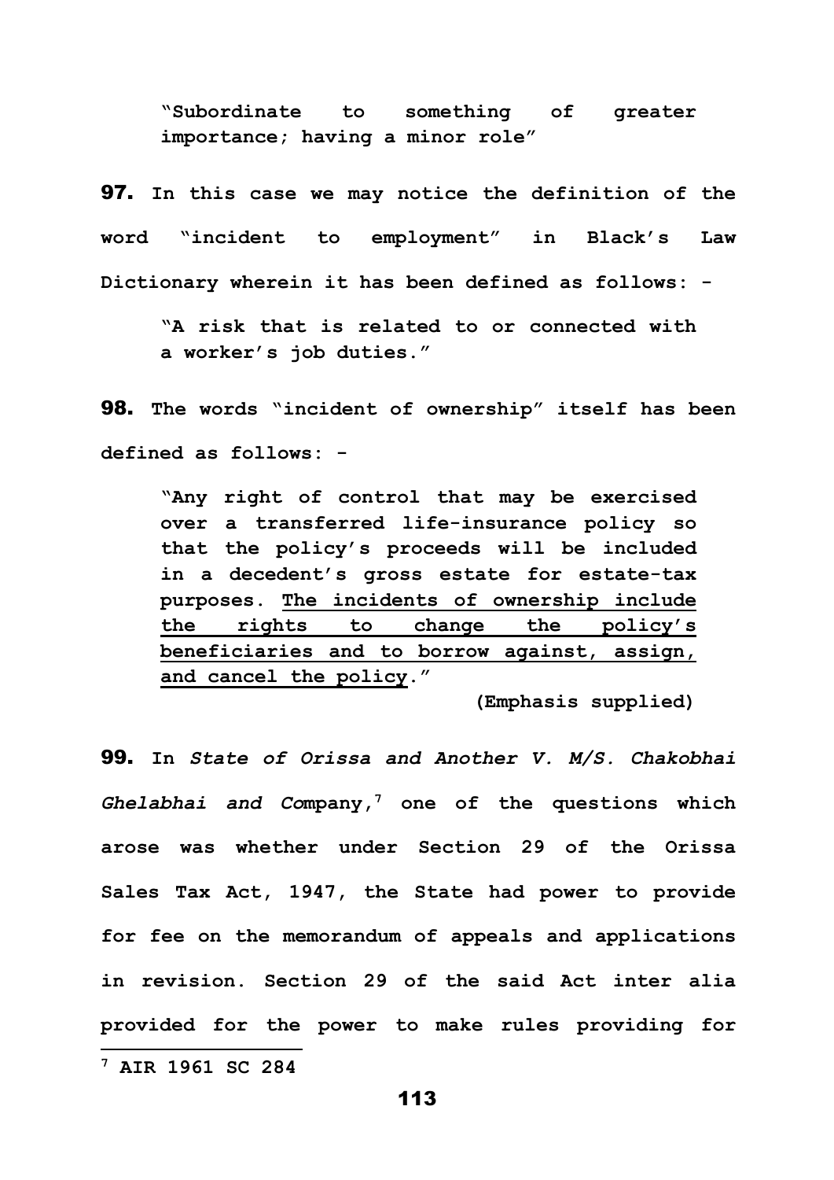> **"Subordinate to something of greater importance; having a minor role"**

**97.** **In this case we may notice the definition of the word "incident to employment" in Black's Law Dictionary wherein it has been defined as follows: -**

> **"A risk that is related to or connected with a worker's job duties."**

**98.** **The words "incident of ownership" itself has been defined as follows: -**

> **"Any right of control that may be exercised over a transferred life-insurance policy so that the policy's proceeds will be included in a decedent's gross estate for estate-tax purposes. <u>The incidents of ownership include the rights to change the policy's beneficiaries and to borrow against, assign, and cancel the policy</u>."**
>
> **(Emphasis supplied)**

**99.** **In *State of Orissa and Another V. M/S. Chakobhai Ghelabhai and C*ompany,[7] one of the questions which arose was whether under Section 29 of the Orissa Sales Tax Act, 1947, the State had power to provide for fee on the memorandum of appeals and applications in revision. Section 29 of the said Act inter alia provided for the power to make rules providing for**

---

[7] **AIR 1961 SC 284**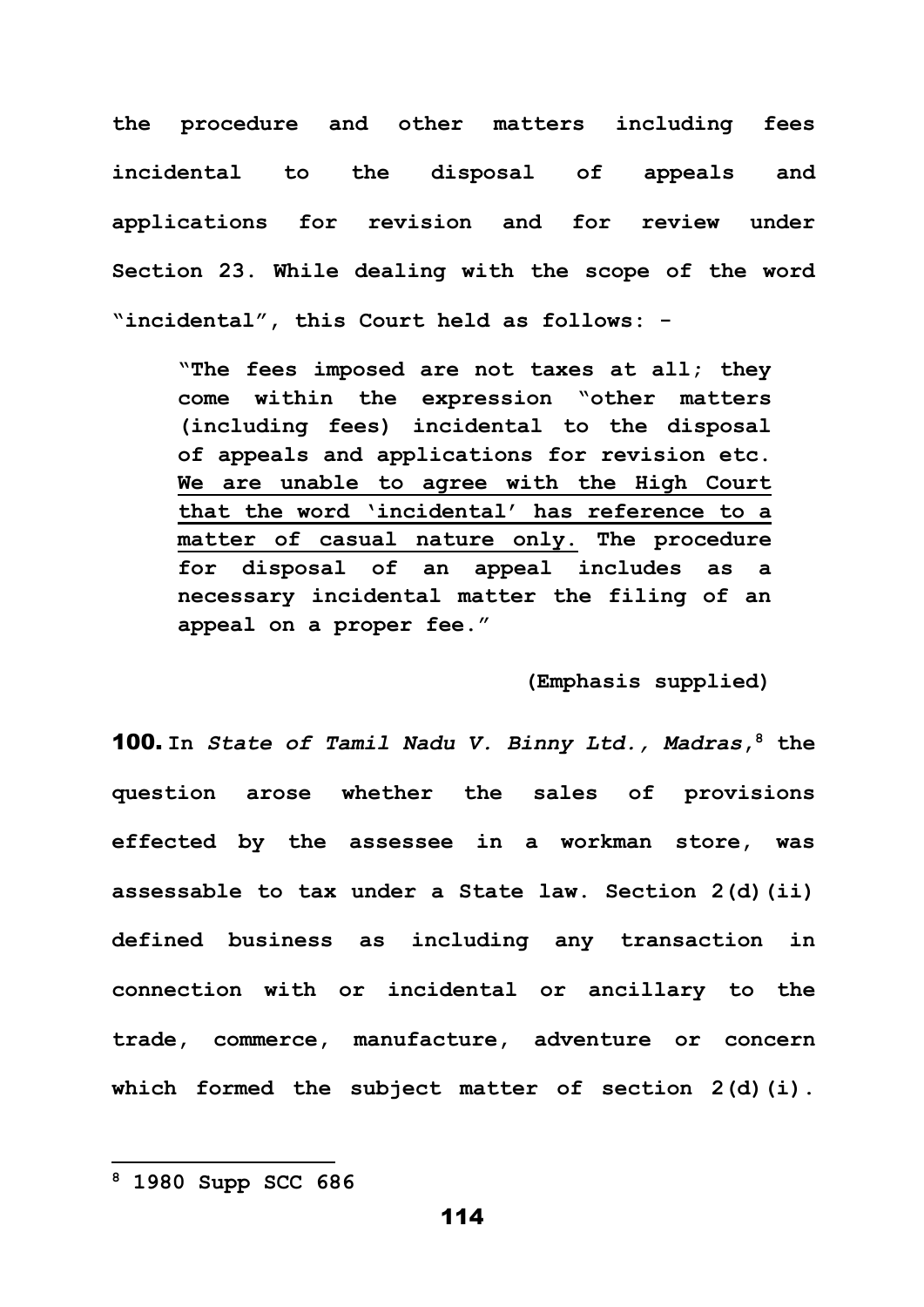**the procedure and other matters including fees incidental to the disposal of appeals and applications for revision and for review under Section 23. While dealing with the scope of the word "incidental", this Court held as follows: -**

> **"The fees imposed are not taxes at all; they come within the expression "other matters (including fees) incidental to the disposal of appeals and applications for revision etc. <u>We are unable to agree with the High Court that the word 'incidental' has reference to a matter of casual nature only.</u> The procedure for disposal of an appeal includes as a necessary incidental matter the filing of an appeal on a proper fee."**
>
> **(Emphasis supplied)**

**100.** **In *State of Tamil Nadu V. Binny Ltd., Madras*,[8] the question arose whether the sales of provisions effected by the assessee in a workman store, was assessable to tax under a State law. Section 2(d)(ii) defined business as including any transaction in connection with or incidental or ancillary to the trade, commerce, manufacture, adventure or concern which formed the subject matter of section 2(d)(i).**

---

**[8] 1980 Supp SCC 686**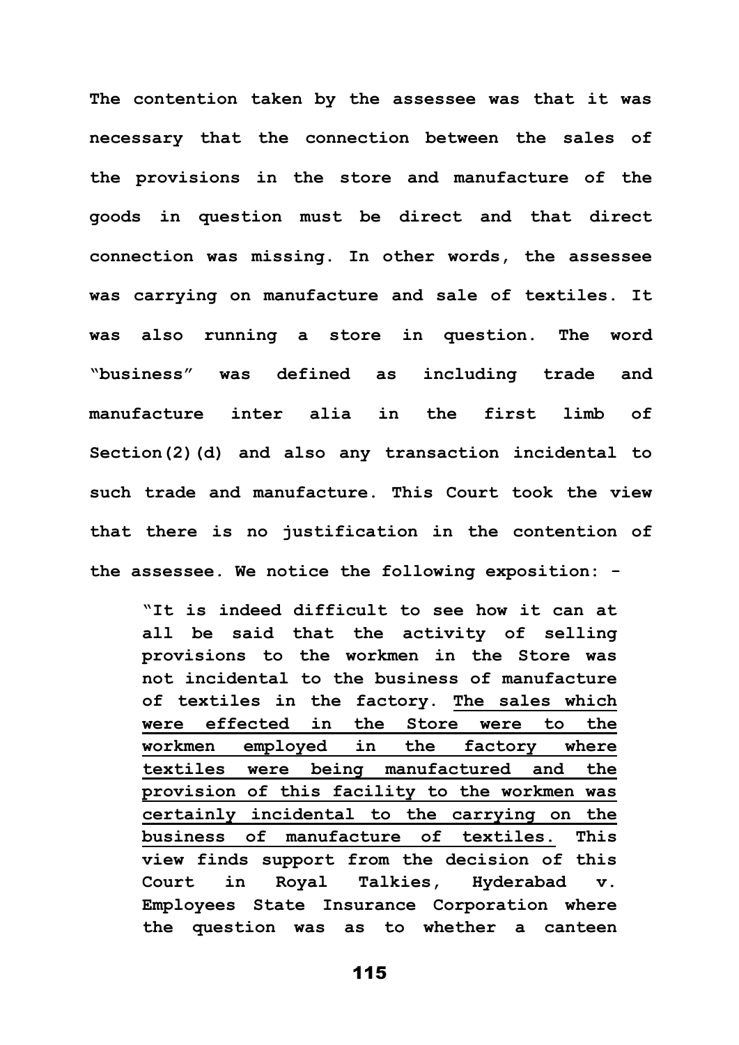**The contention taken by the assessee was that it was necessary that the connection between the sales of the provisions in the store and manufacture of the goods in question must be direct and that direct connection was missing. In other words, the assessee was carrying on manufacture and sale of textiles. It was also running a store in question. The word "business" was defined as including trade and manufacture inter alia in the first limb of Section(2)(d) and also any transaction incidental to such trade and manufacture. This Court took the view that there is no justification in the contention of the assessee. We notice the following exposition: -**

> **"It is indeed difficult to see how it can at all be said that the activity of selling provisions to the workmen in the Store was not incidental to the business of manufacture of textiles in the factory. <u>The sales which were effected in the Store were to the workmen employed in the factory where textiles were being manufactured and the provision of this facility to the workmen was certainly incidental to the carrying on the business of manufacture of textiles.</u> This view finds support from the decision of this Court in Royal Talkies, Hyderabad v. Employees State Insurance Corporation where the question was as to whether a canteen**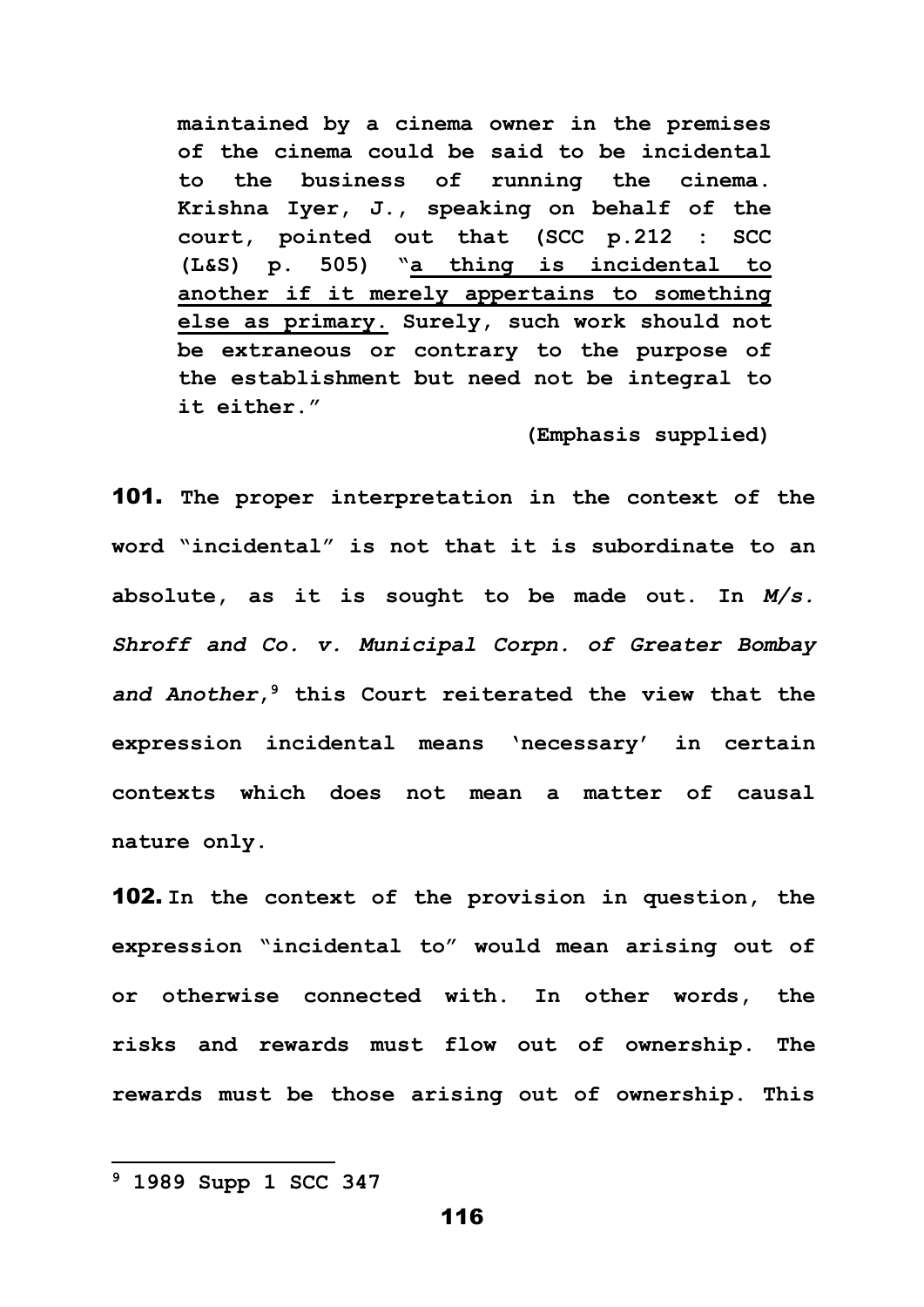> **maintained by a cinema owner in the premises of the cinema could be said to be incidental to the business of running the cinema. Krishna Iyer, J., speaking on behalf of the court, pointed out that (SCC p.212 : SCC (L&S) p. 505) "<u>a thing is incidental to another if it merely appertains to something else as primary.</u> Surely, such work should not be extraneous or contrary to the purpose of the establishment but need not be integral to it either."**
>
> **(Emphasis supplied)**

**101.** **The proper interpretation in the context of the word "incidental" is not that it is subordinate to an absolute, as it is sought to be made out. In *M/s. Shroff and Co. v. Municipal Corpn. of Greater Bombay and Another*,[9] this Court reiterated the view that the expression incidental means 'necessary' in certain contexts which does not mean a matter of causal nature only.**

**102.** **In the context of the provision in question, the expression "incidental to" would mean arising out of or otherwise connected with. In other words, the risks and rewards must flow out of ownership. The rewards must be those arising out of ownership. This**

---

[9] **1989 Supp 1 SCC 347**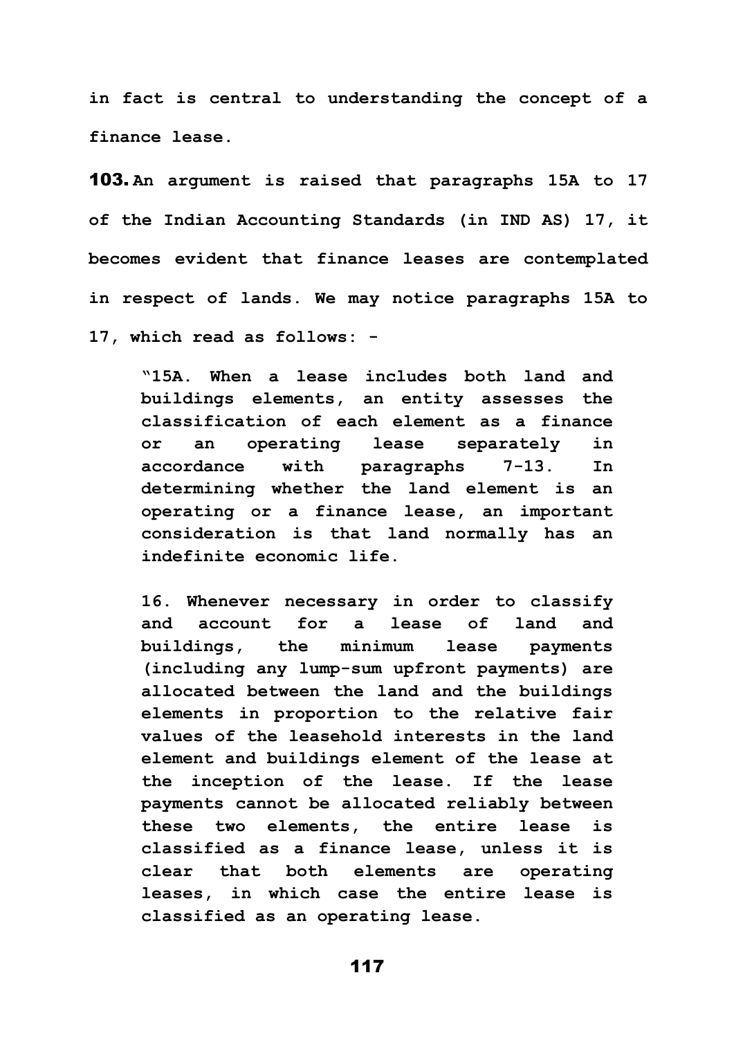**in fact is central to understanding the concept of a finance lease.**

**103.** **An argument is raised that paragraphs 15A to 17 of the Indian Accounting Standards (in IND AS) 17, it becomes evident that finance leases are contemplated in respect of lands. We may notice paragraphs 15A to 17, which read as follows: -**

> **"15A. When a lease includes both land and buildings elements, an entity assesses the classification of each element as a finance or an operating lease separately in accordance with paragraphs 7-13. In determining whether the land element is an operating or a finance lease, an important consideration is that land normally has an indefinite economic life.**
>
> **16. Whenever necessary in order to classify and account for a lease of land and buildings, the minimum lease payments (including any lump-sum upfront payments) are allocated between the land and the buildings elements in proportion to the relative fair values of the leasehold interests in the land element and buildings element of the lease at the inception of the lease. If the lease payments cannot be allocated reliably between these two elements, the entire lease is classified as a finance lease, unless it is clear that both elements are operating leases, in which case the entire lease is classified as an operating lease.**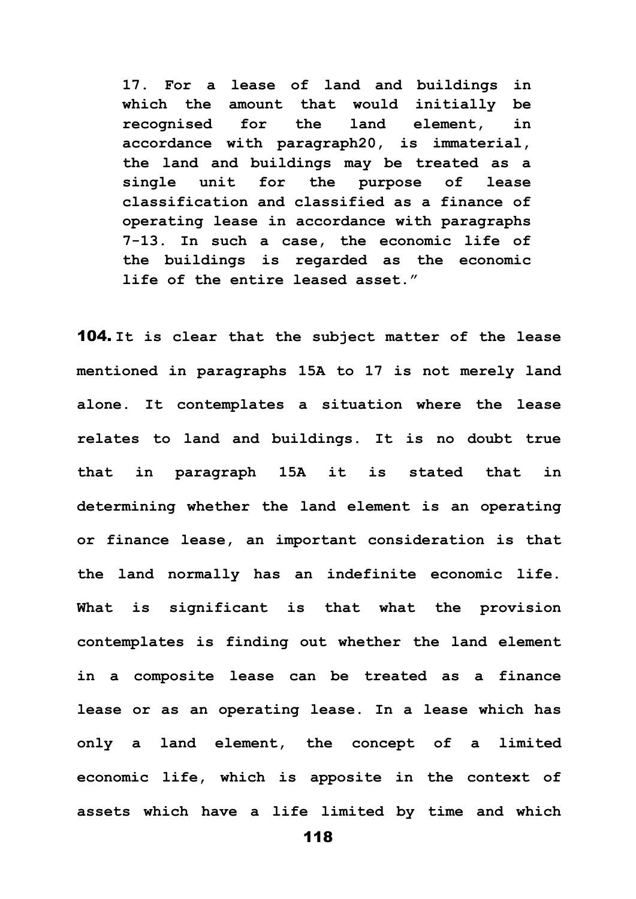**17. For a lease of land and buildings in which the amount that would initially be recognised for the land element, in accordance with paragraph20, is immaterial, the land and buildings may be treated as a single unit for the purpose of lease classification and classified as a finance of operating lease in accordance with paragraphs 7-13. In such a case, the economic life of the buildings is regarded as the economic life of the entire leased asset."**

**104. It is clear that the subject matter of the lease mentioned in paragraphs 15A to 17 is not merely land alone. It contemplates a situation where the lease relates to land and buildings. It is no doubt true that in paragraph 15A it is stated that in determining whether the land element is an operating or finance lease, an important consideration is that the land normally has an indefinite economic life. What is significant is that what the provision contemplates is finding out whether the land element in a composite lease can be treated as a finance lease or as an operating lease. In a lease which has only a land element, the concept of a limited economic life, which is apposite in the context of assets which have a life limited by time and which**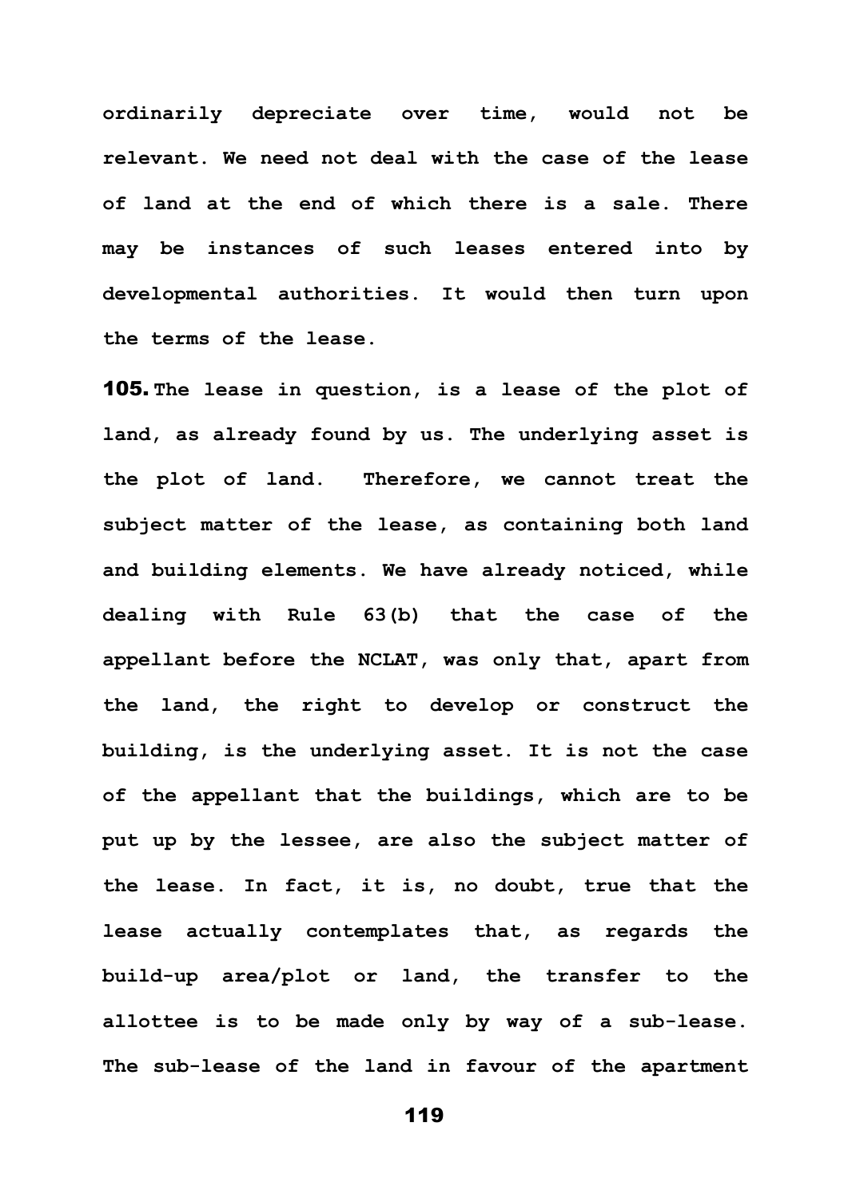**ordinarily depreciate over time, would not be relevant. We need not deal with the case of the lease of land at the end of which there is a sale. There may be instances of such leases entered into by developmental authorities. It would then turn upon the terms of the lease.**

**105.** **The lease in question, is a lease of the plot of land, as already found by us. The underlying asset is the plot of land. Therefore, we cannot treat the subject matter of the lease, as containing both land and building elements. We have already noticed, while dealing with Rule 63(b) that the case of the appellant before the NCLAT, was only that, apart from the land, the right to develop or construct the building, is the underlying asset. It is not the case of the appellant that the buildings, which are to be put up by the lessee, are also the subject matter of the lease. In fact, it is, no doubt, true that the lease actually contemplates that, as regards the build-up area/plot or land, the transfer to the allottee is to be made only by way of a sub-lease. The sub-lease of the land in favour of the apartment**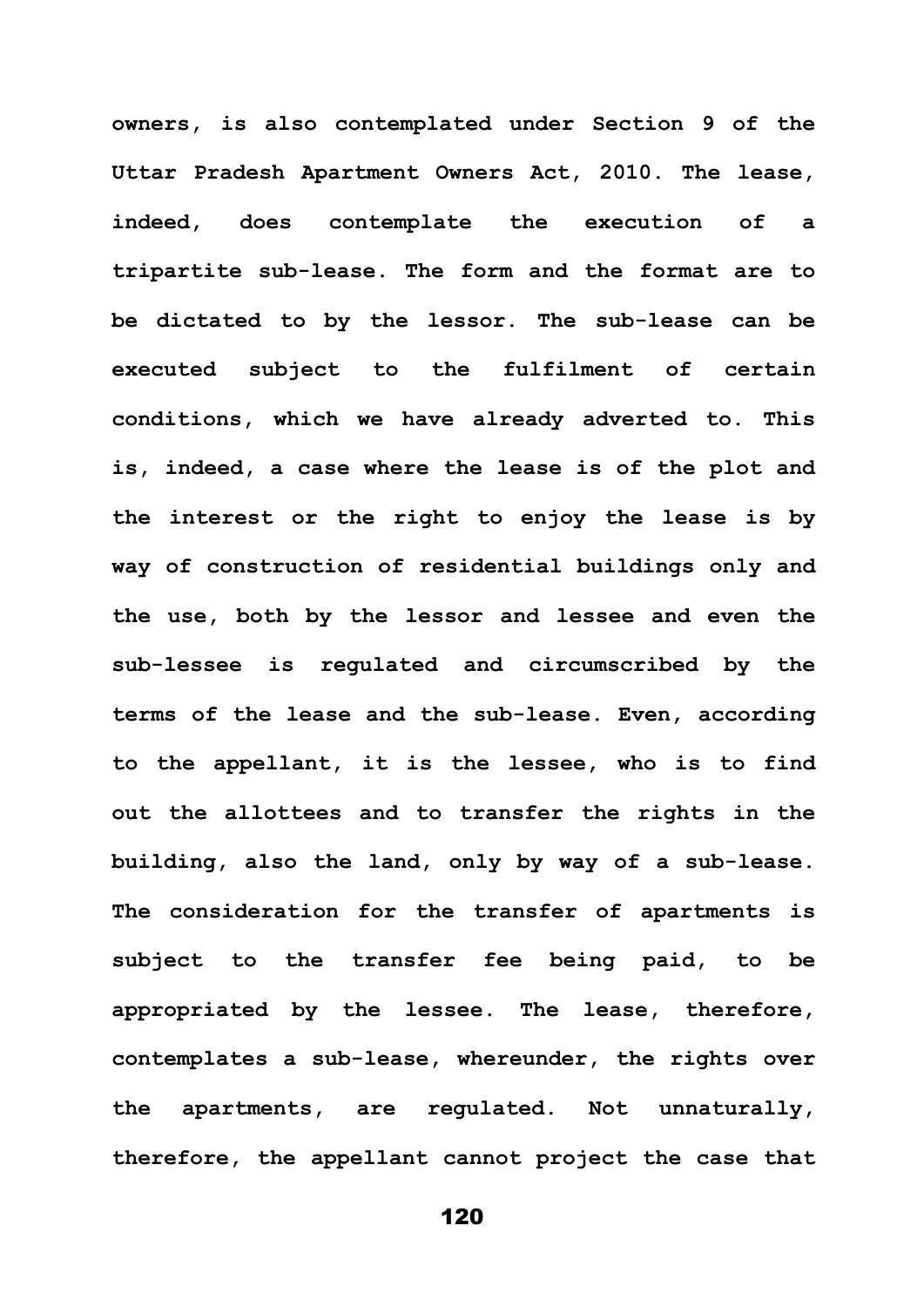owners, is also contemplated under Section 9 of the Uttar Pradesh Apartment Owners Act, 2010. The lease, indeed, does contemplate the execution of a tripartite sub-lease. The form and the format are to be dictated to by the lessor. The sub-lease can be executed subject to the fulfilment of certain conditions, which we have already adverted to. This is, indeed, a case where the lease is of the plot and the interest or the right to enjoy the lease is by way of construction of residential buildings only and the use, both by the lessor and lessee and even the sub-lessee is regulated and circumscribed by the terms of the lease and the sub-lease. Even, according to the appellant, it is the lessee, who is to find out the allottees and to transfer the rights in the building, also the land, only by way of a sub-lease. The consideration for the transfer of apartments is subject to the transfer fee being paid, to be appropriated by the lessee. The lease, therefore, contemplates a sub-lease, whereunder, the rights over the apartments, are regulated. Not unnaturally, therefore, the appellant cannot project the case that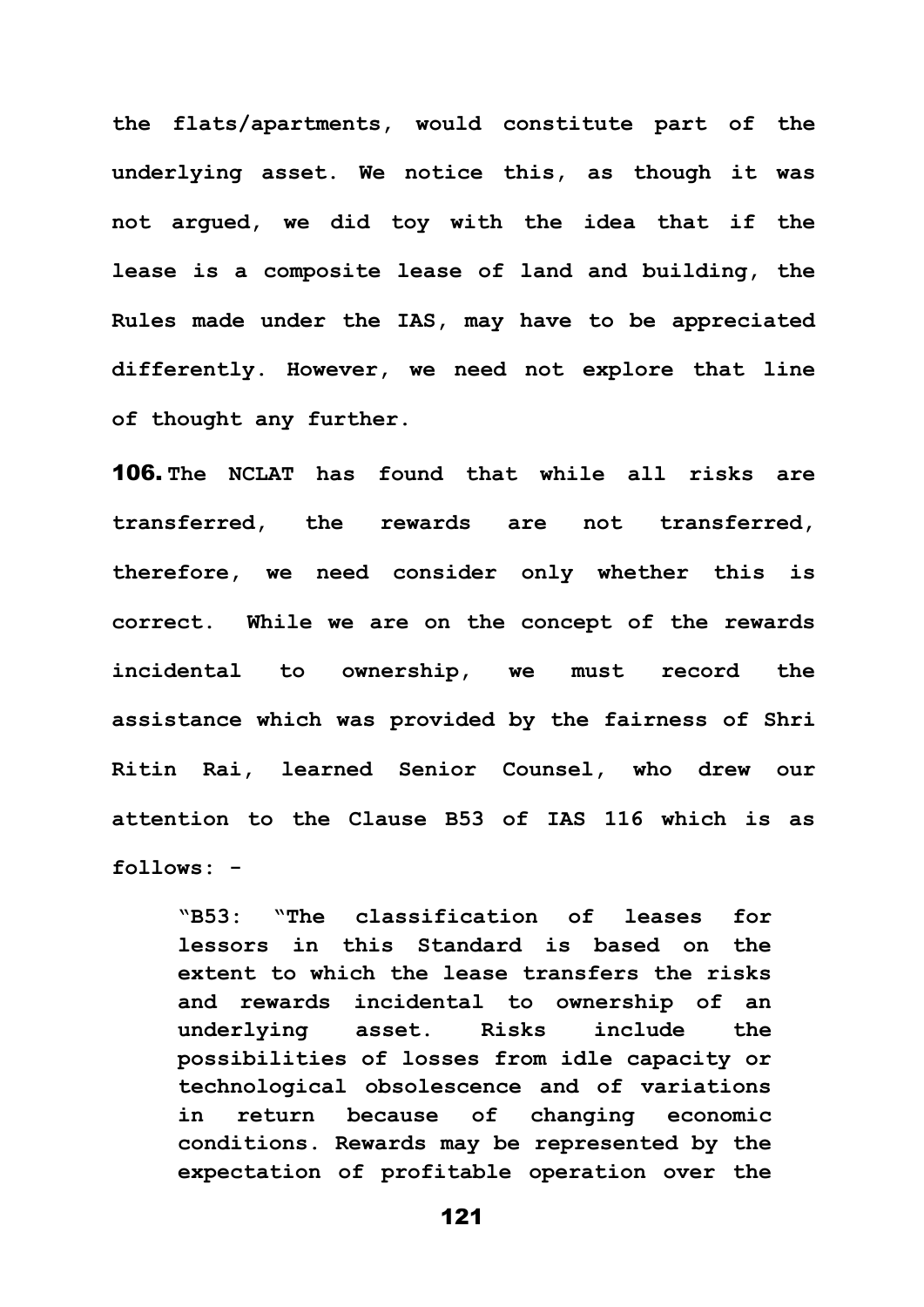**the flats/apartments, would constitute part of the underlying asset. We notice this, as though it was not argued, we did toy with the idea that if the lease is a composite lease of land and building, the Rules made under the IAS, may have to be appreciated differently. However, we need not explore that line of thought any further.**

**106. The NCLAT has found that while all risks are transferred, the rewards are not transferred, therefore, we need consider only whether this is correct. While we are on the concept of the rewards incidental to ownership, we must record the assistance which was provided by the fairness of Shri Ritin Rai, learned Senior Counsel, who drew our attention to the Clause B53 of IAS 116 which is as follows: -**

> **"B53: "The classification of leases for lessors in this Standard is based on the extent to which the lease transfers the risks and rewards incidental to ownership of an underlying asset. Risks include the possibilities of losses from idle capacity or technological obsolescence and of variations in return because of changing economic conditions. Rewards may be represented by the expectation of profitable operation over the**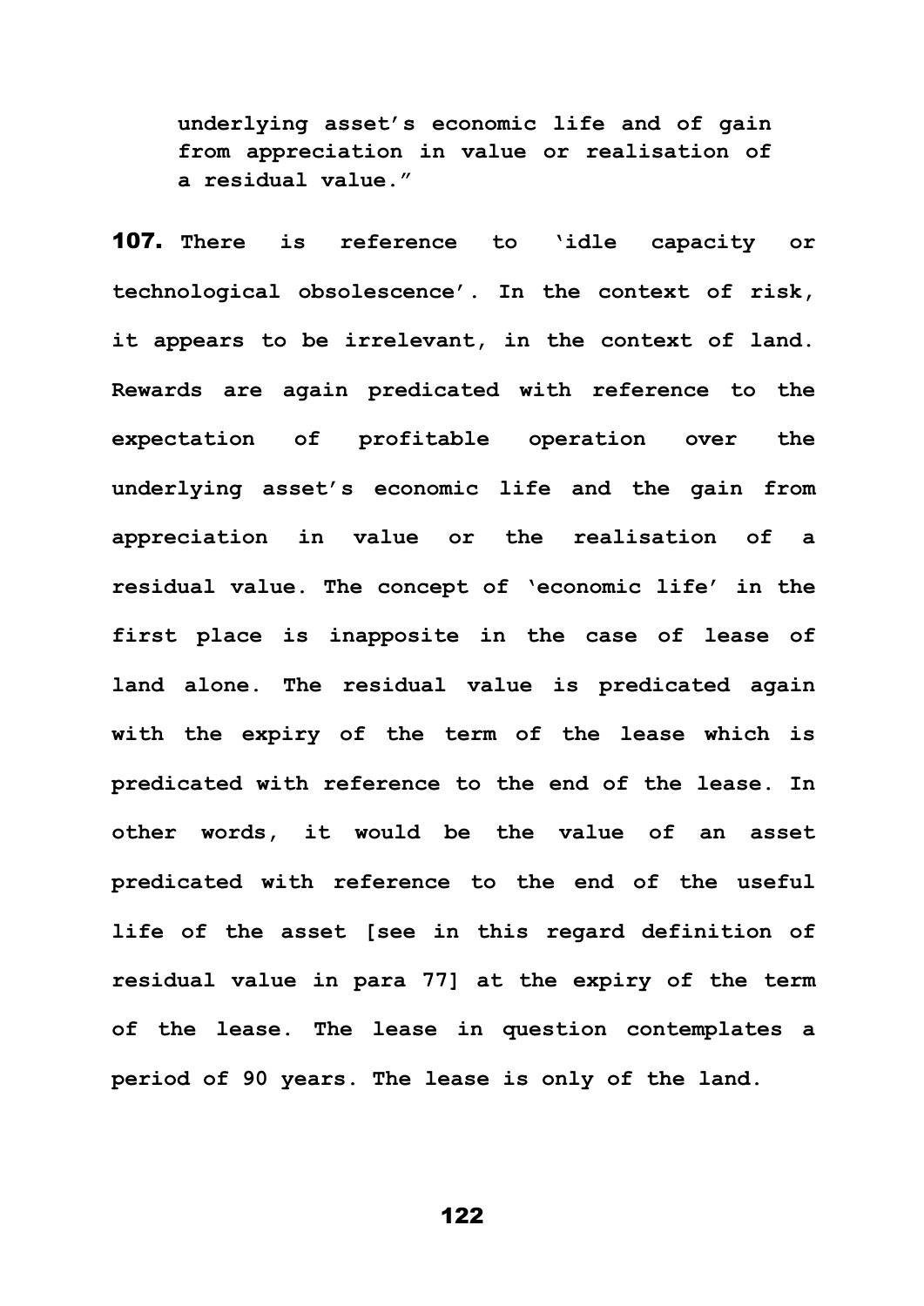**underlying asset's economic life and of gain from appreciation in value or realisation of a residual value."**

**107.** **There is reference to 'idle capacity or technological obsolescence'. In the context of risk, it appears to be irrelevant, in the context of land. Rewards are again predicated with reference to the expectation of profitable operation over the underlying asset's economic life and the gain from appreciation in value or the realisation of a residual value. The concept of 'economic life' in the first place is inapposite in the case of lease of land alone. The residual value is predicated again with the expiry of the term of the lease which is predicated with reference to the end of the lease. In other words, it would be the value of an asset predicated with reference to the end of the useful life of the asset [see in this regard definition of residual value in para 77] at the expiry of the term of the lease. The lease in question contemplates a period of 90 years. The lease is only of the land.**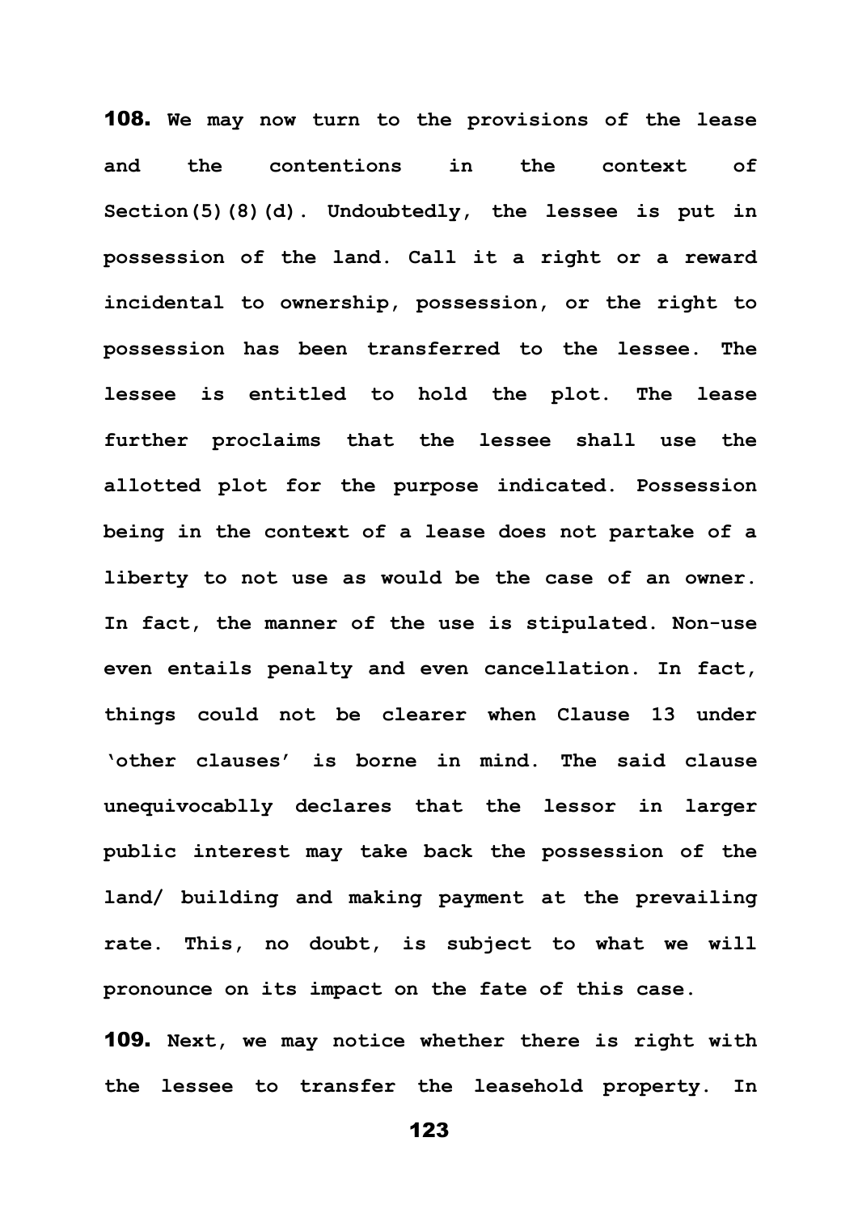**108.** We may now turn to the provisions of the lease and the contentions in the context of Section(5)(8)(d). Undoubtedly, the lessee is put in possession of the land. Call it a right or a reward incidental to ownership, possession, or the right to possession has been transferred to the lessee. The lessee is entitled to hold the plot. The lease further proclaims that the lessee shall use the allotted plot for the purpose indicated. Possession being in the context of a lease does not partake of a liberty to not use as would be the case of an owner. In fact, the manner of the use is stipulated. Non-use even entails penalty and even cancellation. In fact, things could not be clearer when Clause 13 under 'other clauses' is borne in mind. The said clause unequivocablly declares that the lessor in larger public interest may take back the possession of the land/ building and making payment at the prevailing rate. This, no doubt, is subject to what we will pronounce on its impact on the fate of this case.

**109.** Next, we may notice whether there is right with the lessee to transfer the leasehold property. In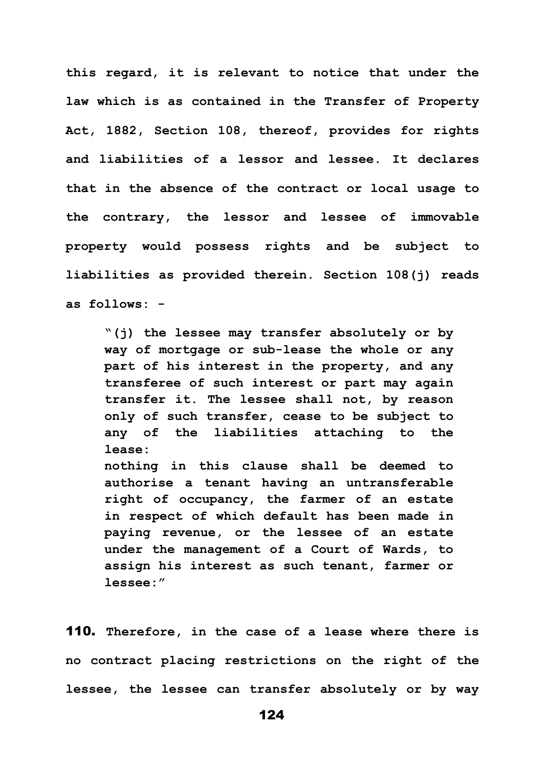**this regard, it is relevant to notice that under the law which is as contained in the Transfer of Property Act, 1882, Section 108, thereof, provides for rights and liabilities of a lessor and lessee. It declares that in the absence of the contract or local usage to the contrary, the lessor and lessee of immovable property would possess rights and be subject to liabilities as provided therein. Section 108(j) reads as follows: -**

> **"(j) the lessee may transfer absolutely or by way of mortgage or sub-lease the whole or any part of his interest in the property, and any transferee of such interest or part may again transfer it. The lessee shall not, by reason only of such transfer, cease to be subject to any of the liabilities attaching to the lease:**
>
> **nothing in this clause shall be deemed to authorise a tenant having an untransferable right of occupancy, the farmer of an estate in respect of which default has been made in paying revenue, or the lessee of an estate under the management of a Court of Wards, to assign his interest as such tenant, farmer or lessee:"**

**110.** **Therefore, in the case of a lease where there is no contract placing restrictions on the right of the lessee, the lessee can transfer absolutely or by way**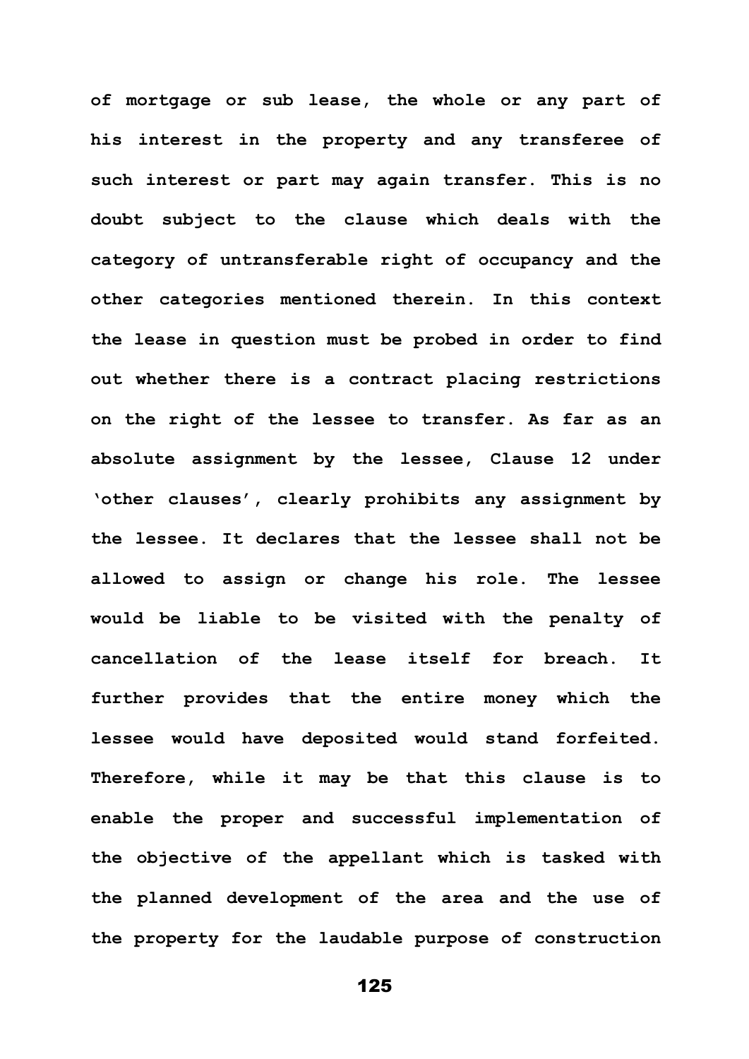of mortgage or sub lease, the whole or any part of his interest in the property and any transferee of such interest or part may again transfer. This is no doubt subject to the clause which deals with the category of untransferable right of occupancy and the other categories mentioned therein. In this context the lease in question must be probed in order to find out whether there is a contract placing restrictions on the right of the lessee to transfer. As far as an absolute assignment by the lessee, Clause 12 under 'other clauses', clearly prohibits any assignment by the lessee. It declares that the lessee shall not be allowed to assign or change his role. The lessee would be liable to be visited with the penalty of cancellation of the lease itself for breach. It further provides that the entire money which the lessee would have deposited would stand forfeited. Therefore, while it may be that this clause is to enable the proper and successful implementation of the objective of the appellant which is tasked with the planned development of the area and the use of the property for the laudable purpose of construction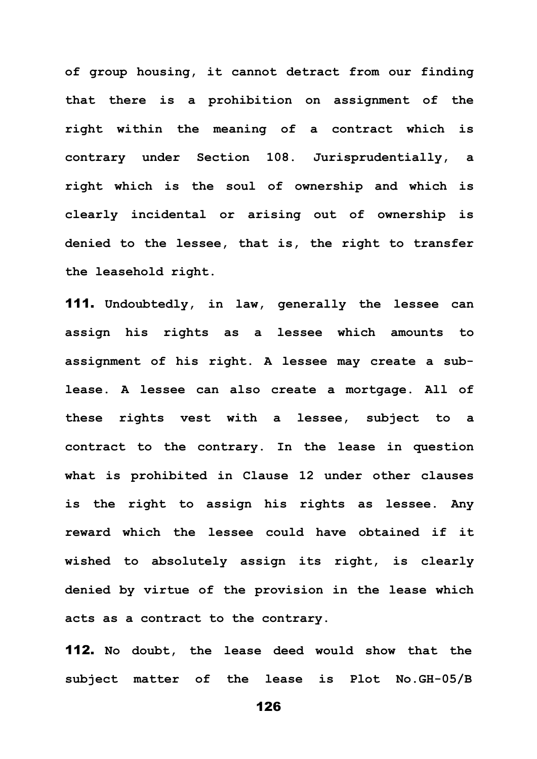**of group housing, it cannot detract from our finding that there is a prohibition on assignment of the right within the meaning of a contract which is contrary under Section 108. Jurisprudentially, a right which is the soul of ownership and which is clearly incidental or arising out of ownership is denied to the lessee, that is, the right to transfer the leasehold right.**

**111. Undoubtedly, in law, generally the lessee can assign his rights as a lessee which amounts to assignment of his right. A lessee may create a sub-lease. A lessee can also create a mortgage. All of these rights vest with a lessee, subject to a contract to the contrary. In the lease in question what is prohibited in Clause 12 under other clauses is the right to assign his rights as lessee. Any reward which the lessee could have obtained if it wished to absolutely assign its right, is clearly denied by virtue of the provision in the lease which acts as a contract to the contrary.**

**112. No doubt, the lease deed would show that the subject matter of the lease is Plot No.GH-05/B**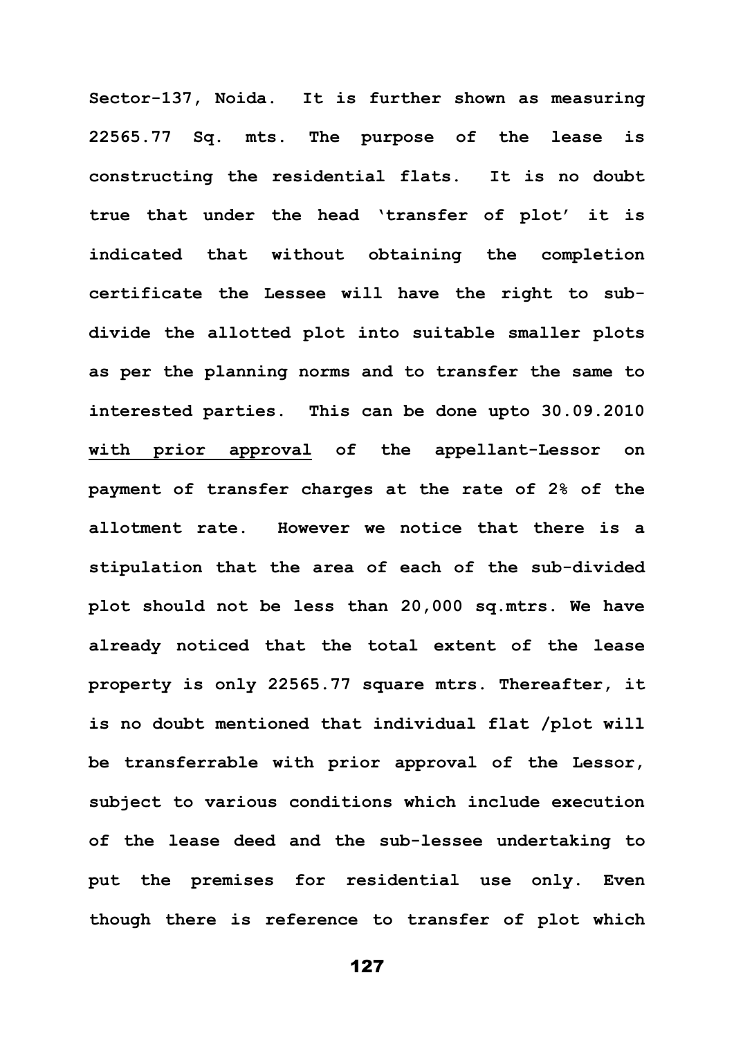Sector-137, Noida. It is further shown as measuring 22565.77 Sq. mts. The purpose of the lease is constructing the residential flats. It is no doubt true that under the head 'transfer of plot' it is indicated that without obtaining the completion certificate the Lessee will have the right to sub-divide the allotted plot into suitable smaller plots as per the planning norms and to transfer the same to interested parties. This can be done upto 30.09.2010 <u>with prior approval</u> of the appellant-Lessor on payment of transfer charges at the rate of 2% of the allotment rate. However we notice that there is a stipulation that the area of each of the sub-divided plot should not be less than 20,000 sq.mtrs. We have already noticed that the total extent of the lease property is only 22565.77 square mtrs. Thereafter, it is no doubt mentioned that individual flat /plot will be transferrable with prior approval of the Lessor, subject to various conditions which include execution of the lease deed and the sub-lessee undertaking to put the premises for residential use only. Even though there is reference to transfer of plot which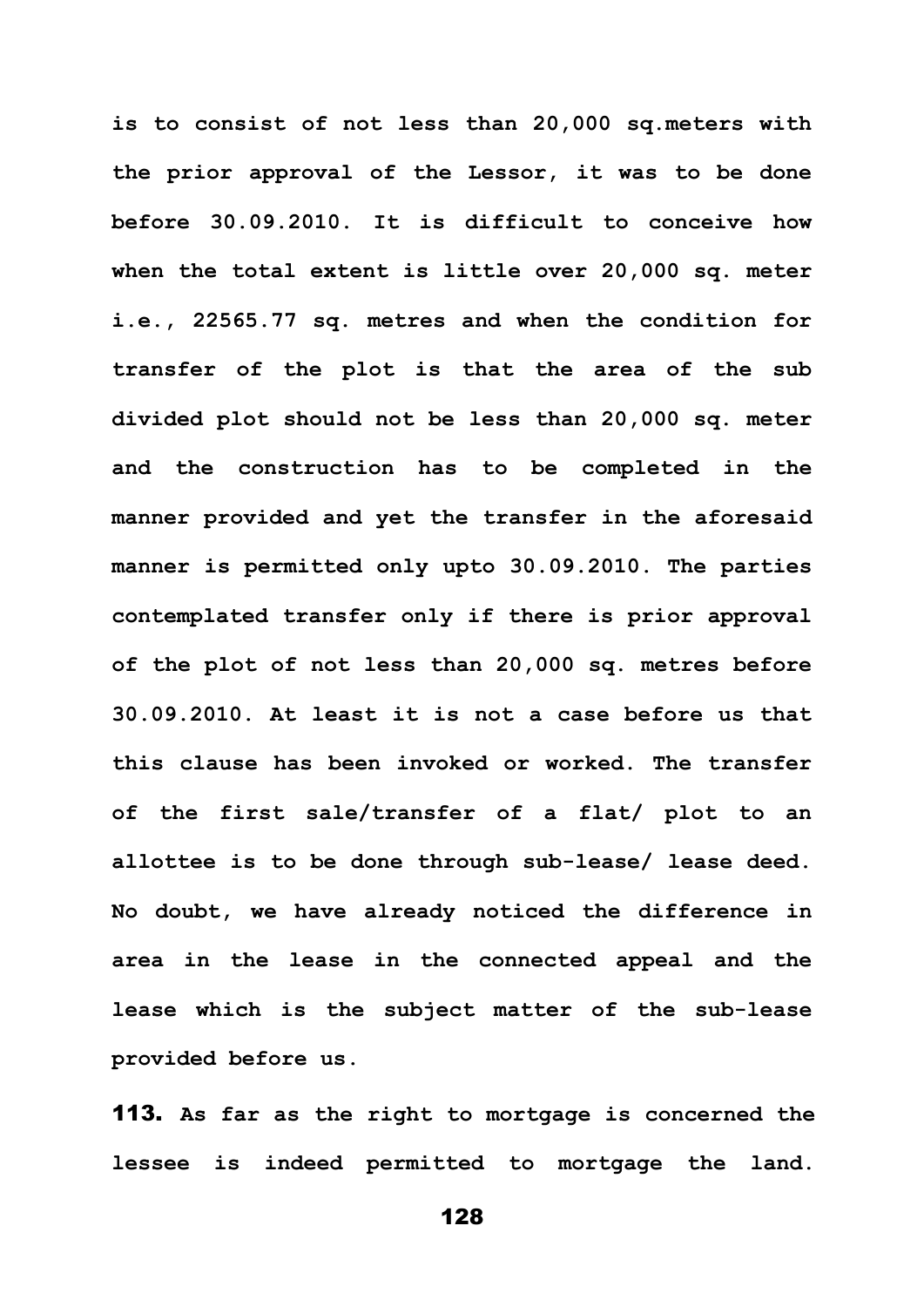is to consist of not less than 20,000 sq.meters with the prior approval of the Lessor, it was to be done before 30.09.2010. It is difficult to conceive how when the total extent is little over 20,000 sq. meter i.e., 22565.77 sq. metres and when the condition for transfer of the plot is that the area of the sub divided plot should not be less than 20,000 sq. meter and the construction has to be completed in the manner provided and yet the transfer in the aforesaid manner is permitted only upto 30.09.2010. The parties contemplated transfer only if there is prior approval of the plot of not less than 20,000 sq. metres before 30.09.2010. At least it is not a case before us that this clause has been invoked or worked. The transfer of the first sale/transfer of a flat/ plot to an allottee is to be done through sub-lease/ lease deed. No doubt, we have already noticed the difference in area in the lease in the connected appeal and the lease which is the subject matter of the sub-lease provided before us.

**113.** As far as the right to mortgage is concerned the lessee is indeed permitted to mortgage the land.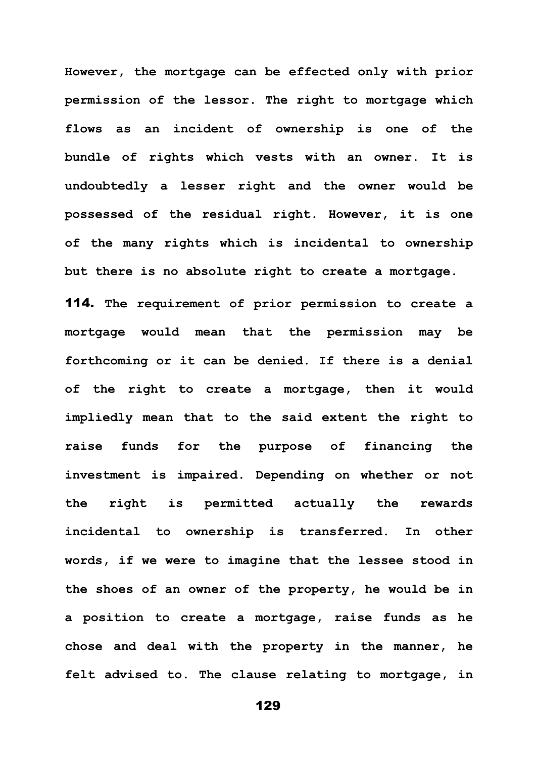However, the mortgage can be effected only with prior permission of the lessor. The right to mortgage which flows as an incident of ownership is one of the bundle of rights which vests with an owner. It is undoubtedly a lesser right and the owner would be possessed of the residual right. However, it is one of the many rights which is incidental to ownership but there is no absolute right to create a mortgage.

**114.** The requirement of prior permission to create a mortgage would mean that the permission may be forthcoming or it can be denied. If there is a denial of the right to create a mortgage, then it would impliedly mean that to the said extent the right to raise funds for the purpose of financing the investment is impaired. Depending on whether or not the right is permitted actually the rewards incidental to ownership is transferred. In other words, if we were to imagine that the lessee stood in the shoes of an owner of the property, he would be in a position to create a mortgage, raise funds as he chose and deal with the property in the manner, he felt advised to. The clause relating to mortgage, in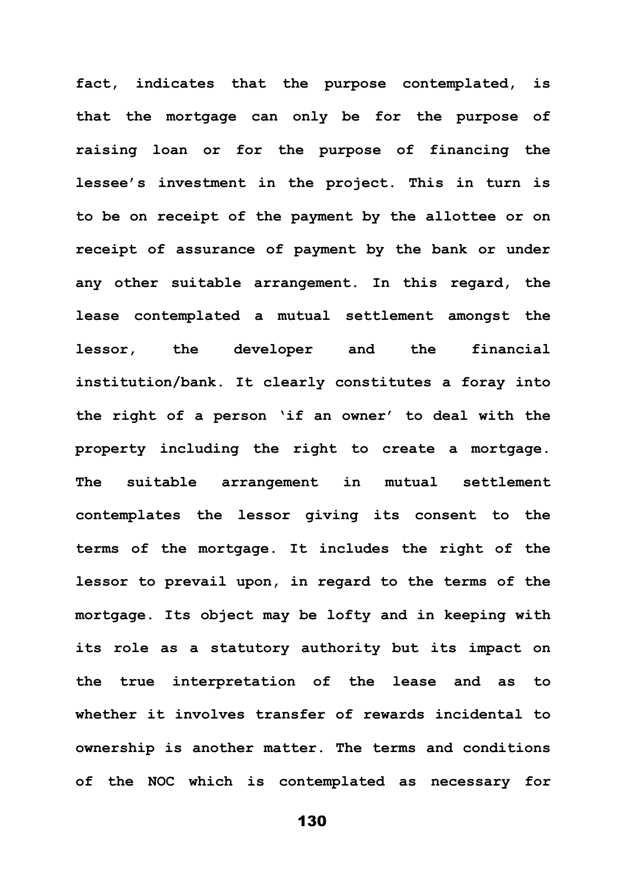fact, indicates that the purpose contemplated, is that the mortgage can only be for the purpose of raising loan or for the purpose of financing the lessee's investment in the project. This in turn is to be on receipt of the payment by the allottee or on receipt of assurance of payment by the bank or under any other suitable arrangement. In this regard, the lease contemplated a mutual settlement amongst the lessor, the developer and the financial institution/bank. It clearly constitutes a foray into the right of a person 'if an owner' to deal with the property including the right to create a mortgage. The suitable arrangement in mutual settlement contemplates the lessor giving its consent to the terms of the mortgage. It includes the right of the lessor to prevail upon, in regard to the terms of the mortgage. Its object may be lofty and in keeping with its role as a statutory authority but its impact on the true interpretation of the lease and as to whether it involves transfer of rewards incidental to ownership is another matter. The terms and conditions of the NOC which is contemplated as necessary for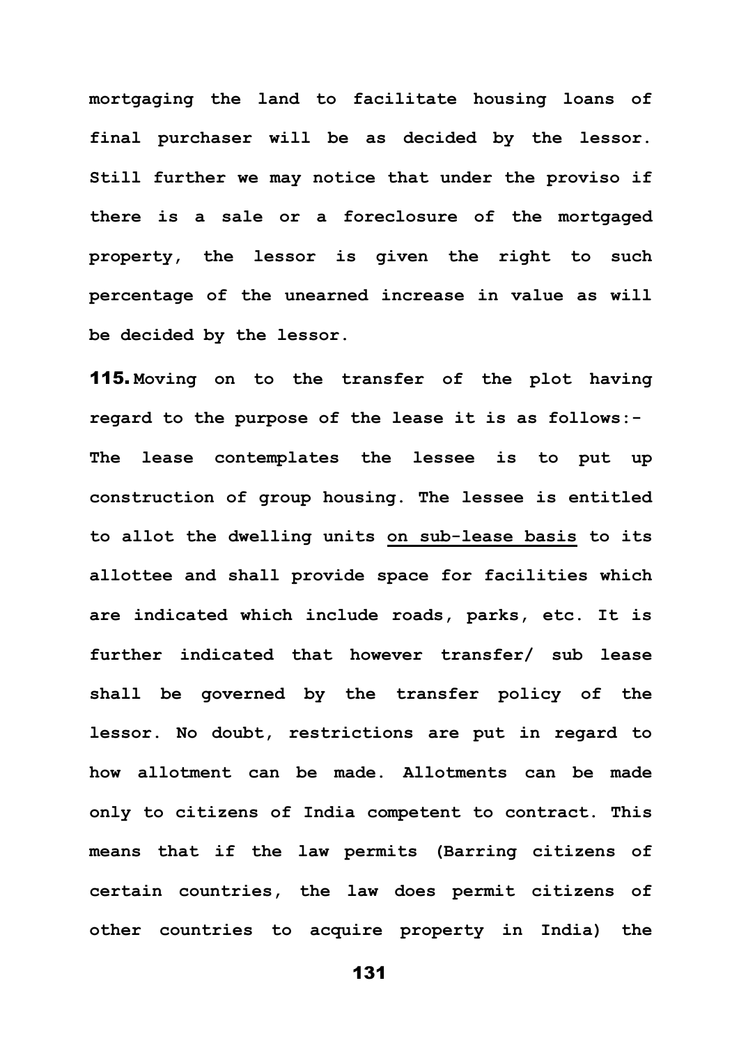**mortgaging the land to facilitate housing loans of final purchaser will be as decided by the lessor. Still further we may notice that under the proviso if there is a sale or a foreclosure of the mortgaged property, the lessor is given the right to such percentage of the unearned increase in value as will be decided by the lessor.**

**115. Moving on to the transfer of the plot having regard to the purpose of the lease it is as follows:- The lease contemplates the lessee is to put up construction of group housing. The lessee is entitled to allot the dwelling units <u>on sub-lease basis</u> to its allottee and shall provide space for facilities which are indicated which include roads, parks, etc. It is further indicated that however transfer/ sub lease shall be governed by the transfer policy of the lessor. No doubt, restrictions are put in regard to how allotment can be made. Allotments can be made only to citizens of India competent to contract. This means that if the law permits (Barring citizens of certain countries, the law does permit citizens of other countries to acquire property in India) the**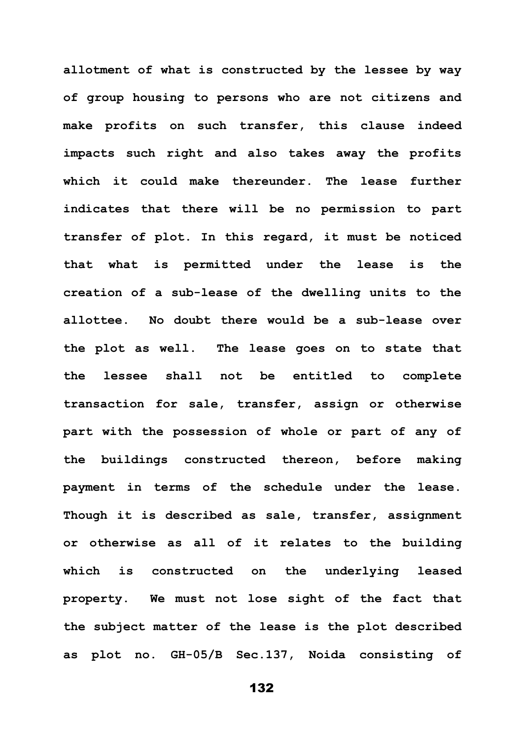allotment of what is constructed by the lessee by way of group housing to persons who are not citizens and make profits on such transfer, this clause indeed impacts such right and also takes away the profits which it could make thereunder. The lease further indicates that there will be no permission to part transfer of plot. In this regard, it must be noticed that what is permitted under the lease is the creation of a sub-lease of the dwelling units to the allottee. No doubt there would be a sub-lease over the plot as well. The lease goes on to state that the lessee shall not be entitled to complete transaction for sale, transfer, assign or otherwise part with the possession of whole or part of any of the buildings constructed thereon, before making payment in terms of the schedule under the lease. Though it is described as sale, transfer, assignment or otherwise as all of it relates to the building which is constructed on the underlying leased property. We must not lose sight of the fact that the subject matter of the lease is the plot described as plot no. GH-05/B Sec.137, Noida consisting of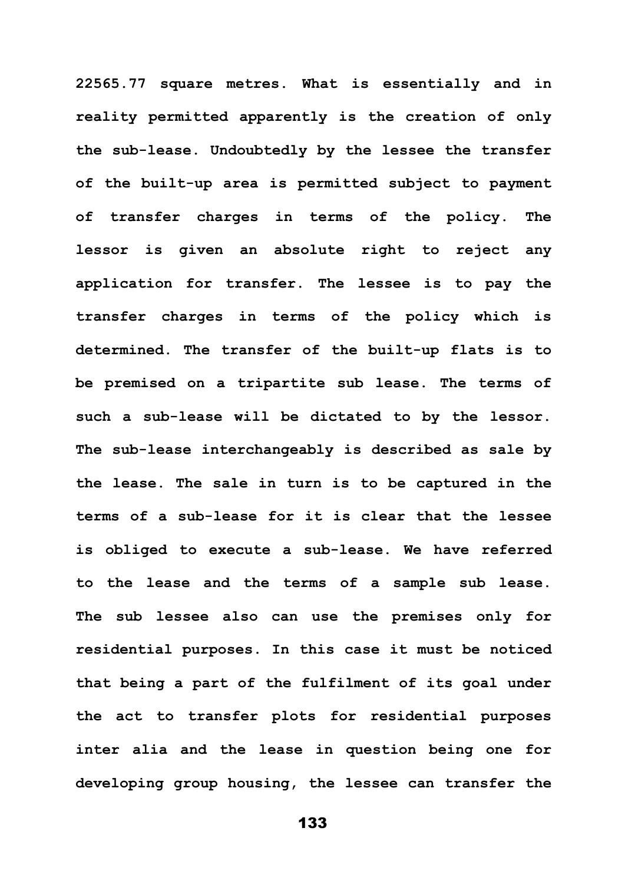22565.77 square metres. What is essentially and in reality permitted apparently is the creation of only the sub-lease. Undoubtedly by the lessee the transfer of the built-up area is permitted subject to payment of transfer charges in terms of the policy. The lessor is given an absolute right to reject any application for transfer. The lessee is to pay the transfer charges in terms of the policy which is determined. The transfer of the built-up flats is to be premised on a tripartite sub lease. The terms of such a sub-lease will be dictated to by the lessor. The sub-lease interchangeably is described as sale by the lease. The sale in turn is to be captured in the terms of a sub-lease for it is clear that the lessee is obliged to execute a sub-lease. We have referred to the lease and the terms of a sample sub lease. The sub lessee also can use the premises only for residential purposes. In this case it must be noticed that being a part of the fulfilment of its goal under the act to transfer plots for residential purposes inter alia and the lease in question being one for developing group housing, the lessee can transfer the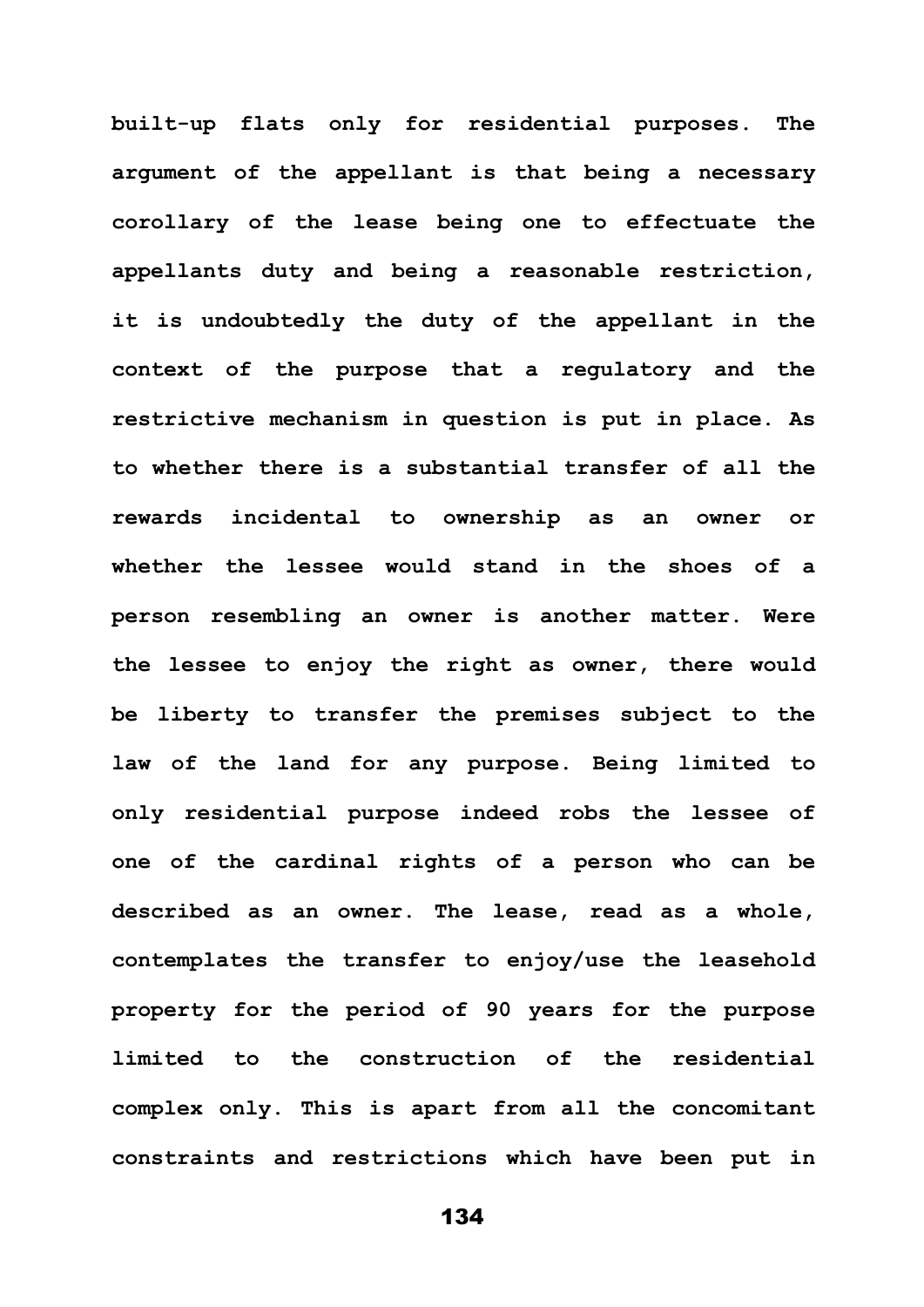built-up flats only for residential purposes. The argument of the appellant is that being a necessary corollary of the lease being one to effectuate the appellants duty and being a reasonable restriction, it is undoubtedly the duty of the appellant in the context of the purpose that a regulatory and the restrictive mechanism in question is put in place. As to whether there is a substantial transfer of all the rewards incidental to ownership as an owner or whether the lessee would stand in the shoes of a person resembling an owner is another matter. Were the lessee to enjoy the right as owner, there would be liberty to transfer the premises subject to the law of the land for any purpose. Being limited to only residential purpose indeed robs the lessee of one of the cardinal rights of a person who can be described as an owner. The lease, read as a whole, contemplates the transfer to enjoy/use the leasehold property for the period of 90 years for the purpose limited to the construction of the residential complex only. This is apart from all the concomitant constraints and restrictions which have been put in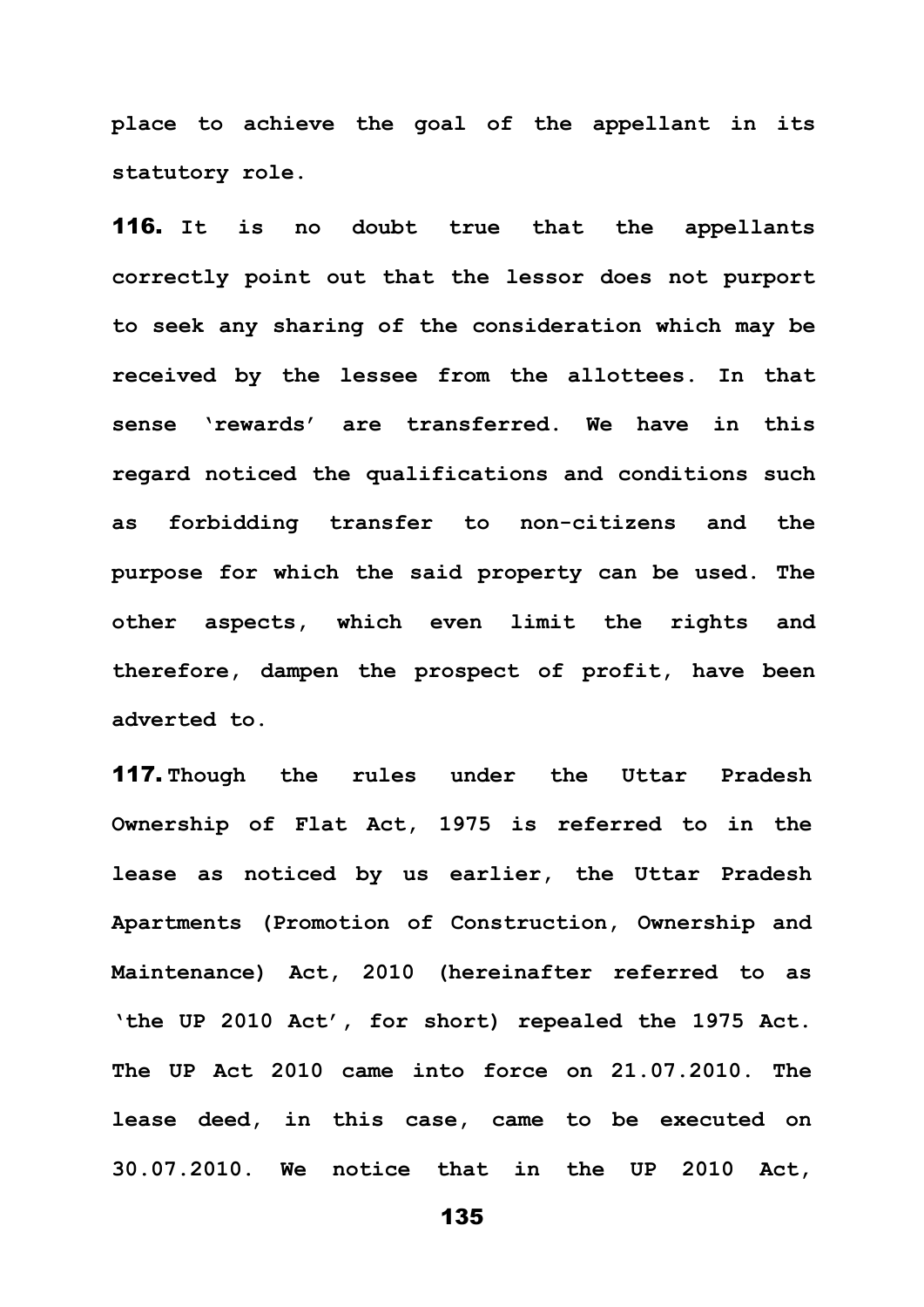**place to achieve the goal of the appellant in its statutory role.**

**116.** **It is no doubt true that the appellants correctly point out that the lessor does not purport to seek any sharing of the consideration which may be received by the lessee from the allottees. In that sense 'rewards' are transferred. We have in this regard noticed the qualifications and conditions such as forbidding transfer to non-citizens and the purpose for which the said property can be used. The other aspects, which even limit the rights and therefore, dampen the prospect of profit, have been adverted to.**

**117.** **Though the rules under the Uttar Pradesh Ownership of Flat Act, 1975 is referred to in the lease as noticed by us earlier, the Uttar Pradesh Apartments (Promotion of Construction, Ownership and Maintenance) Act, 2010 (hereinafter referred to as 'the UP 2010 Act', for short) repealed the 1975 Act. The UP Act 2010 came into force on 21.07.2010. The lease deed, in this case, came to be executed on 30.07.2010. We notice that in the UP 2010 Act,**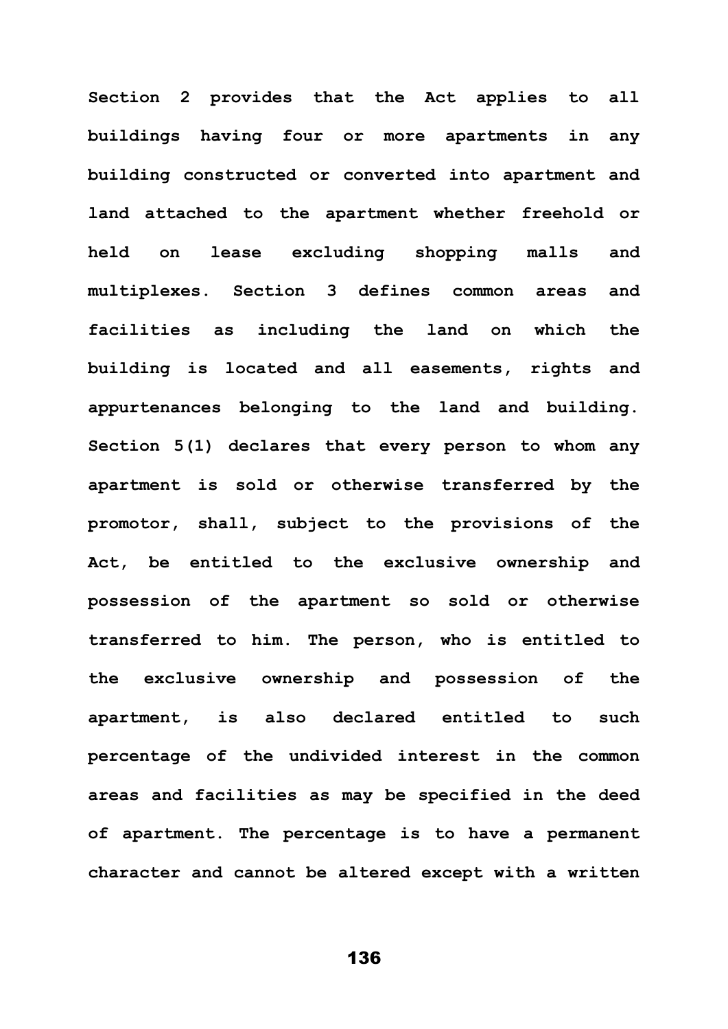**Section 2 provides that the Act applies to all buildings having four or more apartments in any building constructed or converted into apartment and land attached to the apartment whether freehold or held on lease excluding shopping malls and multiplexes. Section 3 defines common areas and facilities as including the land on which the building is located and all easements, rights and appurtenances belonging to the land and building. Section 5(1) declares that every person to whom any apartment is sold or otherwise transferred by the promotor, shall, subject to the provisions of the Act, be entitled to the exclusive ownership and possession of the apartment so sold or otherwise transferred to him. The person, who is entitled to the exclusive ownership and possession of the apartment, is also declared entitled to such percentage of the undivided interest in the common areas and facilities as may be specified in the deed of apartment. The percentage is to have a permanent character and cannot be altered except with a written**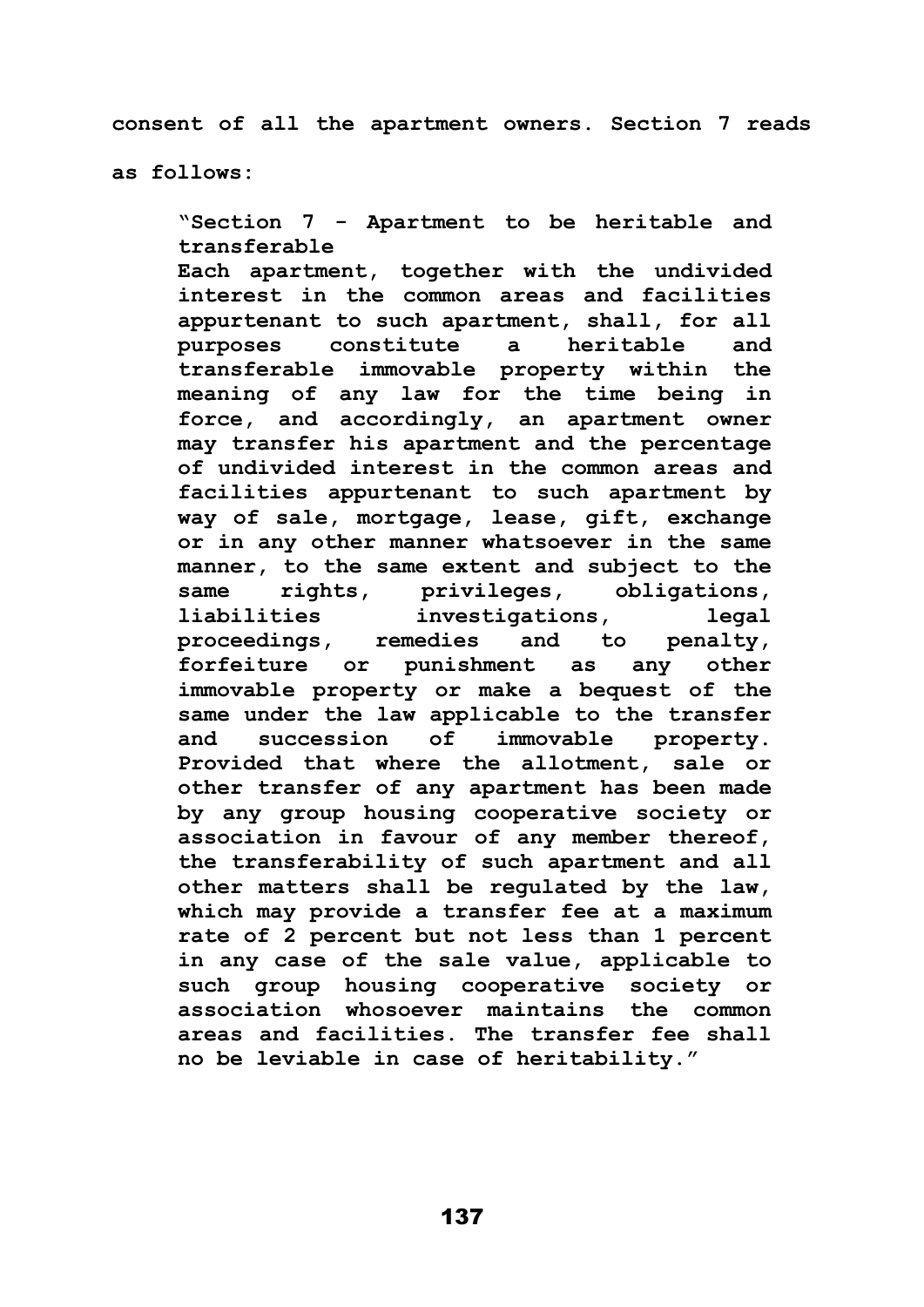**consent of all the apartment owners. Section 7 reads as follows:**

> **"Section 7 - Apartment to be heritable and transferable**
> **Each apartment, together with the undivided interest in the common areas and facilities appurtenant to such apartment, shall, for all purposes constitute a heritable and transferable immovable property within the meaning of any law for the time being in force, and accordingly, an apartment owner may transfer his apartment and the percentage of undivided interest in the common areas and facilities appurtenant to such apartment by way of sale, mortgage, lease, gift, exchange or in any other manner whatsoever in the same manner, to the same extent and subject to the same rights, privileges, obligations, liabilities investigations, legal proceedings, remedies and to penalty, forfeiture or punishment as any other immovable property or make a bequest of the same under the law applicable to the transfer and succession of immovable property. Provided that where the allotment, sale or other transfer of any apartment has been made by any group housing cooperative society or association in favour of any member thereof, the transferability of such apartment and all other matters shall be regulated by the law, which may provide a transfer fee at a maximum rate of 2 percent but not less than 1 percent in any case of the sale value, applicable to such group housing cooperative society or association whosoever maintains the common areas and facilities. The transfer fee shall no be leviable in case of heritability."**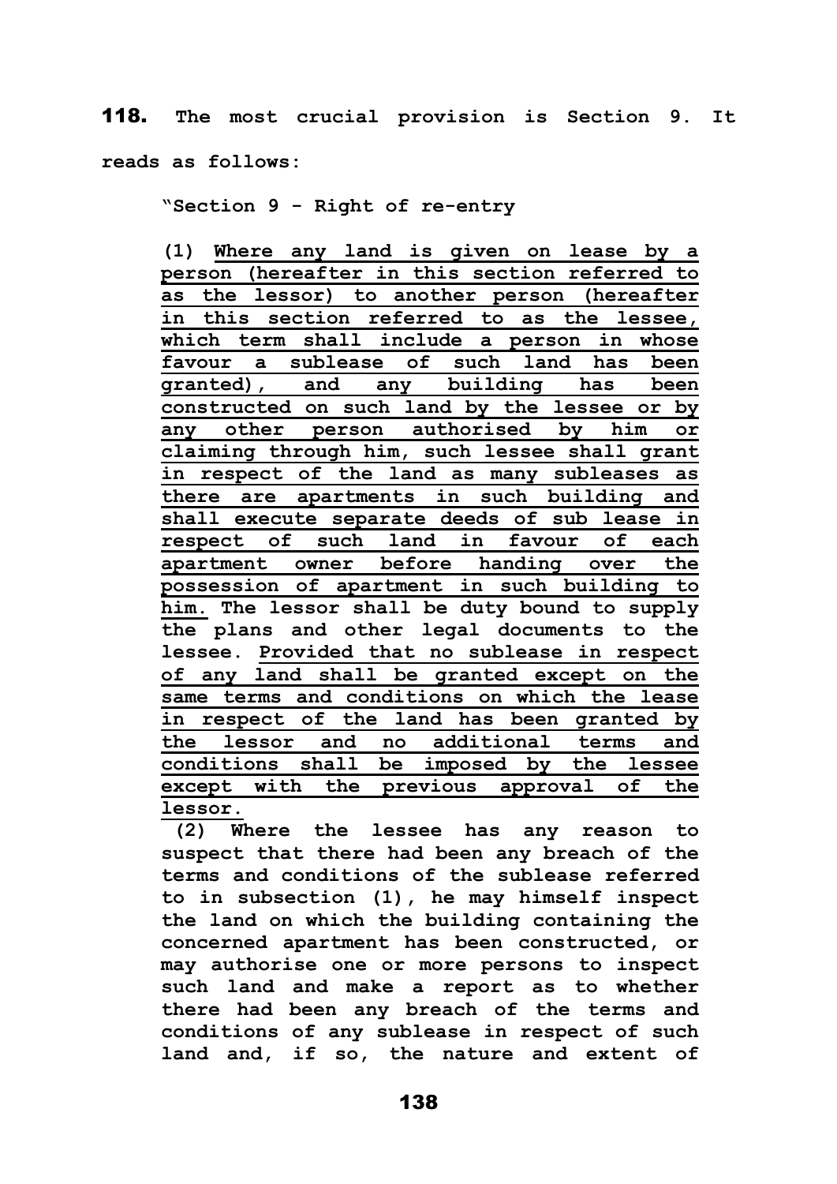**118.** The most crucial provision is Section 9. It reads as follows:

> "Section 9 - Right of re-entry
>
> (1) <u>Where any land is given on lease by a person (hereafter in this section referred to as the lessor) to another person (hereafter in this section referred to as the lessee, which term shall include a person in whose favour a sublease of such land has been granted), and any building has been constructed on such land by the lessee or by any other person authorised by him or claiming through him, such lessee shall grant in respect of the land as many subleases as there are apartments in such building and shall execute separate deeds of sub lease in respect of such land in favour of each apartment owner before handing over the possession of apartment in such building to him.</u> The lessor shall be duty bound to supply the plans and other legal documents to the lessee. <u>Provided that no sublease in respect of any land shall be granted except on the same terms and conditions on which the lease in respect of the land has been granted by the lessor and no additional terms and conditions shall be imposed by the lessee except with the previous approval of the lessor.</u>
>
> (2) Where the lessee has any reason to suspect that there had been any breach of the terms and conditions of the sublease referred to in subsection (1), he may himself inspect the land on which the building containing the concerned apartment has been constructed, or may authorise one or more persons to inspect such land and make a report as to whether there had been any breach of the terms and conditions of any sublease in respect of such land and, if so, the nature and extent of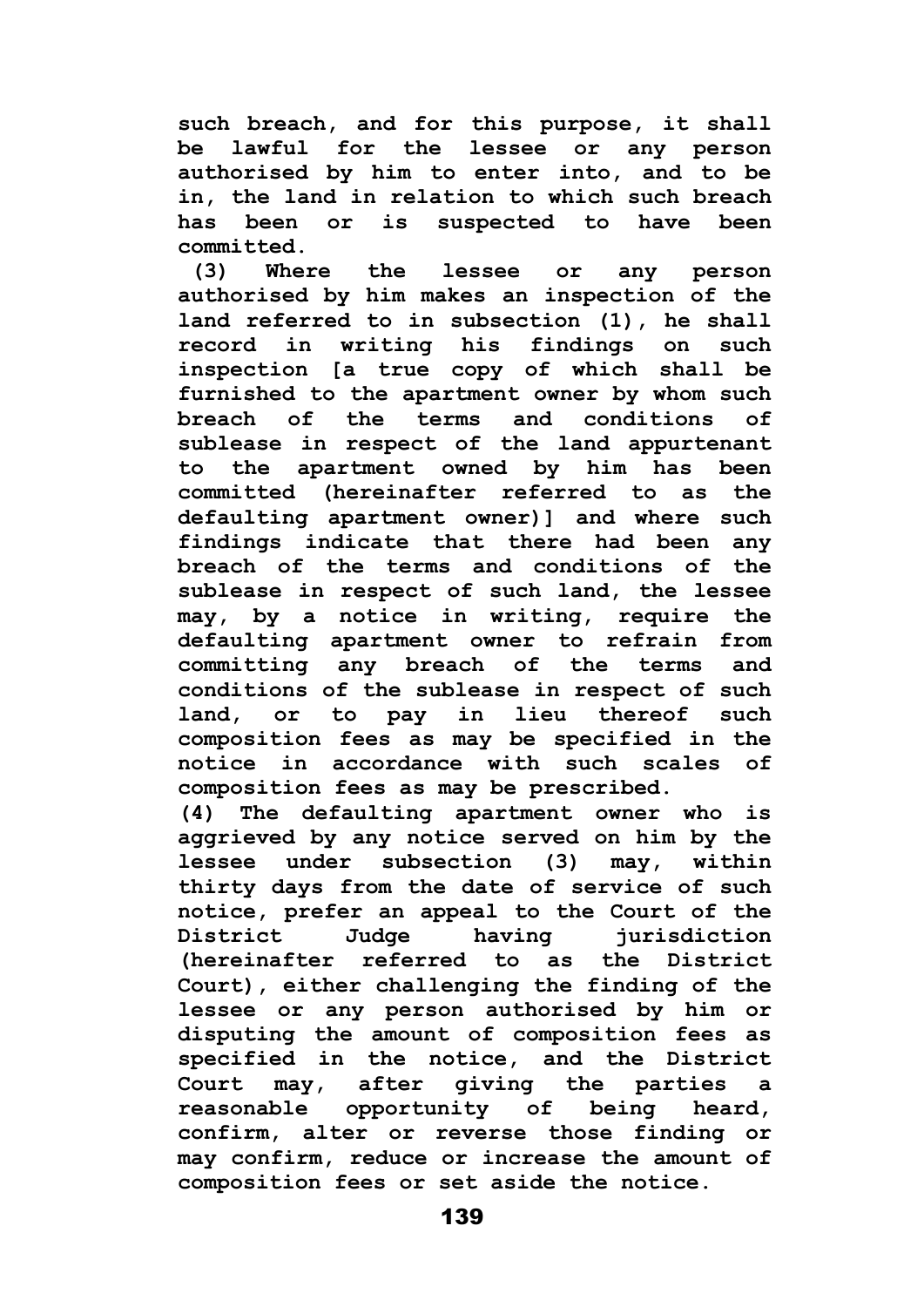**such breach, and for this purpose, it shall be lawful for the lessee or any person authorised by him to enter into, and to be in, the land in relation to which such breach has been or is suspected to have been committed.**

**(3) Where the lessee or any person authorised by him makes an inspection of the land referred to in subsection (1), he shall record in writing his findings on such inspection [a true copy of which shall be furnished to the apartment owner by whom such breach of the terms and conditions of sublease in respect of the land appurtenant to the apartment owned by him has been committed (hereinafter referred to as the defaulting apartment owner)] and where such findings indicate that there had been any breach of the terms and conditions of the sublease in respect of such land, the lessee may, by a notice in writing, require the defaulting apartment owner to refrain from committing any breach of the terms and conditions of the sublease in respect of such land, or to pay in lieu thereof such composition fees as may be specified in the notice in accordance with such scales of composition fees as may be prescribed.**

**(4) The defaulting apartment owner who is aggrieved by any notice served on him by the lessee under subsection (3) may, within thirty days from the date of service of such notice, prefer an appeal to the Court of the District Judge having jurisdiction (hereinafter referred to as the District Court), either challenging the finding of the lessee or any person authorised by him or disputing the amount of composition fees as specified in the notice, and the District Court may, after giving the parties a reasonable opportunity of being heard, confirm, alter or reverse those finding or may confirm, reduce or increase the amount of composition fees or set aside the notice.**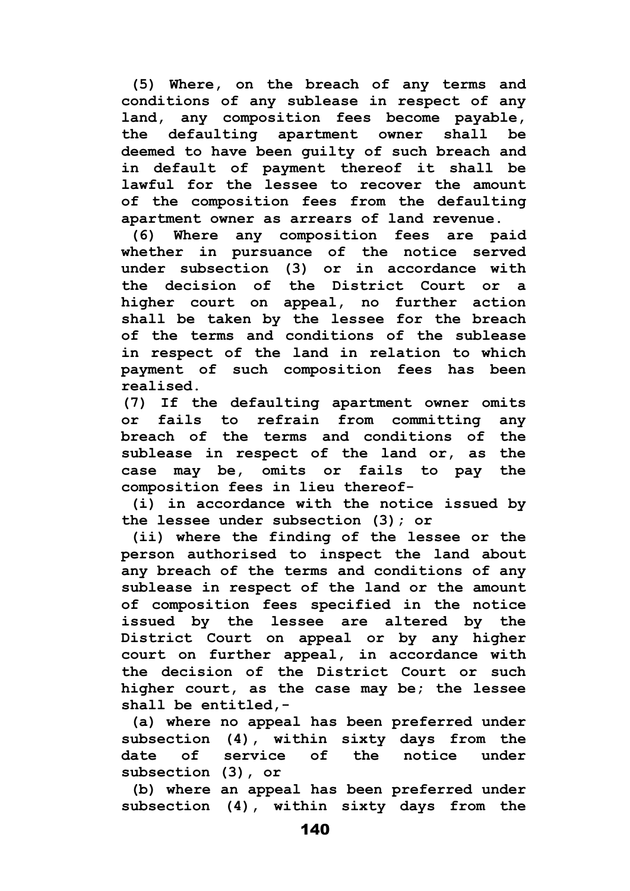**(5) Where, on the breach of any terms and conditions of any sublease in respect of any land, any composition fees become payable, the defaulting apartment owner shall be deemed to have been guilty of such breach and in default of payment thereof it shall be lawful for the lessee to recover the amount of the composition fees from the defaulting apartment owner as arrears of land revenue.**

**(6) Where any composition fees are paid whether in pursuance of the notice served under subsection (3) or in accordance with the decision of the District Court or a higher court on appeal, no further action shall be taken by the lessee for the breach of the terms and conditions of the sublease in respect of the land in relation to which payment of such composition fees has been realised.**

**(7) If the defaulting apartment owner omits or fails to refrain from committing any breach of the terms and conditions of the sublease in respect of the land or, as the case may be, omits or fails to pay the composition fees in lieu thereof-**

**(i) in accordance with the notice issued by the lessee under subsection (3); or**

**(ii) where the finding of the lessee or the person authorised to inspect the land about any breach of the terms and conditions of any sublease in respect of the land or the amount of composition fees specified in the notice issued by the lessee are altered by the District Court on appeal or by any higher court on further appeal, in accordance with the decision of the District Court or such higher court, as the case may be; the lessee shall be entitled,-**

**(a) where no appeal has been preferred under subsection (4), within sixty days from the date of service of the notice under subsection (3), or**

**(b) where an appeal has been preferred under subsection (4), within sixty days from the**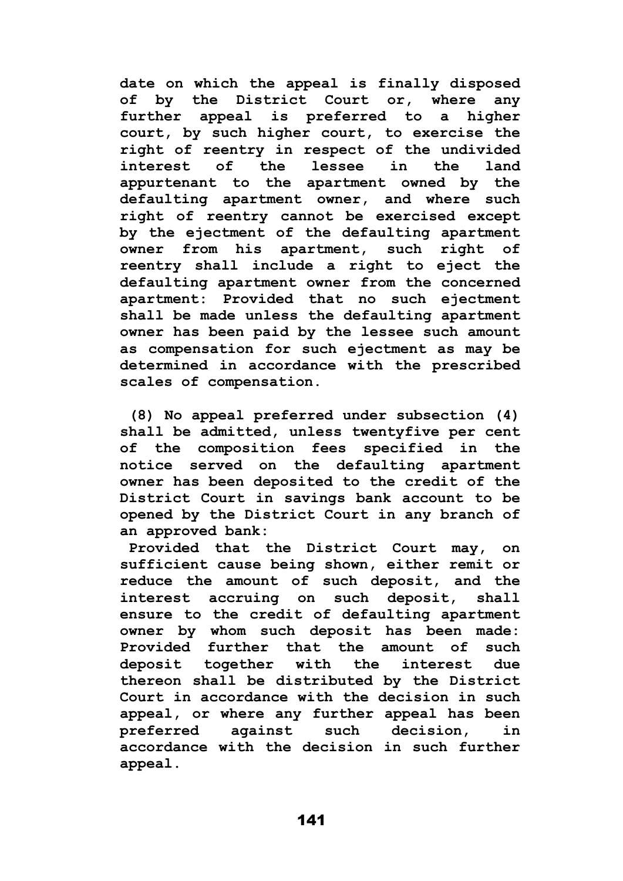**date on which the appeal is finally disposed of by the District Court or, where any further appeal is preferred to a higher court, by such higher court, to exercise the right of reentry in respect of the undivided interest of the lessee in the land appurtenant to the apartment owned by the defaulting apartment owner, and where such right of reentry cannot be exercised except by the ejectment of the defaulting apartment owner from his apartment, such right of reentry shall include a right to eject the defaulting apartment owner from the concerned apartment: Provided that no such ejectment shall be made unless the defaulting apartment owner has been paid by the lessee such amount as compensation for such ejectment as may be determined in accordance with the prescribed scales of compensation.**

**(8) No appeal preferred under subsection (4) shall be admitted, unless twentyfive per cent of the composition fees specified in the notice served on the defaulting apartment owner has been deposited to the credit of the District Court in savings bank account to be opened by the District Court in any branch of an approved bank:**

**Provided that the District Court may, on sufficient cause being shown, either remit or reduce the amount of such deposit, and the interest accruing on such deposit, shall ensure to the credit of defaulting apartment owner by whom such deposit has been made: Provided further that the amount of such deposit together with the interest due thereon shall be distributed by the District Court in accordance with the decision in such appeal, or where any further appeal has been preferred against such decision, in accordance with the decision in such further appeal.**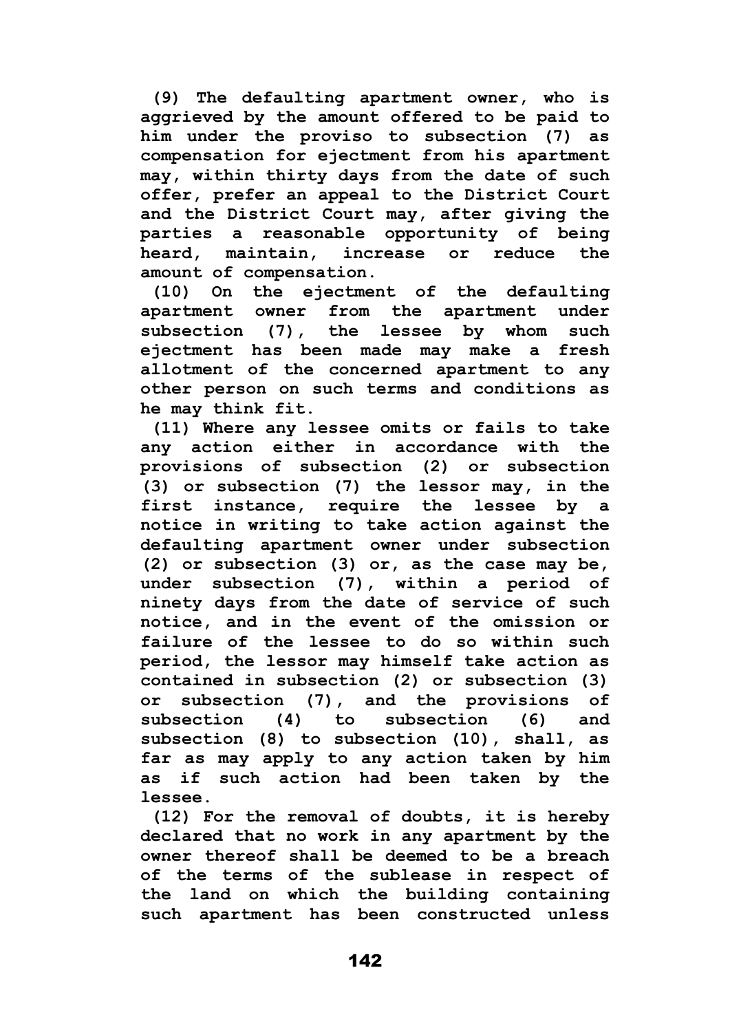**(9) The defaulting apartment owner, who is aggrieved by the amount offered to be paid to him under the proviso to subsection (7) as compensation for ejectment from his apartment may, within thirty days from the date of such offer, prefer an appeal to the District Court and the District Court may, after giving the parties a reasonable opportunity of being heard, maintain, increase or reduce the amount of compensation.**

**(10) On the ejectment of the defaulting apartment owner from the apartment under subsection (7), the lessee by whom such ejectment has been made may make a fresh allotment of the concerned apartment to any other person on such terms and conditions as he may think fit.**

**(11) Where any lessee omits or fails to take any action either in accordance with the provisions of subsection (2) or subsection (3) or subsection (7) the lessor may, in the first instance, require the lessee by a notice in writing to take action against the defaulting apartment owner under subsection (2) or subsection (3) or, as the case may be, under subsection (7), within a period of ninety days from the date of service of such notice, and in the event of the omission or failure of the lessee to do so within such period, the lessor may himself take action as contained in subsection (2) or subsection (3) or subsection (7), and the provisions of subsection (4) to subsection (6) and subsection (8) to subsection (10), shall, as far as may apply to any action taken by him as if such action had been taken by the lessee.**

**(12) For the removal of doubts, it is hereby declared that no work in any apartment by the owner thereof shall be deemed to be a breach of the terms of the sublease in respect of the land on which the building containing such apartment has been constructed unless**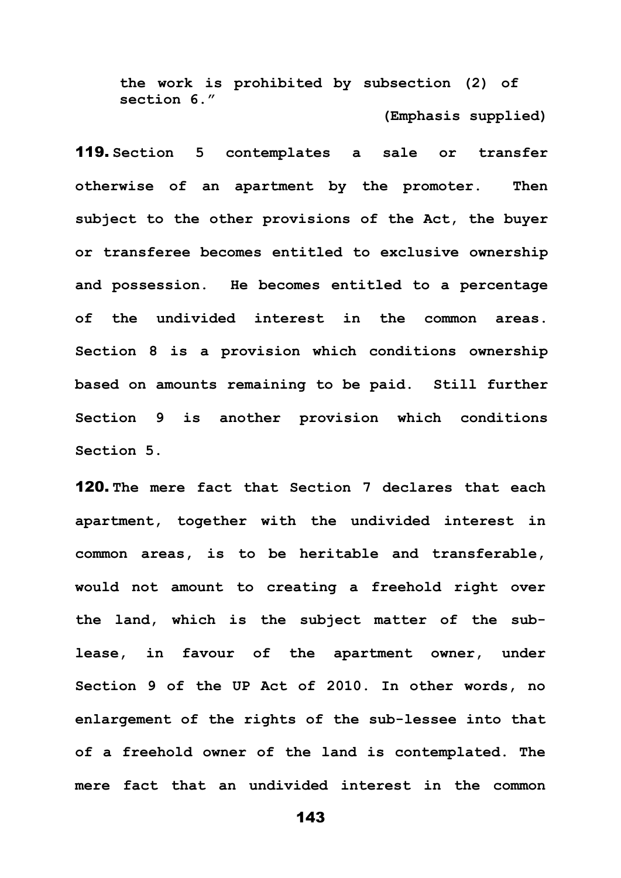**the work is prohibited by subsection (2) of section 6."**

**(Emphasis supplied)**

**119.** **Section 5 contemplates a sale or transfer otherwise of an apartment by the promoter. Then subject to the other provisions of the Act, the buyer or transferee becomes entitled to exclusive ownership and possession. He becomes entitled to a percentage of the undivided interest in the common areas. Section 8 is a provision which conditions ownership based on amounts remaining to be paid. Still further Section 9 is another provision which conditions Section 5.**

**120.** **The mere fact that Section 7 declares that each apartment, together with the undivided interest in common areas, is to be heritable and transferable, would not amount to creating a freehold right over the land, which is the subject matter of the sub-lease, in favour of the apartment owner, under Section 9 of the UP Act of 2010. In other words, no enlargement of the rights of the sub-lessee into that of a freehold owner of the land is contemplated. The mere fact that an undivided interest in the common**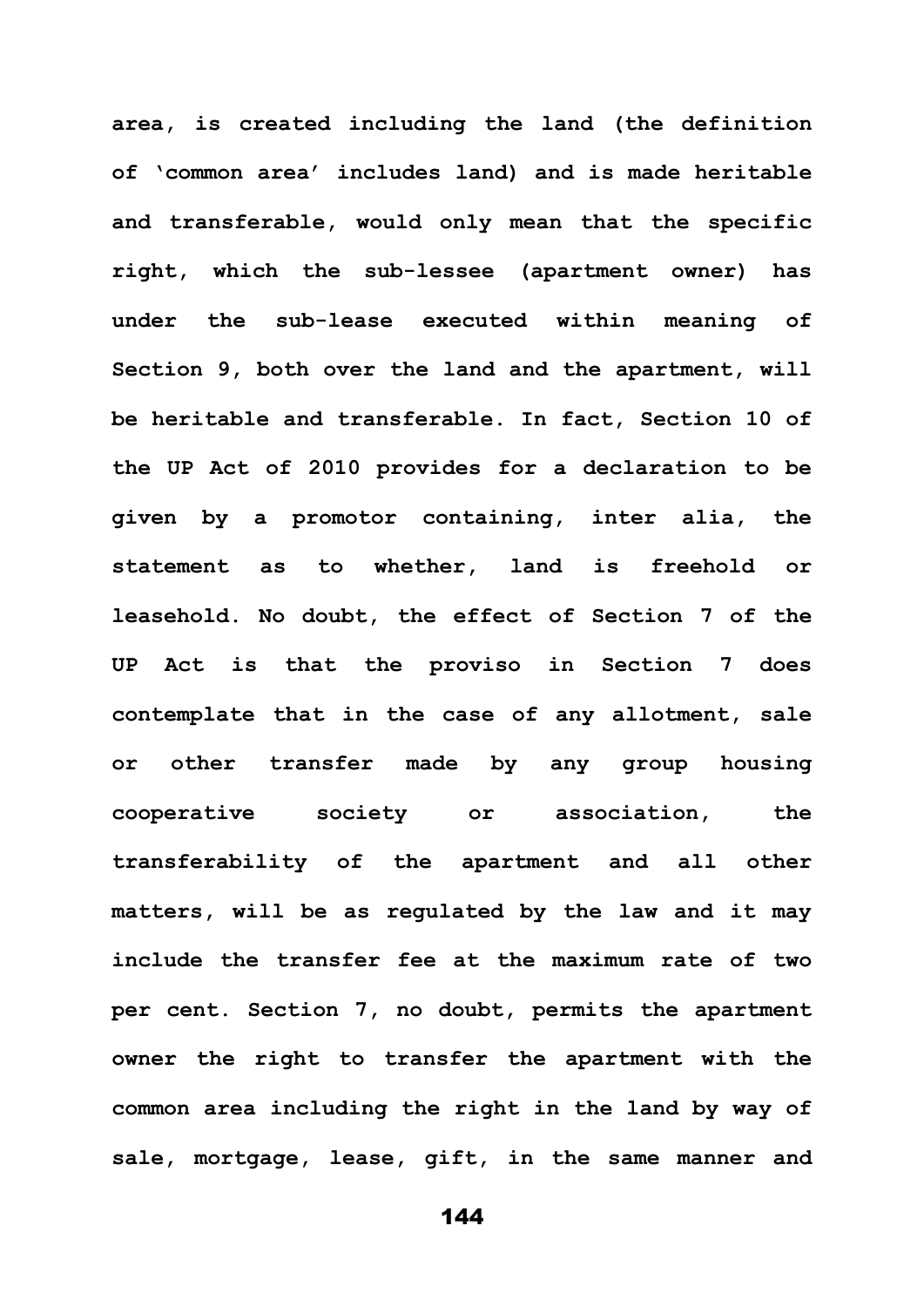**area, is created including the land (the definition of 'common area' includes land) and is made heritable and transferable, would only mean that the specific right, which the sub-lessee (apartment owner) has under the sub-lease executed within meaning of Section 9, both over the land and the apartment, will be heritable and transferable. In fact, Section 10 of the UP Act of 2010 provides for a declaration to be given by a promotor containing, inter alia, the statement as to whether, land is freehold or leasehold. No doubt, the effect of Section 7 of the UP Act is that the proviso in Section 7 does contemplate that in the case of any allotment, sale or other transfer made by any group housing cooperative society or association, the transferability of the apartment and all other matters, will be as regulated by the law and it may include the transfer fee at the maximum rate of two per cent. Section 7, no doubt, permits the apartment owner the right to transfer the apartment with the common area including the right in the land by way of sale, mortgage, lease, gift, in the same manner and**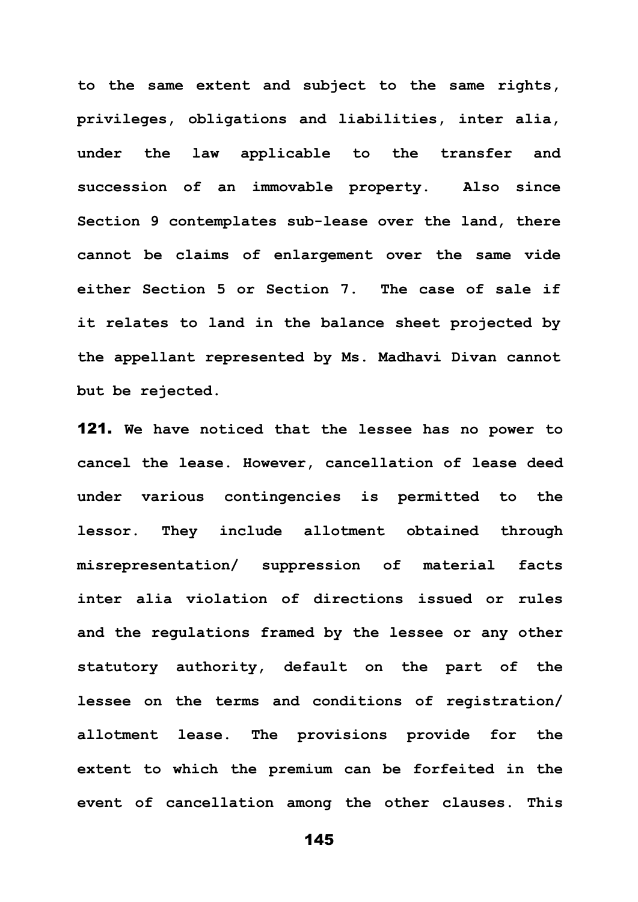**to the same extent and subject to the same rights, privileges, obligations and liabilities, inter alia, under the law applicable to the transfer and succession of an immovable property. Also since Section 9 contemplates sub-lease over the land, there cannot be claims of enlargement over the same vide either Section 5 or Section 7. The case of sale if it relates to land in the balance sheet projected by the appellant represented by Ms. Madhavi Divan cannot but be rejected.**

**121. We have noticed that the lessee has no power to cancel the lease. However, cancellation of lease deed under various contingencies is permitted to the lessor. They include allotment obtained through misrepresentation/ suppression of material facts inter alia violation of directions issued or rules and the regulations framed by the lessee or any other statutory authority, default on the part of the lessee on the terms and conditions of registration/ allotment lease. The provisions provide for the extent to which the premium can be forfeited in the event of cancellation among the other clauses. This**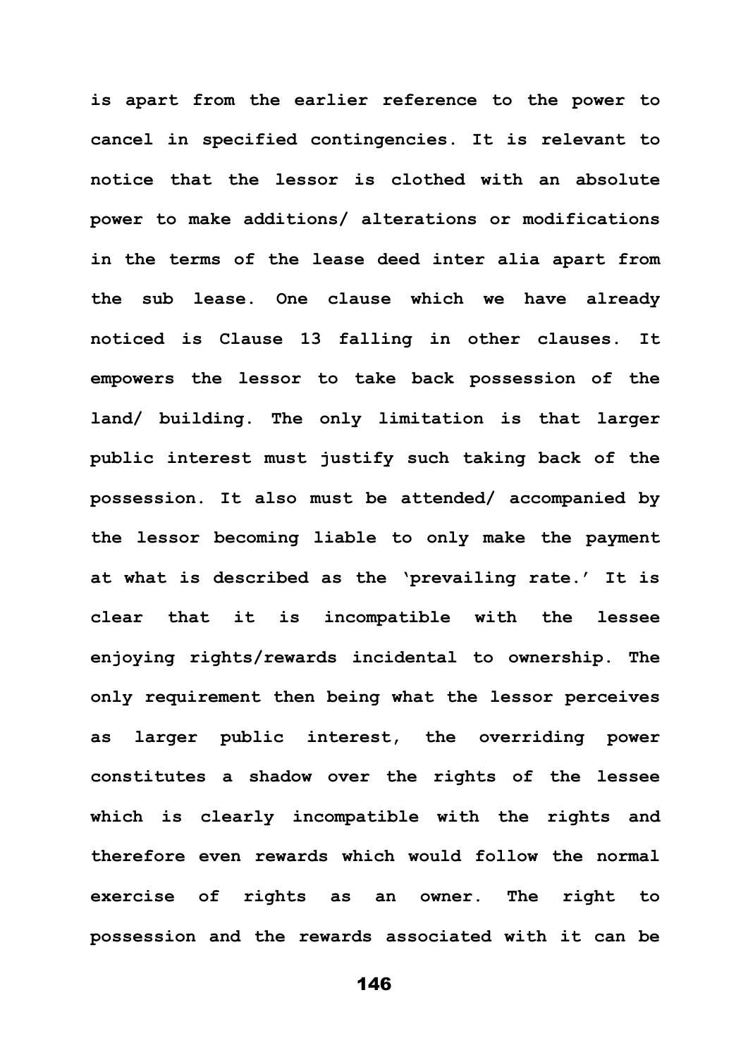is apart from the earlier reference to the power to cancel in specified contingencies. It is relevant to notice that the lessor is clothed with an absolute power to make additions/ alterations or modifications in the terms of the lease deed inter alia apart from the sub lease. One clause which we have already noticed is Clause 13 falling in other clauses. It empowers the lessor to take back possession of the land/ building. The only limitation is that larger public interest must justify such taking back of the possession. It also must be attended/ accompanied by the lessor becoming liable to only make the payment at what is described as the 'prevailing rate.' It is clear that it is incompatible with the lessee enjoying rights/rewards incidental to ownership. The only requirement then being what the lessor perceives as larger public interest, the overriding power constitutes a shadow over the rights of the lessee which is clearly incompatible with the rights and therefore even rewards which would follow the normal exercise of rights as an owner. The right to possession and the rewards associated with it can be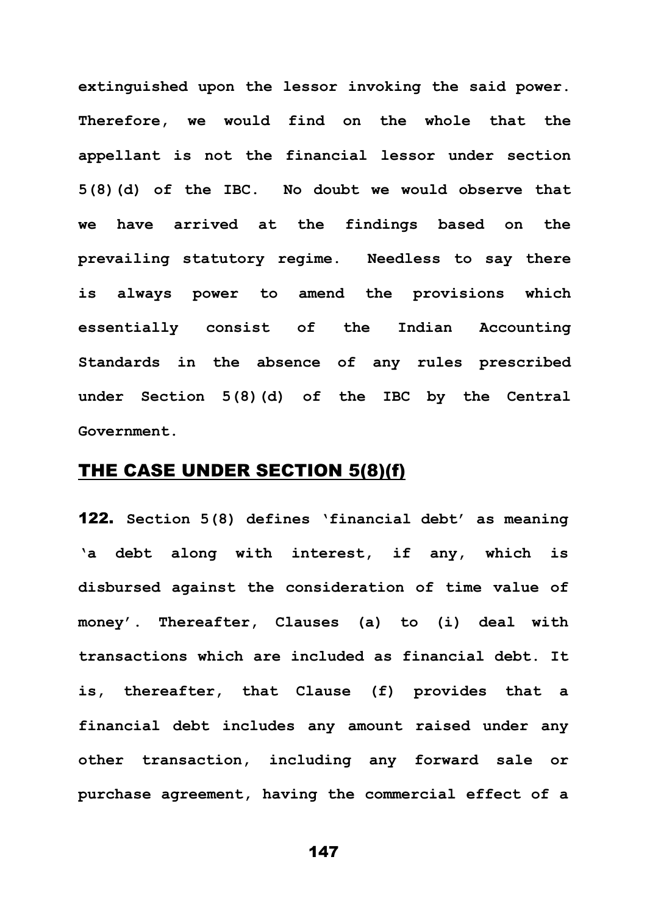**extinguished upon the lessor invoking the said power. Therefore, we would find on the whole that the appellant is not the financial lessor under section 5(8)(d) of the IBC. No doubt we would observe that we have arrived at the findings based on the prevailing statutory regime. Needless to say there is always power to amend the provisions which essentially consist of the Indian Accounting Standards in the absence of any rules prescribed under Section 5(8)(d) of the IBC by the Central Government.**

## THE CASE UNDER SECTION 5(8)(f)

**122. Section 5(8) defines 'financial debt' as meaning 'a debt along with interest, if any, which is disbursed against the consideration of time value of money'. Thereafter, Clauses (a) to (i) deal with transactions which are included as financial debt. It is, thereafter, that Clause (f) provides that a financial debt includes any amount raised under any other transaction, including any forward sale or purchase agreement, having the commercial effect of a**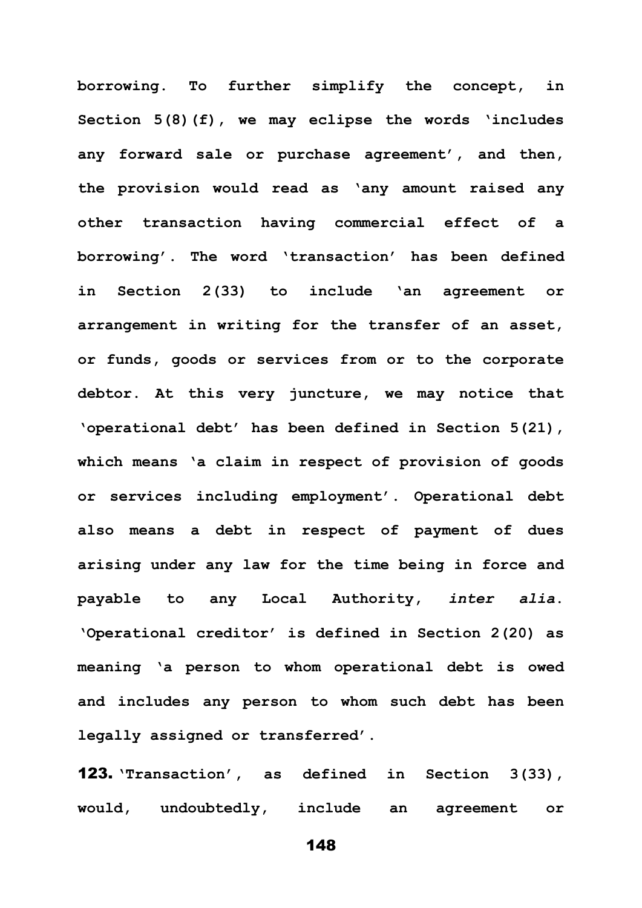**borrowing. To further simplify the concept, in Section 5(8)(f), we may eclipse the words 'includes any forward sale or purchase agreement', and then, the provision would read as 'any amount raised any other transaction having commercial effect of a borrowing'. The word 'transaction' has been defined in Section 2(33) to include 'an agreement or arrangement in writing for the transfer of an asset, or funds, goods or services from or to the corporate debtor. At this very juncture, we may notice that 'operational debt' has been defined in Section 5(21), which means 'a claim in respect of provision of goods or services including employment'. Operational debt also means a debt in respect of payment of dues arising under any law for the time being in force and payable to any Local Authority, *inter alia*. 'Operational creditor' is defined in Section 2(20) as meaning 'a person to whom operational debt is owed and includes any person to whom such debt has been legally assigned or transferred'.**

**123. 'Transaction', as defined in Section 3(33), would, undoubtedly, include an agreement or**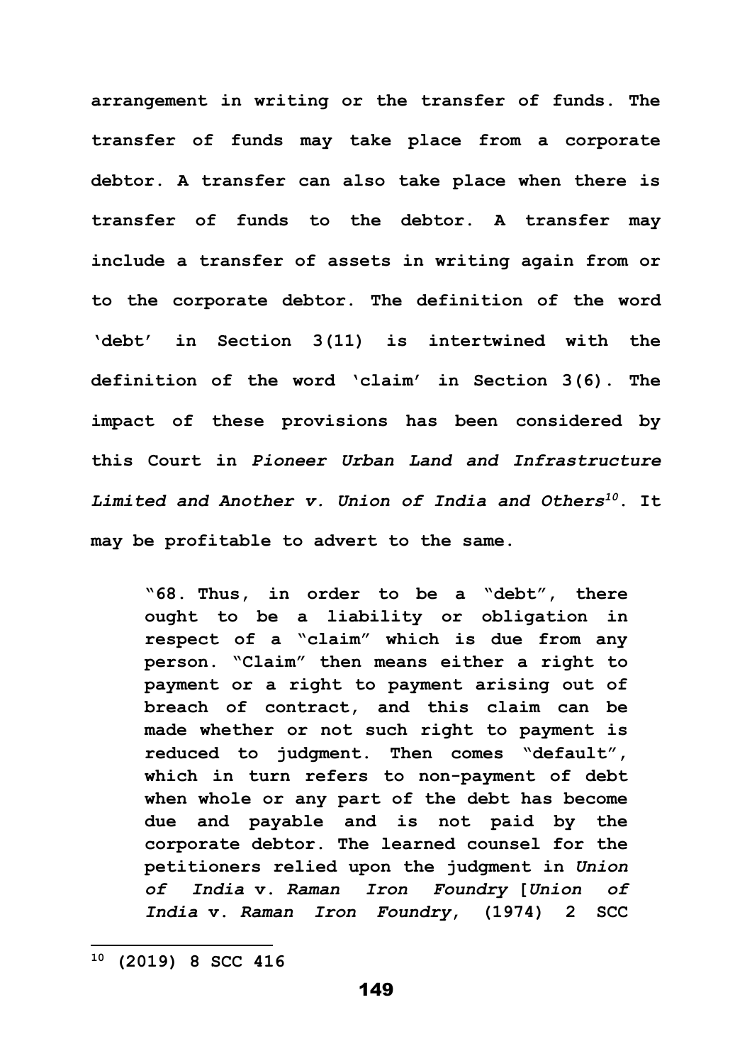**arrangement in writing or the transfer of funds. The transfer of funds may take place from a corporate debtor. A transfer can also take place when there is transfer of funds to the debtor. A transfer may include a transfer of assets in writing again from or to the corporate debtor. The definition of the word 'debt' in Section 3(11) is intertwined with the definition of the word 'claim' in Section 3(6). The impact of these provisions has been considered by this Court in *Pioneer Urban Land and Infrastructure Limited and Another v. Union of India and Others*[10]. It may be profitable to advert to the same.**

> **"68. Thus, in order to be a "debt", there ought to be a liability or obligation in respect of a "claim" which is due from any person. "Claim" then means either a right to payment or a right to payment arising out of breach of contract, and this claim can be made whether or not such right to payment is reduced to judgment. Then comes "default", which in turn refers to non-payment of debt when whole or any part of the debt has become due and payable and is not paid by the corporate debtor. The learned counsel for the petitioners relied upon the judgment in *Union of India* v. *Raman Iron Foundry* [*Union of India* v. *Raman Iron Foundry*, (1974) 2 SCC**

---

[10] **(2019) 8 SCC 416**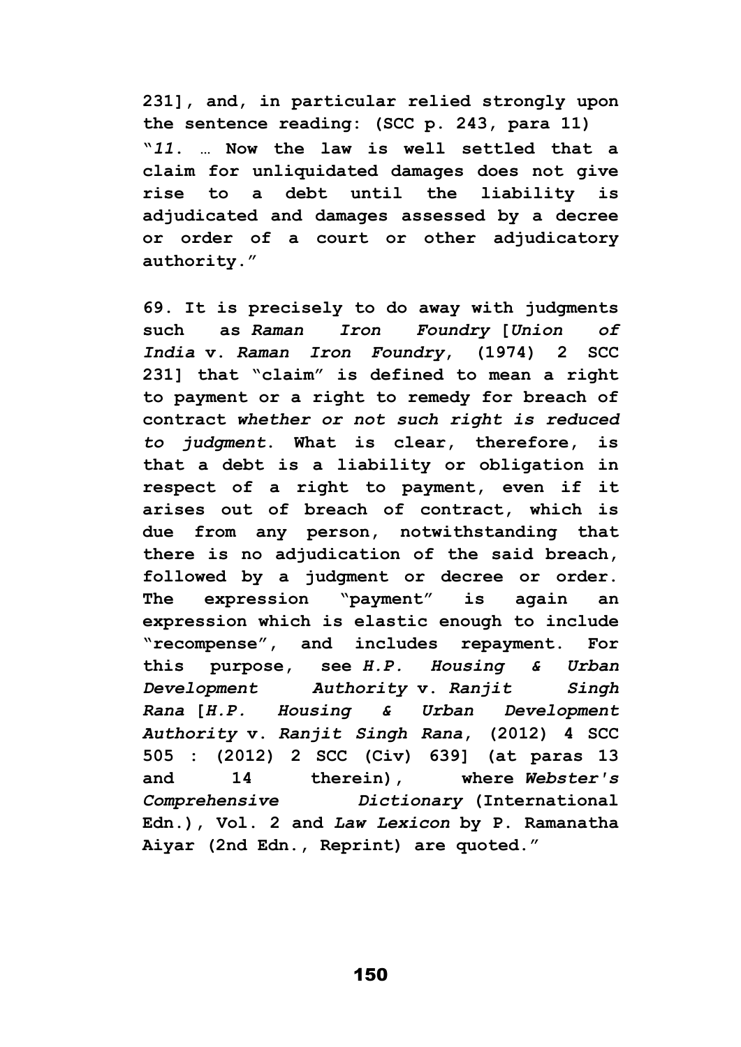**231], and, in particular relied strongly upon the sentence reading: (SCC p. 243, para 11)**

**"*11*. … Now the law is well settled that a claim for unliquidated damages does not give rise to a debt until the liability is adjudicated and damages assessed by a decree or order of a court or other adjudicatory authority."**

**69. It is precisely to do away with judgments such as *Raman Iron Foundry* [*Union of India* v. *Raman Iron Foundry*, (1974) 2 SCC 231] that "claim" is defined to mean a right to payment or a right to remedy for breach of contract *whether or not such right is reduced to judgment*. What is clear, therefore, is that a debt is a liability or obligation in respect of a right to payment, even if it arises out of breach of contract, which is due from any person, notwithstanding that there is no adjudication of the said breach, followed by a judgment or decree or order. The expression "payment" is again an expression which is elastic enough to include "recompense", and includes repayment. For this purpose, see *H.P. Housing & Urban Development Authority* v. *Ranjit Singh Rana* [*H.P. Housing & Urban Development Authority* v. *Ranjit Singh Rana*, (2012) 4 SCC 505 : (2012) 2 SCC (Civ) 639] (at paras 13 and 14 therein), where *Webster's Comprehensive Dictionary* (International Edn.), Vol. 2 and *Law Lexicon* by P. Ramanatha Aiyar (2nd Edn., Reprint) are quoted."**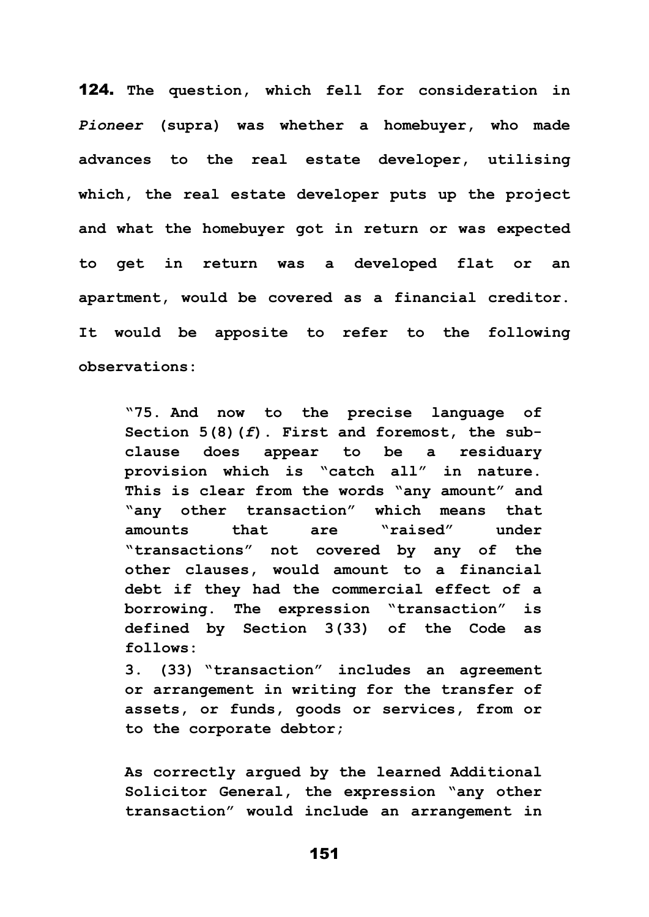**124.** The question, which fell for consideration in *Pioneer* (supra) was whether a homebuyer, who made advances to the real estate developer, utilising which, the real estate developer puts up the project and what the homebuyer got in return or was expected to get in return was a developed flat or an apartment, would be covered as a financial creditor. It would be apposite to refer to the following observations:

> "75. And now to the precise language of Section 5(8)(*f*). First and foremost, the sub-clause does appear to be a residuary provision which is "catch all" in nature. This is clear from the words "any amount" and "any other transaction" which means that amounts that are "raised" under "transactions" not covered by any of the other clauses, would amount to a financial debt if they had the commercial effect of a borrowing. The expression "transaction" is defined by Section 3(33) of the Code as follows:
>
> 3. (33) "transaction" includes an agreement or arrangement in writing for the transfer of assets, or funds, goods or services, from or to the corporate debtor;
>
> As correctly argued by the learned Additional Solicitor General, the expression "any other transaction" would include an arrangement in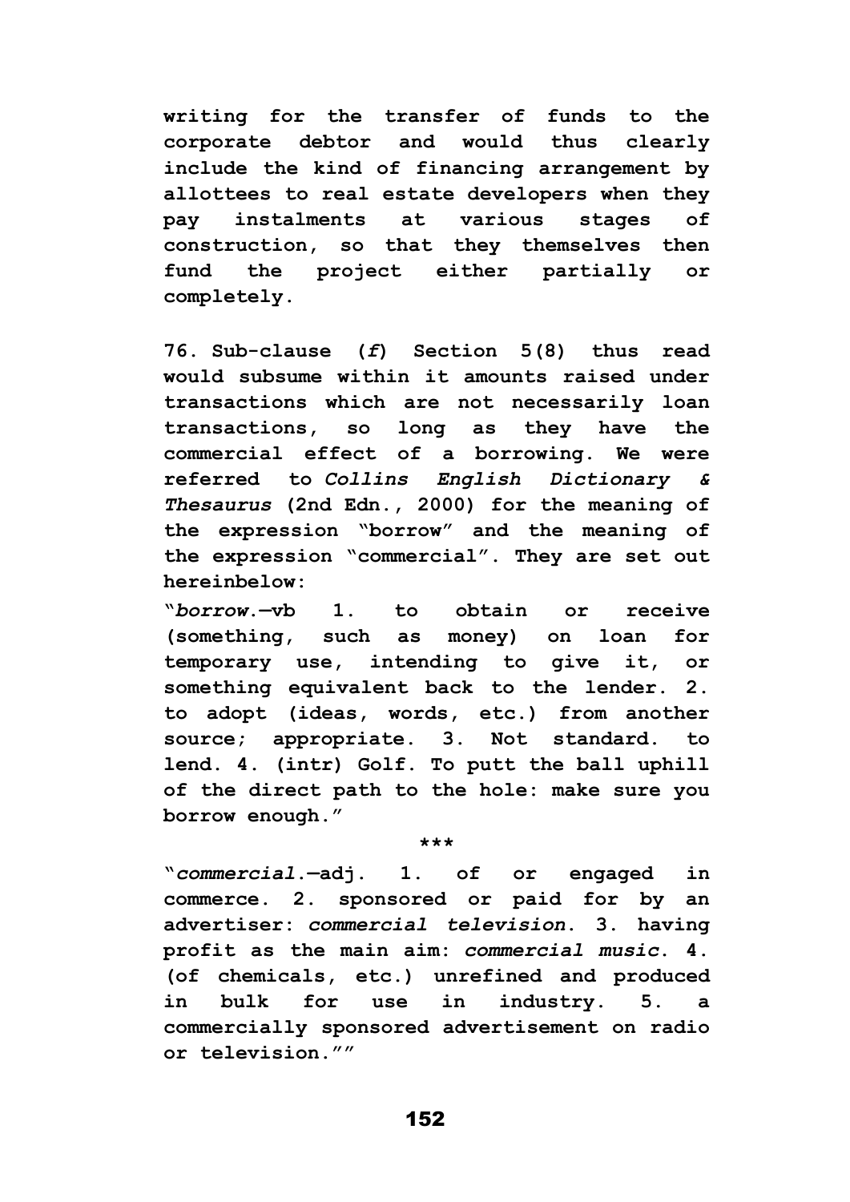**writing for the transfer of funds to the corporate debtor and would thus clearly include the kind of financing arrangement by allottees to real estate developers when they pay instalments at various stages of construction, so that they themselves then fund the project either partially or completely.**

**76. Sub-clause (*f*) Section 5(8) thus read would subsume within it amounts raised under transactions which are not necessarily loan transactions, so long as they have the commercial effect of a borrowing. We were referred to *Collins English Dictionary & Thesaurus* (2nd Edn., 2000) for the meaning of the expression "borrow" and the meaning of the expression "commercial". They are set out hereinbelow:**

**"*borrow*.—vb 1. to obtain or receive (something, such as money) on loan for temporary use, intending to give it, or something equivalent back to the lender. 2. to adopt (ideas, words, etc.) from another source; appropriate. 3. Not standard. to lend. 4. (intr) Golf. To putt the ball uphill of the direct path to the hole: make sure you borrow enough."**

**\*\*\***

**"*commercial*.—adj. 1. of or engaged in commerce. 2. sponsored or paid for by an advertiser: *commercial television*. 3. having profit as the main aim: *commercial music*. 4. (of chemicals, etc.) unrefined and produced in bulk for use in industry. 5. a commercially sponsored advertisement on radio or television.""**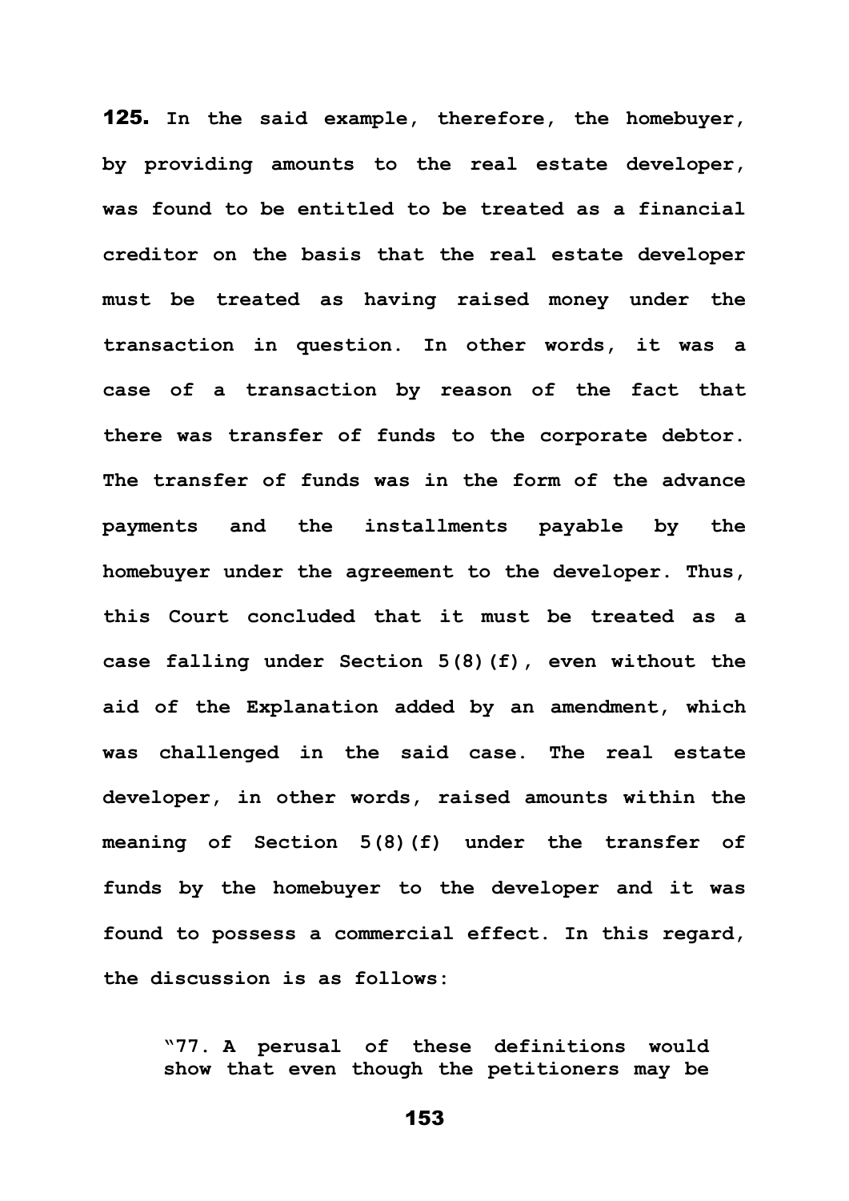**125.** In the said example, therefore, the homebuyer, by providing amounts to the real estate developer, was found to be entitled to be treated as a financial creditor on the basis that the real estate developer must be treated as having raised money under the transaction in question. In other words, it was a case of a transaction by reason of the fact that there was transfer of funds to the corporate debtor. The transfer of funds was in the form of the advance payments and the installments payable by the homebuyer under the agreement to the developer. Thus, this Court concluded that it must be treated as a case falling under Section 5(8)(f), even without the aid of the Explanation added by an amendment, which was challenged in the said case. The real estate developer, in other words, raised amounts within the meaning of Section 5(8)(f) under the transfer of funds by the homebuyer to the developer and it was found to possess a commercial effect. In this regard, the discussion is as follows:

> "77. A perusal of these definitions would show that even though the petitioners may be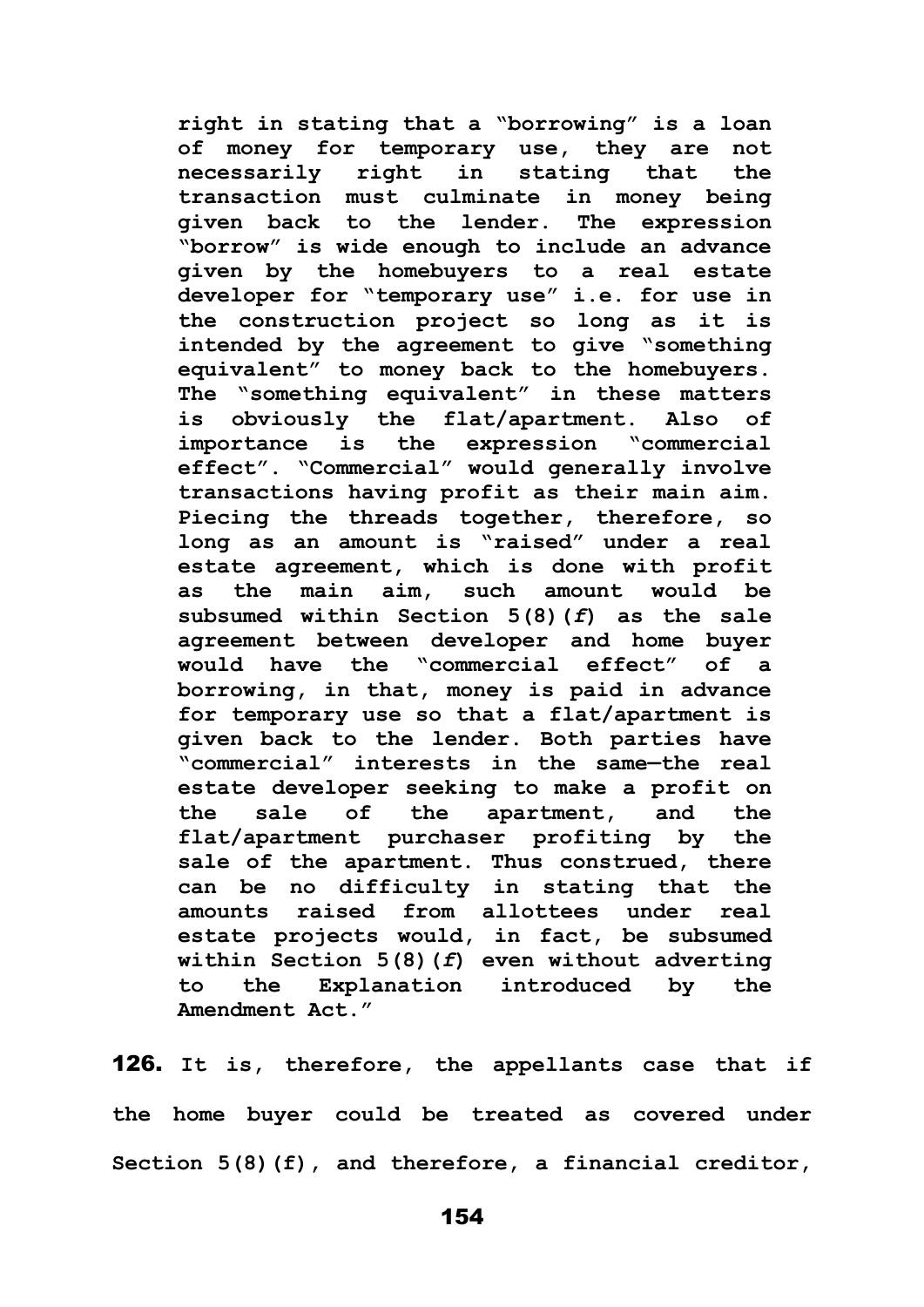**right in stating that a "borrowing" is a loan of money for temporary use, they are not necessarily right in stating that the transaction must culminate in money being given back to the lender. The expression "borrow" is wide enough to include an advance given by the homebuyers to a real estate developer for "temporary use" i.e. for use in the construction project so long as it is intended by the agreement to give "something equivalent" to money back to the homebuyers. The "something equivalent" in these matters is obviously the flat/apartment. Also of importance is the expression "commercial effect". "Commercial" would generally involve transactions having profit as their main aim. Piecing the threads together, therefore, so long as an amount is "raised" under a real estate agreement, which is done with profit as the main aim, such amount would be subsumed within Section 5(8)(*f*) as the sale agreement between developer and home buyer would have the "commercial effect" of a borrowing, in that, money is paid in advance for temporary use so that a flat/apartment is given back to the lender. Both parties have "commercial" interests in the same—the real estate developer seeking to make a profit on the sale of the apartment, and the flat/apartment purchaser profiting by the sale of the apartment. Thus construed, there can be no difficulty in stating that the amounts raised from allottees under real estate projects would, in fact, be subsumed within Section 5(8)(*f*) even without adverting to the Explanation introduced by the Amendment Act."**

**126.** **It is, therefore, the appellants case that if the home buyer could be treated as covered under Section 5(8)(f), and therefore, a financial creditor,**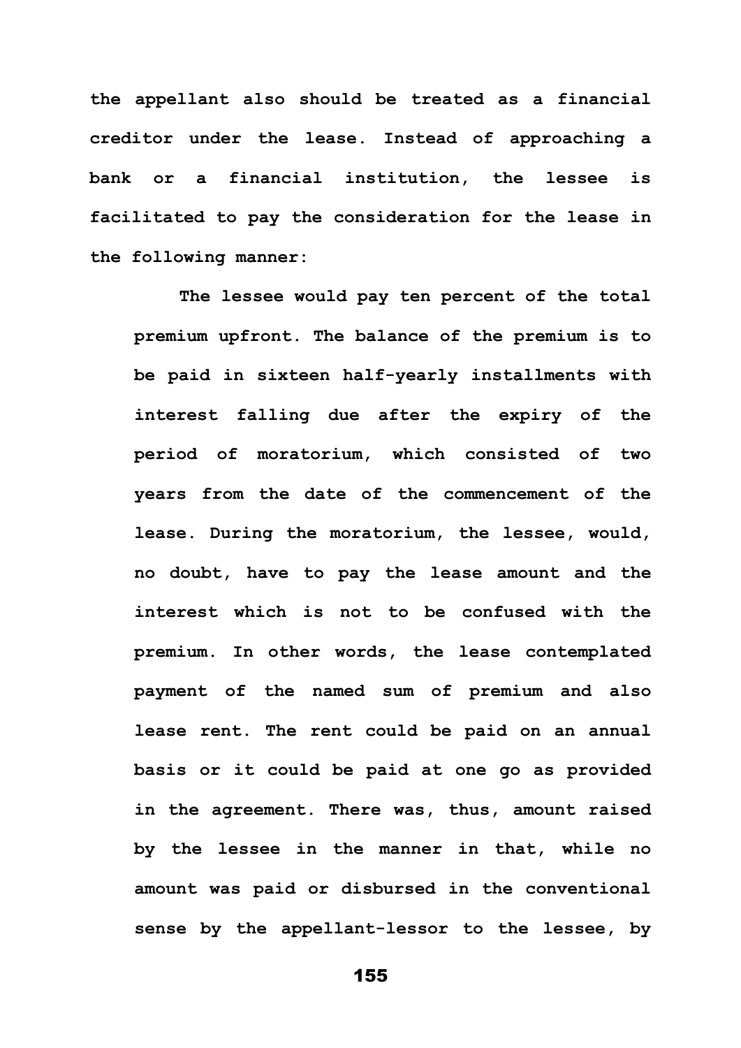**the appellant also should be treated as a financial creditor under the lease. Instead of approaching a bank or a financial institution, the lessee is facilitated to pay the consideration for the lease in the following manner:**

> **The lessee would pay ten percent of the total premium upfront. The balance of the premium is to be paid in sixteen half-yearly installments with interest falling due after the expiry of the period of moratorium, which consisted of two years from the date of the commencement of the lease. During the moratorium, the lessee, would, no doubt, have to pay the lease amount and the interest which is not to be confused with the premium. In other words, the lease contemplated payment of the named sum of premium and also lease rent. The rent could be paid on an annual basis or it could be paid at one go as provided in the agreement. There was, thus, amount raised by the lessee in the manner in that, while no amount was paid or disbursed in the conventional sense by the appellant-lessor to the lessee, by**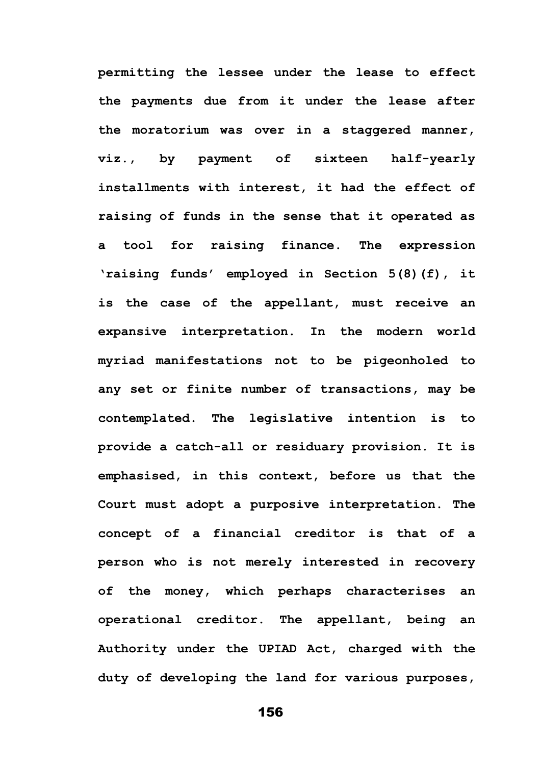permitting the lessee under the lease to effect the payments due from it under the lease after the moratorium was over in a staggered manner, viz., by payment of sixteen half-yearly installments with interest, it had the effect of raising of funds in the sense that it operated as a tool for raising finance. The expression 'raising funds' employed in Section 5(8)(f), it is the case of the appellant, must receive an expansive interpretation. In the modern world myriad manifestations not to be pigeonholed to any set or finite number of transactions, may be contemplated. The legislative intention is to provide a catch-all or residuary provision. It is emphasised, in this context, before us that the Court must adopt a purposive interpretation. The concept of a financial creditor is that of a person who is not merely interested in recovery of the money, which perhaps characterises an operational creditor. The appellant, being an Authority under the UPIAD Act, charged with the duty of developing the land for various purposes,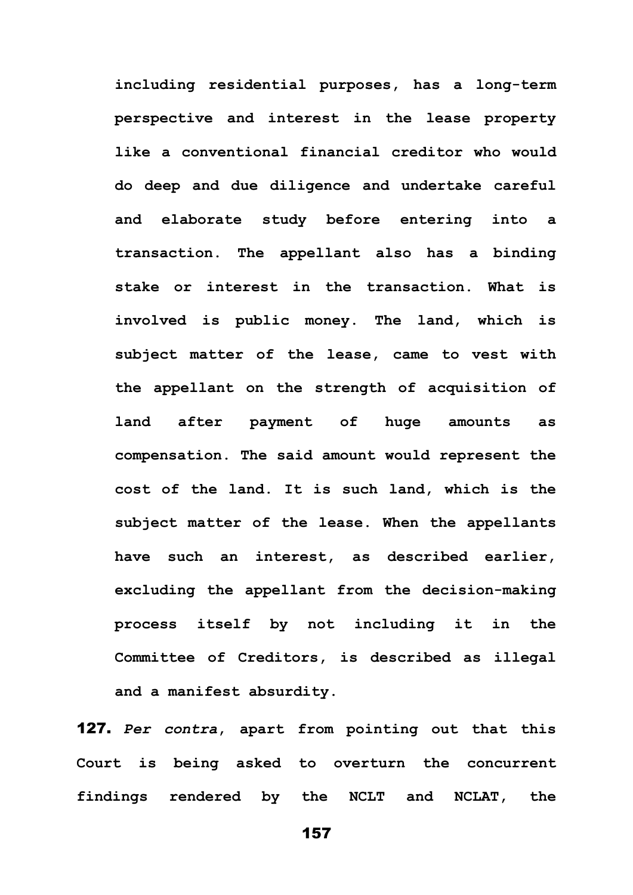**including residential purposes, has a long-term perspective and interest in the lease property like a conventional financial creditor who would do deep and due diligence and undertake careful and elaborate study before entering into a transaction. The appellant also has a binding stake or interest in the transaction. What is involved is public money. The land, which is subject matter of the lease, came to vest with the appellant on the strength of acquisition of land after payment of huge amounts as compensation. The said amount would represent the cost of the land. It is such land, which is the subject matter of the lease. When the appellants have such an interest, as described earlier, excluding the appellant from the decision-making process itself by not including it in the Committee of Creditors, is described as illegal and a manifest absurdity.**

**127.** ***Per contra*****, apart from pointing out that this Court is being asked to overturn the concurrent findings rendered by the NCLT and NCLAT, the**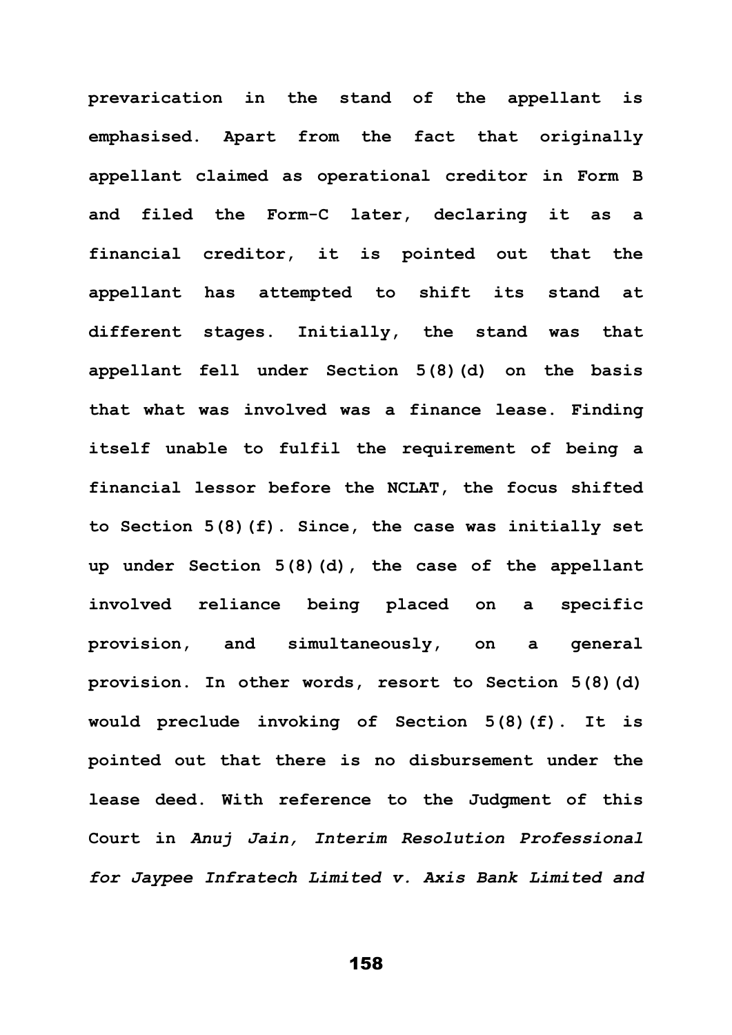prevarication in the stand of the appellant is emphasised. Apart from the fact that originally appellant claimed as operational creditor in Form B and filed the Form-C later, declaring it as a financial creditor, it is pointed out that the appellant has attempted to shift its stand at different stages. Initially, the stand was that appellant fell under Section 5(8)(d) on the basis that what was involved was a finance lease. Finding itself unable to fulfil the requirement of being a financial lessor before the NCLAT, the focus shifted to Section 5(8)(f). Since, the case was initially set up under Section 5(8)(d), the case of the appellant involved reliance being placed on a specific provision, and simultaneously, on a general provision. In other words, resort to Section 5(8)(d) would preclude invoking of Section 5(8)(f). It is pointed out that there is no disbursement under the lease deed. With reference to the Judgment of this Court in *Anuj Jain, Interim Resolution Professional for Jaypee Infratech Limited v. Axis Bank Limited and*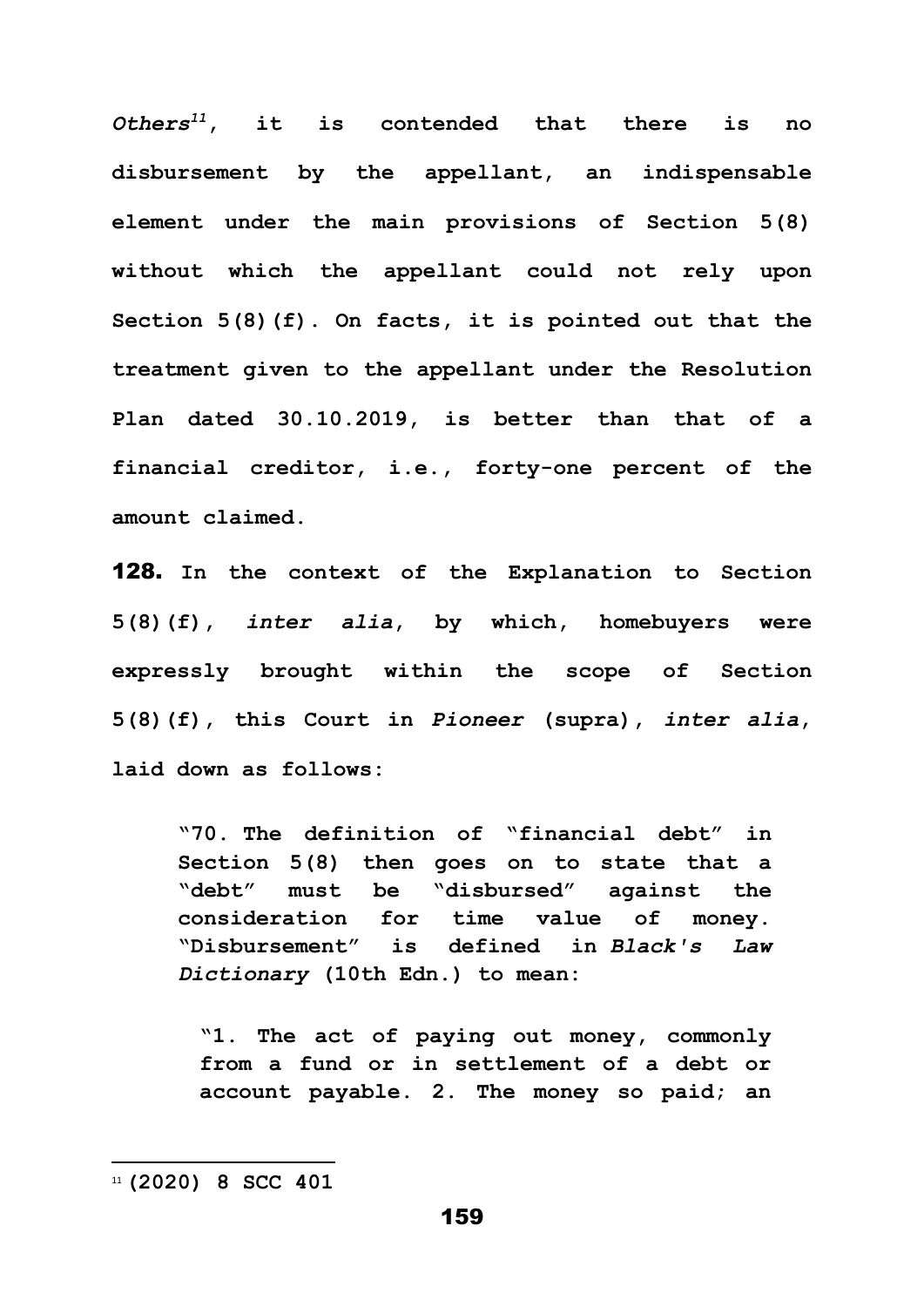*Others*[11], it is contended that there is no disbursement by the appellant, an indispensable element under the main provisions of Section 5(8) without which the appellant could not rely upon Section 5(8)(f). On facts, it is pointed out that the treatment given to the appellant under the Resolution Plan dated 30.10.2019, is better than that of a financial creditor, i.e., forty-one percent of the amount claimed.

**128.** In the context of the Explanation to Section 5(8)(f), *inter alia*, by which, homebuyers were expressly brought within the scope of Section 5(8)(f), this Court in *Pioneer* (supra), *inter alia*, laid down as follows:

> "70. The definition of "financial debt" in Section 5(8) then goes on to state that a "debt" must be "disbursed" against the consideration for time value of money. "Disbursement" is defined in *Black's Law Dictionary* (10th Edn.) to mean:
>
> > "1. The act of paying out money, commonly from a fund or in settlement of a debt or account payable. 2. The money so paid; an

---

[11] (2020) 8 SCC 401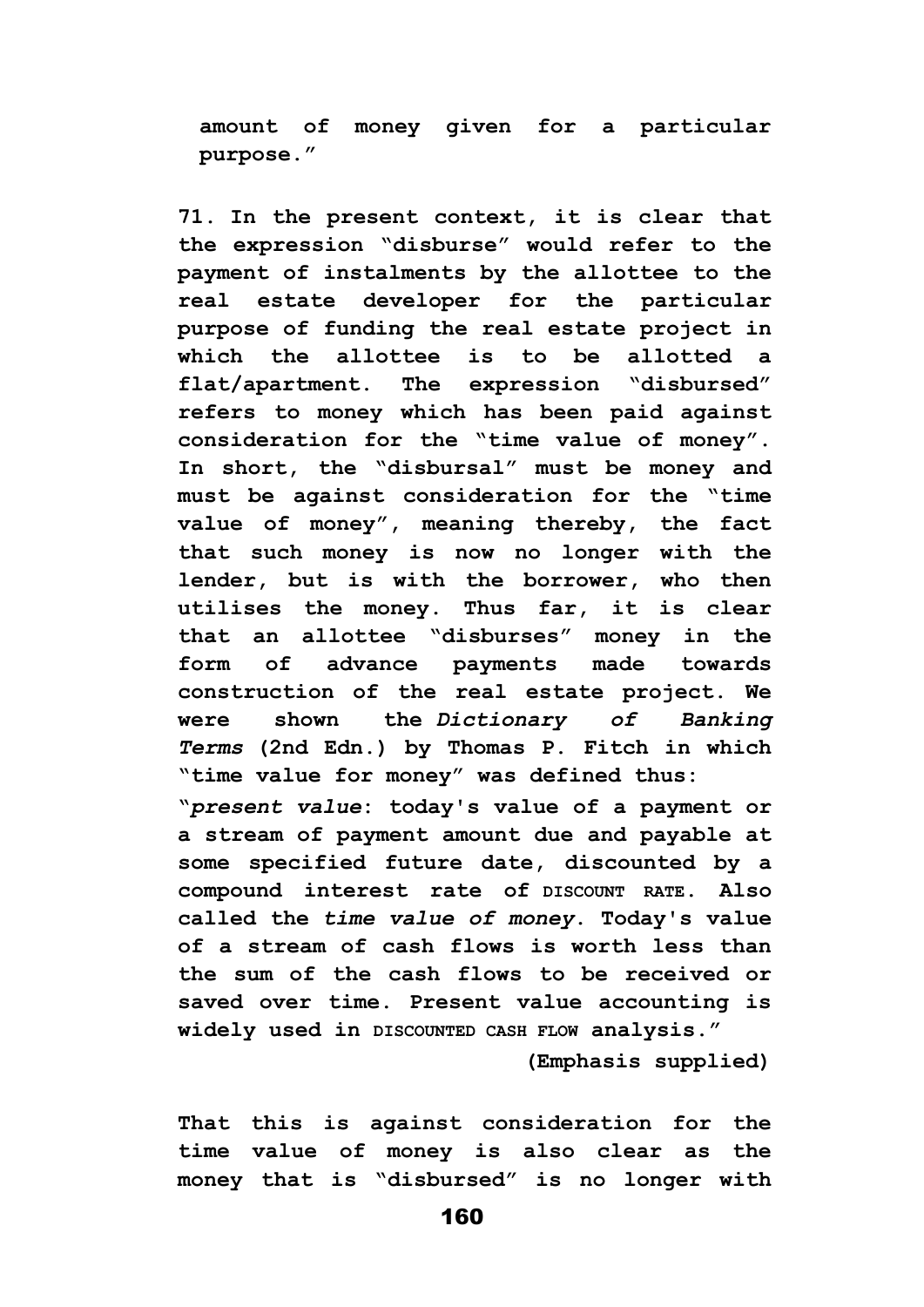**amount of money given for a particular purpose."**

**71. In the present context, it is clear that the expression "disburse" would refer to the payment of instalments by the allottee to the real estate developer for the particular purpose of funding the real estate project in which the allottee is to be allotted a flat/apartment. The expression "disbursed" refers to money which has been paid against consideration for the "time value of money". In short, the "disbursal" must be money and must be against consideration for the "time value of money", meaning thereby, the fact that such money is now no longer with the lender, but is with the borrower, who then utilises the money. Thus far, it is clear that an allottee "disburses" money in the form of advance payments made towards construction of the real estate project. We were shown the *Dictionary of Banking Terms* (2nd Edn.) by Thomas P. Fitch in which "time value for money" was defined thus:**

**"*present value*: today's value of a payment or a stream of payment amount due and payable at some specified future date, discounted by a compound interest rate of DISCOUNT RATE. Also called the *time value of money*. Today's value of a stream of cash flows is worth less than the sum of the cash flows to be received or saved over time. Present value accounting is widely used in DISCOUNTED CASH FLOW analysis."**

**(Emphasis supplied)**

**That this is against consideration for the time value of money is also clear as the money that is "disbursed" is no longer with**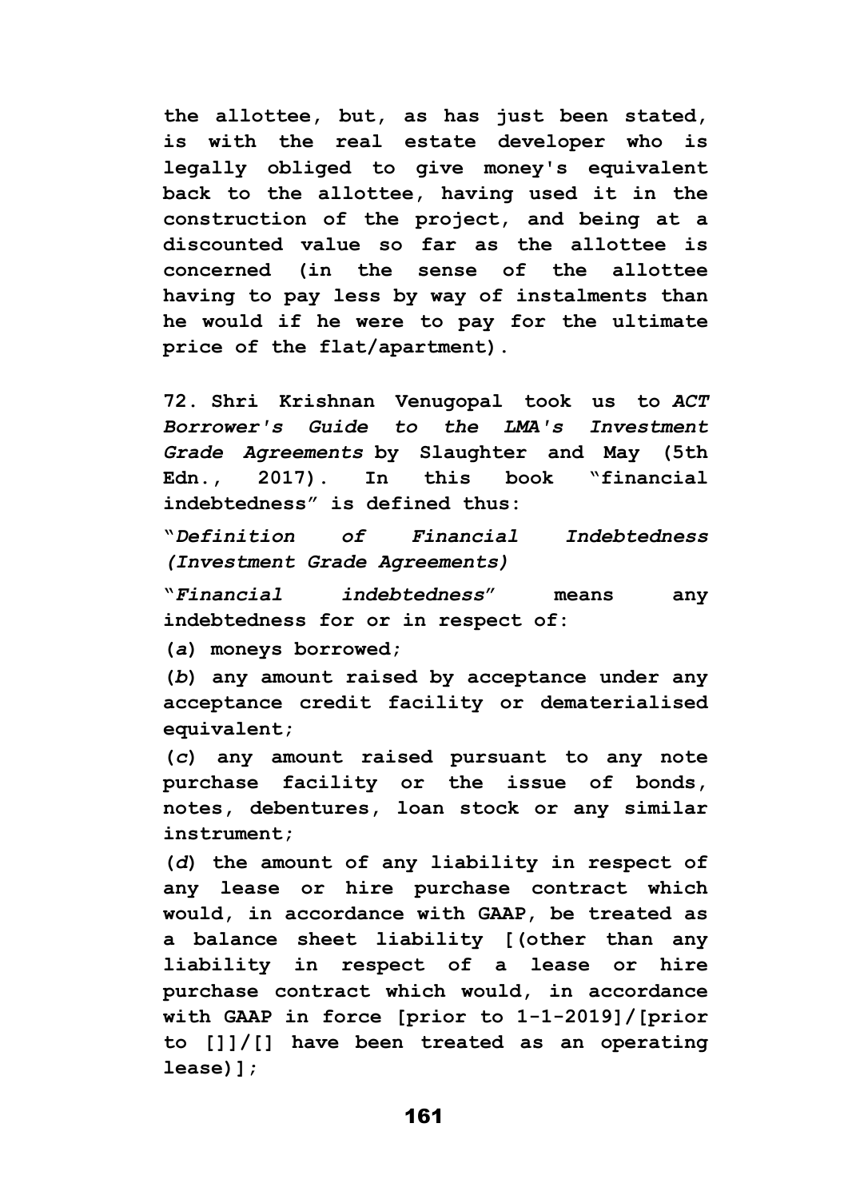**the allottee, but, as has just been stated, is with the real estate developer who is legally obliged to give money's equivalent back to the allottee, having used it in the construction of the project, and being at a discounted value so far as the allottee is concerned (in the sense of the allottee having to pay less by way of instalments than he would if he were to pay for the ultimate price of the flat/apartment).**

**72. Shri Krishnan Venugopal took us to *ACT Borrower's Guide to the LMA's Investment Grade Agreements* by Slaughter and May (5th Edn., 2017). In this book "financial indebtedness" is defined thus:**

**"*Definition of Financial Indebtedness (Investment Grade Agreements)***

**"*Financial indebtedness*" means any indebtedness for or in respect of:**

**(*a*) moneys borrowed;**

**(*b*) any amount raised by acceptance under any acceptance credit facility or dematerialised equivalent;**

**(*c*) any amount raised pursuant to any note purchase facility or the issue of bonds, notes, debentures, loan stock or any similar instrument;**

**(*d*) the amount of any liability in respect of any lease or hire purchase contract which would, in accordance with GAAP, be treated as a balance sheet liability [(other than any liability in respect of a lease or hire purchase contract which would, in accordance with GAAP in force [prior to 1-1-2019]/[prior to []]/[] have been treated as an operating lease)];**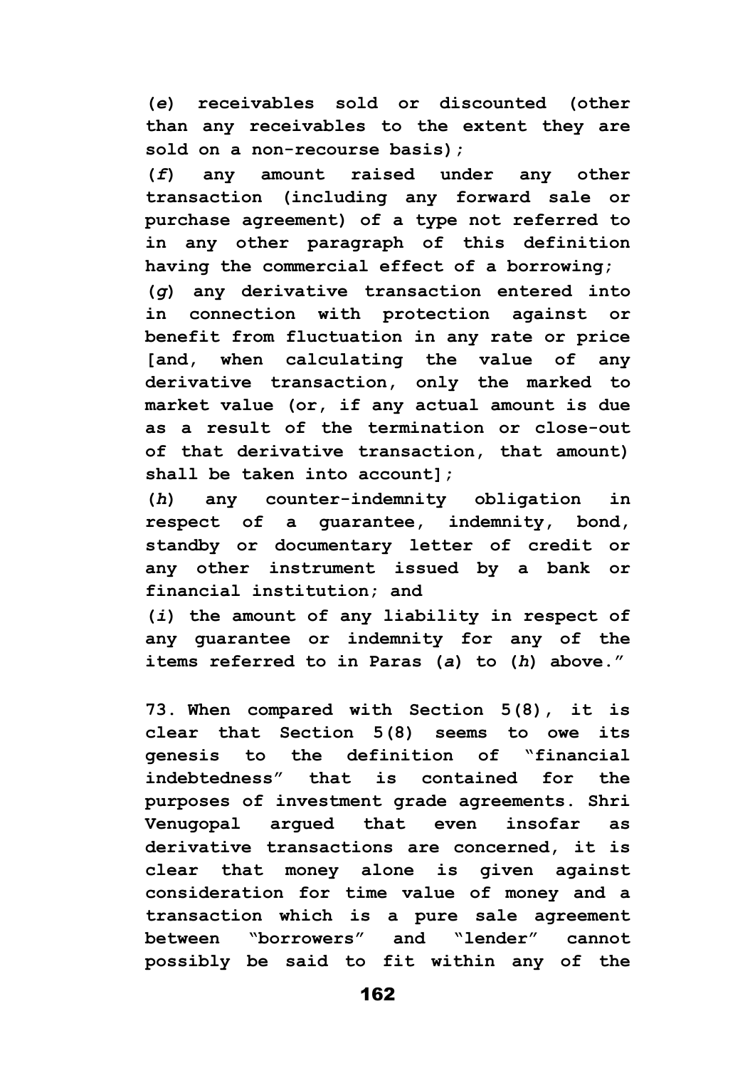**(*e*) receivables sold or discounted (other than any receivables to the extent they are sold on a non-recourse basis);**

**(*f*) any amount raised under any other transaction (including any forward sale or purchase agreement) of a type not referred to in any other paragraph of this definition having the commercial effect of a borrowing;**

**(*g*) any derivative transaction entered into in connection with protection against or benefit from fluctuation in any rate or price [and, when calculating the value of any derivative transaction, only the marked to market value (or, if any actual amount is due as a result of the termination or close-out of that derivative transaction, that amount) shall be taken into account];**

**(*h*) any counter-indemnity obligation in respect of a guarantee, indemnity, bond, standby or documentary letter of credit or any other instrument issued by a bank or financial institution; and**

**(*i*) the amount of any liability in respect of any guarantee or indemnity for any of the items referred to in Paras (*a*) to (*h*) above."**

**73. When compared with Section 5(8), it is clear that Section 5(8) seems to owe its genesis to the definition of "financial indebtedness" that is contained for the purposes of investment grade agreements. Shri Venugopal argued that even insofar as derivative transactions are concerned, it is clear that money alone is given against consideration for time value of money and a transaction which is a pure sale agreement between "borrowers" and "lender" cannot possibly be said to fit within any of the**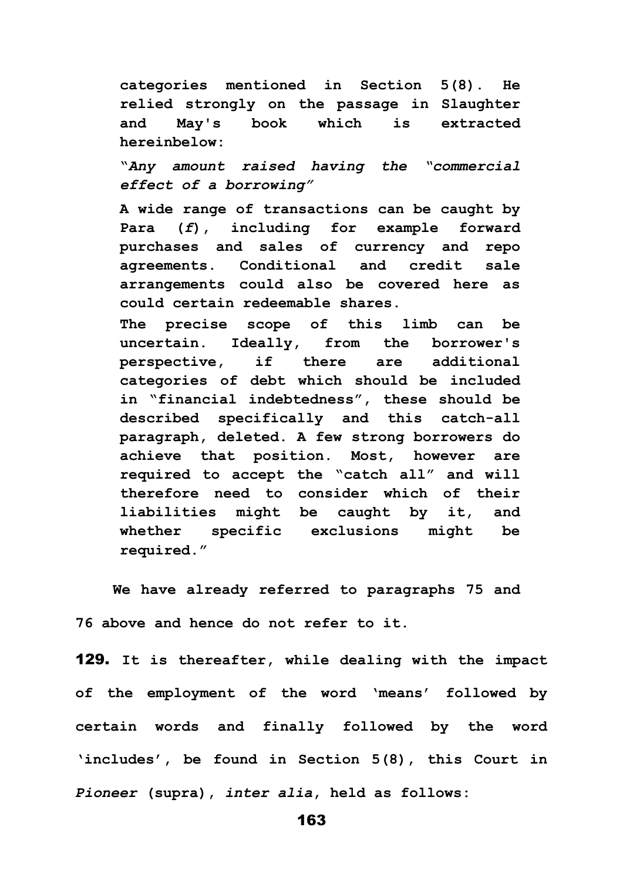**categories mentioned in Section 5(8). He relied strongly on the passage in Slaughter and May's book which is extracted hereinbelow:**

> **"*Any amount raised having the "commercial effect of a borrowing"***
>
> **A wide range of transactions can be caught by Para (*f*), including for example forward purchases and sales of currency and repo agreements. Conditional and credit sale arrangements could also be covered here as could certain redeemable shares.**
>
> **The precise scope of this limb can be uncertain. Ideally, from the borrower's perspective, if there are additional categories of debt which should be included in "financial indebtedness", these should be described specifically and this catch-all paragraph, deleted. A few strong borrowers do achieve that position. Most, however are required to accept the "catch all" and will therefore need to consider which of their liabilities might be caught by it, and whether specific exclusions might be required."**

**We have already referred to paragraphs 75 and 76 above and hence do not refer to it.**

**129.** **It is thereafter, while dealing with the impact of the employment of the word 'means' followed by certain words and finally followed by the word 'includes', be found in Section 5(8), this Court in *Pioneer* (supra), *inter alia*, held as follows:**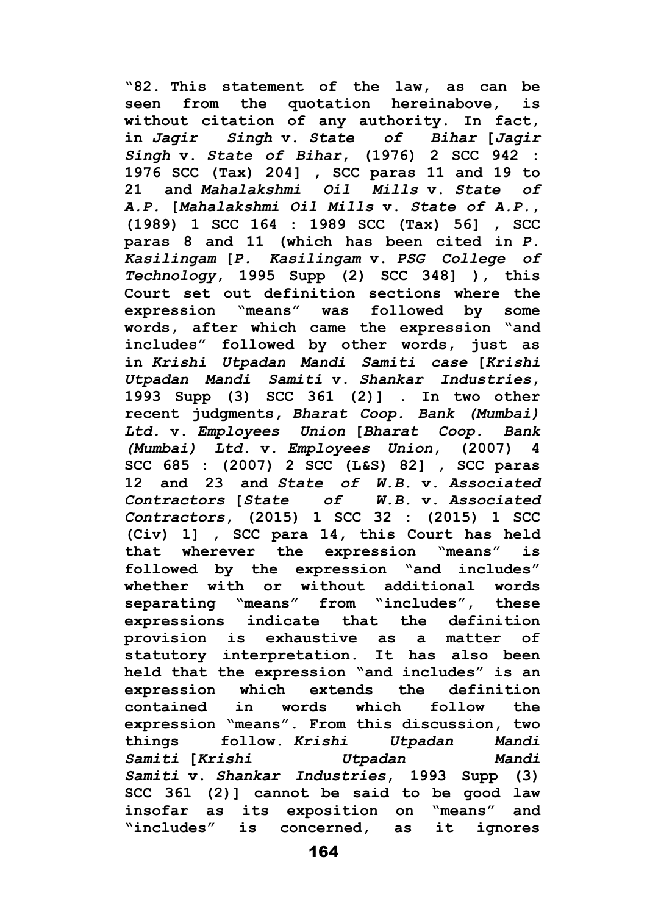**"82. This statement of the law, as can be seen from the quotation hereinabove, is without citation of any authority. In fact, in *Jagir Singh* v. *State of Bihar* [*Jagir Singh* v. *State of Bihar*, (1976) 2 SCC 942 : 1976 SCC (Tax) 204] , SCC paras 11 and 19 to 21 and *Mahalakshmi Oil Mills* v. *State of A.P.* [*Mahalakshmi Oil Mills* v. *State of A.P.*, (1989) 1 SCC 164 : 1989 SCC (Tax) 56] , SCC paras 8 and 11 (which has been cited in *P. Kasilingam* [*P. Kasilingam* v. *PSG College of Technology*, 1995 Supp (2) SCC 348] ), this Court set out definition sections where the expression "means" was followed by some words, after which came the expression "and includes" followed by other words, just as in *Krishi Utpadan Mandi Samiti case* [*Krishi Utpadan Mandi Samiti* v. *Shankar Industries*, 1993 Supp (3) SCC 361 (2)] . In two other recent judgments, *Bharat Coop. Bank (Mumbai) Ltd.* v. *Employees Union* [*Bharat Coop. Bank (Mumbai) Ltd.* v. *Employees Union*, (2007) 4 SCC 685 : (2007) 2 SCC (L&S) 82] , SCC paras 12 and 23 and *State of W.B.* v. *Associated Contractors* [*State of W.B.* v. *Associated Contractors*, (2015) 1 SCC 32 : (2015) 1 SCC (Civ) 1] , SCC para 14, this Court has held that wherever the expression "means" is followed by the expression "and includes" whether with or without additional words separating "means" from "includes", these expressions indicate that the definition provision is exhaustive as a matter of statutory interpretation. It has also been held that the expression "and includes" is an expression which extends the definition contained in words which follow the expression "means". From this discussion, two things follow. *Krishi Utpadan Mandi Samiti* [*Krishi Utpadan Mandi Samiti* v. *Shankar Industries*, 1993 Supp (3) SCC 361 (2)] cannot be said to be good law insofar as its exposition on "means" and "includes" is concerned, as it ignores**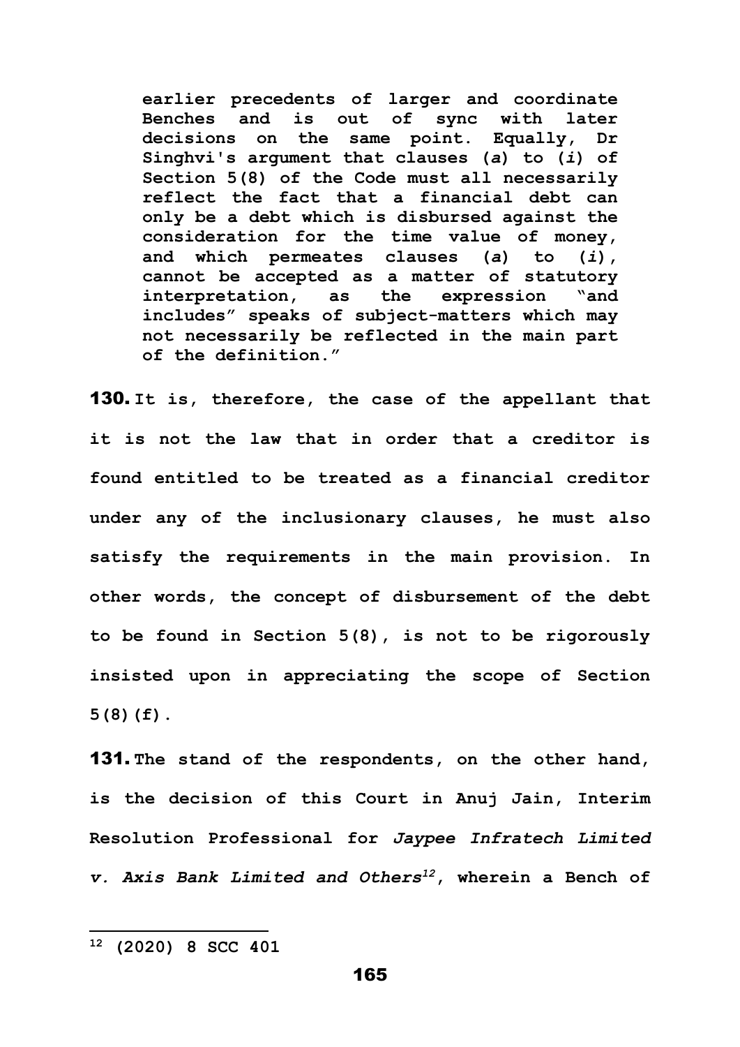**earlier precedents of larger and coordinate Benches and is out of sync with later decisions on the same point. Equally, Dr Singhvi's argument that clauses (*a*) to (*i*) of Section 5(8) of the Code must all necessarily reflect the fact that a financial debt can only be a debt which is disbursed against the consideration for the time value of money, and which permeates clauses (*a*) to (*i*), cannot be accepted as a matter of statutory interpretation, as the expression "and includes" speaks of subject-matters which may not necessarily be reflected in the main part of the definition."**

**130.** **It is, therefore, the case of the appellant that it is not the law that in order that a creditor is found entitled to be treated as a financial creditor under any of the inclusionary clauses, he must also satisfy the requirements in the main provision. In other words, the concept of disbursement of the debt to be found in Section 5(8), is not to be rigorously insisted upon in appreciating the scope of Section 5(8)(f).**

**131.** **The stand of the respondents, on the other hand, is the decision of this Court in Anuj Jain, Interim Resolution Professional for *Jaypee Infratech Limited v. Axis Bank Limited and Others*[12], wherein a Bench of**

---

**[12] (2020) 8 SCC 401**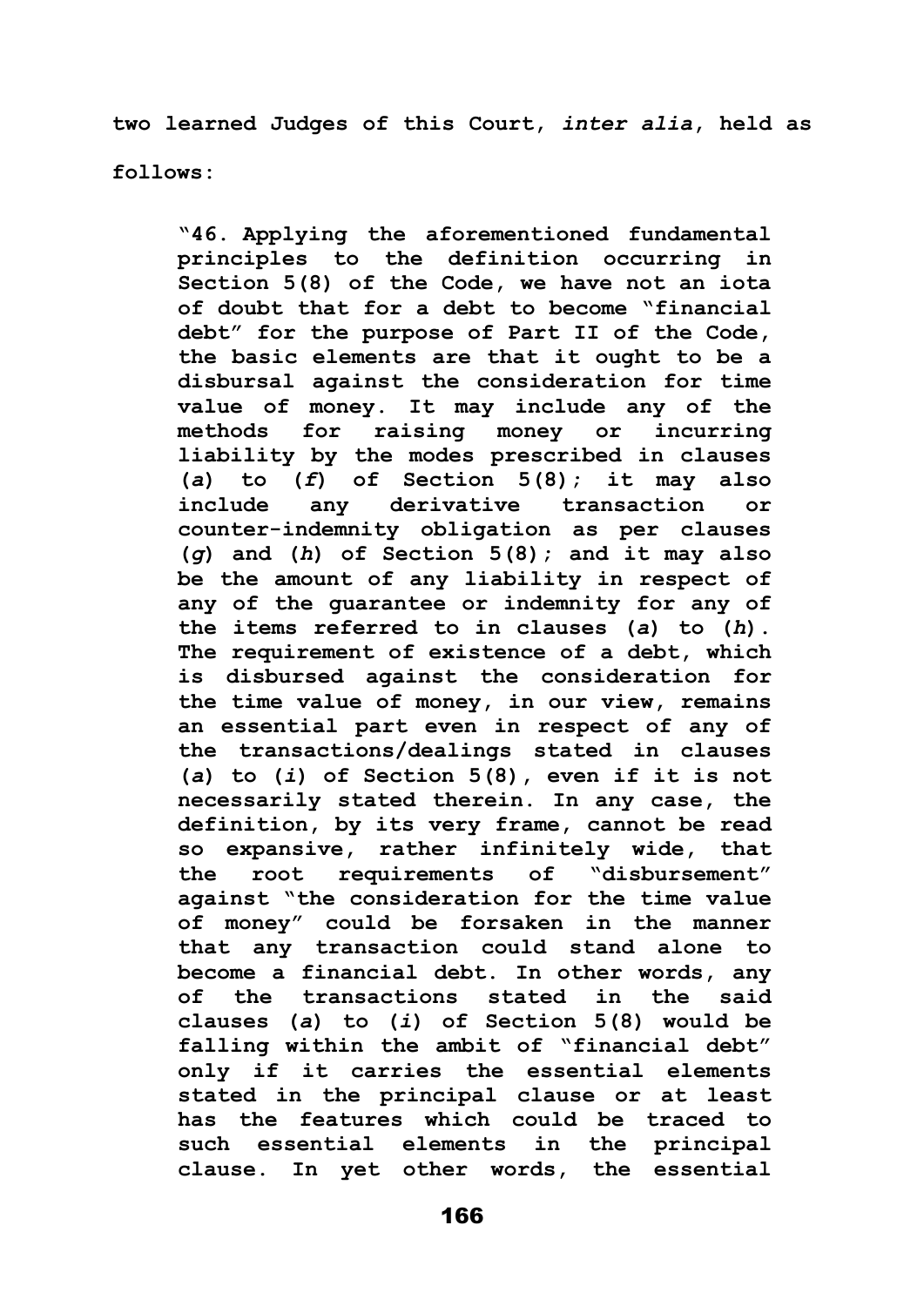**two learned Judges of this Court, *inter alia*, held as follows:**

> **"46. Applying the aforementioned fundamental principles to the definition occurring in Section 5(8) of the Code, we have not an iota of doubt that for a debt to become "financial debt" for the purpose of Part II of the Code, the basic elements are that it ought to be a disbursal against the consideration for time value of money. It may include any of the methods for raising money or incurring liability by the modes prescribed in clauses (*a*) to (*f*) of Section 5(8); it may also include any derivative transaction or counter-indemnity obligation as per clauses (*g*) and (*h*) of Section 5(8); and it may also be the amount of any liability in respect of any of the guarantee or indemnity for any of the items referred to in clauses (*a*) to (*h*). The requirement of existence of a debt, which is disbursed against the consideration for the time value of money, in our view, remains an essential part even in respect of any of the transactions/dealings stated in clauses (*a*) to (*i*) of Section 5(8), even if it is not necessarily stated therein. In any case, the definition, by its very frame, cannot be read so expansive, rather infinitely wide, that the root requirements of "disbursement" against "the consideration for the time value of money" could be forsaken in the manner that any transaction could stand alone to become a financial debt. In other words, any of the transactions stated in the said clauses (*a*) to (*i*) of Section 5(8) would be falling within the ambit of "financial debt" only if it carries the essential elements stated in the principal clause or at least has the features which could be traced to such essential elements in the principal clause. In yet other words, the essential**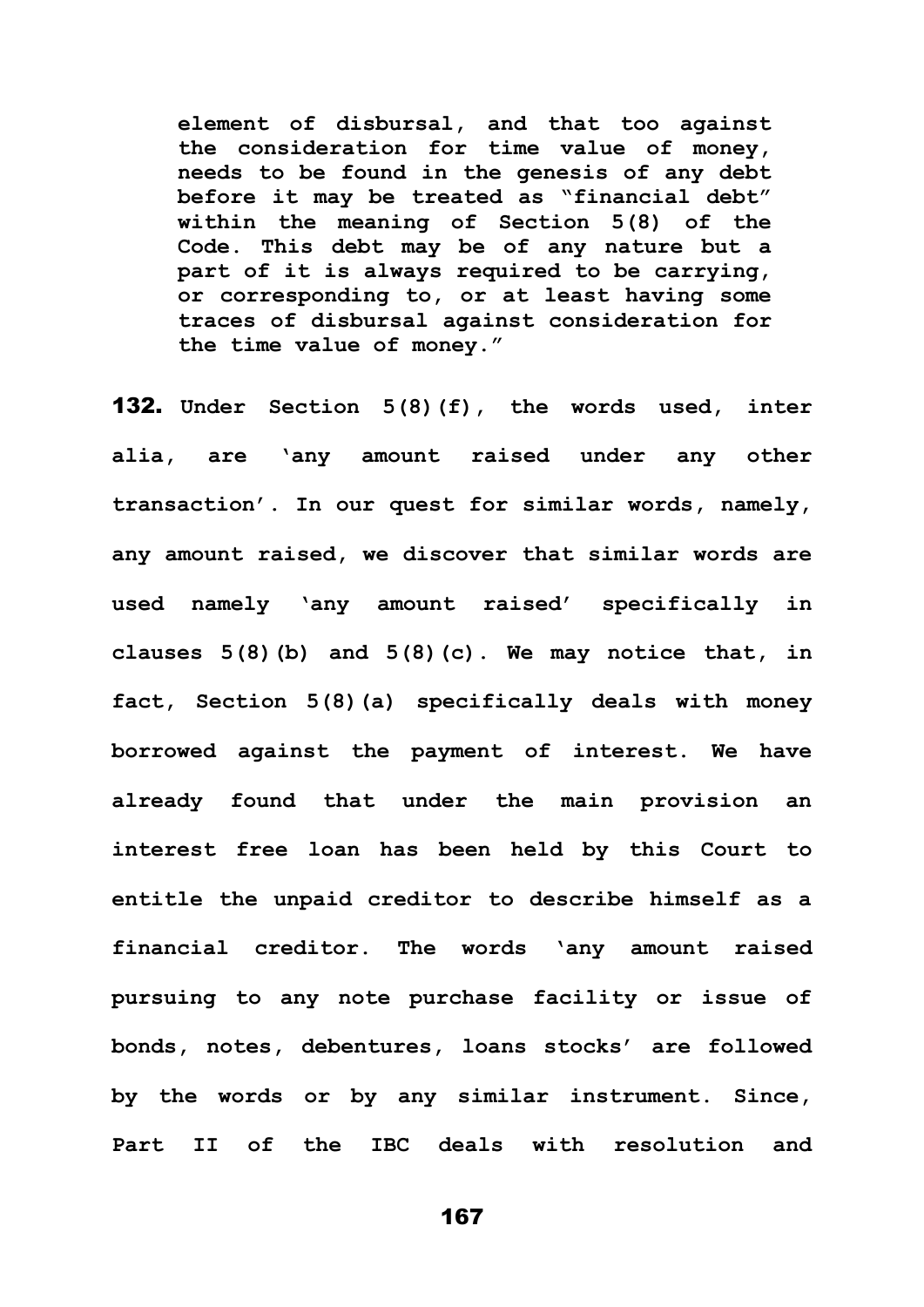> **element of disbursal, and that too against the consideration for time value of money, needs to be found in the genesis of any debt before it may be treated as "financial debt" within the meaning of Section 5(8) of the Code. This debt may be of any nature but a part of it is always required to be carrying, or corresponding to, or at least having some traces of disbursal against consideration for the time value of money."**

**132. Under Section 5(8)(f), the words used, inter alia, are 'any amount raised under any other transaction'. In our quest for similar words, namely, any amount raised, we discover that similar words are used namely 'any amount raised' specifically in clauses 5(8)(b) and 5(8)(c). We may notice that, in fact, Section 5(8)(a) specifically deals with money borrowed against the payment of interest. We have already found that under the main provision an interest free loan has been held by this Court to entitle the unpaid creditor to describe himself as a financial creditor. The words 'any amount raised pursuing to any note purchase facility or issue of bonds, notes, debentures, loans stocks' are followed by the words or by any similar instrument. Since, Part II of the IBC deals with resolution and**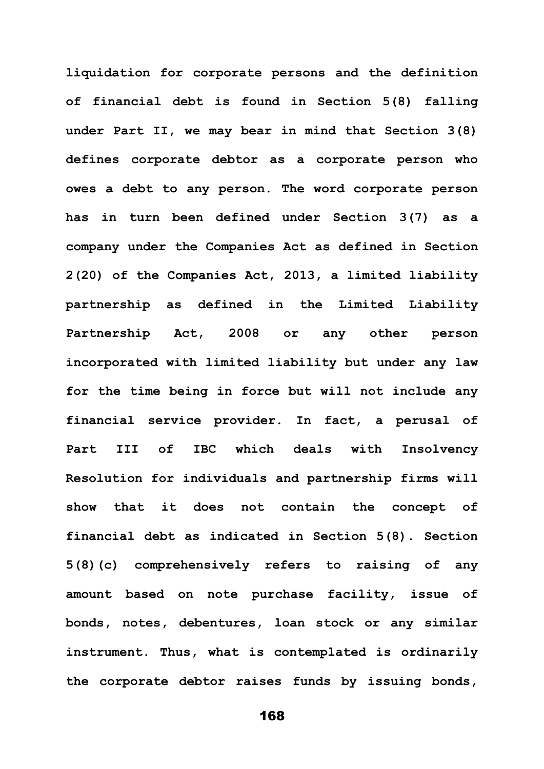liquidation for corporate persons and the definition of financial debt is found in Section 5(8) falling under Part II, we may bear in mind that Section 3(8) defines corporate debtor as a corporate person who owes a debt to any person. The word corporate person has in turn been defined under Section 3(7) as a company under the Companies Act as defined in Section 2(20) of the Companies Act, 2013, a limited liability partnership as defined in the Limited Liability Partnership Act, 2008 or any other person incorporated with limited liability but under any law for the time being in force but will not include any financial service provider. In fact, a perusal of Part III of IBC which deals with Insolvency Resolution for individuals and partnership firms will show that it does not contain the concept of financial debt as indicated in Section 5(8). Section 5(8)(c) comprehensively refers to raising of any amount based on note purchase facility, issue of bonds, notes, debentures, loan stock or any similar instrument. Thus, what is contemplated is ordinarily the corporate debtor raises funds by issuing bonds,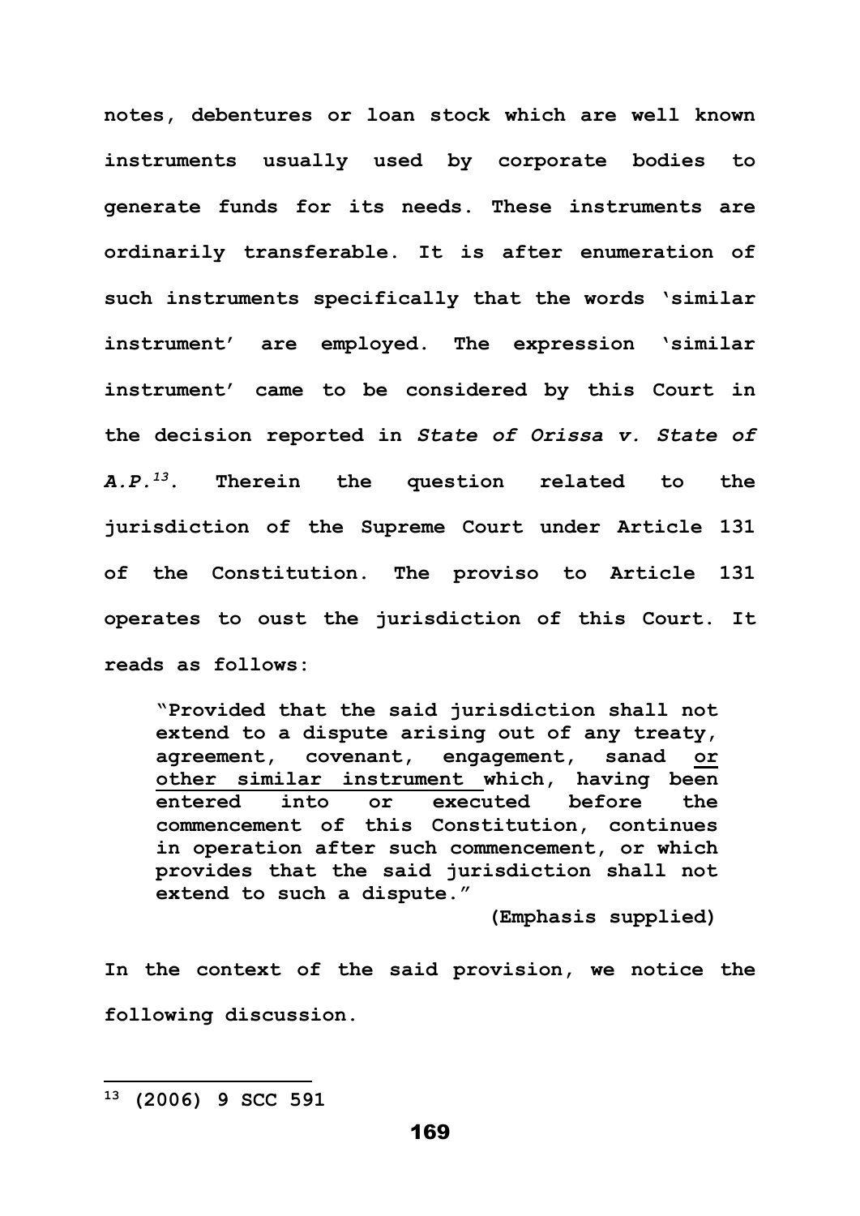**notes, debentures or loan stock which are well known instruments usually used by corporate bodies to generate funds for its needs. These instruments are ordinarily transferable. It is after enumeration of such instruments specifically that the words 'similar instrument' are employed. The expression 'similar instrument' came to be considered by this Court in the decision reported in *State of Orissa v. State of A.P.*[13]. Therein the question related to the jurisdiction of the Supreme Court under Article 131 of the Constitution. The proviso to Article 131 operates to oust the jurisdiction of this Court. It reads as follows:**

> **"Provided that the said jurisdiction shall not extend to a dispute arising out of any treaty, agreement, covenant, engagement, sanad <u>or other similar instrument</u> which, having been entered into or executed before the commencement of this Constitution, continues in operation after such commencement, or which provides that the said jurisdiction shall not extend to such a dispute."**
>
> **(Emphasis supplied)**

**In the context of the said provision, we notice the following discussion.**

---

**[13] (2006) 9 SCC 591**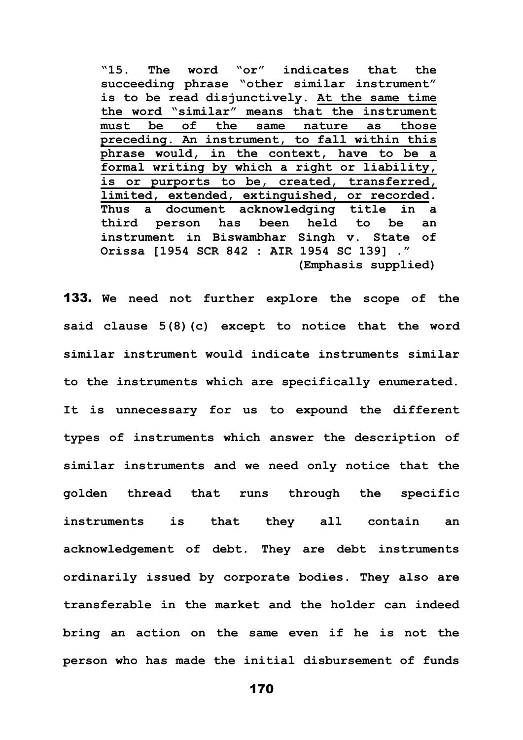> **"15. The word "or" indicates that the succeeding phrase "other similar instrument" is to be read disjunctively. <u>At the same time the word "similar" means that the instrument must be of the same nature as those preceding. An instrument, to fall within this phrase would, in the context, have to be a formal writing by which a right or liability, is or purports to be, created, transferred, limited, extended, extinguished, or recorded</u>. Thus a document acknowledging title in a third person has been held to be an instrument in Biswambhar Singh v. State of Orissa [1954 SCR 842 : AIR 1954 SC 139] ."**
>
> **(Emphasis supplied)**

**133.** **We need not further explore the scope of the said clause 5(8)(c) except to notice that the word similar instrument would indicate instruments similar to the instruments which are specifically enumerated. It is unnecessary for us to expound the different types of instruments which answer the description of similar instruments and we need only notice that the golden thread that runs through the specific instruments is that they all contain an acknowledgement of debt. They are debt instruments ordinarily issued by corporate bodies. They also are transferable in the market and the holder can indeed bring an action on the same even if he is not the person who has made the initial disbursement of funds**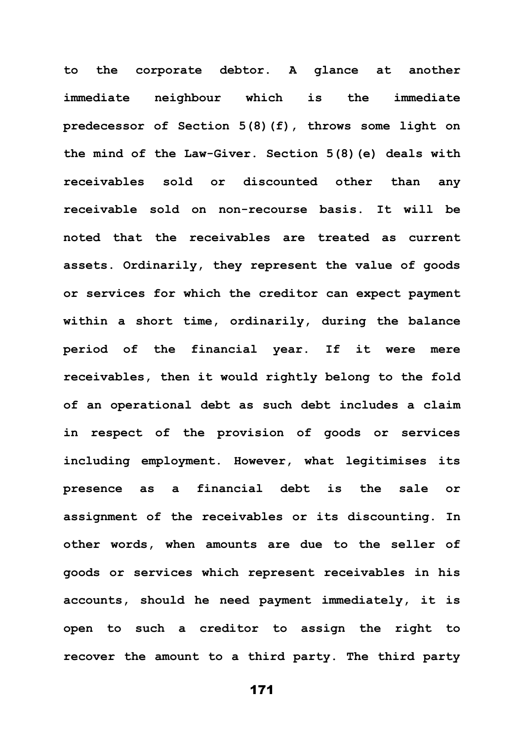to the corporate debtor. A glance at another immediate neighbour which is the immediate predecessor of Section 5(8)(f), throws some light on the mind of the Law-Giver. Section 5(8)(e) deals with receivables sold or discounted other than any receivable sold on non-recourse basis. It will be noted that the receivables are treated as current assets. Ordinarily, they represent the value of goods or services for which the creditor can expect payment within a short time, ordinarily, during the balance period of the financial year. If it were mere receivables, then it would rightly belong to the fold of an operational debt as such debt includes a claim in respect of the provision of goods or services including employment. However, what legitimises its presence as a financial debt is the sale or assignment of the receivables or its discounting. In other words, when amounts are due to the seller of goods or services which represent receivables in his accounts, should he need payment immediately, it is open to such a creditor to assign the right to recover the amount to a third party. The third party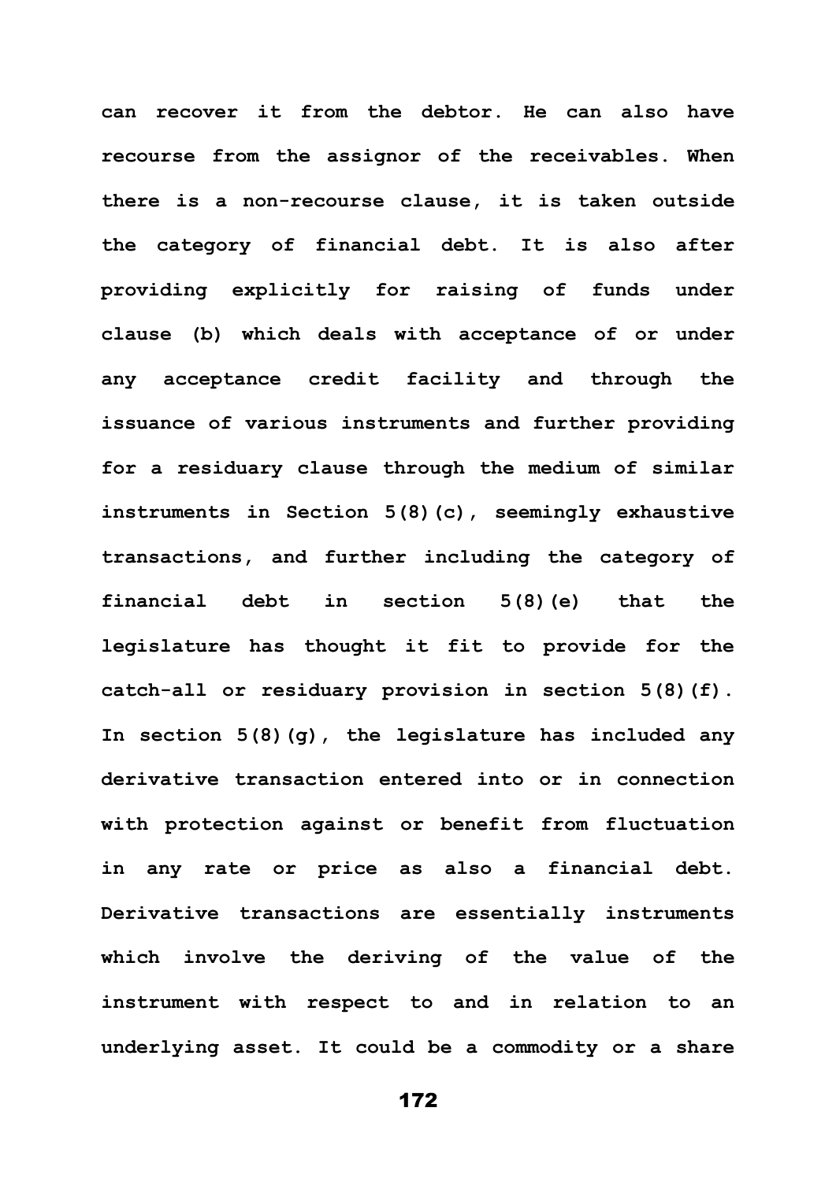can recover it from the debtor. He can also have recourse from the assignor of the receivables. When there is a non-recourse clause, it is taken outside the category of financial debt. It is also after providing explicitly for raising of funds under clause (b) which deals with acceptance of or under any acceptance credit facility and through the issuance of various instruments and further providing for a residuary clause through the medium of similar instruments in Section 5(8)(c), seemingly exhaustive transactions, and further including the category of financial debt in section 5(8)(e) that the legislature has thought it fit to provide for the catch-all or residuary provision in section 5(8)(f). In section 5(8)(g), the legislature has included any derivative transaction entered into or in connection with protection against or benefit from fluctuation in any rate or price as also a financial debt. Derivative transactions are essentially instruments which involve the deriving of the value of the instrument with respect to and in relation to an underlying asset. It could be a commodity or a share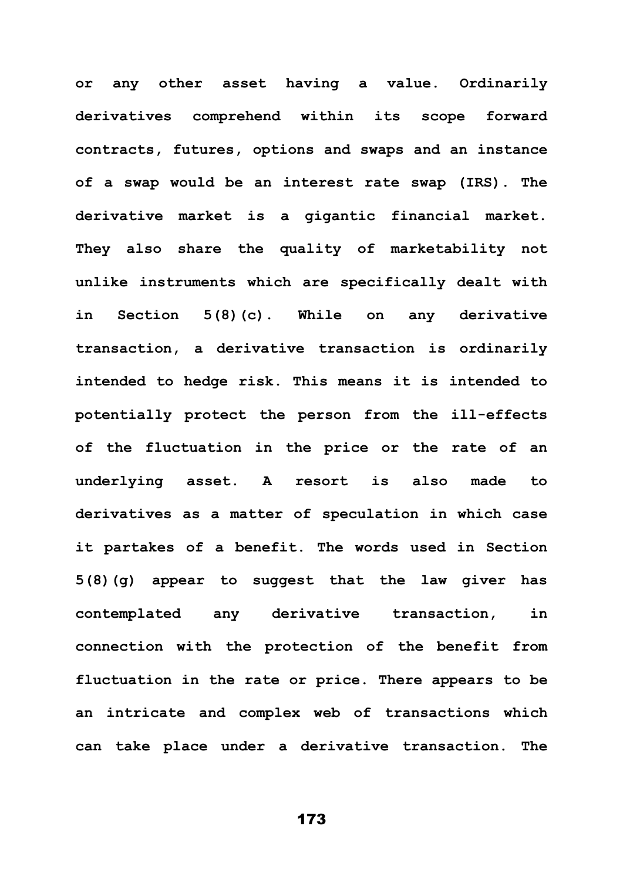or any other asset having a value. Ordinarily derivatives comprehend within its scope forward contracts, futures, options and swaps and an instance of a swap would be an interest rate swap (IRS). The derivative market is a gigantic financial market. They also share the quality of marketability not unlike instruments which are specifically dealt with in Section 5(8)(c). While on any derivative transaction, a derivative transaction is ordinarily intended to hedge risk. This means it is intended to potentially protect the person from the ill-effects of the fluctuation in the price or the rate of an underlying asset. A resort is also made to derivatives as a matter of speculation in which case it partakes of a benefit. The words used in Section 5(8)(g) appear to suggest that the law giver has contemplated any derivative transaction, in connection with the protection of the benefit from fluctuation in the rate or price. There appears to be an intricate and complex web of transactions which can take place under a derivative transaction. The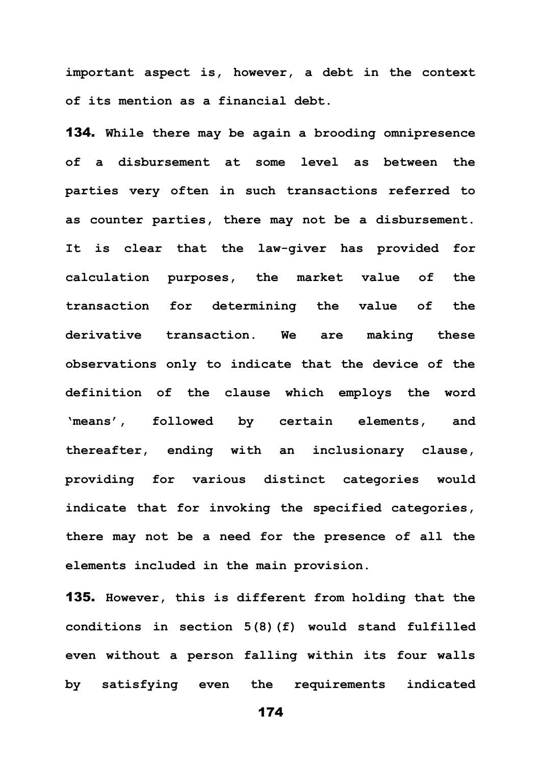**important aspect is, however, a debt in the context of its mention as a financial debt.**

**134.** **While there may be again a brooding omnipresence of a disbursement at some level as between the parties very often in such transactions referred to as counter parties, there may not be a disbursement. It is clear that the law-giver has provided for calculation purposes, the market value of the transaction for determining the value of the derivative transaction. We are making these observations only to indicate that the device of the definition of the clause which employs the word 'means', followed by certain elements, and thereafter, ending with an inclusionary clause, providing for various distinct categories would indicate that for invoking the specified categories, there may not be a need for the presence of all the elements included in the main provision.**

**135.** **However, this is different from holding that the conditions in section 5(8)(f) would stand fulfilled even without a person falling within its four walls by satisfying even the requirements indicated**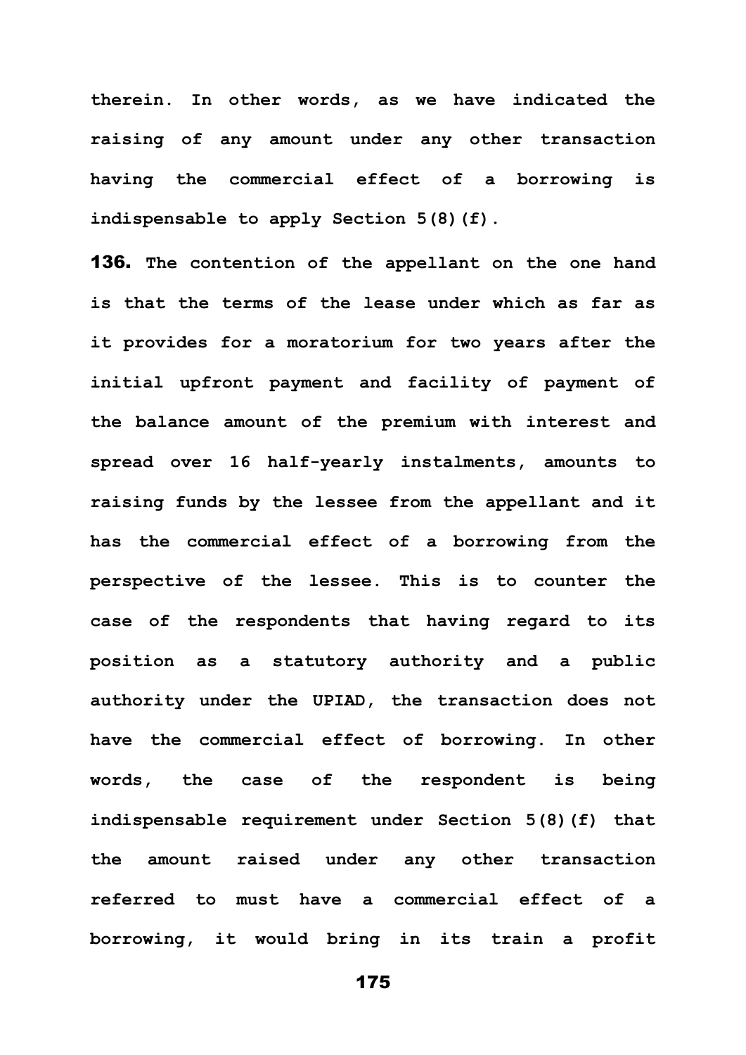**therein. In other words, as we have indicated the raising of any amount under any other transaction having the commercial effect of a borrowing is indispensable to apply Section 5(8)(f).**

**136. The contention of the appellant on the one hand is that the terms of the lease under which as far as it provides for a moratorium for two years after the initial upfront payment and facility of payment of the balance amount of the premium with interest and spread over 16 half-yearly instalments, amounts to raising funds by the lessee from the appellant and it has the commercial effect of a borrowing from the perspective of the lessee. This is to counter the case of the respondents that having regard to its position as a statutory authority and a public authority under the UPIAD, the transaction does not have the commercial effect of borrowing. In other words, the case of the respondent is being indispensable requirement under Section 5(8)(f) that the amount raised under any other transaction referred to must have a commercial effect of a borrowing, it would bring in its train a profit**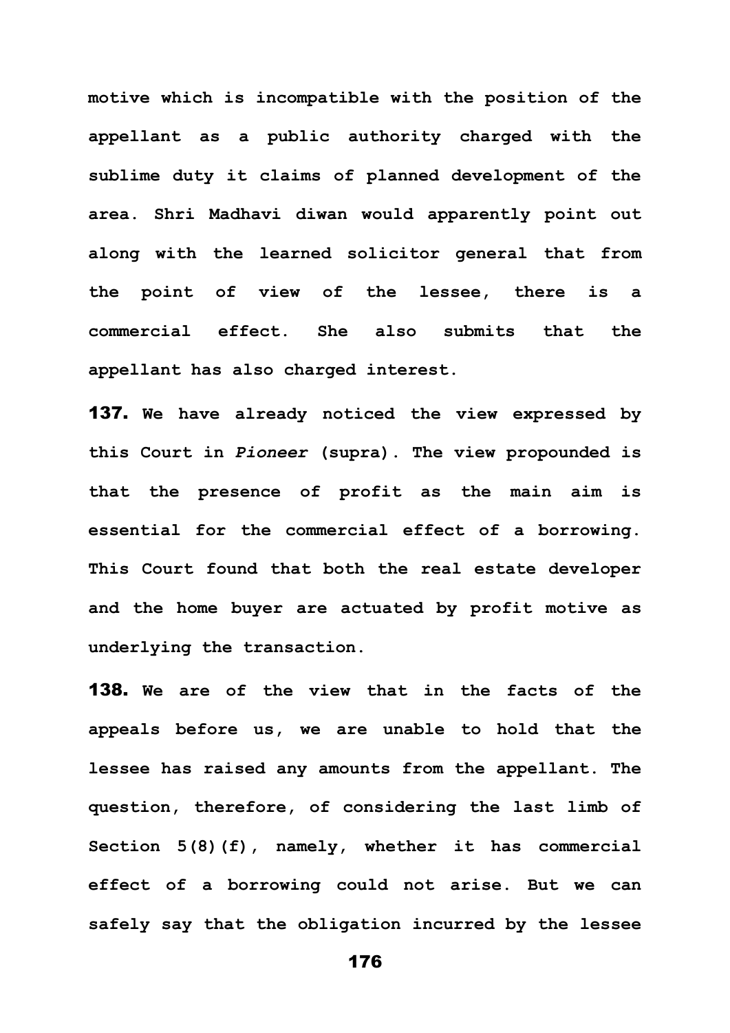**motive which is incompatible with the position of the appellant as a public authority charged with the sublime duty it claims of planned development of the area. Shri Madhavi diwan would apparently point out along with the learned solicitor general that from the point of view of the lessee, there is a commercial effect. She also submits that the appellant has also charged interest.**

**137. We have already noticed the view expressed by this Court in *Pioneer* (supra). The view propounded is that the presence of profit as the main aim is essential for the commercial effect of a borrowing. This Court found that both the real estate developer and the home buyer are actuated by profit motive as underlying the transaction.**

**138. We are of the view that in the facts of the appeals before us, we are unable to hold that the lessee has raised any amounts from the appellant. The question, therefore, of considering the last limb of Section 5(8)(f), namely, whether it has commercial effect of a borrowing could not arise. But we can safely say that the obligation incurred by the lessee**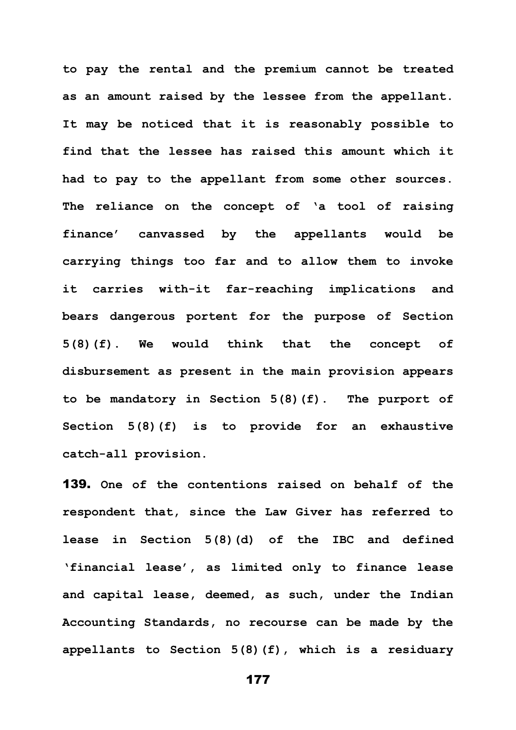to pay the rental and the premium cannot be treated as an amount raised by the lessee from the appellant. It may be noticed that it is reasonably possible to find that the lessee has raised this amount which it had to pay to the appellant from some other sources. The reliance on the concept of 'a tool of raising finance' canvassed by the appellants would be carrying things too far and to allow them to invoke it carries with-it far-reaching implications and bears dangerous portent for the purpose of Section 5(8)(f). We would think that the concept of disbursement as present in the main provision appears to be mandatory in Section 5(8)(f). The purport of Section 5(8)(f) is to provide for an exhaustive catch-all provision.

**139.** One of the contentions raised on behalf of the respondent that, since the Law Giver has referred to lease in Section 5(8)(d) of the IBC and defined 'financial lease', as limited only to finance lease and capital lease, deemed, as such, under the Indian Accounting Standards, no recourse can be made by the appellants to Section 5(8)(f), which is a residuary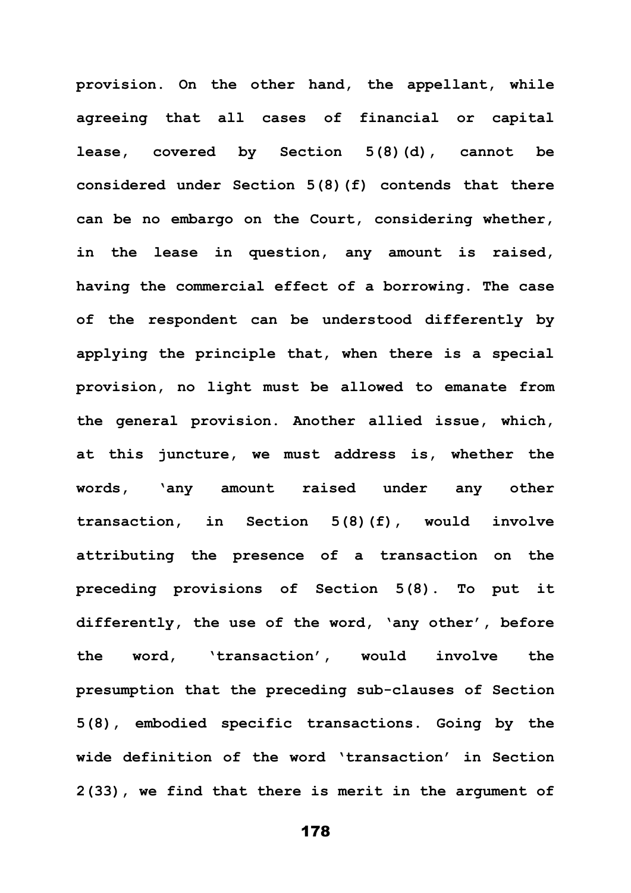**provision. On the other hand, the appellant, while agreeing that all cases of financial or capital lease, covered by Section 5(8)(d), cannot be considered under Section 5(8)(f) contends that there can be no embargo on the Court, considering whether, in the lease in question, any amount is raised, having the commercial effect of a borrowing. The case of the respondent can be understood differently by applying the principle that, when there is a special provision, no light must be allowed to emanate from the general provision. Another allied issue, which, at this juncture, we must address is, whether the words, 'any amount raised under any other transaction, in Section 5(8)(f), would involve attributing the presence of a transaction on the preceding provisions of Section 5(8). To put it differently, the use of the word, 'any other', before the word, 'transaction', would involve the presumption that the preceding sub-clauses of Section 5(8), embodied specific transactions. Going by the wide definition of the word 'transaction' in Section 2(33), we find that there is merit in the argument of**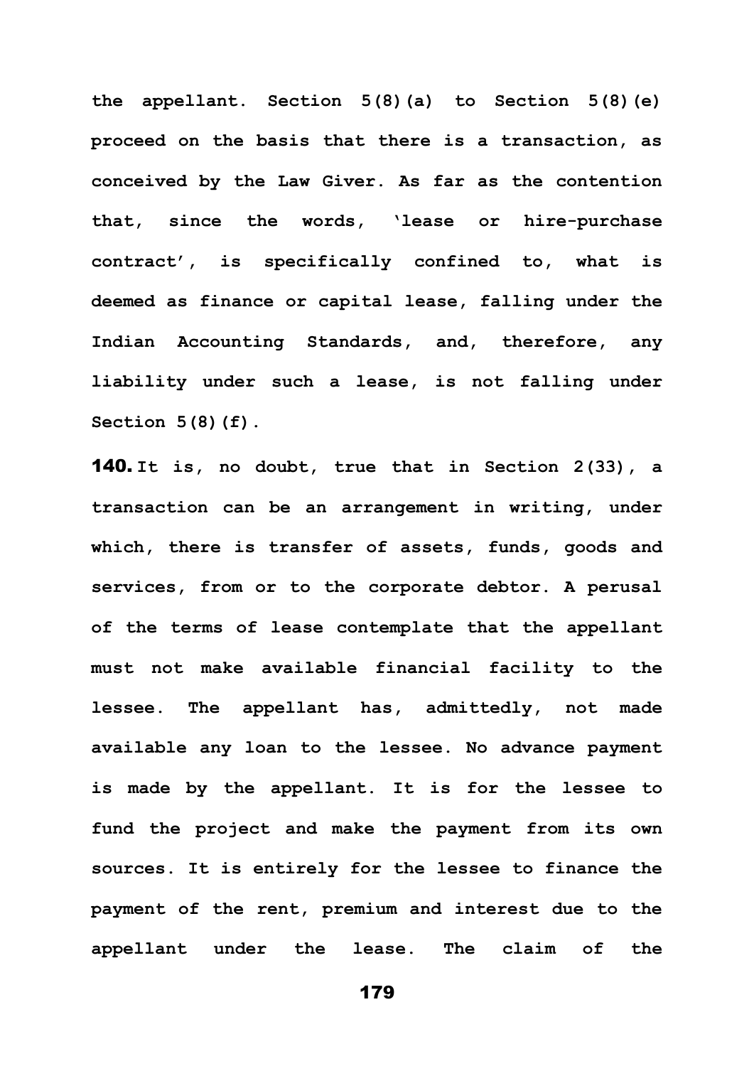**the appellant. Section 5(8)(a) to Section 5(8)(e) proceed on the basis that there is a transaction, as conceived by the Law Giver. As far as the contention that, since the words, 'lease or hire-purchase contract', is specifically confined to, what is deemed as finance or capital lease, falling under the Indian Accounting Standards, and, therefore, any liability under such a lease, is not falling under Section 5(8)(f).**

**140. It is, no doubt, true that in Section 2(33), a transaction can be an arrangement in writing, under which, there is transfer of assets, funds, goods and services, from or to the corporate debtor. A perusal of the terms of lease contemplate that the appellant must not make available financial facility to the lessee. The appellant has, admittedly, not made available any loan to the lessee. No advance payment is made by the appellant. It is for the lessee to fund the project and make the payment from its own sources. It is entirely for the lessee to finance the payment of the rent, premium and interest due to the appellant under the lease. The claim of the**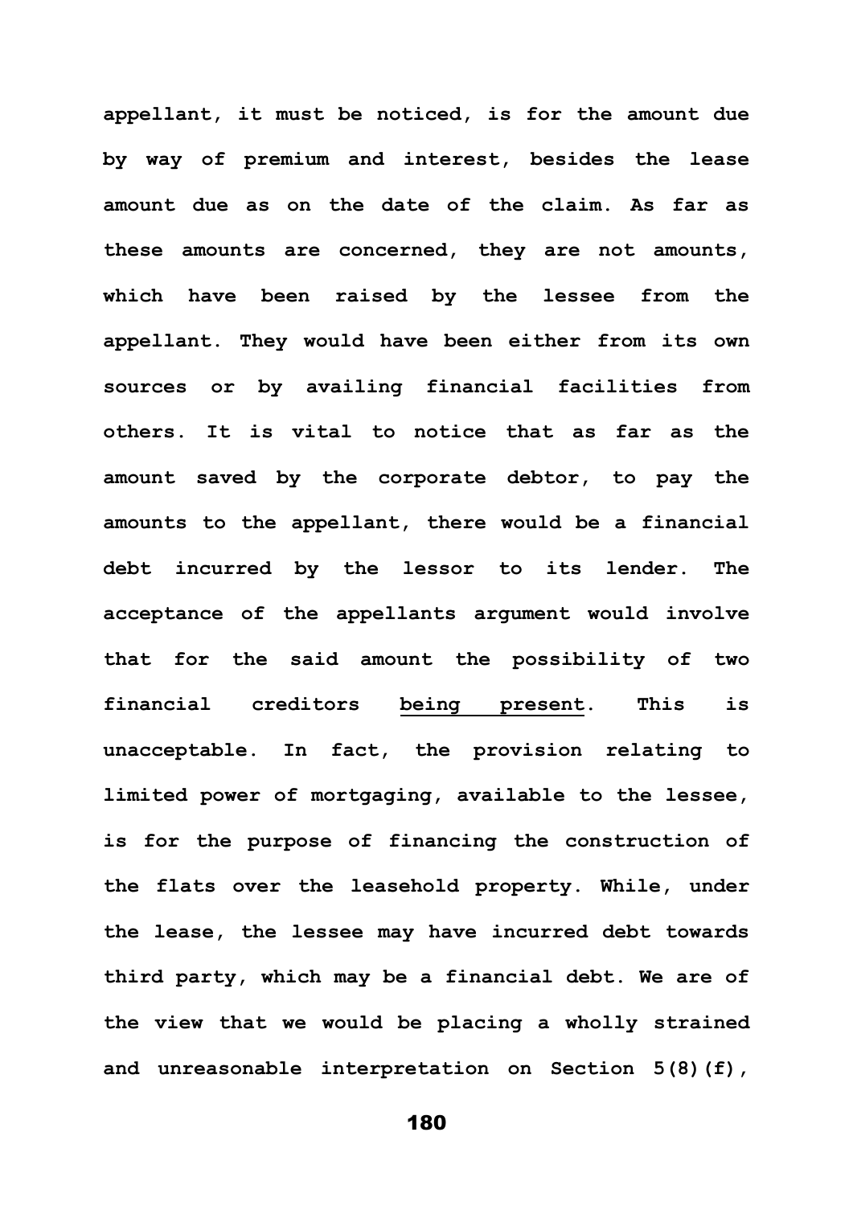**appellant, it must be noticed, is for the amount due by way of premium and interest, besides the lease amount due as on the date of the claim. As far as these amounts are concerned, they are not amounts, which have been raised by the lessee from the appellant. They would have been either from its own sources or by availing financial facilities from others. It is vital to notice that as far as the amount saved by the corporate debtor, to pay the amounts to the appellant, there would be a financial debt incurred by the lessor to its lender. The acceptance of the appellants argument would involve that for the said amount the possibility of two financial creditors <u>being present</u>. This is unacceptable. In fact, the provision relating to limited power of mortgaging, available to the lessee, is for the purpose of financing the construction of the flats over the leasehold property. While, under the lease, the lessee may have incurred debt towards third party, which may be a financial debt. We are of the view that we would be placing a wholly strained and unreasonable interpretation on Section 5(8)(f),**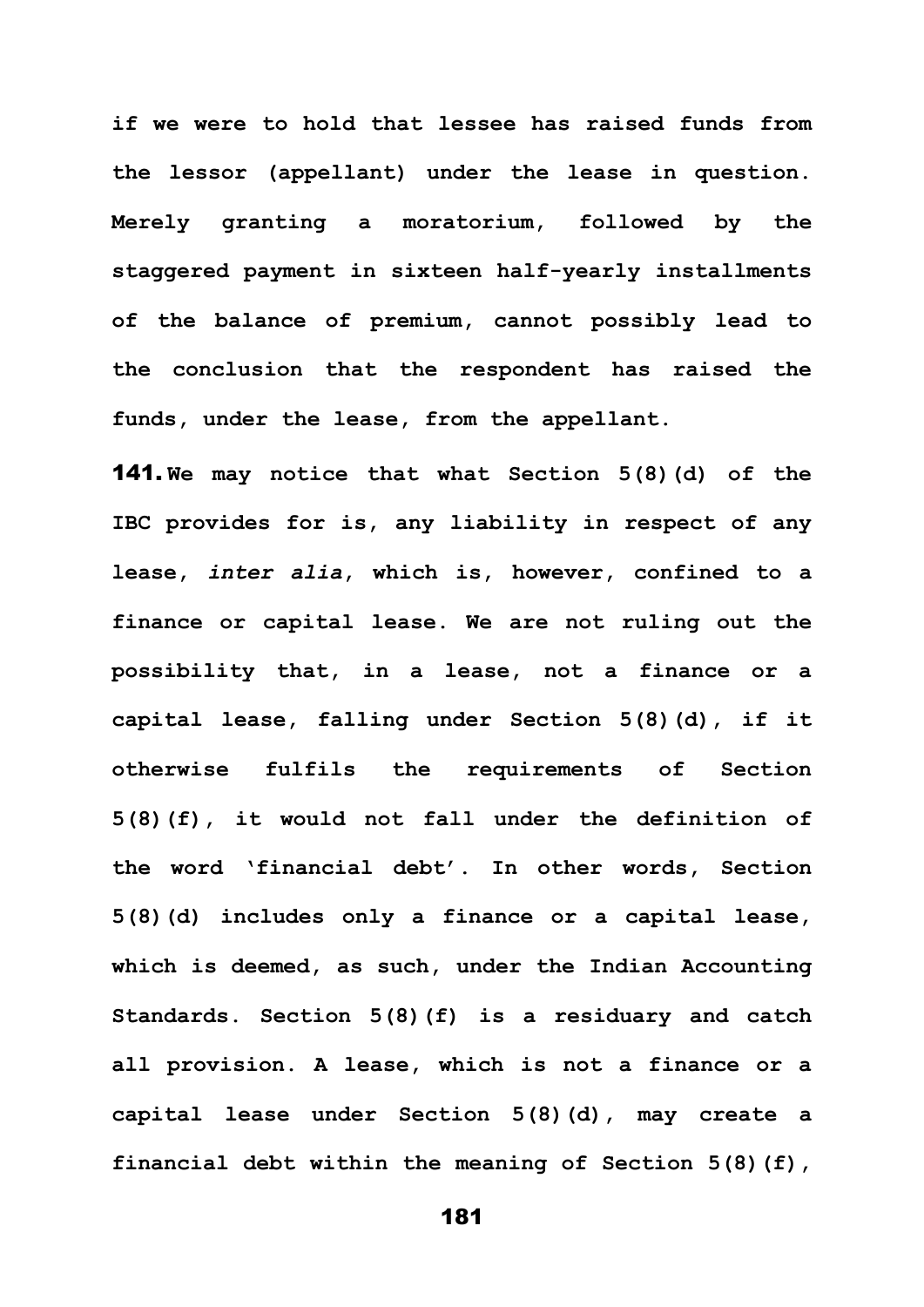if we were to hold that lessee has raised funds from the lessor (appellant) under the lease in question. Merely granting a moratorium, followed by the staggered payment in sixteen half-yearly installments of the balance of premium, cannot possibly lead to the conclusion that the respondent has raised the funds, under the lease, from the appellant.

**141.** We may notice that what Section 5(8)(d) of the IBC provides for is, any liability in respect of any lease, *inter alia*, which is, however, confined to a finance or capital lease. We are not ruling out the possibility that, in a lease, not a finance or a capital lease, falling under Section 5(8)(d), if it otherwise fulfils the requirements of Section 5(8)(f), it would not fall under the definition of the word 'financial debt'. In other words, Section 5(8)(d) includes only a finance or a capital lease, which is deemed, as such, under the Indian Accounting Standards. Section 5(8)(f) is a residuary and catch all provision. A lease, which is not a finance or a capital lease under Section 5(8)(d), may create a financial debt within the meaning of Section 5(8)(f),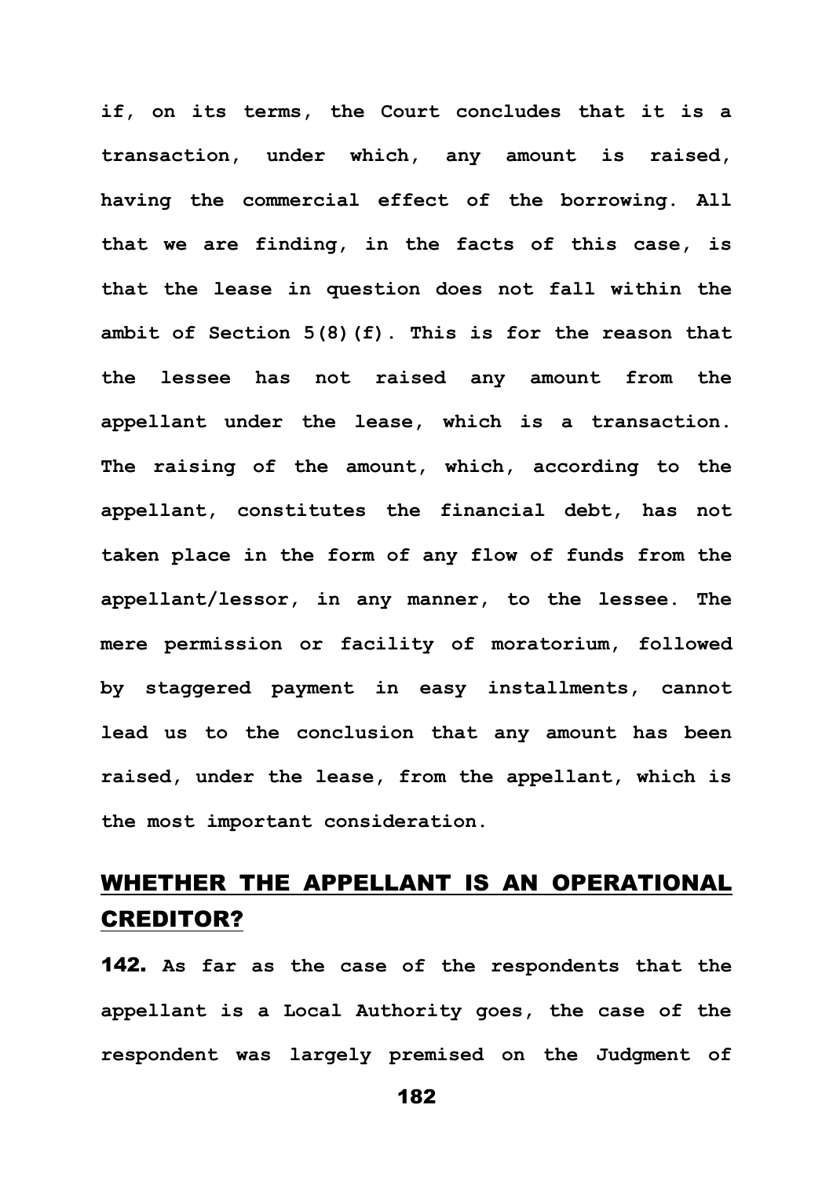**if, on its terms, the Court concludes that it is a transaction, under which, any amount is raised, having the commercial effect of the borrowing. All that we are finding, in the facts of this case, is that the lease in question does not fall within the ambit of Section 5(8)(f). This is for the reason that the lessee has not raised any amount from the appellant under the lease, which is a transaction. The raising of the amount, which, according to the appellant, constitutes the financial debt, has not taken place in the form of any flow of funds from the appellant/lessor, in any manner, to the lessee. The mere permission or facility of moratorium, followed by staggered payment in easy installments, cannot lead us to the conclusion that any amount has been raised, under the lease, from the appellant, which is the most important consideration.**

## WHETHER THE APPELLANT IS AN OPERATIONAL CREDITOR?

**142.** **As far as the case of the respondents that the appellant is a Local Authority goes, the case of the respondent was largely premised on the Judgment of**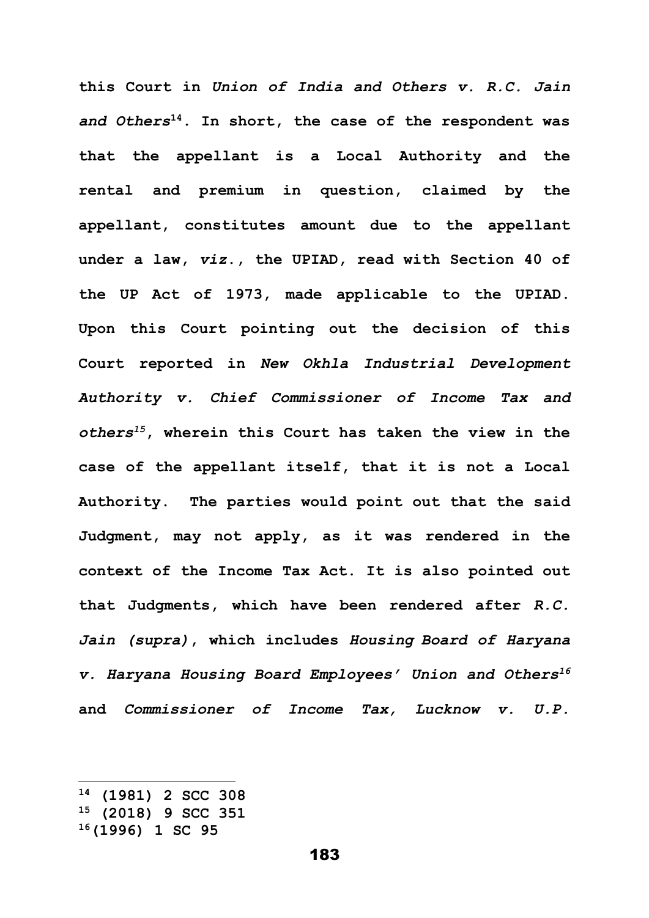**this Court in *Union of India and Others v. R.C. Jain and Others*[14]. In short, the case of the respondent was that the appellant is a Local Authority and the rental and premium in question, claimed by the appellant, constitutes amount due to the appellant under a law, *viz.*, the UPIAD, read with Section 40 of the UP Act of 1973, made applicable to the UPIAD. Upon this Court pointing out the decision of this Court reported in *New Okhla Industrial Development Authority v. Chief Commissioner of Income Tax and others*[15], wherein this Court has taken the view in the case of the appellant itself, that it is not a Local Authority. The parties would point out that the said Judgment, may not apply, as it was rendered in the context of the Income Tax Act. It is also pointed out that Judgments, which have been rendered after *R.C. Jain (supra)*, which includes *Housing Board of Haryana v. Haryana Housing Board Employees' Union and Others*[16] and *Commissioner of Income Tax, Lucknow v. U.P.***

---

**[14] (1981) 2 SCC 308**
**[15] (2018) 9 SCC 351**
**[16] (1996) 1 SC 95**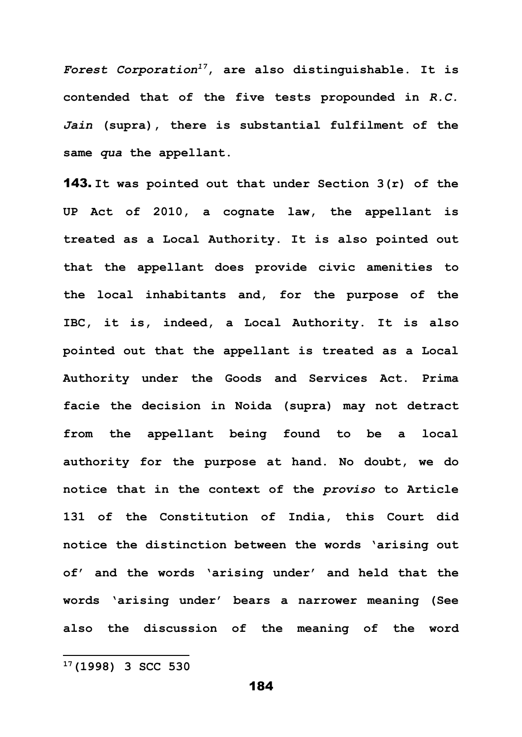*Forest Corporation*[17], **are also distinguishable. It is contended that of the five tests propounded in *R.C. Jain* (supra), there is substantial fulfilment of the same *qua* the appellant.**

**143. It was pointed out that under Section 3(r) of the UP Act of 2010, a cognate law, the appellant is treated as a Local Authority. It is also pointed out that the appellant does provide civic amenities to the local inhabitants and, for the purpose of the IBC, it is, indeed, a Local Authority. It is also pointed out that the appellant is treated as a Local Authority under the Goods and Services Act. Prima facie the decision in Noida (supra) may not detract from the appellant being found to be a local authority for the purpose at hand. No doubt, we do notice that in the context of the *proviso* to Article 131 of the Constitution of India, this Court did notice the distinction between the words 'arising out of' and the words 'arising under' and held that the words 'arising under' bears a narrower meaning (See also the discussion of the meaning of the word**

---

**[17] (1998) 3 SCC 530**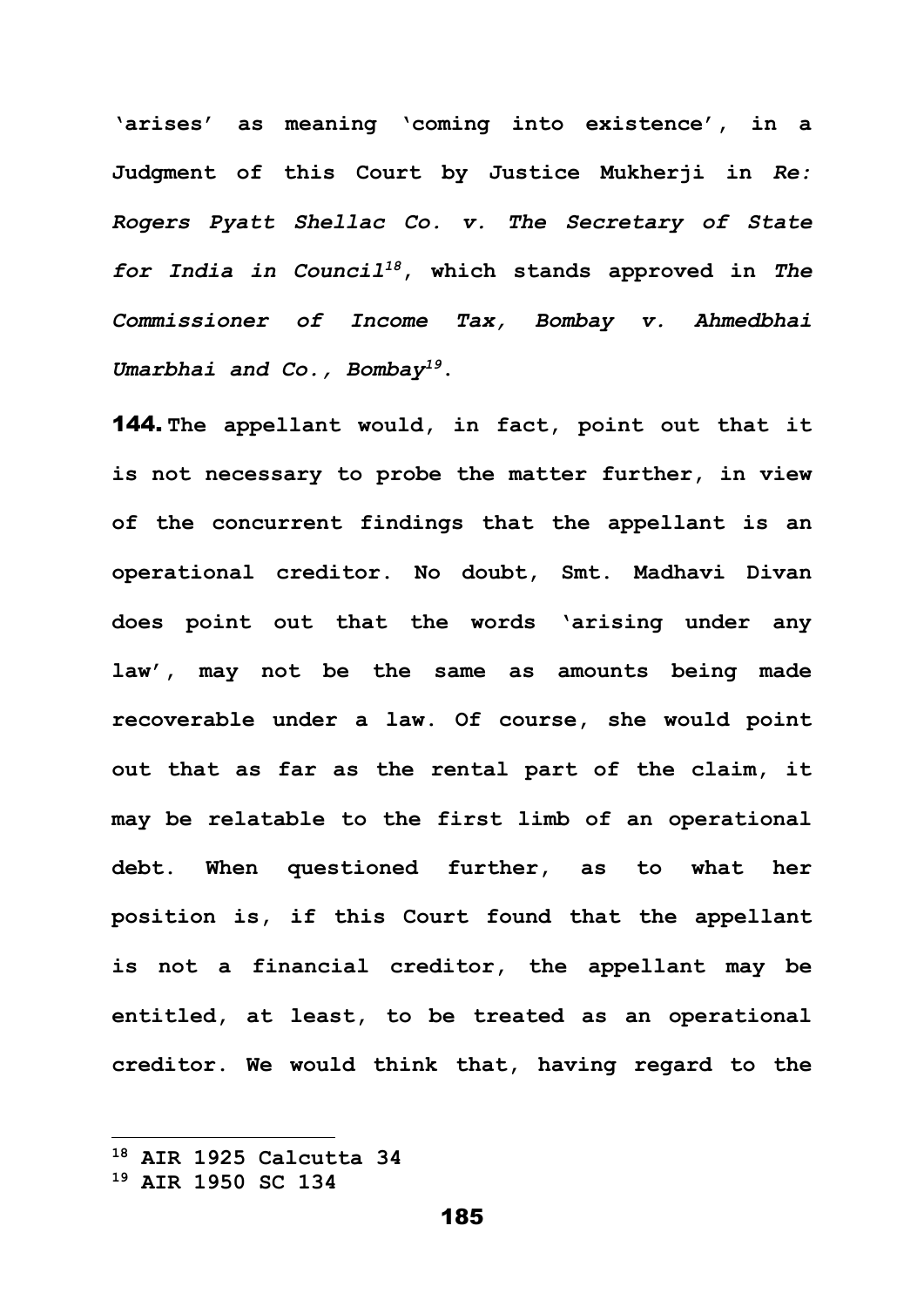**'arises' as meaning 'coming into existence', in a Judgment of this Court by Justice Mukherji in *Re: Rogers Pyatt Shellac Co. v. The Secretary of State for India in Council*[18], which stands approved in *The Commissioner of Income Tax, Bombay v. Ahmedbhai Umarbhai and Co., Bombay*[19].**

**144.** **The appellant would, in fact, point out that it is not necessary to probe the matter further, in view of the concurrent findings that the appellant is an operational creditor. No doubt, Smt. Madhavi Divan does point out that the words 'arising under any law', may not be the same as amounts being made recoverable under a law. Of course, she would point out that as far as the rental part of the claim, it may be relatable to the first limb of an operational debt. When questioned further, as to what her position is, if this Court found that the appellant is not a financial creditor, the appellant may be entitled, at least, to be treated as an operational creditor. We would think that, having regard to the**

---

**[18] AIR 1925 Calcutta 34**

**[19] AIR 1950 SC 134**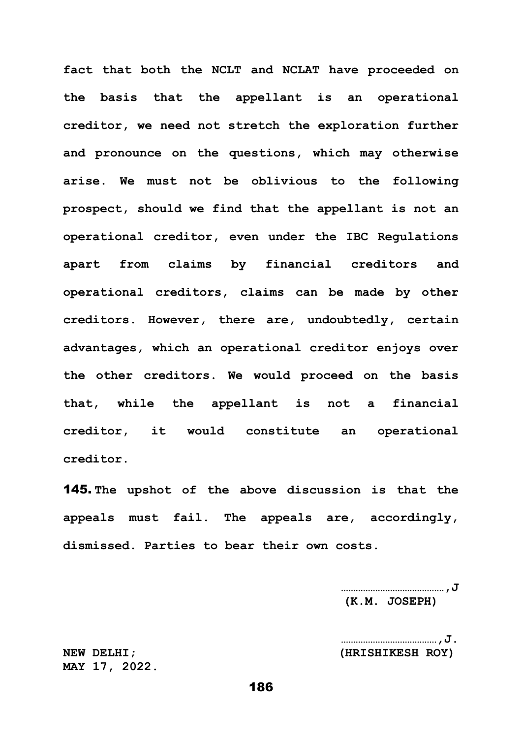**fact that both the NCLT and NCLAT have proceeded on the basis that the appellant is an operational creditor, we need not stretch the exploration further and pronounce on the questions, which may otherwise arise. We must not be oblivious to the following prospect, should we find that the appellant is not an operational creditor, even under the IBC Regulations apart from claims by financial creditors and operational creditors, claims can be made by other creditors. However, there are, undoubtedly, certain advantages, which an operational creditor enjoys over the other creditors. We would proceed on the basis that, while the appellant is not a financial creditor, it would constitute an operational creditor.**

**145.** **The upshot of the above discussion is that the appeals must fail. The appeals are, accordingly, dismissed. Parties to bear their own costs.**

…………………………………,J
**(K.M. JOSEPH)**

………………………………,J.
**(HRISHIKESH ROY)**

**NEW DELHI;**
**MAY 17, 2022.**